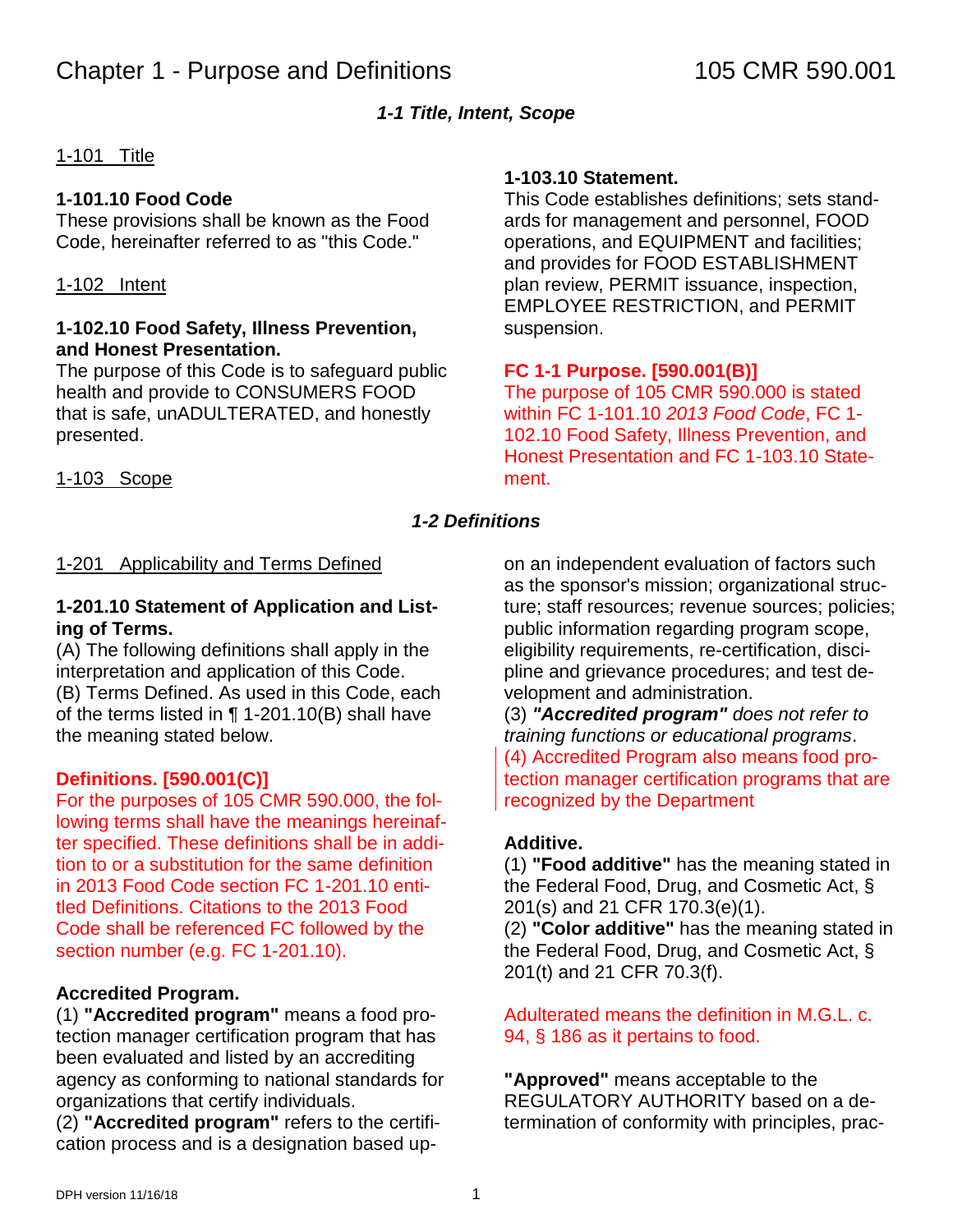# Chapter 1 - Purpose and Definitions 105 CMR 590.001

## *1-1 Title, Intent, Scope*

1-101 Title

**1-101.10 Food Code**

These provisions shall be known as the Food Code, hereinafter referred to as "this Code."

1-102 Intent

**1-102.10 Food Safety, Illness Prevention, and Honest Presentation.**

The purpose of this Code is to safeguard public health and provide to CONSUMERS FOOD that is safe, unADULTERATED, and honestly presented.

1-103 Scope

**1-103.10 Statement.**

This Code establishes definitions; sets standards for management and personnel, FOOD operations, and EQUIPMENT and facilities; and provides for FOOD ESTABLISHMENT plan review, PERMIT issuance, inspection, EMPLOYEE RESTRICTION, and PERMIT suspension.

**FC 1-1 Purpose. [590.001(B)]**

The purpose of 105 CMR 590.000 is stated within FC 1-101.10 *2013 Food Code*, FC 1-102.10 Food Safety, Illness Prevention, and Honest Presentation and FC 1-103.10 Statement.

## *1-2 Definitions*

1-201 Applicability and Terms Defined

**1-201.10 Statement of Application and Listing of Terms.**

(A) The following definitions shall apply in the interpretation and application of this Code.
(B) Terms Defined. As used in this Code, each of the terms listed in ¶ 1-201.10(B) shall have the meaning stated below.

**Definitions. [590.001(C)]**

For the purposes of 105 CMR 590.000, the following terms shall have the meanings hereinafter specified. These definitions shall be in addition to or a substitution for the same definition in 2013 Food Code section FC 1-201.10 entitled Definitions. Citations to the 2013 Food Code shall be referenced FC followed by the section number (e.g. FC 1-201.10).

**Accredited Program.**

(1) **"Accredited program"** means a food protection manager certification program that has been evaluated and listed by an accrediting agency as conforming to national standards for organizations that certify individuals.
(2) **"Accredited program"** refers to the certification process and is a designation based upon an independent evaluation of factors such as the sponsor's mission; organizational structure; staff resources; revenue sources; policies; public information regarding program scope, eligibility requirements, re-certification, discipline and grievance procedures; and test development and administration.
(3) ***"Accredited program"*** *does not refer to training functions or educational programs*.
(4) Accredited Program also means food protection manager certification programs that are recognized by the Department

**Additive.**

(1) **"Food additive"** has the meaning stated in the Federal Food, Drug, and Cosmetic Act, § 201(s) and 21 CFR 170.3(e)(1).
(2) **"Color additive"** has the meaning stated in the Federal Food, Drug, and Cosmetic Act, § 201(t) and 21 CFR 70.3(f).

Adulterated means the definition in M.G.L. c. 94, § 186 as it pertains to food.

**"Approved"** means acceptable to the REGULATORY AUTHORITY based on a determination of conformity with principles, prac-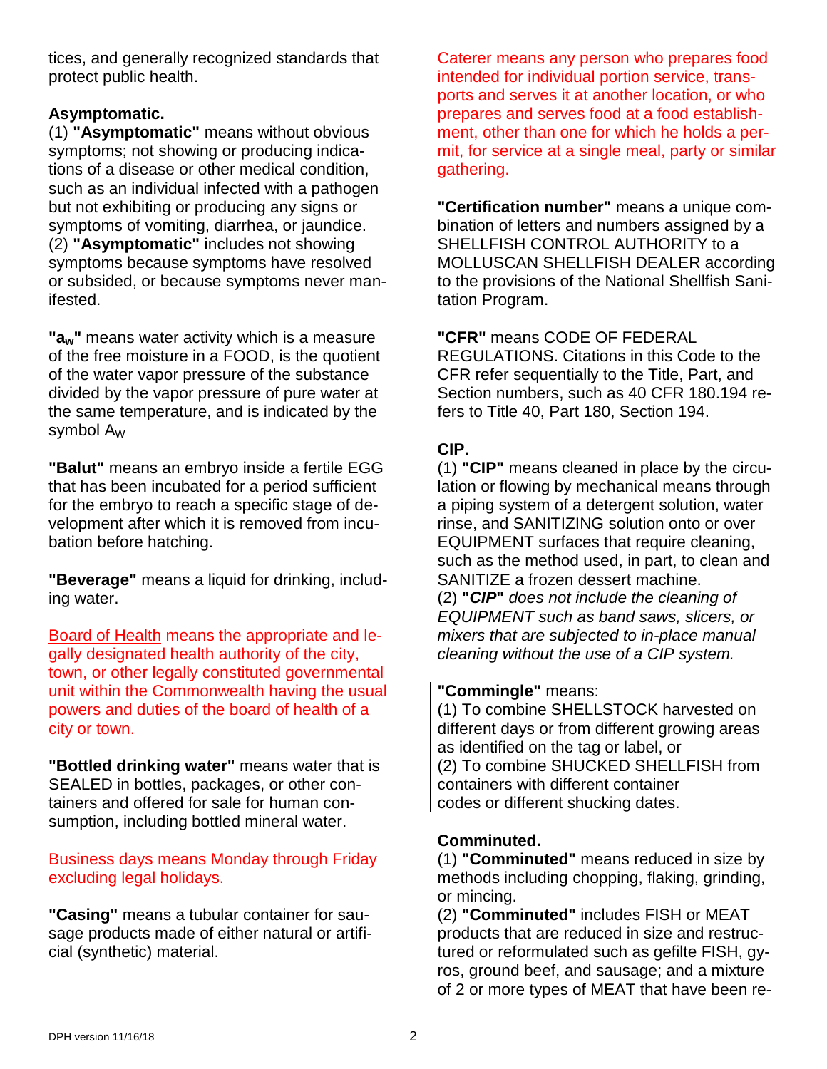tices, and generally recognized standards that protect public health.

**Asymptomatic.**
(1) **"Asymptomatic"** means without obvious symptoms; not showing or producing indications of a disease or other medical condition, such as an individual infected with a pathogen but not exhibiting or producing any signs or symptoms of vomiting, diarrhea, or jaundice.
(2) **"Asymptomatic"** includes not showing symptoms because symptoms have resolved or subsided, or because symptoms never manifested.

**"$a_w$"** means water activity which is a measure of the free moisture in a FOOD, is the quotient of the water vapor pressure of the substance divided by the vapor pressure of pure water at the same temperature, and is indicated by the symbol $A_W$

**"Balut"** means an embryo inside a fertile EGG that has been incubated for a period sufficient for the embryo to reach a specific stage of development after which it is removed from incubation before hatching.

**"Beverage"** means a liquid for drinking, including water.

Board of Health means the appropriate and legally designated health authority of the city, town, or other legally constituted governmental unit within the Commonwealth having the usual powers and duties of the board of health of a city or town.

**"Bottled drinking water"** means water that is SEALED in bottles, packages, or other containers and offered for sale for human consumption, including bottled mineral water.

Business days means Monday through Friday excluding legal holidays.

**"Casing"** means a tubular container for sausage products made of either natural or artificial (synthetic) material.

Caterer means any person who prepares food intended for individual portion service, transports and serves it at another location, or who prepares and serves food at a food establishment, other than one for which he holds a permit, for service at a single meal, party or similar gathering.

**"Certification number"** means a unique combination of letters and numbers assigned by a SHELLFISH CONTROL AUTHORITY to a MOLLUSCAN SHELLFISH DEALER according to the provisions of the National Shellfish Sanitation Program.

**"CFR"** means CODE OF FEDERAL REGULATIONS. Citations in this Code to the CFR refer sequentially to the Title, Part, and Section numbers, such as 40 CFR 180.194 refers to Title 40, Part 180, Section 194.

**CIP.**
(1) **"CIP"** means cleaned in place by the circulation or flowing by mechanical means through a piping system of a detergent solution, water rinse, and SANITIZING solution onto or over EQUIPMENT surfaces that require cleaning, such as the method used, in part, to clean and SANITIZE a frozen dessert machine.
(2) ***"CIP"*** *does not include the cleaning of EQUIPMENT such as band saws, slicers, or mixers that are subjected to in-place manual cleaning without the use of a CIP system.*

**"Commingle"** means:
(1) To combine SHELLSTOCK harvested on different days or from different growing areas as identified on the tag or label, or
(2) To combine SHUCKED SHELLFISH from containers with different container codes or different shucking dates.

**Comminuted.**
(1) **"Comminuted"** means reduced in size by methods including chopping, flaking, grinding, or mincing.
(2) **"Comminuted"** includes FISH or MEAT products that are reduced in size and restructured or reformulated such as gefilte FISH, gyros, ground beef, and sausage; and a mixture of 2 or more types of MEAT that have been re-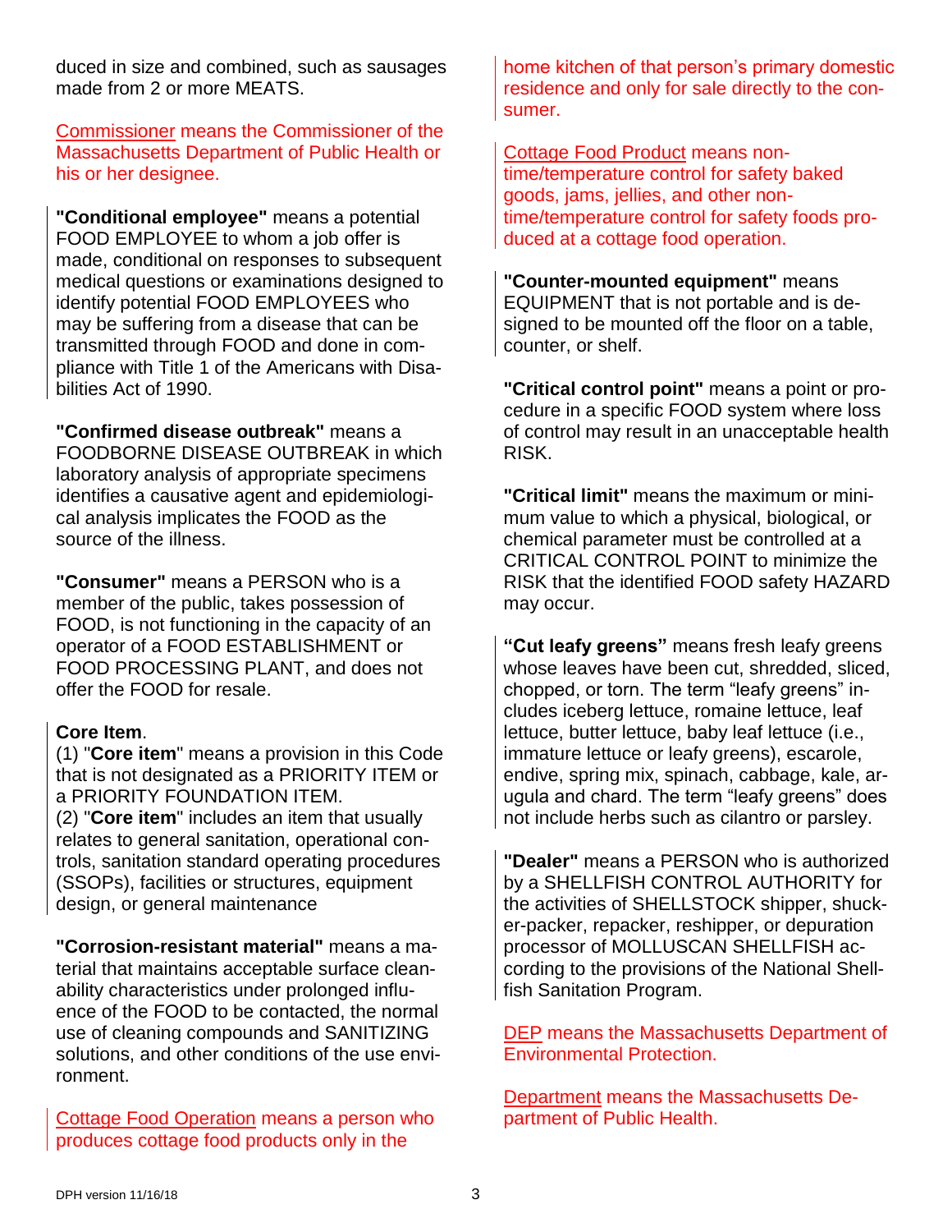duced in size and combined, such as sausages made from 2 or more MEATS.

Commissioner means the Commissioner of the Massachusetts Department of Public Health or his or her designee.

**"Conditional employee"** means a potential FOOD EMPLOYEE to whom a job offer is made, conditional on responses to subsequent medical questions or examinations designed to identify potential FOOD EMPLOYEES who may be suffering from a disease that can be transmitted through FOOD and done in compliance with Title 1 of the Americans with Disabilities Act of 1990.

**"Confirmed disease outbreak"** means a FOODBORNE DISEASE OUTBREAK in which laboratory analysis of appropriate specimens identifies a causative agent and epidemiological analysis implicates the FOOD as the source of the illness.

**"Consumer"** means a PERSON who is a member of the public, takes possession of FOOD, is not functioning in the capacity of an operator of a FOOD ESTABLISHMENT or FOOD PROCESSING PLANT, and does not offer the FOOD for resale.

**Core Item**.
(1) "**Core item**" means a provision in this Code that is not designated as a PRIORITY ITEM or a PRIORITY FOUNDATION ITEM.
(2) "**Core item**" includes an item that usually relates to general sanitation, operational controls, sanitation standard operating procedures (SSOPs), facilities or structures, equipment design, or general maintenance

**"Corrosion-resistant material"** means a material that maintains acceptable surface cleanability characteristics under prolonged influence of the FOOD to be contacted, the normal use of cleaning compounds and SANITIZING solutions, and other conditions of the use environment.

Cottage Food Operation means a person who produces cottage food products only in the home kitchen of that person's primary domestic residence and only for sale directly to the consumer.

Cottage Food Product means non-time/temperature control for safety baked goods, jams, jellies, and other non-time/temperature control for safety foods produced at a cottage food operation.

**"Counter-mounted equipment"** means EQUIPMENT that is not portable and is designed to be mounted off the floor on a table, counter, or shelf.

**"Critical control point"** means a point or procedure in a specific FOOD system where loss of control may result in an unacceptable health RISK.

**"Critical limit"** means the maximum or minimum value to which a physical, biological, or chemical parameter must be controlled at a CRITICAL CONTROL POINT to minimize the RISK that the identified FOOD safety HAZARD may occur.

**"Cut leafy greens"** means fresh leafy greens whose leaves have been cut, shredded, sliced, chopped, or torn. The term "leafy greens" includes iceberg lettuce, romaine lettuce, leaf lettuce, butter lettuce, baby leaf lettuce (i.e., immature lettuce or leafy greens), escarole, endive, spring mix, spinach, cabbage, kale, arugula and chard. The term "leafy greens" does not include herbs such as cilantro or parsley.

**"Dealer"** means a PERSON who is authorized by a SHELLFISH CONTROL AUTHORITY for the activities of SHELLSTOCK shipper, shucker-packer, repacker, reshipper, or depuration processor of MOLLUSCAN SHELLFISH according to the provisions of the National Shellfish Sanitation Program.

DEP means the Massachusetts Department of Environmental Protection.

Department means the Massachusetts Department of Public Health.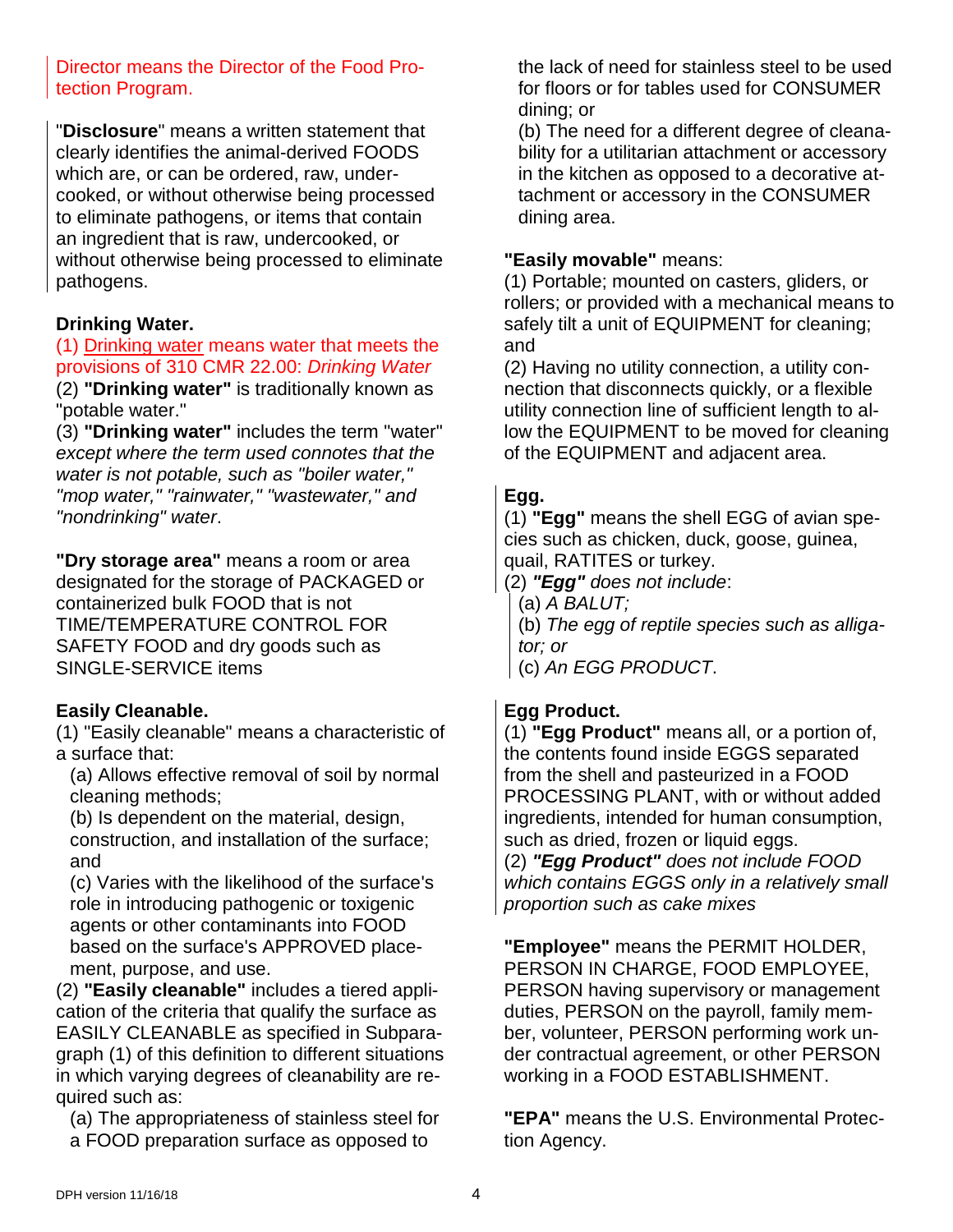Director means the Director of the Food Protection Program.

"**Disclosure**" means a written statement that clearly identifies the animal-derived FOODS which are, or can be ordered, raw, undercooked, or without otherwise being processed to eliminate pathogens, or items that contain an ingredient that is raw, undercooked, or without otherwise being processed to eliminate pathogens.

**Drinking Water.**

(1) Drinking water means water that meets the provisions of 310 CMR 22.00: *Drinking Water*

(2) **"Drinking water"** is traditionally known as "potable water."

(3) **"Drinking water"** includes the term "water" *except where the term used connotes that the water is not potable, such as "boiler water," "mop water," "rainwater," "wastewater," and "nondrinking" water*.

**"Dry storage area"** means a room or area designated for the storage of PACKAGED or containerized bulk FOOD that is not TIME/TEMPERATURE CONTROL FOR SAFETY FOOD and dry goods such as SINGLE-SERVICE items

**Easily Cleanable.**

(1) "Easily cleanable" means a characteristic of a surface that:

(a) Allows effective removal of soil by normal cleaning methods;

(b) Is dependent on the material, design, construction, and installation of the surface; and

(c) Varies with the likelihood of the surface's role in introducing pathogenic or toxigenic agents or other contaminants into FOOD based on the surface's APPROVED placement, purpose, and use.

(2) **"Easily cleanable"** includes a tiered application of the criteria that qualify the surface as EASILY CLEANABLE as specified in Subparagraph (1) of this definition to different situations in which varying degrees of cleanability are required such as:

(a) The appropriateness of stainless steel for a FOOD preparation surface as opposed to the lack of need for stainless steel to be used for floors or for tables used for CONSUMER dining; or

(b) The need for a different degree of cleanability for a utilitarian attachment or accessory in the kitchen as opposed to a decorative attachment or accessory in the CONSUMER dining area.

**"Easily movable"** means:

(1) Portable; mounted on casters, gliders, or rollers; or provided with a mechanical means to safely tilt a unit of EQUIPMENT for cleaning; and

(2) Having no utility connection, a utility connection that disconnects quickly, or a flexible utility connection line of sufficient length to allow the EQUIPMENT to be moved for cleaning of the EQUIPMENT and adjacent area.

**Egg.**

(1) **"Egg"** means the shell EGG of avian species such as chicken, duck, goose, guinea, quail, RATITES or turkey.

(2) ***"Egg"*** *does not include*:

(a) *A BALUT;*

(b) *The egg of reptile species such as alligator; or*

(c) *An EGG PRODUCT*.

**Egg Product.**

(1) **"Egg Product"** means all, or a portion of, the contents found inside EGGS separated from the shell and pasteurized in a FOOD PROCESSING PLANT, with or without added ingredients, intended for human consumption, such as dried, frozen or liquid eggs.

(2) ***"Egg Product"*** *does not include FOOD which contains EGGS only in a relatively small proportion such as cake mixes*

**"Employee"** means the PERMIT HOLDER, PERSON IN CHARGE, FOOD EMPLOYEE, PERSON having supervisory or management duties, PERSON on the payroll, family member, volunteer, PERSON performing work under contractual agreement, or other PERSON working in a FOOD ESTABLISHMENT.

**"EPA"** means the U.S. Environmental Protection Agency.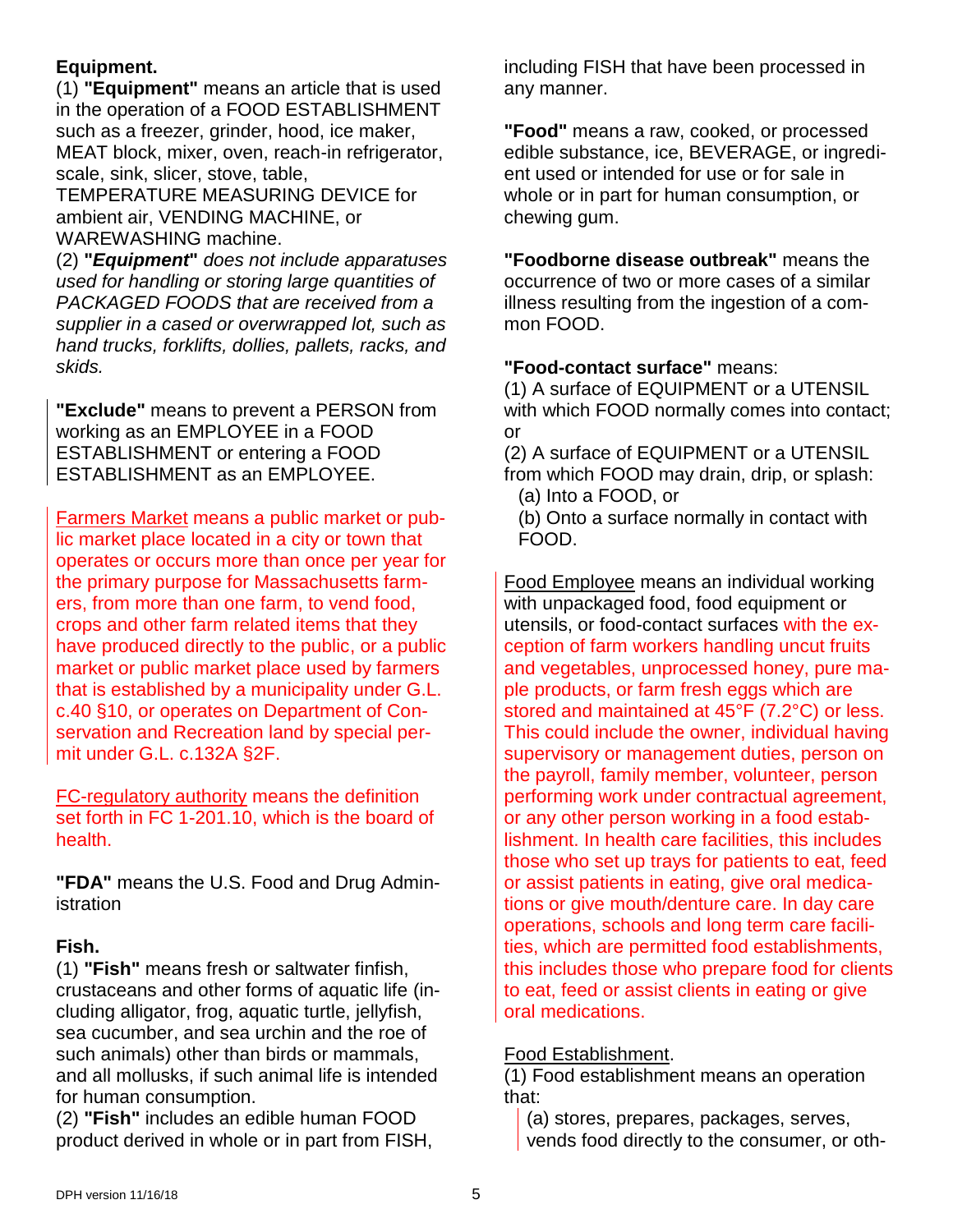**Equipment.**

(1) **"Equipment"** means an article that is used in the operation of a FOOD ESTABLISHMENT such as a freezer, grinder, hood, ice maker, MEAT block, mixer, oven, reach-in refrigerator, scale, sink, slicer, stove, table, TEMPERATURE MEASURING DEVICE for ambient air, VENDING MACHINE, or WAREWASHING machine.

(2) ***"Equipment"*** *does not include apparatuses used for handling or storing large quantities of PACKAGED FOODS that are received from a supplier in a cased or overwrapped lot, such as hand trucks, forklifts, dollies, pallets, racks, and skids.*

**"Exclude"** means to prevent a PERSON from working as an EMPLOYEE in a FOOD ESTABLISHMENT or entering a FOOD ESTABLISHMENT as an EMPLOYEE.

Farmers Market means a public market or public market place located in a city or town that operates or occurs more than once per year for the primary purpose for Massachusetts farmers, from more than one farm, to vend food, crops and other farm related items that they have produced directly to the public, or a public market or public market place used by farmers that is established by a municipality under G.L. c.40 §10, or operates on Department of Conservation and Recreation land by special permit under G.L. c.132A §2F.

FC-regulatory authority means the definition set forth in FC 1-201.10, which is the board of health.

**"FDA"** means the U.S. Food and Drug Administration

**Fish.**

(1) **"Fish"** means fresh or saltwater finfish, crustaceans and other forms of aquatic life (including alligator, frog, aquatic turtle, jellyfish, sea cucumber, and sea urchin and the roe of such animals) other than birds or mammals, and all mollusks, if such animal life is intended for human consumption.

(2) **"Fish"** includes an edible human FOOD product derived in whole or in part from FISH, including FISH that have been processed in any manner.

**"Food"** means a raw, cooked, or processed edible substance, ice, BEVERAGE, or ingredient used or intended for use or for sale in whole or in part for human consumption, or chewing gum.

**"Foodborne disease outbreak"** means the occurrence of two or more cases of a similar illness resulting from the ingestion of a common FOOD.

**"Food-contact surface"** means:

(1) A surface of EQUIPMENT or a UTENSIL with which FOOD normally comes into contact; or

(2) A surface of EQUIPMENT or a UTENSIL from which FOOD may drain, drip, or splash:
- (a) Into a FOOD, or
- (b) Onto a surface normally in contact with FOOD.

Food Employee means an individual working with unpackaged food, food equipment or utensils, or food-contact surfaces with the exception of farm workers handling uncut fruits and vegetables, unprocessed honey, pure maple products, or farm fresh eggs which are stored and maintained at 45°F (7.2°C) or less. This could include the owner, individual having supervisory or management duties, person on the payroll, family member, volunteer, person performing work under contractual agreement, or any other person working in a food establishment. In health care facilities, this includes those who set up trays for patients to eat, feed or assist patients in eating, give oral medications or give mouth/denture care. In day care operations, schools and long term care facilities, which are permitted food establishments, this includes those who prepare food for clients to eat, feed or assist clients in eating or give oral medications.

Food Establishment.

(1) Food establishment means an operation that:
- (a) stores, prepares, packages, serves, vends food directly to the consumer, or oth-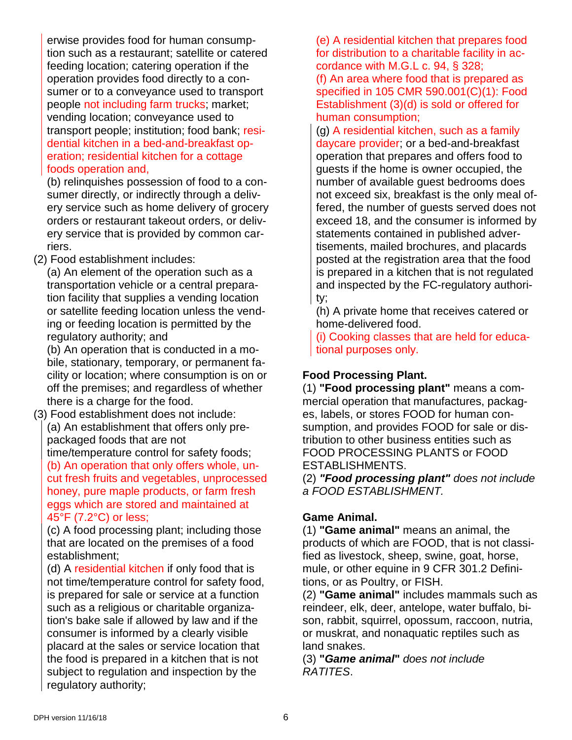erwise provides food for human consumption such as a restaurant; satellite or catered feeding location; catering operation if the operation provides food directly to a consumer or to a conveyance used to transport people not including farm trucks; market; vending location; conveyance used to transport people; institution; food bank; residential kitchen in a bed-and-breakfast operation; residential kitchen for a cottage foods operation and,

(b) relinquishes possession of food to a consumer directly, or indirectly through a delivery service such as home delivery of grocery orders or restaurant takeout orders, or delivery service that is provided by common carriers.

(2) Food establishment includes:

(a) An element of the operation such as a transportation vehicle or a central preparation facility that supplies a vending location or satellite feeding location unless the vending or feeding location is permitted by the regulatory authority; and

(b) An operation that is conducted in a mobile, stationary, temporary, or permanent facility or location; where consumption is on or off the premises; and regardless of whether there is a charge for the food.

(3) Food establishment does not include:

(a) An establishment that offers only prepackaged foods that are not time/temperature control for safety foods;

(b) An operation that only offers whole, uncut fresh fruits and vegetables, unprocessed honey, pure maple products, or farm fresh eggs which are stored and maintained at 45°F (7.2°C) or less;

(c) A food processing plant; including those that are located on the premises of a food establishment;

(d) A residential kitchen if only food that is not time/temperature control for safety food, is prepared for sale or service at a function such as a religious or charitable organization's bake sale if allowed by law and if the consumer is informed by a clearly visible placard at the sales or service location that the food is prepared in a kitchen that is not subject to regulation and inspection by the regulatory authority;

(e) A residential kitchen that prepares food for distribution to a charitable facility in accordance with M.G.L c. 94, § 328;

(f) An area where food that is prepared as specified in 105 CMR 590.001(C)(1): Food Establishment (3)(d) is sold or offered for human consumption;

(g) A residential kitchen, such as a family daycare provider; or a bed-and-breakfast operation that prepares and offers food to guests if the home is owner occupied, the number of available guest bedrooms does not exceed six, breakfast is the only meal offered, the number of guests served does not exceed 18, and the consumer is informed by statements contained in published advertisements, mailed brochures, and placards posted at the registration area that the food is prepared in a kitchen that is not regulated and inspected by the FC-regulatory authority;

(h) A private home that receives catered or home-delivered food.

(i) Cooking classes that are held for educational purposes only.

**Food Processing Plant.**

(1) **"Food processing plant"** means a commercial operation that manufactures, packages, labels, or stores FOOD for human consumption, and provides FOOD for sale or distribution to other business entities such as FOOD PROCESSING PLANTS or FOOD ESTABLISHMENTS.

(2) ***"Food processing plant"*** *does not include a FOOD ESTABLISHMENT.*

**Game Animal.**

(1) **"Game animal"** means an animal, the products of which are FOOD, that is not classified as livestock, sheep, swine, goat, horse, mule, or other equine in 9 CFR 301.2 Definitions, or as Poultry, or FISH.

(2) **"Game animal"** includes mammals such as reindeer, elk, deer, antelope, water buffalo, bison, rabbit, squirrel, opossum, raccoon, nutria, or muskrat, and nonaquatic reptiles such as land snakes.

(3) **"*Game animal*"** *does not include RATITES*.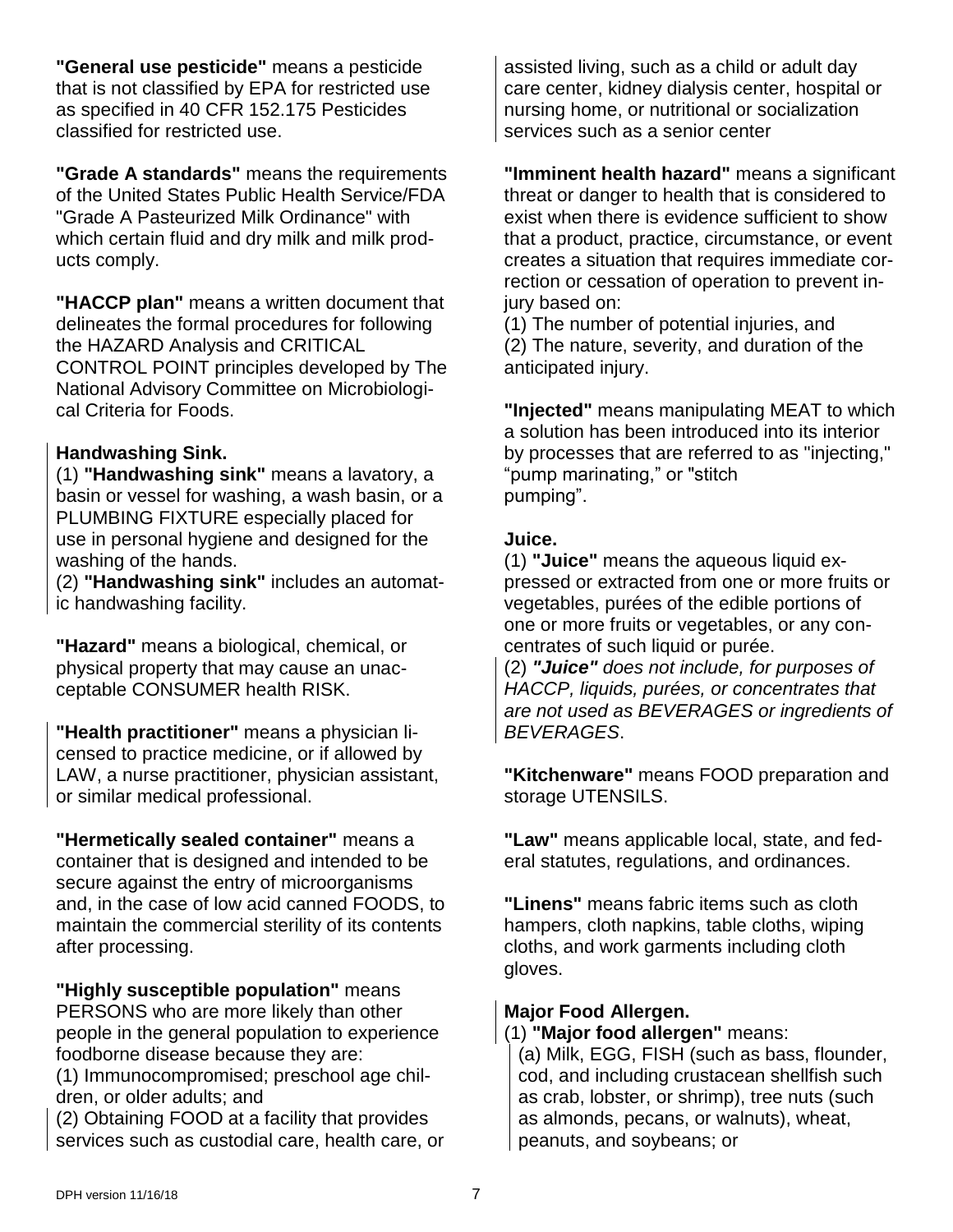**"General use pesticide"** means a pesticide that is not classified by EPA for restricted use as specified in 40 CFR 152.175 Pesticides classified for restricted use.

**"Grade A standards"** means the requirements of the United States Public Health Service/FDA "Grade A Pasteurized Milk Ordinance" with which certain fluid and dry milk and milk products comply.

**"HACCP plan"** means a written document that delineates the formal procedures for following the HAZARD Analysis and CRITICAL CONTROL POINT principles developed by The National Advisory Committee on Microbiological Criteria for Foods.

**Handwashing Sink.**

(1) **"Handwashing sink"** means a lavatory, a basin or vessel for washing, a wash basin, or a PLUMBING FIXTURE especially placed for use in personal hygiene and designed for the washing of the hands.

(2) **"Handwashing sink"** includes an automatic handwashing facility.

**"Hazard"** means a biological, chemical, or physical property that may cause an unacceptable CONSUMER health RISK.

**"Health practitioner"** means a physician licensed to practice medicine, or if allowed by LAW, a nurse practitioner, physician assistant, or similar medical professional.

**"Hermetically sealed container"** means a container that is designed and intended to be secure against the entry of microorganisms and, in the case of low acid canned FOODS, to maintain the commercial sterility of its contents after processing.

**"Highly susceptible population"** means PERSONS who are more likely than other people in the general population to experience foodborne disease because they are:

(1) Immunocompromised; preschool age children, or older adults; and

(2) Obtaining FOOD at a facility that provides services such as custodial care, health care, or assisted living, such as a child or adult day care center, kidney dialysis center, hospital or nursing home, or nutritional or socialization services such as a senior center

**"Imminent health hazard"** means a significant threat or danger to health that is considered to exist when there is evidence sufficient to show that a product, practice, circumstance, or event creates a situation that requires immediate correction or cessation of operation to prevent injury based on:

(1) The number of potential injuries, and

(2) The nature, severity, and duration of the anticipated injury.

**"Injected"** means manipulating MEAT to which a solution has been introduced into its interior by processes that are referred to as "injecting," "pump marinating," or "stitch pumping".

**Juice.**

(1) **"Juice"** means the aqueous liquid expressed or extracted from one or more fruits or vegetables, purées of the edible portions of one or more fruits or vegetables, or any concentrates of such liquid or purée.

(2) ***"Juice"*** *does not include, for purposes of HACCP, liquids, purées, or concentrates that are not used as BEVERAGES or ingredients of BEVERAGES*.

**"Kitchenware"** means FOOD preparation and storage UTENSILS.

**"Law"** means applicable local, state, and federal statutes, regulations, and ordinances.

**"Linens"** means fabric items such as cloth hampers, cloth napkins, table cloths, wiping cloths, and work garments including cloth gloves.

**Major Food Allergen.**

(1) **"Major food allergen"** means:

(a) Milk, EGG, FISH (such as bass, flounder, cod, and including crustacean shellfish such as crab, lobster, or shrimp), tree nuts (such as almonds, pecans, or walnuts), wheat, peanuts, and soybeans; or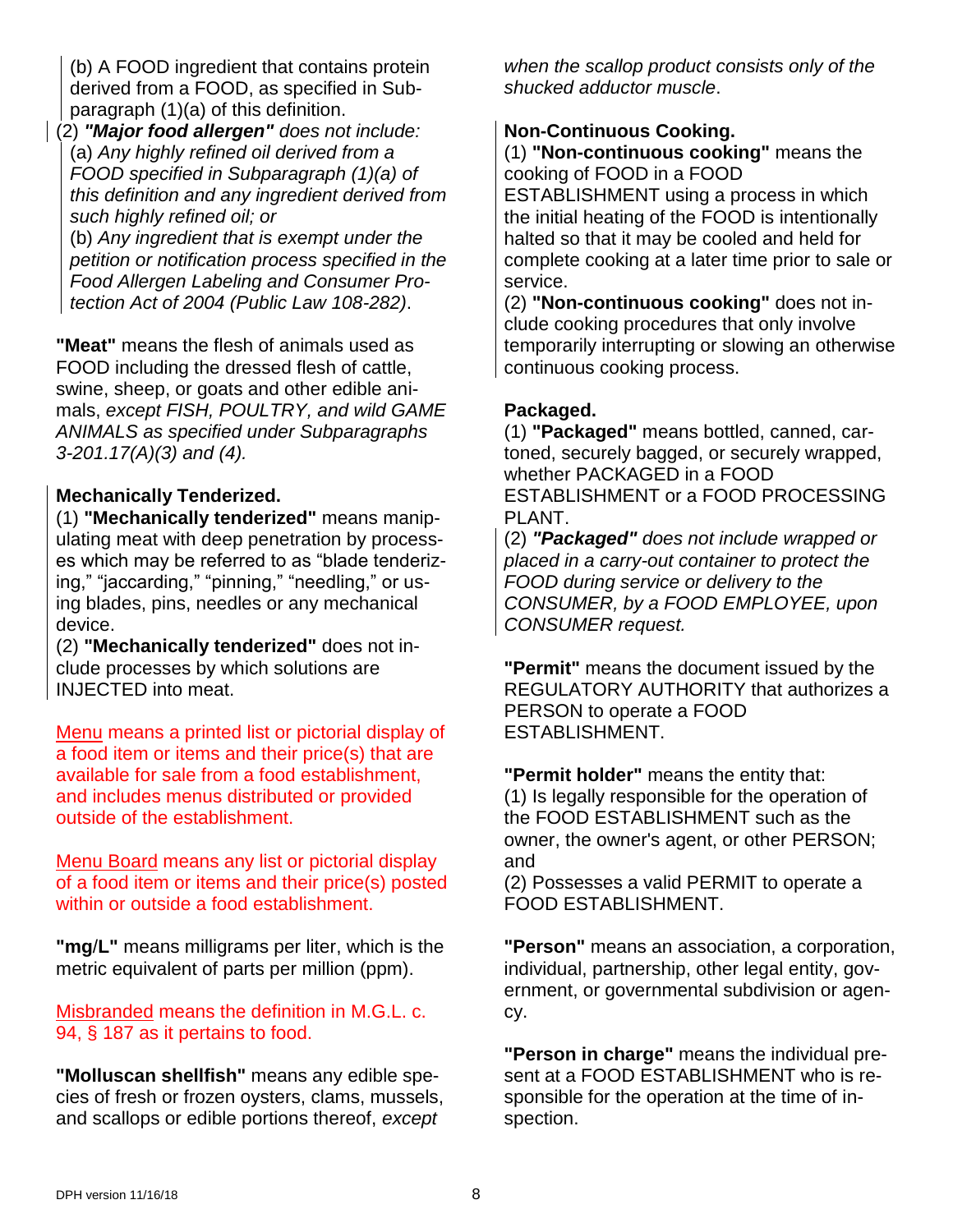(b) A FOOD ingredient that contains protein derived from a FOOD, as specified in Subparagraph (1)(a) of this definition.

(2) ***"Major food allergen"*** *does not include:*
(a) *Any highly refined oil derived from a FOOD specified in Subparagraph (1)(a) of this definition and any ingredient derived from such highly refined oil; or*
(b) *Any ingredient that is exempt under the petition or notification process specified in the Food Allergen Labeling and Consumer Protection Act of 2004 (Public Law 108-282)*.

**"Meat"** means the flesh of animals used as FOOD including the dressed flesh of cattle, swine, sheep, or goats and other edible animals, *except FISH, POULTRY, and wild GAME ANIMALS as specified under Subparagraphs 3-201.17(A)(3) and (4).*

**Mechanically Tenderized.**
(1) **"Mechanically tenderized"** means manipulating meat with deep penetration by processes which may be referred to as "blade tenderizing," "jaccarding," "pinning," "needling," or using blades, pins, needles or any mechanical device.
(2) **"Mechanically tenderized"** does not include processes by which solutions are INJECTED into meat.

Menu means a printed list or pictorial display of a food item or items and their price(s) that are available for sale from a food establishment, and includes menus distributed or provided outside of the establishment.

Menu Board means any list or pictorial display of a food item or items and their price(s) posted within or outside a food establishment.

**"mg/L"** means milligrams per liter, which is the metric equivalent of parts per million (ppm).

Misbranded means the definition in M.G.L. c. 94, § 187 as it pertains to food.

**"Molluscan shellfish"** means any edible species of fresh or frozen oysters, clams, mussels, and scallops or edible portions thereof, *except when the scallop product consists only of the shucked adductor muscle*.

**Non-Continuous Cooking.**
(1) **"Non-continuous cooking"** means the cooking of FOOD in a FOOD ESTABLISHMENT using a process in which the initial heating of the FOOD is intentionally halted so that it may be cooled and held for complete cooking at a later time prior to sale or service.
(2) **"Non-continuous cooking"** does not include cooking procedures that only involve temporarily interrupting or slowing an otherwise continuous cooking process.

**Packaged.**
(1) **"Packaged"** means bottled, canned, cartoned, securely bagged, or securely wrapped, whether PACKAGED in a FOOD ESTABLISHMENT or a FOOD PROCESSING PLANT.
(2) ***"Packaged"*** *does not include wrapped or placed in a carry-out container to protect the FOOD during service or delivery to the CONSUMER, by a FOOD EMPLOYEE, upon CONSUMER request.*

**"Permit"** means the document issued by the REGULATORY AUTHORITY that authorizes a PERSON to operate a FOOD ESTABLISHMENT.

**"Permit holder"** means the entity that:
(1) Is legally responsible for the operation of the FOOD ESTABLISHMENT such as the owner, the owner's agent, or other PERSON; and
(2) Possesses a valid PERMIT to operate a FOOD ESTABLISHMENT.

**"Person"** means an association, a corporation, individual, partnership, other legal entity, government, or governmental subdivision or agency.

**"Person in charge"** means the individual present at a FOOD ESTABLISHMENT who is responsible for the operation at the time of inspection.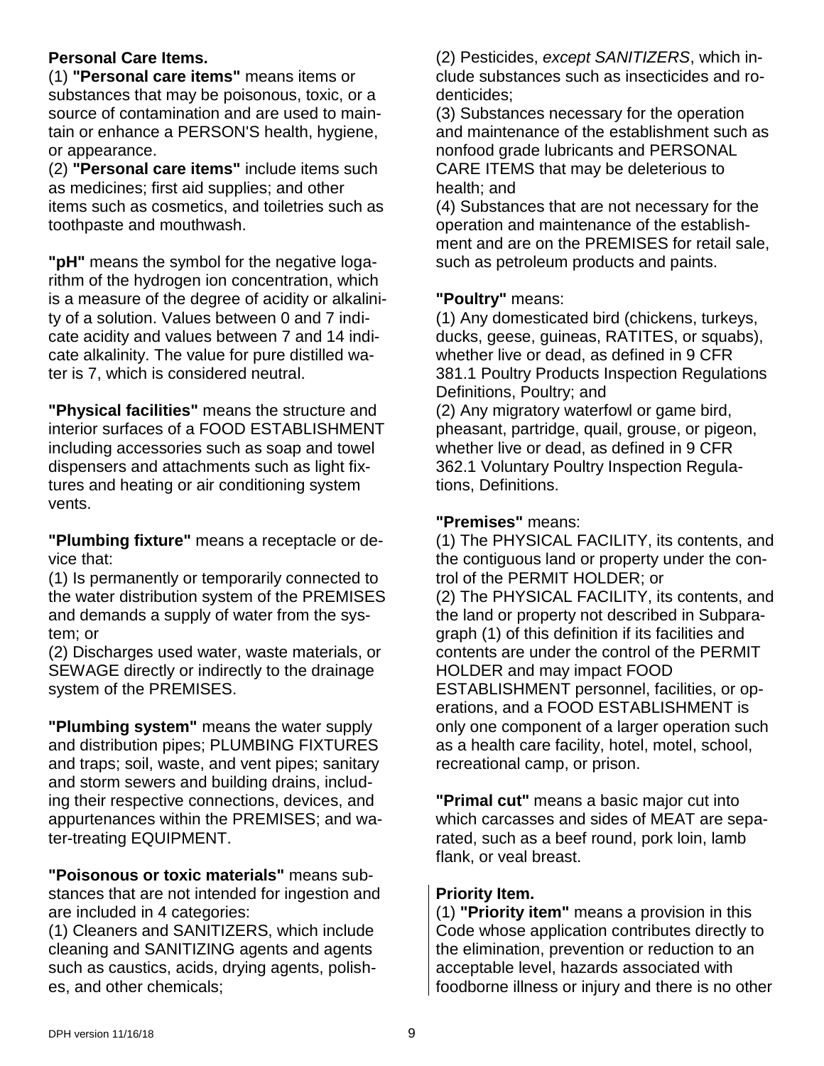**Personal Care Items.**

(1) **"Personal care items"** means items or substances that may be poisonous, toxic, or a source of contamination and are used to maintain or enhance a PERSON'S health, hygiene, or appearance.

(2) **"Personal care items"** include items such as medicines; first aid supplies; and other items such as cosmetics, and toiletries such as toothpaste and mouthwash.

**"pH"** means the symbol for the negative logarithm of the hydrogen ion concentration, which is a measure of the degree of acidity or alkalinity of a solution. Values between 0 and 7 indicate acidity and values between 7 and 14 indicate alkalinity. The value for pure distilled water is 7, which is considered neutral.

**"Physical facilities"** means the structure and interior surfaces of a FOOD ESTABLISHMENT including accessories such as soap and towel dispensers and attachments such as light fixtures and heating or air conditioning system vents.

**"Plumbing fixture"** means a receptacle or device that:

(1) Is permanently or temporarily connected to the water distribution system of the PREMISES and demands a supply of water from the system; or

(2) Discharges used water, waste materials, or SEWAGE directly or indirectly to the drainage system of the PREMISES.

**"Plumbing system"** means the water supply and distribution pipes; PLUMBING FIXTURES and traps; soil, waste, and vent pipes; sanitary and storm sewers and building drains, including their respective connections, devices, and appurtenances within the PREMISES; and water-treating EQUIPMENT.

**"Poisonous or toxic materials"** means substances that are not intended for ingestion and are included in 4 categories:

(1) Cleaners and SANITIZERS, which include cleaning and SANITIZING agents and agents such as caustics, acids, drying agents, polishes, and other chemicals;

(2) Pesticides, *except SANITIZERS*, which include substances such as insecticides and rodenticides;

(3) Substances necessary for the operation and maintenance of the establishment such as nonfood grade lubricants and PERSONAL CARE ITEMS that may be deleterious to health; and

(4) Substances that are not necessary for the operation and maintenance of the establishment and are on the PREMISES for retail sale, such as petroleum products and paints.

**"Poultry"** means:

(1) Any domesticated bird (chickens, turkeys, ducks, geese, guineas, RATITES, or squabs), whether live or dead, as defined in 9 CFR 381.1 Poultry Products Inspection Regulations Definitions, Poultry; and

(2) Any migratory waterfowl or game bird, pheasant, partridge, quail, grouse, or pigeon, whether live or dead, as defined in 9 CFR 362.1 Voluntary Poultry Inspection Regulations, Definitions.

**"Premises"** means:

(1) The PHYSICAL FACILITY, its contents, and the contiguous land or property under the control of the PERMIT HOLDER; or

(2) The PHYSICAL FACILITY, its contents, and the land or property not described in Subparagraph (1) of this definition if its facilities and contents are under the control of the PERMIT HOLDER and may impact FOOD ESTABLISHMENT personnel, facilities, or operations, and a FOOD ESTABLISHMENT is only one component of a larger operation such as a health care facility, hotel, motel, school, recreational camp, or prison.

**"Primal cut"** means a basic major cut into which carcasses and sides of MEAT are separated, such as a beef round, pork loin, lamb flank, or veal breast.

**Priority Item.**

(1) **"Priority item"** means a provision in this Code whose application contributes directly to the elimination, prevention or reduction to an acceptable level, hazards associated with foodborne illness or injury and there is no other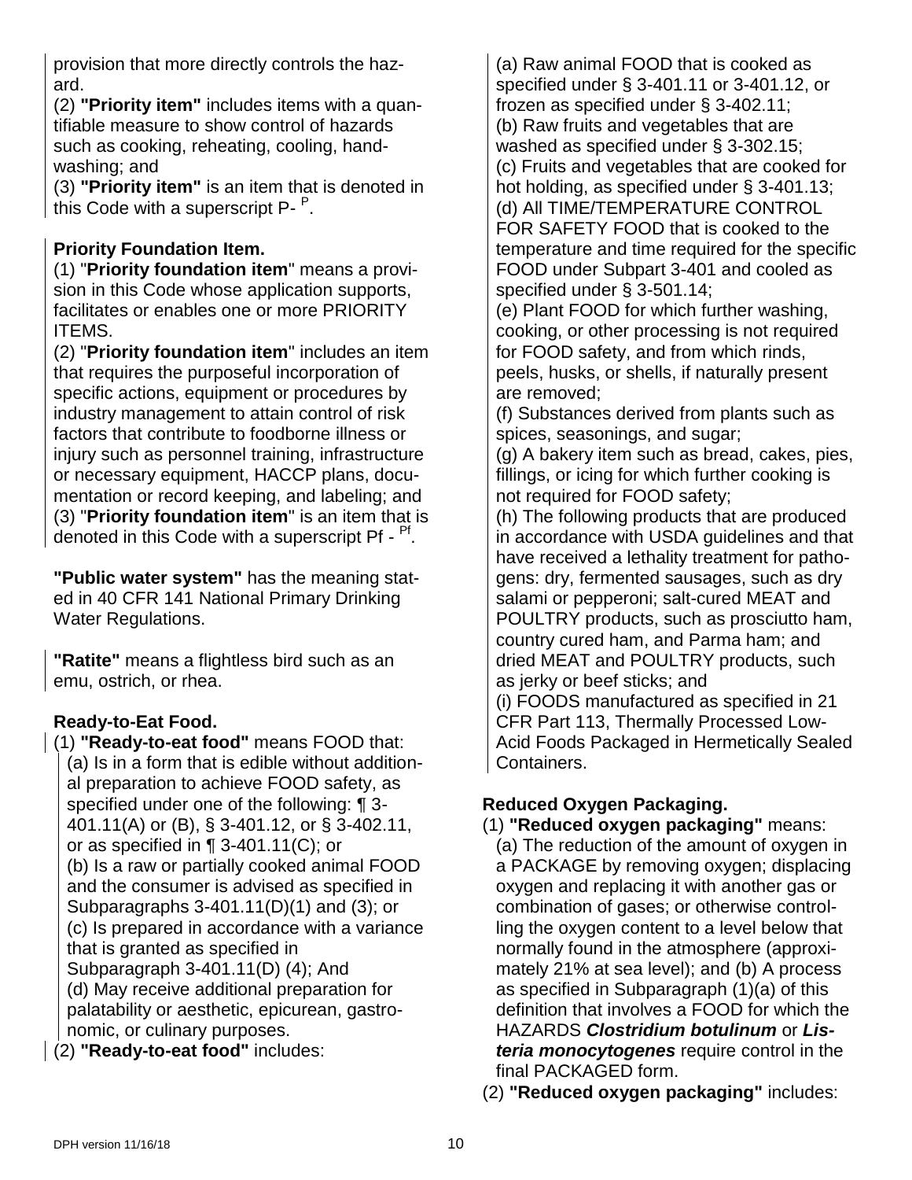provision that more directly controls the hazard.

(2) **"Priority item"** includes items with a quantifiable measure to show control of hazards such as cooking, reheating, cooling, handwashing; and

(3) **"Priority item"** is an item that is denoted in this Code with a superscript P- $^{P}$.

**Priority Foundation Item.**

(1) "**Priority foundation item**" means a provision in this Code whose application supports, facilitates or enables one or more PRIORITY ITEMS.

(2) "**Priority foundation item**" includes an item that requires the purposeful incorporation of specific actions, equipment or procedures by industry management to attain control of risk factors that contribute to foodborne illness or injury such as personnel training, infrastructure or necessary equipment, HACCP plans, documentation or record keeping, and labeling; and

(3) "**Priority foundation item**" is an item that is denoted in this Code with a superscript Pf - $^{Pf}$.

**"Public water system"** has the meaning stated in 40 CFR 141 National Primary Drinking Water Regulations.

**"Ratite"** means a flightless bird such as an emu, ostrich, or rhea.

**Ready-to-Eat Food.**

(1) **"Ready-to-eat food"** means FOOD that:

(a) Is in a form that is edible without additional preparation to achieve FOOD safety, as specified under one of the following: ¶ 3-401.11(A) or (B), § 3-401.12, or § 3-402.11, or as specified in ¶ 3-401.11(C); or

(b) Is a raw or partially cooked animal FOOD and the consumer is advised as specified in Subparagraphs 3-401.11(D)(1) and (3); or

(c) Is prepared in accordance with a variance that is granted as specified in Subparagraph 3-401.11(D) (4); And

(d) May receive additional preparation for palatability or aesthetic, epicurean, gastronomic, or culinary purposes.

(2) **"Ready-to-eat food"** includes:

(a) Raw animal FOOD that is cooked as specified under § 3-401.11 or 3-401.12, or frozen as specified under § 3-402.11;

(b) Raw fruits and vegetables that are washed as specified under § 3-302.15;

(c) Fruits and vegetables that are cooked for hot holding, as specified under § 3-401.13;

(d) All TIME/TEMPERATURE CONTROL FOR SAFETY FOOD that is cooked to the temperature and time required for the specific FOOD under Subpart 3-401 and cooled as specified under § 3-501.14;

(e) Plant FOOD for which further washing, cooking, or other processing is not required for FOOD safety, and from which rinds, peels, husks, or shells, if naturally present are removed;

(f) Substances derived from plants such as spices, seasonings, and sugar;

(g) A bakery item such as bread, cakes, pies, fillings, or icing for which further cooking is not required for FOOD safety;

(h) The following products that are produced in accordance with USDA guidelines and that have received a lethality treatment for pathogens: dry, fermented sausages, such as dry salami or pepperoni; salt-cured MEAT and POULTRY products, such as prosciutto ham, country cured ham, and Parma ham; and dried MEAT and POULTRY products, such as jerky or beef sticks; and

(i) FOODS manufactured as specified in 21 CFR Part 113, Thermally Processed Low-Acid Foods Packaged in Hermetically Sealed Containers.

**Reduced Oxygen Packaging.**

(1) **"Reduced oxygen packaging"** means:

(a) The reduction of the amount of oxygen in a PACKAGE by removing oxygen; displacing oxygen and replacing it with another gas or combination of gases; or otherwise controlling the oxygen content to a level below that normally found in the atmosphere (approximately 21% at sea level); and (b) A process as specified in Subparagraph (1)(a) of this definition that involves a FOOD for which the HAZARDS ***Clostridium botulinum*** or ***Listeria monocytogenes*** require control in the final PACKAGED form.

(2) **"Reduced oxygen packaging"** includes: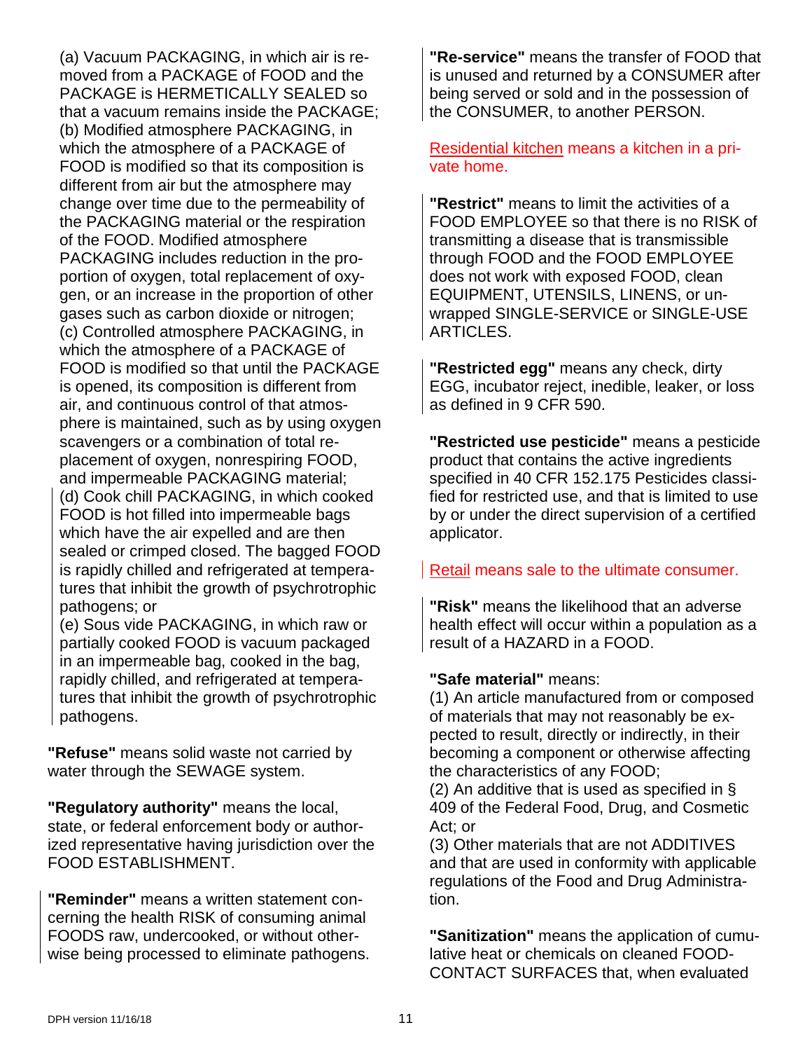(a) Vacuum PACKAGING, in which air is removed from a PACKAGE of FOOD and the PACKAGE is HERMETICALLY SEALED so that a vacuum remains inside the PACKAGE;
(b) Modified atmosphere PACKAGING, in which the atmosphere of a PACKAGE of FOOD is modified so that its composition is different from air but the atmosphere may change over time due to the permeability of the PACKAGING material or the respiration of the FOOD. Modified atmosphere PACKAGING includes reduction in the proportion of oxygen, total replacement of oxygen, or an increase in the proportion of other gases such as carbon dioxide or nitrogen;
(c) Controlled atmosphere PACKAGING, in which the atmosphere of a PACKAGE of FOOD is modified so that until the PACKAGE is opened, its composition is different from air, and continuous control of that atmosphere is maintained, such as by using oxygen scavengers or a combination of total replacement of oxygen, nonrespiring FOOD, and impermeable PACKAGING material;
(d) Cook chill PACKAGING, in which cooked FOOD is hot filled into impermeable bags which have the air expelled and are then sealed or crimped closed. The bagged FOOD is rapidly chilled and refrigerated at temperatures that inhibit the growth of psychrotrophic pathogens; or
(e) Sous vide PACKAGING, in which raw or partially cooked FOOD is vacuum packaged in an impermeable bag, cooked in the bag, rapidly chilled, and refrigerated at temperatures that inhibit the growth of psychrotrophic pathogens.

**"Refuse"** means solid waste not carried by water through the SEWAGE system.

**"Regulatory authority"** means the local, state, or federal enforcement body or authorized representative having jurisdiction over the FOOD ESTABLISHMENT.

**"Reminder"** means a written statement concerning the health RISK of consuming animal FOODS raw, undercooked, or without otherwise being processed to eliminate pathogens.

**"Re-service"** means the transfer of FOOD that is unused and returned by a CONSUMER after being served or sold and in the possession of the CONSUMER, to another PERSON.

Residential kitchen means a kitchen in a private home.

**"Restrict"** means to limit the activities of a FOOD EMPLOYEE so that there is no RISK of transmitting a disease that is transmissible through FOOD and the FOOD EMPLOYEE does not work with exposed FOOD, clean EQUIPMENT, UTENSILS, LINENS, or unwrapped SINGLE-SERVICE or SINGLE-USE ARTICLES.

**"Restricted egg"** means any check, dirty EGG, incubator reject, inedible, leaker, or loss as defined in 9 CFR 590.

**"Restricted use pesticide"** means a pesticide product that contains the active ingredients specified in 40 CFR 152.175 Pesticides classified for restricted use, and that is limited to use by or under the direct supervision of a certified applicator.

Retail means sale to the ultimate consumer.

**"Risk"** means the likelihood that an adverse health effect will occur within a population as a result of a HAZARD in a FOOD.

**"Safe material"** means:
(1) An article manufactured from or composed of materials that may not reasonably be expected to result, directly or indirectly, in their becoming a component or otherwise affecting the characteristics of any FOOD;
(2) An additive that is used as specified in § 409 of the Federal Food, Drug, and Cosmetic Act; or
(3) Other materials that are not ADDITIVES and that are used in conformity with applicable regulations of the Food and Drug Administration.

**"Sanitization"** means the application of cumulative heat or chemicals on cleaned FOOD-CONTACT SURFACES that, when evaluated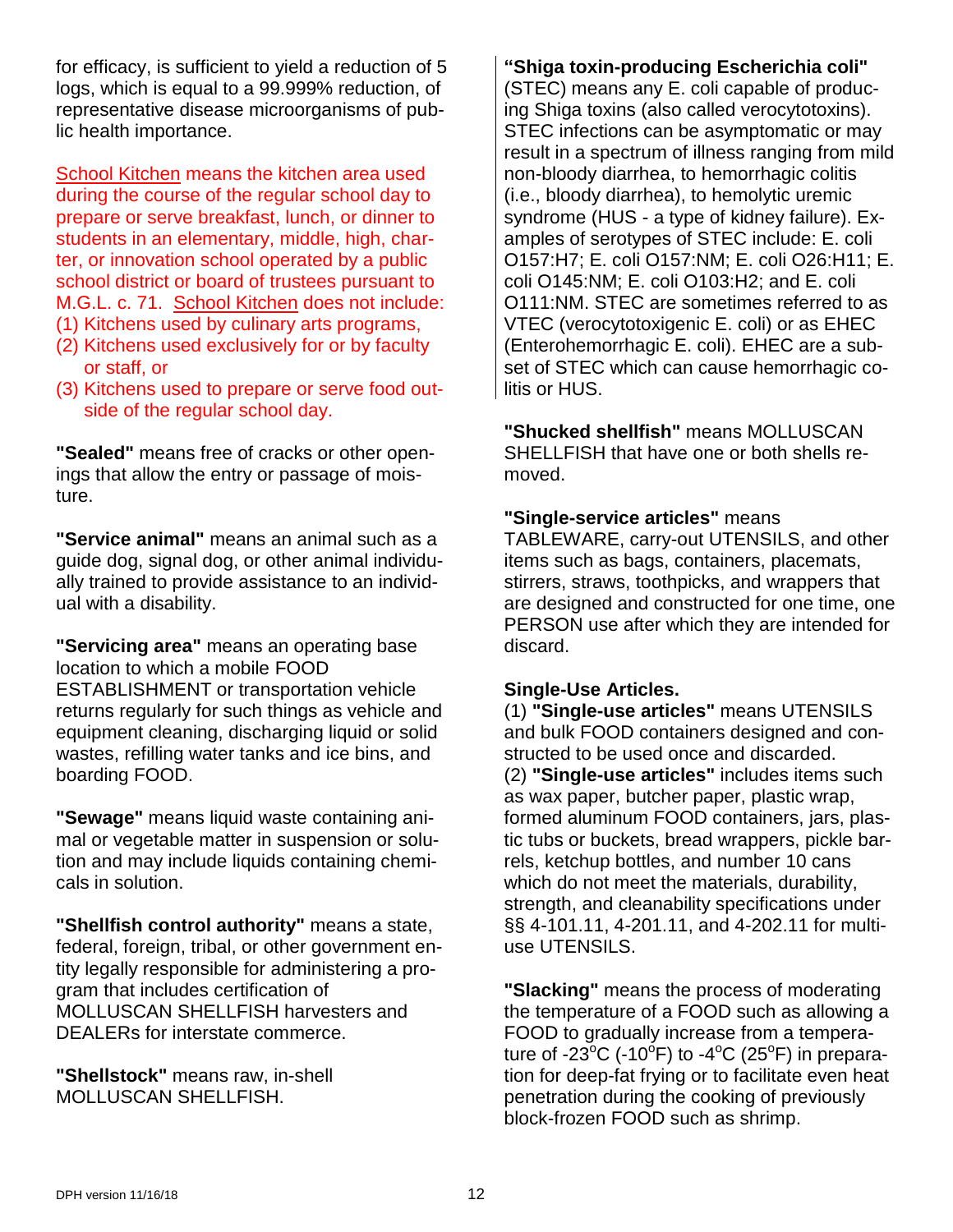for efficacy, is sufficient to yield a reduction of 5 logs, which is equal to a 99.999% reduction, of representative disease microorganisms of public health importance.

School Kitchen means the kitchen area used during the course of the regular school day to prepare or serve breakfast, lunch, or dinner to students in an elementary, middle, high, charter, or innovation school operated by a public school district or board of trustees pursuant to M.G.L. c. 71. School Kitchen does not include:
(1) Kitchens used by culinary arts programs,
(2) Kitchens used exclusively for or by faculty or staff, or
(3) Kitchens used to prepare or serve food outside of the regular school day.

**"Sealed"** means free of cracks or other openings that allow the entry or passage of moisture.

**"Service animal"** means an animal such as a guide dog, signal dog, or other animal individually trained to provide assistance to an individual with a disability.

**"Servicing area"** means an operating base location to which a mobile FOOD ESTABLISHMENT or transportation vehicle returns regularly for such things as vehicle and equipment cleaning, discharging liquid or solid wastes, refilling water tanks and ice bins, and boarding FOOD.

**"Sewage"** means liquid waste containing animal or vegetable matter in suspension or solution and may include liquids containing chemicals in solution.

**"Shellfish control authority"** means a state, federal, foreign, tribal, or other government entity legally responsible for administering a program that includes certification of MOLLUSCAN SHELLFISH harvesters and DEALERs for interstate commerce.

**"Shellstock"** means raw, in-shell MOLLUSCAN SHELLFISH.

**"Shiga toxin-producing Escherichia coli"** (STEC) means any E. coli capable of producing Shiga toxins (also called verocytotoxins). STEC infections can be asymptomatic or may result in a spectrum of illness ranging from mild non-bloody diarrhea, to hemorrhagic colitis (i.e., bloody diarrhea), to hemolytic uremic syndrome (HUS - a type of kidney failure). Examples of serotypes of STEC include: E. coli O157:H7; E. coli O157:NM; E. coli O26:H11; E. coli O145:NM; E. coli O103:H2; and E. coli O111:NM. STEC are sometimes referred to as VTEC (verocytotoxigenic E. coli) or as EHEC (Enterohemorrhagic E. coli). EHEC are a subset of STEC which can cause hemorrhagic colitis or HUS.

**"Shucked shellfish"** means MOLLUSCAN SHELLFISH that have one or both shells removed.

**"Single-service articles"** means TABLEWARE, carry-out UTENSILS, and other items such as bags, containers, placemats, stirrers, straws, toothpicks, and wrappers that are designed and constructed for one time, one PERSON use after which they are intended for discard.

**Single-Use Articles.**
(1) **"Single-use articles"** means UTENSILS and bulk FOOD containers designed and constructed to be used once and discarded.
(2) **"Single-use articles"** includes items such as wax paper, butcher paper, plastic wrap, formed aluminum FOOD containers, jars, plastic tubs or buckets, bread wrappers, pickle barrels, ketchup bottles, and number 10 cans which do not meet the materials, durability, strength, and cleanability specifications under §§ 4-101.11, 4-201.11, and 4-202.11 for multi-use UTENSILS.

**"Slacking"** means the process of moderating the temperature of a FOOD such as allowing a FOOD to gradually increase from a temperature of -23°C (-10°F) to -4°C (25°F) in preparation for deep-fat frying or to facilitate even heat penetration during the cooking of previously block-frozen FOOD such as shrimp.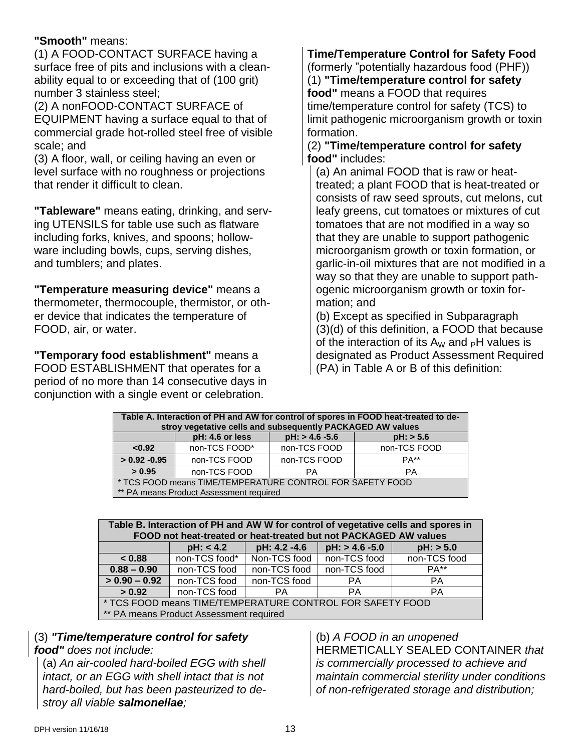**"Smooth"** means:

(1) A FOOD-CONTACT SURFACE having a surface free of pits and inclusions with a cleanability equal to or exceeding that of (100 grit) number 3 stainless steel;

(2) A nonFOOD-CONTACT SURFACE of EQUIPMENT having a surface equal to that of commercial grade hot-rolled steel free of visible scale; and

(3) A floor, wall, or ceiling having an even or level surface with no roughness or projections that render it difficult to clean.

**"Tableware"** means eating, drinking, and serving UTENSILS for table use such as flatware including forks, knives, and spoons; hollowware including bowls, cups, serving dishes, and tumblers; and plates.

**"Temperature measuring device"** means a thermometer, thermocouple, thermistor, or other device that indicates the temperature of FOOD, air, or water.

**"Temporary food establishment"** means a FOOD ESTABLISHMENT that operates for a period of no more than 14 consecutive days in conjunction with a single event or celebration.

**Time/Temperature Control for Safety Food**
(formerly "potentially hazardous food (PHF))

(1) **"Time/temperature control for safety food"** means a FOOD that requires time/temperature control for safety (TCS) to limit pathogenic microorganism growth or toxin formation.

(2) **"Time/temperature control for safety food"** includes:

(a) An animal FOOD that is raw or heat-treated; a plant FOOD that is heat-treated or consists of raw seed sprouts, cut melons, cut leafy greens, cut tomatoes or mixtures of cut tomatoes that are not modified in a way so that they are unable to support pathogenic microorganism growth or toxin formation, or garlic-in-oil mixtures that are not modified in a way so that they are unable to support pathogenic microorganism growth or toxin formation; and

(b) Except as specified in Subparagraph (3)(d) of this definition, a FOOD that because of the interaction of its $A_W$ and $_PH$ values is designated as Product Assessment Required (PA) in Table A or B of this definition:

| Table A. Interaction of PH and AW for control of spores in FOOD heat-treated to destroy vegetative cells and subsequently PACKAGED AW values | | | |
|---|---|---|---|
| | **pH: 4.6 or less** | **pH: > 4.6 -5.6** | **pH: > 5.6** |
| **<0.92** | non-TCS FOOD* | non-TCS FOOD | non-TCS FOOD |
| **> 0.92 -0.95** | non-TCS FOOD | non-TCS FOOD | PA** |
| **> 0.95** | non-TCS FOOD | PA | PA |

\* TCS FOOD means TIME/TEMPERATURE CONTROL FOR SAFETY FOOD
** PA means Product Assessment required

| Table B. Interaction of PH and AW W for control of vegetative cells and spores in FOOD not heat-treated or heat-treated but not PACKAGED AW values | | | | |
|---|---|---|---|---|
| | **pH: < 4.2** | **pH: 4.2 -4.6** | **pH: > 4.6 -5.0** | **pH: > 5.0** |
| **< 0.88** | non-TCS food* | Non-TCS food | non-TCS food | non-TCS food |
| **0.88 – 0.90** | non-TCS food | non-TCS food | non-TCS food | PA** |
| **> 0.90 – 0.92** | non-TCS food | non-TCS food | PA | PA |
| **> 0.92** | non-TCS food | PA | PA | PA |

\* TCS FOOD means TIME/TEMPERATURE CONTROL FOR SAFETY FOOD
** PA means Product Assessment required

(3) ***"Time/temperature control for safety food"*** *does not include:*

(a) *An air-cooled hard-boiled EGG with shell intact, or an EGG with shell intact that is not hard-boiled, but has been pasteurized to destroy all viable* ***salmonellae****;*

(b) *A FOOD in an unopened* HERMETICALLY SEALED CONTAINER *that is commercially processed to achieve and maintain commercial sterility under conditions of non-refrigerated storage and distribution;*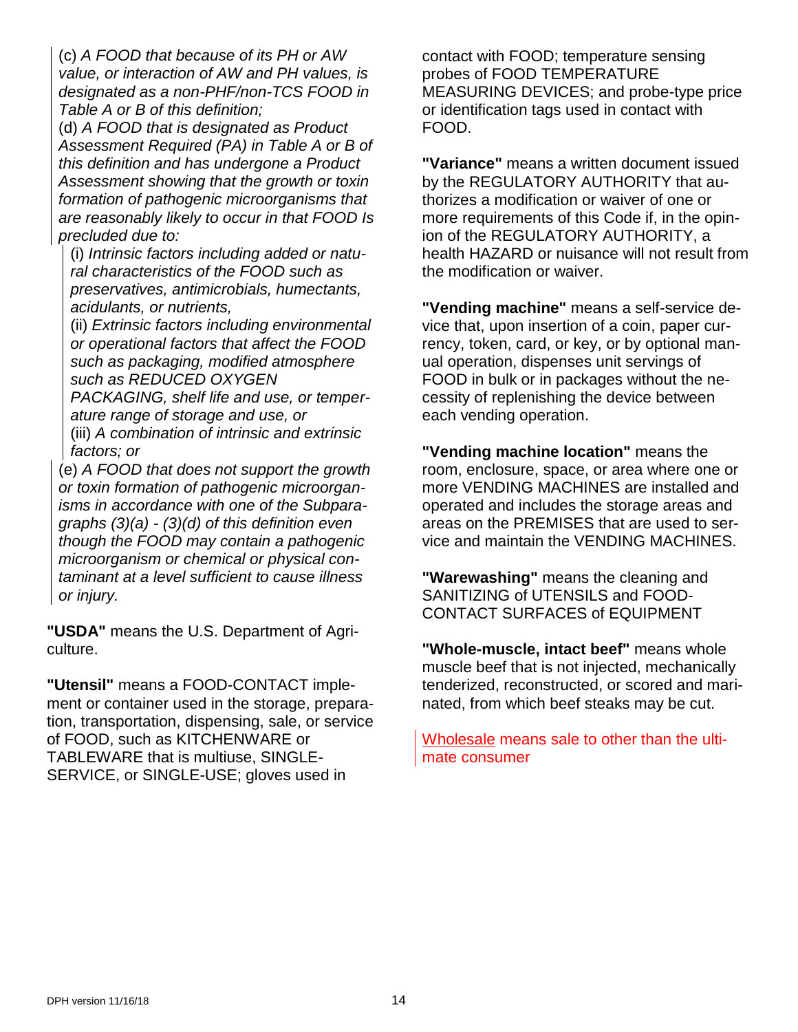(c) *A FOOD that because of its PH or AW value, or interaction of AW and PH values, is designated as a non-PHF/non-TCS FOOD in Table A or B of this definition;*

(d) *A FOOD that is designated as Product Assessment Required (PA) in Table A or B of this definition and has undergone a Product Assessment showing that the growth or toxin formation of pathogenic microorganisms that are reasonably likely to occur in that FOOD Is precluded due to:*

(i) *Intrinsic factors including added or natural characteristics of the FOOD such as preservatives, antimicrobials, humectants, acidulants, or nutrients,*

(ii) *Extrinsic factors including environmental or operational factors that affect the FOOD such as packaging, modified atmosphere such as REDUCED OXYGEN PACKAGING, shelf life and use, or temperature range of storage and use, or*

(iii) *A combination of intrinsic and extrinsic factors; or*

(e) *A FOOD that does not support the growth or toxin formation of pathogenic microorganisms in accordance with one of the Subparagraphs (3)(a) - (3)(d) of this definition even though the FOOD may contain a pathogenic microorganism or chemical or physical contaminant at a level sufficient to cause illness or injury.*

**"USDA"** means the U.S. Department of Agriculture.

**"Utensil"** means a FOOD-CONTACT implement or container used in the storage, preparation, transportation, dispensing, sale, or service of FOOD, such as KITCHENWARE or TABLEWARE that is multiuse, SINGLE-SERVICE, or SINGLE-USE; gloves used in contact with FOOD; temperature sensing probes of FOOD TEMPERATURE MEASURING DEVICES; and probe-type price or identification tags used in contact with FOOD.

**"Variance"** means a written document issued by the REGULATORY AUTHORITY that authorizes a modification or waiver of one or more requirements of this Code if, in the opinion of the REGULATORY AUTHORITY, a health HAZARD or nuisance will not result from the modification or waiver.

**"Vending machine"** means a self-service device that, upon insertion of a coin, paper currency, token, card, or key, or by optional manual operation, dispenses unit servings of FOOD in bulk or in packages without the necessity of replenishing the device between each vending operation.

**"Vending machine location"** means the room, enclosure, space, or area where one or more VENDING MACHINES are installed and operated and includes the storage areas and areas on the PREMISES that are used to service and maintain the VENDING MACHINES.

**"Warewashing"** means the cleaning and SANITIZING of UTENSILS and FOOD-CONTACT SURFACES of EQUIPMENT

**"Whole-muscle, intact beef"** means whole muscle beef that is not injected, mechanically tenderized, reconstructed, or scored and marinated, from which beef steaks may be cut.

<u>Wholesale</u> means sale to other than the ultimate consumer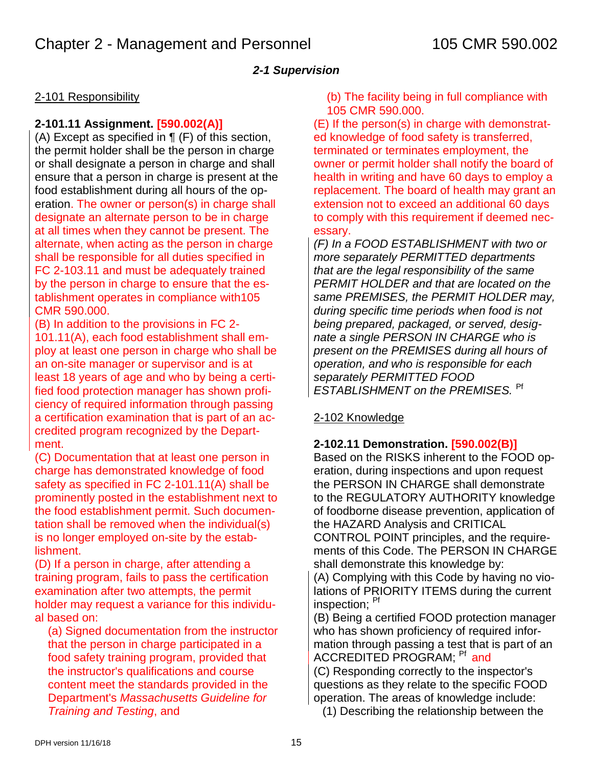## 2-1 Supervision

### 2-101 Responsibility

**2-101.11 Assignment. [590.002(A)]**

(A) Except as specified in ¶ (F) of this section, the permit holder shall be the person in charge or shall designate a person in charge and shall ensure that a person in charge is present at the food establishment during all hours of the operation. The owner or person(s) in charge shall designate an alternate person to be in charge at all times when they cannot be present. The alternate, when acting as the person in charge shall be responsible for all duties specified in FC 2-103.11 and must be adequately trained by the person in charge to ensure that the establishment operates in compliance with105 CMR 590.000.

(B) In addition to the provisions in FC 2-101.11(A), each food establishment shall employ at least one person in charge who shall be an on-site manager or supervisor and is at least 18 years of age and who by being a certified food protection manager has shown proficiency of required information through passing a certification examination that is part of an accredited program recognized by the Department.

(C) Documentation that at least one person in charge has demonstrated knowledge of food safety as specified in FC 2-101.11(A) shall be prominently posted in the establishment next to the food establishment permit. Such documentation shall be removed when the individual(s) is no longer employed on-site by the establishment.

(D) If a person in charge, after attending a training program, fails to pass the certification examination after two attempts, the permit holder may request a variance for this individual based on:

(a) Signed documentation from the instructor that the person in charge participated in a food safety training program, provided that the instructor's qualifications and course content meet the standards provided in the Department's *Massachusetts Guideline for Training and Testing*, and

(b) The facility being in full compliance with 105 CMR 590.000.

(E) If the person(s) in charge with demonstrated knowledge of food safety is transferred, terminated or terminates employment, the owner or permit holder shall notify the board of health in writing and have 60 days to employ a replacement. The board of health may grant an extension not to exceed an additional 60 days to comply with this requirement if deemed necessary.

*(F) In a FOOD ESTABLISHMENT with two or more separately PERMITTED departments that are the legal responsibility of the same PERMIT HOLDER and that are located on the same PREMISES, the PERMIT HOLDER may, during specific time periods when food is not being prepared, packaged, or served, designate a single PERSON IN CHARGE who is present on the PREMISES during all hours of operation, and who is responsible for each separately PERMITTED FOOD ESTABLISHMENT on the PREMISES.* Pf

### 2-102 Knowledge

**2-102.11 Demonstration. [590.002(B)]**

Based on the RISKS inherent to the FOOD operation, during inspections and upon request the PERSON IN CHARGE shall demonstrate to the REGULATORY AUTHORITY knowledge of foodborne disease prevention, application of the HAZARD Analysis and CRITICAL CONTROL POINT principles, and the requirements of this Code. The PERSON IN CHARGE shall demonstrate this knowledge by:

(A) Complying with this Code by having no violations of PRIORITY ITEMS during the current inspection; Pf

(B) Being a certified FOOD protection manager who has shown proficiency of required information through passing a test that is part of an ACCREDITED PROGRAM; Pf and

(C) Responding correctly to the inspector's questions as they relate to the specific FOOD operation. The areas of knowledge include:

(1) Describing the relationship between the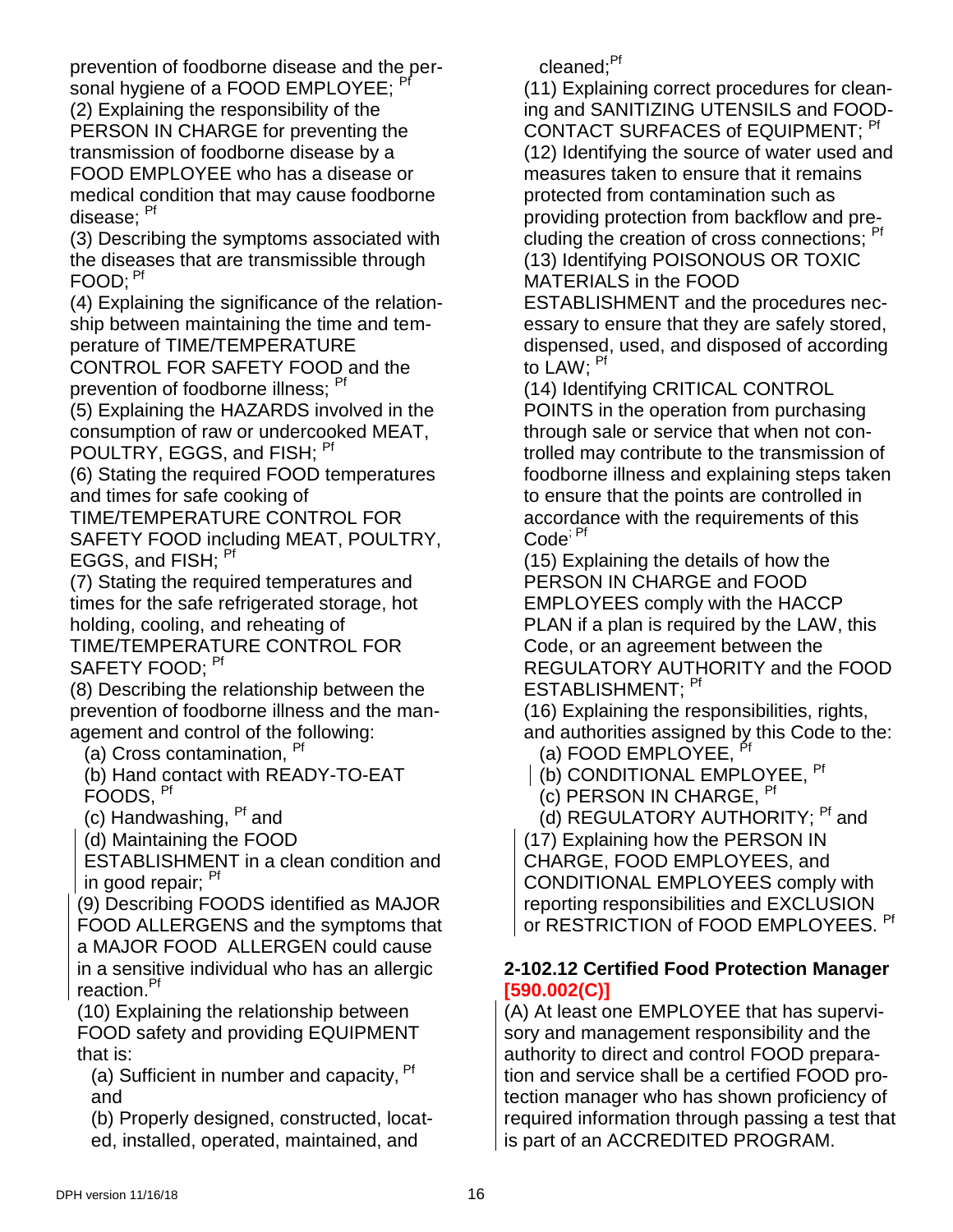prevention of foodborne disease and the personal hygiene of a FOOD EMPLOYEE; Pf

(2) Explaining the responsibility of the PERSON IN CHARGE for preventing the transmission of foodborne disease by a FOOD EMPLOYEE who has a disease or medical condition that may cause foodborne disease; Pf

(3) Describing the symptoms associated with the diseases that are transmissible through FOOD; Pf

(4) Explaining the significance of the relationship between maintaining the time and temperature of TIME/TEMPERATURE CONTROL FOR SAFETY FOOD and the prevention of foodborne illness; Pf

(5) Explaining the HAZARDS involved in the consumption of raw or undercooked MEAT, POULTRY, EGGS, and FISH; Pf

(6) Stating the required FOOD temperatures and times for safe cooking of TIME/TEMPERATURE CONTROL FOR SAFETY FOOD including MEAT, POULTRY, EGGS, and FISH; Pf

(7) Stating the required temperatures and times for the safe refrigerated storage, hot holding, cooling, and reheating of TIME/TEMPERATURE CONTROL FOR SAFETY FOOD; Pf

(8) Describing the relationship between the prevention of foodborne illness and the management and control of the following:

(a) Cross contamination, Pf

(b) Hand contact with READY-TO-EAT FOODS, Pf

(c) Handwashing, Pf and

(d) Maintaining the FOOD ESTABLISHMENT in a clean condition and in good repair; Pf

(9) Describing FOODS identified as MAJOR FOOD ALLERGENS and the symptoms that a MAJOR FOOD ALLERGEN could cause in a sensitive individual who has an allergic reaction. Pf

(10) Explaining the relationship between FOOD safety and providing EQUIPMENT that is:

(a) Sufficient in number and capacity, Pf and

(b) Properly designed, constructed, located, installed, operated, maintained, and cleaned; Pf

(11) Explaining correct procedures for cleaning and SANITIZING UTENSILS and FOOD-CONTACT SURFACES of EQUIPMENT; Pf

(12) Identifying the source of water used and measures taken to ensure that it remains protected from contamination such as providing protection from backflow and precluding the creation of cross connections; Pf

(13) Identifying POISONOUS OR TOXIC MATERIALS in the FOOD ESTABLISHMENT and the procedures necessary to ensure that they are safely stored, dispensed, used, and disposed of according to LAW; Pf

(14) Identifying CRITICAL CONTROL POINTS in the operation from purchasing through sale or service that when not controlled may contribute to the transmission of foodborne illness and explaining steps taken to ensure that the points are controlled in accordance with the requirements of this Code; Pf

(15) Explaining the details of how the PERSON IN CHARGE and FOOD EMPLOYEES comply with the HACCP PLAN if a plan is required by the LAW, this Code, or an agreement between the REGULATORY AUTHORITY and the FOOD ESTABLISHMENT; Pf

(16) Explaining the responsibilities, rights, and authorities assigned by this Code to the:

(a) FOOD EMPLOYEE, Pf

(b) CONDITIONAL EMPLOYEE, Pf

(c) PERSON IN CHARGE, Pf

(d) REGULATORY AUTHORITY; Pf and

(17) Explaining how the PERSON IN CHARGE, FOOD EMPLOYEES, and CONDITIONAL EMPLOYEES comply with reporting responsibilities and EXCLUSION or RESTRICTION of FOOD EMPLOYEES. Pf

**2-102.12 Certified Food Protection Manager [590.002(C)]**

(A) At least one EMPLOYEE that has supervisory and management responsibility and the authority to direct and control FOOD preparation and service shall be a certified FOOD protection manager who has shown proficiency of required information through passing a test that is part of an ACCREDITED PROGRAM.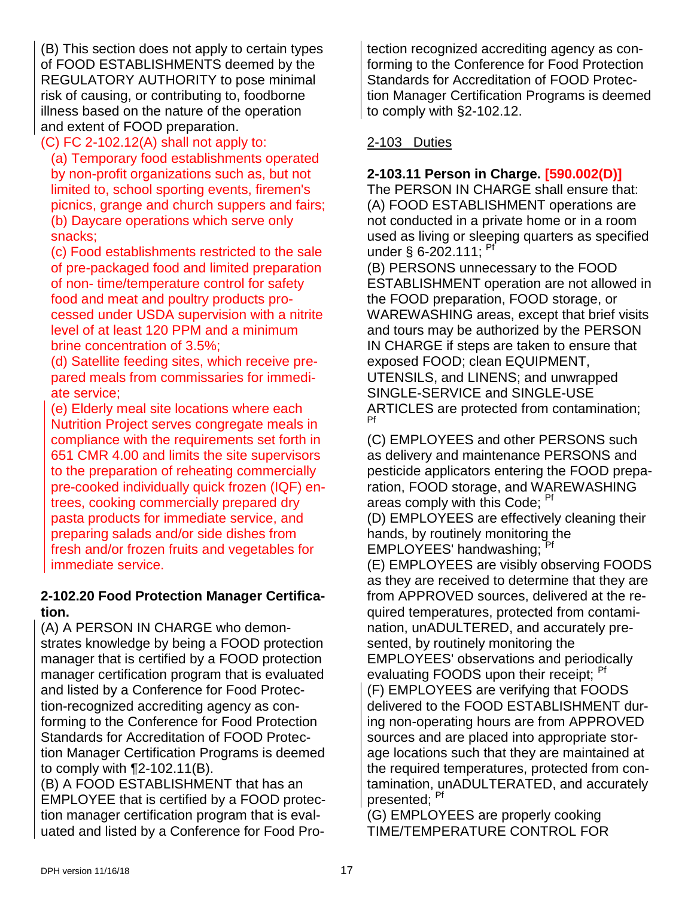(B) This section does not apply to certain types of FOOD ESTABLISHMENTS deemed by the REGULATORY AUTHORITY to pose minimal risk of causing, or contributing to, foodborne illness based on the nature of the operation and extent of FOOD preparation.

(C) FC 2-102.12(A) shall not apply to:

(a) Temporary food establishments operated by non-profit organizations such as, but not limited to, school sporting events, firemen's picnics, grange and church suppers and fairs;

(b) Daycare operations which serve only snacks;

(c) Food establishments restricted to the sale of pre-packaged food and limited preparation of non- time/temperature control for safety food and meat and poultry products processed under USDA supervision with a nitrite level of at least 120 PPM and a minimum brine concentration of 3.5%;

(d) Satellite feeding sites, which receive prepared meals from commissaries for immediate service;

(e) Elderly meal site locations where each Nutrition Project serves congregate meals in compliance with the requirements set forth in 651 CMR 4.00 and limits the site supervisors to the preparation of reheating commercially pre-cooked individually quick frozen (IQF) entrees, cooking commercially prepared dry pasta products for immediate service, and preparing salads and/or side dishes from fresh and/or frozen fruits and vegetables for immediate service.

**2-102.20 Food Protection Manager Certification.**

(A) A PERSON IN CHARGE who demonstrates knowledge by being a FOOD protection manager that is certified by a FOOD protection manager certification program that is evaluated and listed by a Conference for Food Protection-recognized accrediting agency as conforming to the Conference for Food Protection Standards for Accreditation of FOOD Protection Manager Certification Programs is deemed to comply with ¶2-102.11(B).

(B) A FOOD ESTABLISHMENT that has an EMPLOYEE that is certified by a FOOD protection manager certification program that is evaluated and listed by a Conference for Food Protection recognized accrediting agency as conforming to the Conference for Food Protection Standards for Accreditation of FOOD Protection Manager Certification Programs is deemed to comply with §2-102.12.

2-103 Duties

**2-103.11 Person in Charge. [590.002(D)]**

The PERSON IN CHARGE shall ensure that:

(A) FOOD ESTABLISHMENT operations are not conducted in a private home or in a room used as living or sleeping quarters as specified under § 6-202.111; Pf

(B) PERSONS unnecessary to the FOOD ESTABLISHMENT operation are not allowed in the FOOD preparation, FOOD storage, or WAREWASHING areas, except that brief visits and tours may be authorized by the PERSON IN CHARGE if steps are taken to ensure that exposed FOOD; clean EQUIPMENT, UTENSILS, and LINENS; and unwrapped SINGLE-SERVICE and SINGLE-USE ARTICLES are protected from contamination; Pf

(C) EMPLOYEES and other PERSONS such as delivery and maintenance PERSONS and pesticide applicators entering the FOOD preparation, FOOD storage, and WAREWASHING areas comply with this Code; Pf

(D) EMPLOYEES are effectively cleaning their hands, by routinely monitoring the EMPLOYEES' handwashing; Pf

(E) EMPLOYEES are visibly observing FOODS as they are received to determine that they are from APPROVED sources, delivered at the required temperatures, protected from contamination, unADULTERED, and accurately presented, by routinely monitoring the EMPLOYEES' observations and periodically evaluating FOODS upon their receipt; Pf

(F) EMPLOYEES are verifying that FOODS delivered to the FOOD ESTABLISHMENT during non-operating hours are from APPROVED sources and are placed into appropriate storage locations such that they are maintained at the required temperatures, protected from contamination, unADULTERATED, and accurately presented; Pf

(G) EMPLOYEES are properly cooking TIME/TEMPERATURE CONTROL FOR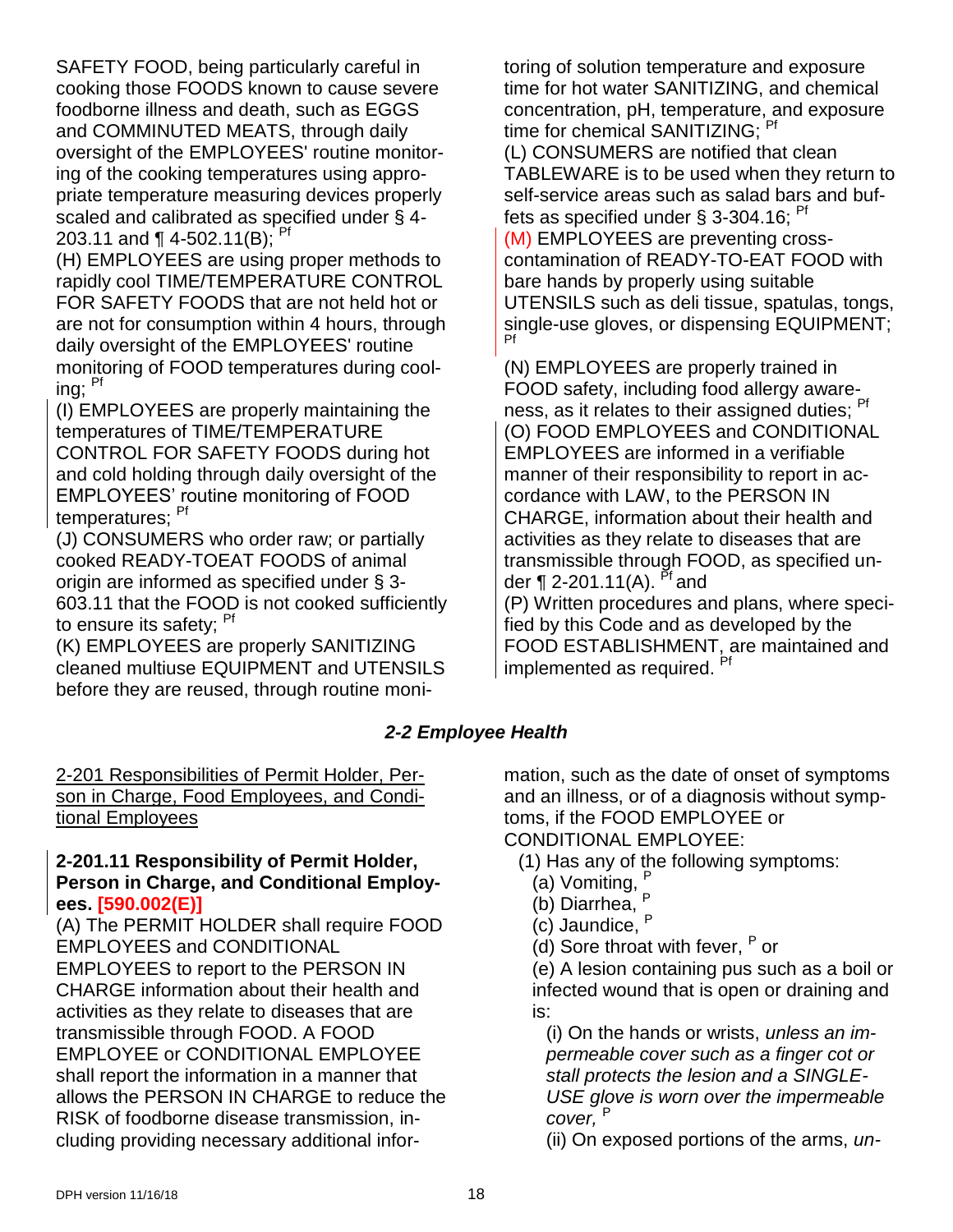SAFETY FOOD, being particularly careful in cooking those FOODS known to cause severe foodborne illness and death, such as EGGS and COMMINUTED MEATS, through daily oversight of the EMPLOYEES' routine monitoring of the cooking temperatures using appropriate temperature measuring devices properly scaled and calibrated as specified under § 4-203.11 and ¶ 4-502.11(B); Pf

(H) EMPLOYEES are using proper methods to rapidly cool TIME/TEMPERATURE CONTROL FOR SAFETY FOODS that are not held hot or are not for consumption within 4 hours, through daily oversight of the EMPLOYEES' routine monitoring of FOOD temperatures during cooling; Pf

(I) EMPLOYEES are properly maintaining the temperatures of TIME/TEMPERATURE CONTROL FOR SAFETY FOODS during hot and cold holding through daily oversight of the EMPLOYEES' routine monitoring of FOOD temperatures; Pf

(J) CONSUMERS who order raw; or partially cooked READY-TOEAT FOODS of animal origin are informed as specified under § 3-603.11 that the FOOD is not cooked sufficiently to ensure its safety; Pf

(K) EMPLOYEES are properly SANITIZING cleaned multiuse EQUIPMENT and UTENSILS before they are reused, through routine monitoring of solution temperature and exposure time for hot water SANITIZING, and chemical concentration, pH, temperature, and exposure time for chemical SANITIZING; Pf

(L) CONSUMERS are notified that clean TABLEWARE is to be used when they return to self-service areas such as salad bars and buffets as specified under § 3-304.16; Pf

(M) EMPLOYEES are preventing cross-contamination of READY-TO-EAT FOOD with bare hands by properly using suitable UTENSILS such as deli tissue, spatulas, tongs, single-use gloves, or dispensing EQUIPMENT; Pf

(N) EMPLOYEES are properly trained in FOOD safety, including food allergy awareness, as it relates to their assigned duties; Pf

(O) FOOD EMPLOYEES and CONDITIONAL EMPLOYEES are informed in a verifiable manner of their responsibility to report in accordance with LAW, to the PERSON IN CHARGE, information about their health and activities as they relate to diseases that are transmissible through FOOD, as specified under ¶ 2-201.11(A). Pf and

(P) Written procedures and plans, where specified by this Code and as developed by the FOOD ESTABLISHMENT, are maintained and implemented as required. Pf

## *2-2 Employee Health*

2-201 Responsibilities of Permit Holder, Person in Charge, Food Employees, and Conditional Employees

**2-201.11 Responsibility of Permit Holder, Person in Charge, and Conditional Employees. [590.002(E)]**

(A) The PERMIT HOLDER shall require FOOD EMPLOYEES and CONDITIONAL EMPLOYEES to report to the PERSON IN CHARGE information about their health and activities as they relate to diseases that are transmissible through FOOD. A FOOD EMPLOYEE or CONDITIONAL EMPLOYEE shall report the information in a manner that allows the PERSON IN CHARGE to reduce the RISK of foodborne disease transmission, including providing necessary additional information, such as the date of onset of symptoms and an illness, or of a diagnosis without symptoms, if the FOOD EMPLOYEE or CONDITIONAL EMPLOYEE:

- (1) Has any of the following symptoms:
  - (a) Vomiting, P
  - (b) Diarrhea, P
  - (c) Jaundice, P
  - (d) Sore throat with fever, P or
  - (e) A lesion containing pus such as a boil or infected wound that is open or draining and is:
    - (i) On the hands or wrists, *unless an impermeable cover such as a finger cot or stall protects the lesion and a SINGLE-USE glove is worn over the impermeable cover,* P
    - (ii) On exposed portions of the arms, *un-*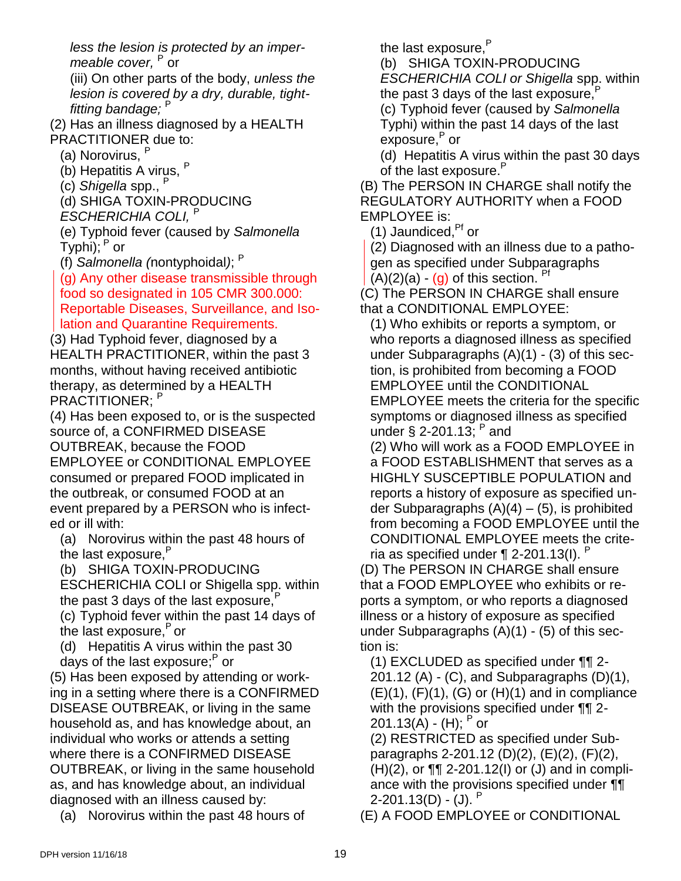*less the lesion is protected by an impermeable cover,* P or

(iii) On other parts of the body, *unless the lesion is covered by a dry, durable, tight-fitting bandage;* P

(2) Has an illness diagnosed by a HEALTH PRACTITIONER due to:

(a) Norovirus, P

(b) Hepatitis A virus, P

(c) *Shigella* spp., P

(d) SHIGA TOXIN-PRODUCING *ESCHERICHIA COLI,* P

(e) Typhoid fever (caused by *Salmonella* Typhi); P or

(f) *Salmonella (*nontyphoidal*)*; P

(g) Any other disease transmissible through food so designated in 105 CMR 300.000: Reportable Diseases, Surveillance, and Isolation and Quarantine Requirements.

(3) Had Typhoid fever, diagnosed by a HEALTH PRACTITIONER, within the past 3 months, without having received antibiotic therapy, as determined by a HEALTH PRACTITIONER; P

(4) Has been exposed to, or is the suspected source of, a CONFIRMED DISEASE OUTBREAK, because the FOOD EMPLOYEE or CONDITIONAL EMPLOYEE consumed or prepared FOOD implicated in the outbreak, or consumed FOOD at an event prepared by a PERSON who is infected or ill with:

(a) Norovirus within the past 48 hours of the last exposure, P

(b) SHIGA TOXIN-PRODUCING ESCHERICHIA COLI or Shigella spp. within the past 3 days of the last exposure, P

(c) Typhoid fever within the past 14 days of the last exposure, P or

(d) Hepatitis A virus within the past 30 days of the last exposure; P or

(5) Has been exposed by attending or working in a setting where there is a CONFIRMED DISEASE OUTBREAK, or living in the same household as, and has knowledge about, an individual who works or attends a setting where there is a CONFIRMED DISEASE OUTBREAK, or living in the same household as, and has knowledge about, an individual diagnosed with an illness caused by:

(a) Norovirus within the past 48 hours of the last exposure, P

(b) SHIGA TOXIN-PRODUCING *ESCHERICHIA COLI or Shigella* spp. within the past 3 days of the last exposure, P

(c) Typhoid fever (caused by *Salmonella* Typhi) within the past 14 days of the last exposure, P or

(d) Hepatitis A virus within the past 30 days of the last exposure. P

(B) The PERSON IN CHARGE shall notify the REGULATORY AUTHORITY when a FOOD EMPLOYEE is:

(1) Jaundiced, Pf or

(2) Diagnosed with an illness due to a pathogen as specified under Subparagraphs (A)(2)(a) - (g) of this section. Pf

(C) The PERSON IN CHARGE shall ensure that a CONDITIONAL EMPLOYEE:

(1) Who exhibits or reports a symptom, or who reports a diagnosed illness as specified under Subparagraphs (A)(1) - (3) of this section, is prohibited from becoming a FOOD EMPLOYEE until the CONDITIONAL EMPLOYEE meets the criteria for the specific symptoms or diagnosed illness as specified under § 2-201.13; P and

(2) Who will work as a FOOD EMPLOYEE in a FOOD ESTABLISHMENT that serves as a HIGHLY SUSCEPTIBLE POPULATION and reports a history of exposure as specified under Subparagraphs (A)(4) – (5), is prohibited from becoming a FOOD EMPLOYEE until the CONDITIONAL EMPLOYEE meets the criteria as specified under ¶ 2-201.13(I). P

(D) The PERSON IN CHARGE shall ensure that a FOOD EMPLOYEE who exhibits or reports a symptom, or who reports a diagnosed illness or a history of exposure as specified under Subparagraphs (A)(1) - (5) of this section is:

(1) EXCLUDED as specified under ¶¶ 2-201.12 (A) - (C), and Subparagraphs (D)(1), (E)(1), (F)(1), (G) or (H)(1) and in compliance with the provisions specified under ¶¶ 2-201.13(A) - (H); P or

(2) RESTRICTED as specified under Subparagraphs 2-201.12 (D)(2), (E)(2), (F)(2), (H)(2), or ¶¶ 2-201.12(I) or (J) and in compliance with the provisions specified under ¶¶ 2-201.13(D) - (J). P

(E) A FOOD EMPLOYEE or CONDITIONAL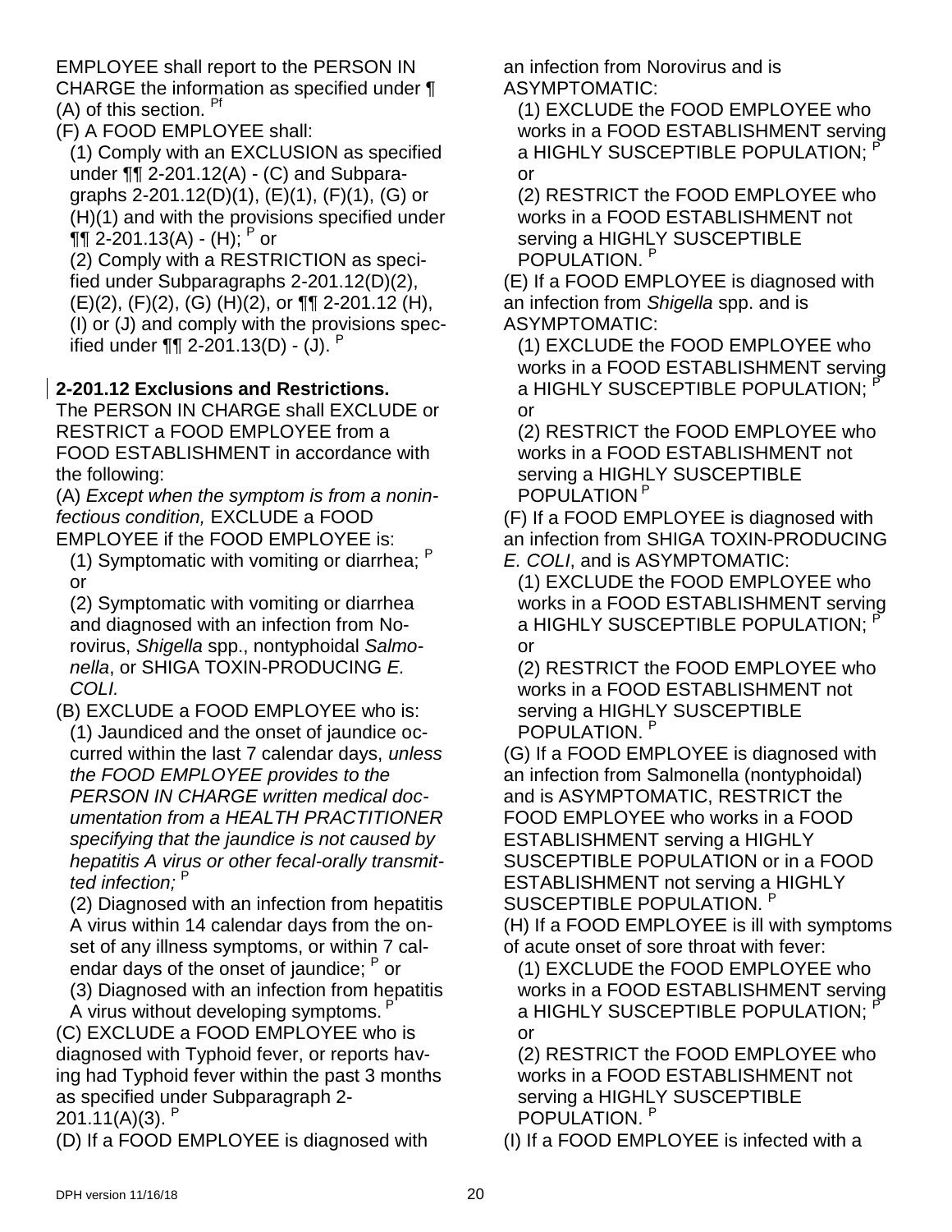EMPLOYEE shall report to the PERSON IN CHARGE the information as specified under ¶ (A) of this section. [Pf]

(F) A FOOD EMPLOYEE shall:

(1) Comply with an EXCLUSION as specified under ¶¶ 2-201.12(A) - (C) and Subparagraphs 2-201.12(D)(1), (E)(1), (F)(1), (G) or (H)(1) and with the provisions specified under ¶¶ 2-201.13(A) - (H); [P] or

(2) Comply with a RESTRICTION as specified under Subparagraphs 2-201.12(D)(2), (E)(2), (F)(2), (G) (H)(2), or ¶¶ 2-201.12 (H), (I) or (J) and comply with the provisions specified under ¶¶ 2-201.13(D) - (J). [P]

**2-201.12 Exclusions and Restrictions.**

The PERSON IN CHARGE shall EXCLUDE or RESTRICT a FOOD EMPLOYEE from a FOOD ESTABLISHMENT in accordance with the following:

(A) *Except when the symptom is from a noninfectious condition,* EXCLUDE a FOOD EMPLOYEE if the FOOD EMPLOYEE is:

(1) Symptomatic with vomiting or diarrhea; [P] or

(2) Symptomatic with vomiting or diarrhea and diagnosed with an infection from Norovirus, *Shigella* spp., nontyphoidal *Salmonella*, or SHIGA TOXIN-PRODUCING *E. COLI.*

(B) EXCLUDE a FOOD EMPLOYEE who is:

(1) Jaundiced and the onset of jaundice occurred within the last 7 calendar days, *unless the FOOD EMPLOYEE provides to the PERSON IN CHARGE written medical documentation from a HEALTH PRACTITIONER specifying that the jaundice is not caused by hepatitis A virus or other fecal-orally transmitted infection;* [P]

(2) Diagnosed with an infection from hepatitis A virus within 14 calendar days from the onset of any illness symptoms, or within 7 calendar days of the onset of jaundice; [P] or

(3) Diagnosed with an infection from hepatitis A virus without developing symptoms. [P]

(C) EXCLUDE a FOOD EMPLOYEE who is diagnosed with Typhoid fever, or reports having had Typhoid fever within the past 3 months as specified under Subparagraph 2-201.11(A)(3). [P]

(D) If a FOOD EMPLOYEE is diagnosed with an infection from Norovirus and is ASYMPTOMATIC:

(1) EXCLUDE the FOOD EMPLOYEE who works in a FOOD ESTABLISHMENT serving a HIGHLY SUSCEPTIBLE POPULATION; [P] or

(2) RESTRICT the FOOD EMPLOYEE who works in a FOOD ESTABLISHMENT not serving a HIGHLY SUSCEPTIBLE POPULATION. [P]

(E) If a FOOD EMPLOYEE is diagnosed with an infection from *Shigella* spp. and is ASYMPTOMATIC:

(1) EXCLUDE the FOOD EMPLOYEE who works in a FOOD ESTABLISHMENT serving a HIGHLY SUSCEPTIBLE POPULATION; [P] or

(2) RESTRICT the FOOD EMPLOYEE who works in a FOOD ESTABLISHMENT not serving a HIGHLY SUSCEPTIBLE POPULATION [P]

(F) If a FOOD EMPLOYEE is diagnosed with an infection from SHIGA TOXIN-PRODUCING *E. COLI*, and is ASYMPTOMATIC:

(1) EXCLUDE the FOOD EMPLOYEE who works in a FOOD ESTABLISHMENT serving a HIGHLY SUSCEPTIBLE POPULATION; [P] or

(2) RESTRICT the FOOD EMPLOYEE who works in a FOOD ESTABLISHMENT not serving a HIGHLY SUSCEPTIBLE POPULATION. [P]

(G) If a FOOD EMPLOYEE is diagnosed with an infection from Salmonella (nontyphoidal) and is ASYMPTOMATIC, RESTRICT the FOOD EMPLOYEE who works in a FOOD ESTABLISHMENT serving a HIGHLY SUSCEPTIBLE POPULATION or in a FOOD ESTABLISHMENT not serving a HIGHLY SUSCEPTIBLE POPULATION. [P]

(H) If a FOOD EMPLOYEE is ill with symptoms of acute onset of sore throat with fever:

(1) EXCLUDE the FOOD EMPLOYEE who works in a FOOD ESTABLISHMENT serving a HIGHLY SUSCEPTIBLE POPULATION; [P] or

(2) RESTRICT the FOOD EMPLOYEE who works in a FOOD ESTABLISHMENT not serving a HIGHLY SUSCEPTIBLE POPULATION. [P]

(I) If a FOOD EMPLOYEE is infected with a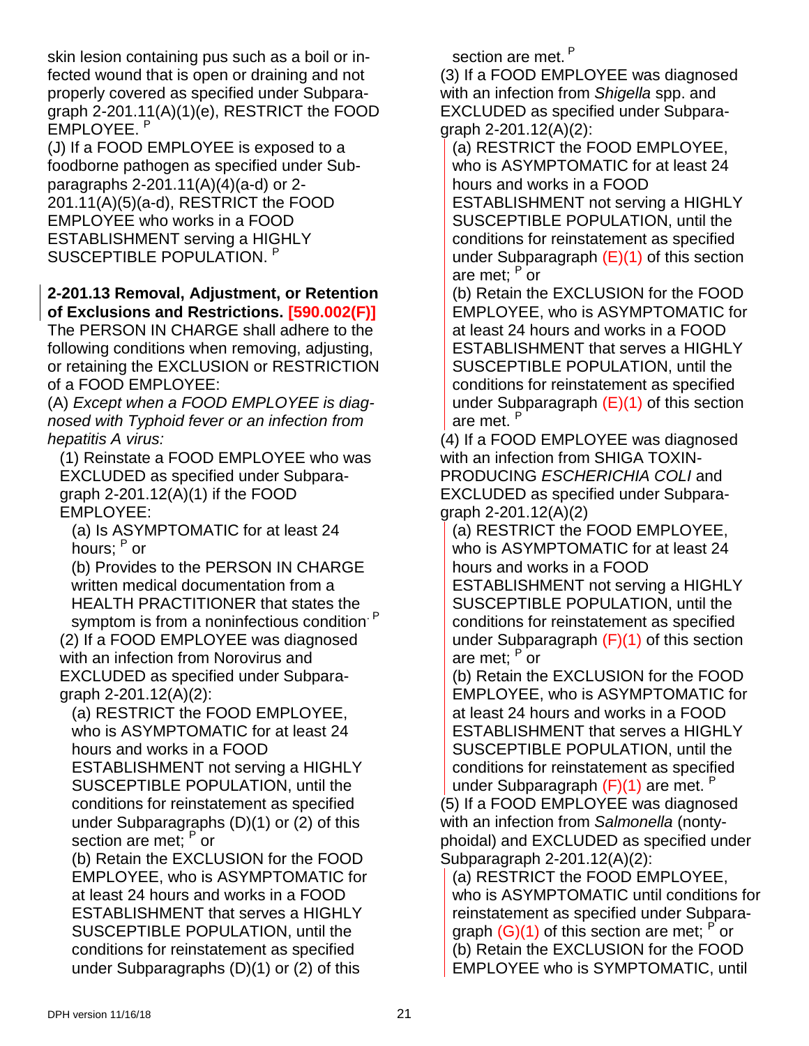skin lesion containing pus such as a boil or infected wound that is open or draining and not properly covered as specified under Subparagraph 2-201.11(A)(1)(e), RESTRICT the FOOD EMPLOYEE. [P]

(J) If a FOOD EMPLOYEE is exposed to a foodborne pathogen as specified under Subparagraphs 2-201.11(A)(4)(a-d) or 2-201.11(A)(5)(a-d), RESTRICT the FOOD EMPLOYEE who works in a FOOD ESTABLISHMENT serving a HIGHLY SUSCEPTIBLE POPULATION. [P]

**2-201.13 Removal, Adjustment, or Retention of Exclusions and Restrictions. [590.002(F)]**

The PERSON IN CHARGE shall adhere to the following conditions when removing, adjusting, or retaining the EXCLUSION or RESTRICTION of a FOOD EMPLOYEE:

(A) *Except when a FOOD EMPLOYEE is diagnosed with Typhoid fever or an infection from hepatitis A virus:*

(1) Reinstate a FOOD EMPLOYEE who was EXCLUDED as specified under Subparagraph 2-201.12(A)(1) if the FOOD EMPLOYEE:

(a) Is ASYMPTOMATIC for at least 24 hours; [P] or

(b) Provides to the PERSON IN CHARGE written medical documentation from a HEALTH PRACTITIONER that states the symptom is from a noninfectious condition. [P]

(2) If a FOOD EMPLOYEE was diagnosed with an infection from Norovirus and EXCLUDED as specified under Subparagraph 2-201.12(A)(2):

(a) RESTRICT the FOOD EMPLOYEE, who is ASYMPTOMATIC for at least 24 hours and works in a FOOD ESTABLISHMENT not serving a HIGHLY SUSCEPTIBLE POPULATION, until the conditions for reinstatement as specified under Subparagraphs (D)(1) or (2) of this section are met; [P] or

(b) Retain the EXCLUSION for the FOOD EMPLOYEE, who is ASYMPTOMATIC for at least 24 hours and works in a FOOD ESTABLISHMENT that serves a HIGHLY SUSCEPTIBLE POPULATION, until the conditions for reinstatement as specified under Subparagraphs (D)(1) or (2) of this section are met. [P]

(3) If a FOOD EMPLOYEE was diagnosed with an infection from *Shigella* spp. and EXCLUDED as specified under Subparagraph 2-201.12(A)(2):

(a) RESTRICT the FOOD EMPLOYEE, who is ASYMPTOMATIC for at least 24 hours and works in a FOOD ESTABLISHMENT not serving a HIGHLY SUSCEPTIBLE POPULATION, until the conditions for reinstatement as specified under Subparagraph (E)(1) of this section are met; [P] or

(b) Retain the EXCLUSION for the FOOD EMPLOYEE, who is ASYMPTOMATIC for at least 24 hours and works in a FOOD ESTABLISHMENT that serves a HIGHLY SUSCEPTIBLE POPULATION, until the conditions for reinstatement as specified under Subparagraph (E)(1) of this section are met. [P]

(4) If a FOOD EMPLOYEE was diagnosed with an infection from SHIGA TOXIN-PRODUCING *ESCHERICHIA COLI* and EXCLUDED as specified under Subparagraph 2-201.12(A)(2)

(a) RESTRICT the FOOD EMPLOYEE, who is ASYMPTOMATIC for at least 24 hours and works in a FOOD ESTABLISHMENT not serving a HIGHLY SUSCEPTIBLE POPULATION, until the conditions for reinstatement as specified under Subparagraph (F)(1) of this section are met; [P] or

(b) Retain the EXCLUSION for the FOOD EMPLOYEE, who is ASYMPTOMATIC for at least 24 hours and works in a FOOD ESTABLISHMENT that serves a HIGHLY SUSCEPTIBLE POPULATION, until the conditions for reinstatement as specified under Subparagraph (F)(1) are met. [P]

(5) If a FOOD EMPLOYEE was diagnosed with an infection from *Salmonella* (nontyphoidal) and EXCLUDED as specified under Subparagraph 2-201.12(A)(2):

(a) RESTRICT the FOOD EMPLOYEE, who is ASYMPTOMATIC until conditions for reinstatement as specified under Subparagraph (G)(1) of this section are met; [P] or

(b) Retain the EXCLUSION for the FOOD EMPLOYEE who is SYMPTOMATIC, until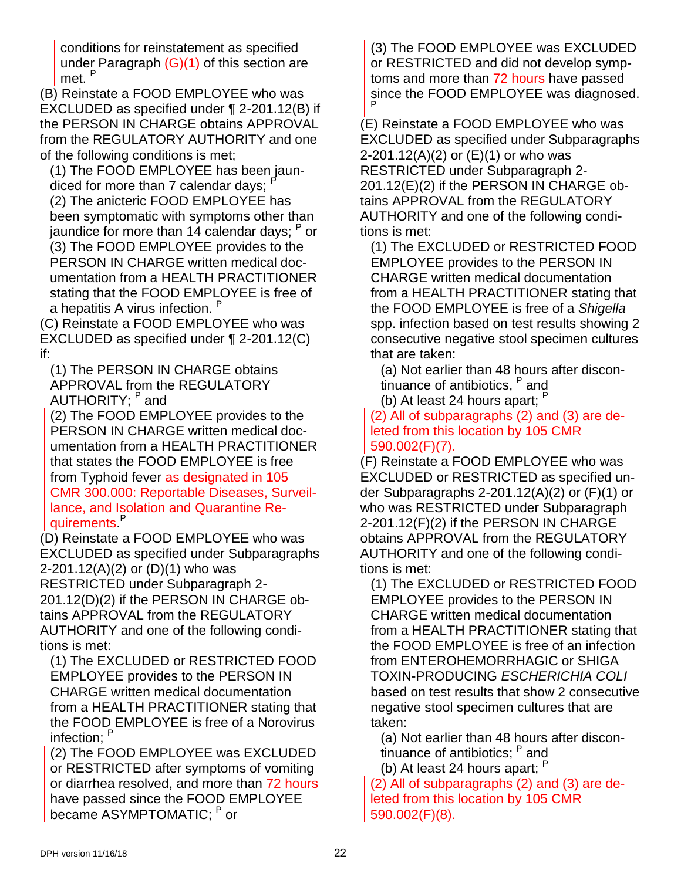conditions for reinstatement as specified under Paragraph (G)(1) of this section are met. [P]

(B) Reinstate a FOOD EMPLOYEE who was EXCLUDED as specified under ¶ 2-201.12(B) if the PERSON IN CHARGE obtains APPROVAL from the REGULATORY AUTHORITY and one of the following conditions is met;

(1) The FOOD EMPLOYEE has been jaundiced for more than 7 calendar days; [P]

(2) The anicteric FOOD EMPLOYEE has been symptomatic with symptoms other than jaundice for more than 14 calendar days; [P] or

(3) The FOOD EMPLOYEE provides to the PERSON IN CHARGE written medical documentation from a HEALTH PRACTITIONER stating that the FOOD EMPLOYEE is free of a hepatitis A virus infection. [P]

(C) Reinstate a FOOD EMPLOYEE who was EXCLUDED as specified under ¶ 2-201.12(C) if:

(1) The PERSON IN CHARGE obtains APPROVAL from the REGULATORY AUTHORITY; [P] and

(2) The FOOD EMPLOYEE provides to the PERSON IN CHARGE written medical documentation from a HEALTH PRACTITIONER that states the FOOD EMPLOYEE is free from Typhoid fever as designated in 105 CMR 300.000: Reportable Diseases, Surveillance, and Isolation and Quarantine Requirements.[P]

(D) Reinstate a FOOD EMPLOYEE who was EXCLUDED as specified under Subparagraphs 2-201.12(A)(2) or (D)(1) who was RESTRICTED under Subparagraph 2-201.12(D)(2) if the PERSON IN CHARGE obtains APPROVAL from the REGULATORY AUTHORITY and one of the following conditions is met:

(1) The EXCLUDED or RESTRICTED FOOD EMPLOYEE provides to the PERSON IN CHARGE written medical documentation from a HEALTH PRACTITIONER stating that the FOOD EMPLOYEE is free of a Norovirus infection; [P]

(2) The FOOD EMPLOYEE was EXCLUDED or RESTRICTED after symptoms of vomiting or diarrhea resolved, and more than 72 hours have passed since the FOOD EMPLOYEE became ASYMPTOMATIC; [P] or

(3) The FOOD EMPLOYEE was EXCLUDED or RESTRICTED and did not develop symptoms and more than 72 hours have passed since the FOOD EMPLOYEE was diagnosed. [P]

(E) Reinstate a FOOD EMPLOYEE who was EXCLUDED as specified under Subparagraphs 2-201.12(A)(2) or (E)(1) or who was RESTRICTED under Subparagraph 2-201.12(E)(2) if the PERSON IN CHARGE obtains APPROVAL from the REGULATORY AUTHORITY and one of the following conditions is met:

(1) The EXCLUDED or RESTRICTED FOOD EMPLOYEE provides to the PERSON IN CHARGE written medical documentation from a HEALTH PRACTITIONER stating that the FOOD EMPLOYEE is free of a *Shigella* spp. infection based on test results showing 2 consecutive negative stool specimen cultures that are taken:

(a) Not earlier than 48 hours after discontinuance of antibiotics, [P] and

(b) At least 24 hours apart; [P]

(2) All of subparagraphs (2) and (3) are deleted from this location by 105 CMR 590.002(F)(7).

(F) Reinstate a FOOD EMPLOYEE who was EXCLUDED or RESTRICTED as specified under Subparagraphs 2-201.12(A)(2) or (F)(1) or who was RESTRICTED under Subparagraph 2-201.12(F)(2) if the PERSON IN CHARGE obtains APPROVAL from the REGULATORY AUTHORITY and one of the following conditions is met:

(1) The EXCLUDED or RESTRICTED FOOD EMPLOYEE provides to the PERSON IN CHARGE written medical documentation from a HEALTH PRACTITIONER stating that the FOOD EMPLOYEE is free of an infection from ENTEROHEMORRHAGIC or SHIGA TOXIN-PRODUCING *ESCHERICHIA COLI* based on test results that show 2 consecutive negative stool specimen cultures that are taken:

(a) Not earlier than 48 hours after discontinuance of antibiotics; [P] and

(b) At least 24 hours apart; [P]

(2) All of subparagraphs (2) and (3) are deleted from this location by 105 CMR 590.002(F)(8).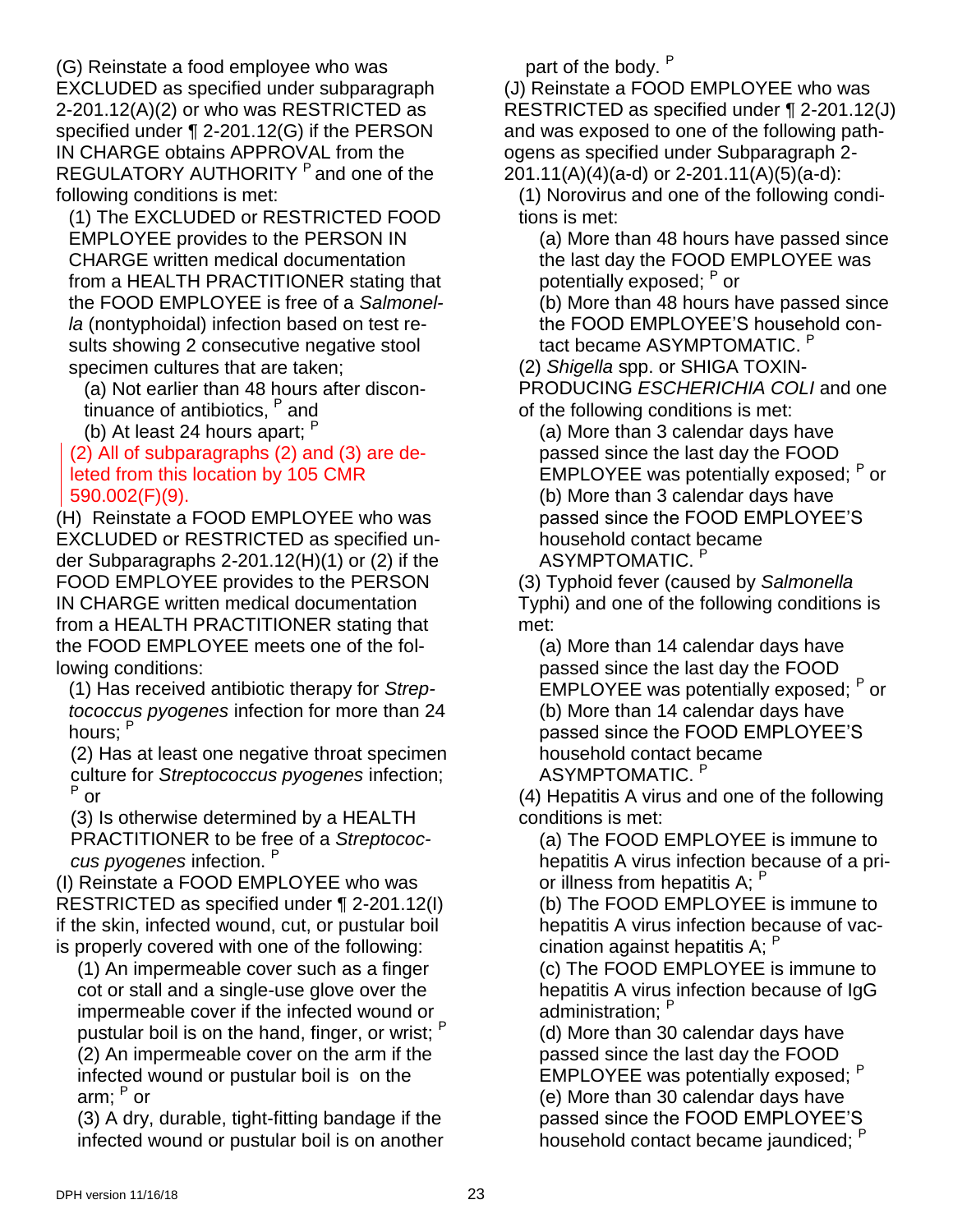(G) Reinstate a food employee who was EXCLUDED as specified under subparagraph 2-201.12(A)(2) or who was RESTRICTED as specified under ¶ 2-201.12(G) if the PERSON IN CHARGE obtains APPROVAL from the REGULATORY AUTHORITY [P] and one of the following conditions is met:

(1) The EXCLUDED or RESTRICTED FOOD EMPLOYEE provides to the PERSON IN CHARGE written medical documentation from a HEALTH PRACTITIONER stating that the FOOD EMPLOYEE is free of a *Salmonella* (nontyphoidal) infection based on test results showing 2 consecutive negative stool specimen cultures that are taken;

(a) Not earlier than 48 hours after discontinuance of antibiotics, [P] and

(b) At least 24 hours apart; [P]

(2) All of subparagraphs (2) and (3) are deleted from this location by 105 CMR 590.002(F)(9).

(H) Reinstate a FOOD EMPLOYEE who was EXCLUDED or RESTRICTED as specified under Subparagraphs 2-201.12(H)(1) or (2) if the FOOD EMPLOYEE provides to the PERSON IN CHARGE written medical documentation from a HEALTH PRACTITIONER stating that the FOOD EMPLOYEE meets one of the following conditions:

(1) Has received antibiotic therapy for *Streptococcus pyogenes* infection for more than 24 hours; [P]

(2) Has at least one negative throat specimen culture for *Streptococcus pyogenes* infection; [P] or

(3) Is otherwise determined by a HEALTH PRACTITIONER to be free of a *Streptococcus pyogenes* infection. [P]

(I) Reinstate a FOOD EMPLOYEE who was RESTRICTED as specified under ¶ 2-201.12(I) if the skin, infected wound, cut, or pustular boil is properly covered with one of the following:

(1) An impermeable cover such as a finger cot or stall and a single-use glove over the impermeable cover if the infected wound or pustular boil is on the hand, finger, or wrist; [P]

(2) An impermeable cover on the arm if the infected wound or pustular boil is on the arm; [P] or

(3) A dry, durable, tight-fitting bandage if the infected wound or pustular boil is on another part of the body. [P]

(J) Reinstate a FOOD EMPLOYEE who was RESTRICTED as specified under ¶ 2-201.12(J) and was exposed to one of the following pathogens as specified under Subparagraph 2-201.11(A)(4)(a-d) or 2-201.11(A)(5)(a-d):

(1) Norovirus and one of the following conditions is met:

(a) More than 48 hours have passed since the last day the FOOD EMPLOYEE was potentially exposed; [P] or

(b) More than 48 hours have passed since the FOOD EMPLOYEE'S household contact became ASYMPTOMATIC. [P]

(2) *Shigella* spp. or SHIGA TOXIN-PRODUCING *ESCHERICHIA COLI* and one of the following conditions is met:

(a) More than 3 calendar days have passed since the last day the FOOD EMPLOYEE was potentially exposed; [P] or

(b) More than 3 calendar days have passed since the FOOD EMPLOYEE'S household contact became ASYMPTOMATIC. [P]

(3) Typhoid fever (caused by *Salmonella* Typhi) and one of the following conditions is met:

(a) More than 14 calendar days have passed since the last day the FOOD EMPLOYEE was potentially exposed; [P] or

(b) More than 14 calendar days have passed since the FOOD EMPLOYEE'S household contact became ASYMPTOMATIC. [P]

(4) Hepatitis A virus and one of the following conditions is met:

(a) The FOOD EMPLOYEE is immune to hepatitis A virus infection because of a prior illness from hepatitis A; [P]

(b) The FOOD EMPLOYEE is immune to hepatitis A virus infection because of vaccination against hepatitis A; [P]

(c) The FOOD EMPLOYEE is immune to hepatitis A virus infection because of IgG administration; [P]

(d) More than 30 calendar days have passed since the last day the FOOD EMPLOYEE was potentially exposed; [P]

(e) More than 30 calendar days have passed since the FOOD EMPLOYEE'S household contact became jaundiced; [P]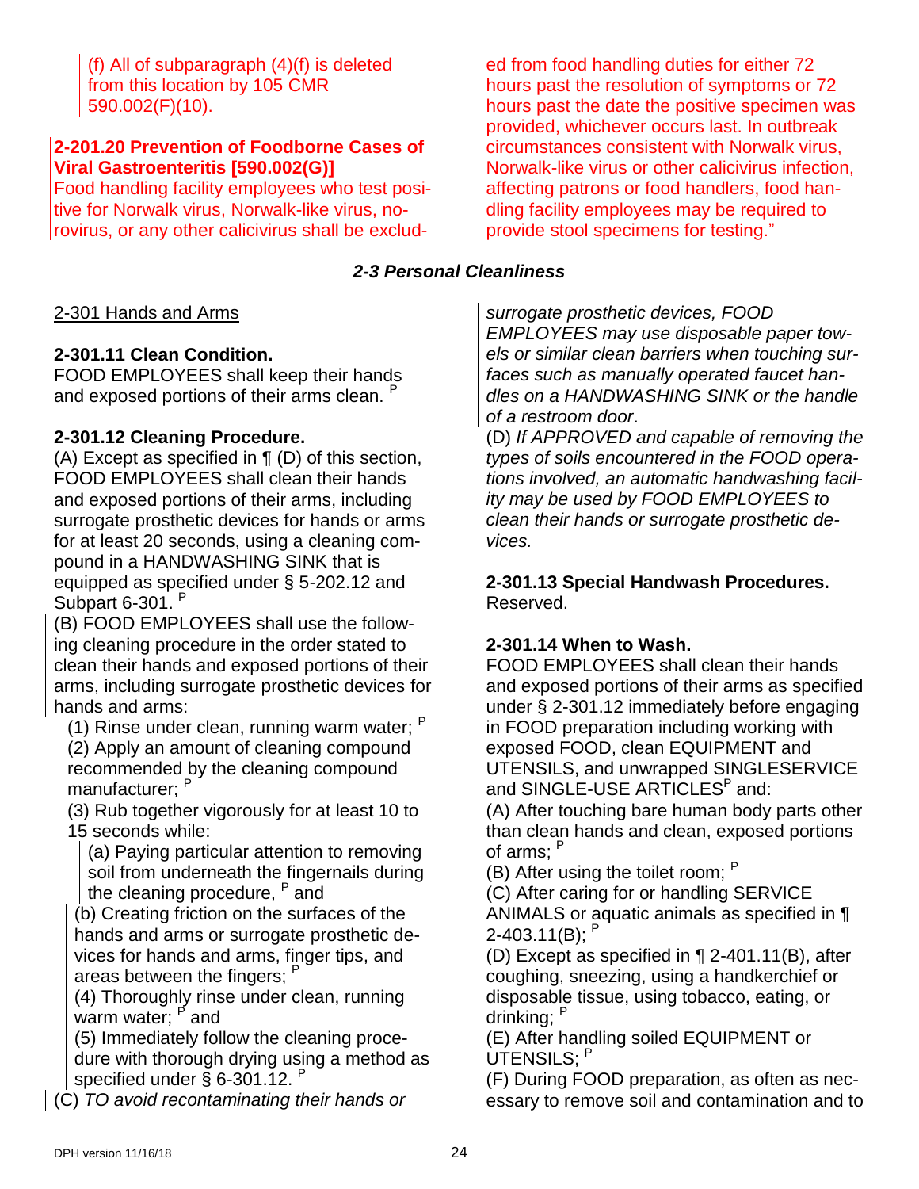(f) All of subparagraph (4)(f) is deleted from this location by 105 CMR 590.002(F)(10).

**2-201.20 Prevention of Foodborne Cases of Viral Gastroenteritis [590.002(G)]**

Food handling facility employees who test positive for Norwalk virus, Norwalk-like virus, norovirus, or any other calicivirus shall be excluded from food handling duties for either 72 hours past the resolution of symptoms or 72 hours past the date the positive specimen was provided, whichever occurs last. In outbreak circumstances consistent with Norwalk virus, Norwalk-like virus or other calicivirus infection, affecting patrons or food handlers, food handling facility employees may be required to provide stool specimens for testing."

## *2-3 Personal Cleanliness*

2-301 Hands and Arms

**2-301.11 Clean Condition.**

FOOD EMPLOYEES shall keep their hands and exposed portions of their arms clean. [P]

**2-301.12 Cleaning Procedure.**

(A) Except as specified in ¶ (D) of this section, FOOD EMPLOYEES shall clean their hands and exposed portions of their arms, including surrogate prosthetic devices for hands or arms for at least 20 seconds, using a cleaning compound in a HANDWASHING SINK that is equipped as specified under § 5-202.12 and Subpart 6-301. [P]

(B) FOOD EMPLOYEES shall use the following cleaning procedure in the order stated to clean their hands and exposed portions of their arms, including surrogate prosthetic devices for hands and arms:

(1) Rinse under clean, running warm water; [P]

(2) Apply an amount of cleaning compound recommended by the cleaning compound manufacturer; [P]

(3) Rub together vigorously for at least 10 to 15 seconds while:

(a) Paying particular attention to removing soil from underneath the fingernails during the cleaning procedure, [P] and

(b) Creating friction on the surfaces of the hands and arms or surrogate prosthetic devices for hands and arms, finger tips, and areas between the fingers; [P]

(4) Thoroughly rinse under clean, running warm water; [P] and

(5) Immediately follow the cleaning procedure with thorough drying using a method as specified under § 6-301.12. [P]

(C) *TO avoid recontaminating their hands or surrogate prosthetic devices, FOOD EMPLOYEES may use disposable paper towels or similar clean barriers when touching surfaces such as manually operated faucet handles on a HANDWASHING SINK or the handle of a restroom door*.

(D) *If APPROVED and capable of removing the types of soils encountered in the FOOD operations involved, an automatic handwashing facility may be used by FOOD EMPLOYEES to clean their hands or surrogate prosthetic devices.*

**2-301.13 Special Handwash Procedures.**

Reserved.

**2-301.14 When to Wash.**

FOOD EMPLOYEES shall clean their hands and exposed portions of their arms as specified under § 2-301.12 immediately before engaging in FOOD preparation including working with exposed FOOD, clean EQUIPMENT and UTENSILS, and unwrapped SINGLESERVICE and SINGLE-USE ARTICLES[P] and:

(A) After touching bare human body parts other than clean hands and clean, exposed portions of arms; [P]

(B) After using the toilet room; [P]

(C) After caring for or handling SERVICE ANIMALS or aquatic animals as specified in ¶ 2-403.11(B); [P]

(D) Except as specified in ¶ 2-401.11(B), after coughing, sneezing, using a handkerchief or disposable tissue, using tobacco, eating, or drinking; [P]

(E) After handling soiled EQUIPMENT or UTENSILS; [P]

(F) During FOOD preparation, as often as necessary to remove soil and contamination and to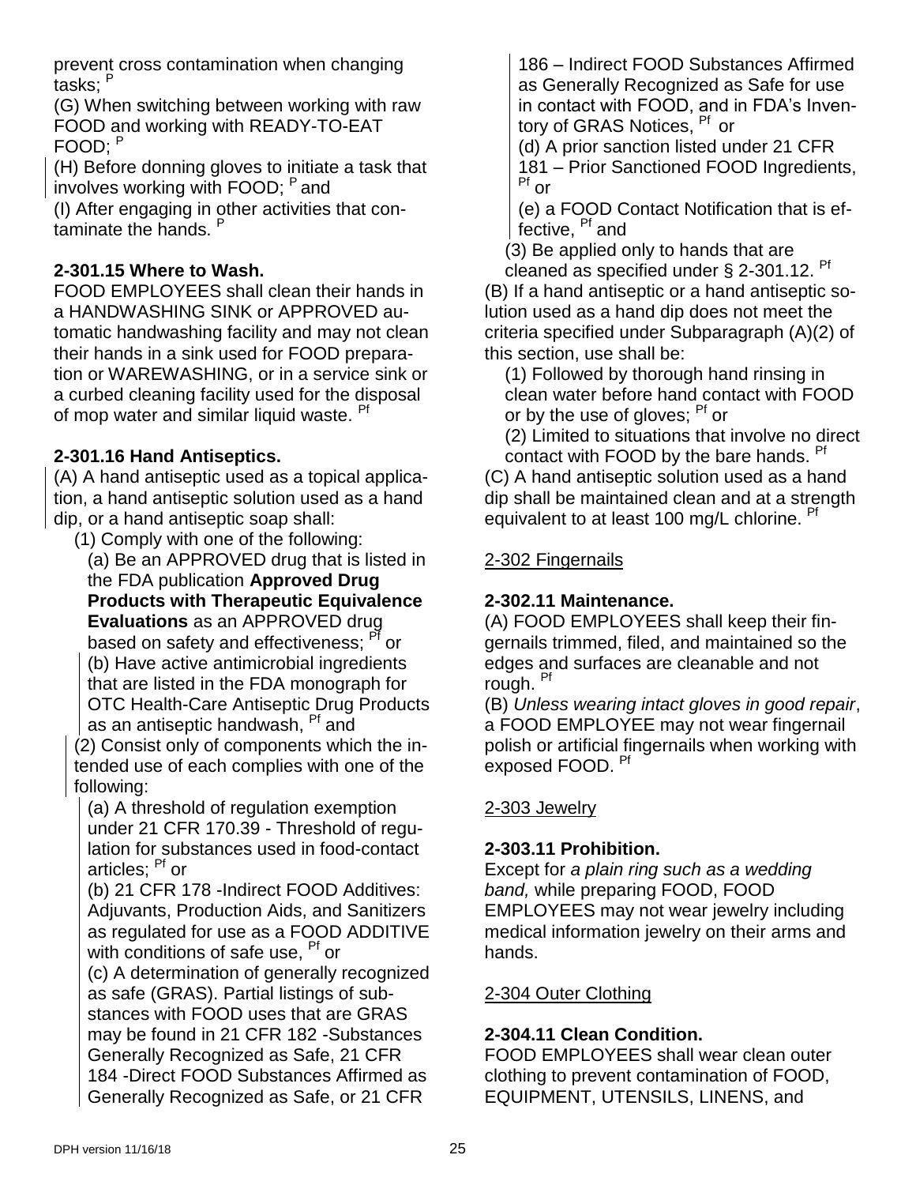prevent cross contamination when changing tasks; [P]

(G) When switching between working with raw FOOD and working with READY-TO-EAT FOOD; [P]

(H) Before donning gloves to initiate a task that involves working with FOOD; [P] and

(I) After engaging in other activities that contaminate the hands. [P]

**2-301.15 Where to Wash.**

FOOD EMPLOYEES shall clean their hands in a HANDWASHING SINK or APPROVED automatic handwashing facility and may not clean their hands in a sink used for FOOD preparation or WAREWASHING, or in a service sink or a curbed cleaning facility used for the disposal of mop water and similar liquid waste. [Pf]

**2-301.16 Hand Antiseptics.**

(A) A hand antiseptic used as a topical application, a hand antiseptic solution used as a hand dip, or a hand antiseptic soap shall:

(1) Comply with one of the following:

(a) Be an APPROVED drug that is listed in the FDA publication **Approved Drug Products with Therapeutic Equivalence Evaluations** as an APPROVED drug based on safety and effectiveness; [Pf] or

(b) Have active antimicrobial ingredients that are listed in the FDA monograph for OTC Health-Care Antiseptic Drug Products as an antiseptic handwash, [Pf] and

(2) Consist only of components which the intended use of each complies with one of the following:

(a) A threshold of regulation exemption under 21 CFR 170.39 - Threshold of regulation for substances used in food-contact articles; [Pf] or

(b) 21 CFR 178 -Indirect FOOD Additives: Adjuvants, Production Aids, and Sanitizers as regulated for use as a FOOD ADDITIVE with conditions of safe use, [Pf] or

(c) A determination of generally recognized as safe (GRAS). Partial listings of substances with FOOD uses that are GRAS may be found in 21 CFR 182 -Substances Generally Recognized as Safe, 21 CFR 184 -Direct FOOD Substances Affirmed as Generally Recognized as Safe, or 21 CFR 186 – Indirect FOOD Substances Affirmed as Generally Recognized as Safe for use in contact with FOOD, and in FDA's Inventory of GRAS Notices, [Pf] or

(d) A prior sanction listed under 21 CFR 181 – Prior Sanctioned FOOD Ingredients, [Pf] or

(e) a FOOD Contact Notification that is effective, [Pf] and

(3) Be applied only to hands that are cleaned as specified under § 2-301.12. [Pf]

(B) If a hand antiseptic or a hand antiseptic solution used as a hand dip does not meet the criteria specified under Subparagraph (A)(2) of this section, use shall be:

(1) Followed by thorough hand rinsing in clean water before hand contact with FOOD or by the use of gloves; [Pf] or

(2) Limited to situations that involve no direct contact with FOOD by the bare hands. [Pf]

(C) A hand antiseptic solution used as a hand dip shall be maintained clean and at a strength equivalent to at least 100 mg/L chlorine. [Pf]

2-302 Fingernails

**2-302.11 Maintenance.**

(A) FOOD EMPLOYEES shall keep their fingernails trimmed, filed, and maintained so the edges and surfaces are cleanable and not rough. [Pf]

(B) *Unless wearing intact gloves in good repair*, a FOOD EMPLOYEE may not wear fingernail polish or artificial fingernails when working with exposed FOOD. [Pf]

2-303 Jewelry

**2-303.11 Prohibition.**

Except for *a plain ring such as a wedding band,* while preparing FOOD, FOOD EMPLOYEES may not wear jewelry including medical information jewelry on their arms and hands.

2-304 Outer Clothing

**2-304.11 Clean Condition.**

FOOD EMPLOYEES shall wear clean outer clothing to prevent contamination of FOOD, EQUIPMENT, UTENSILS, LINENS, and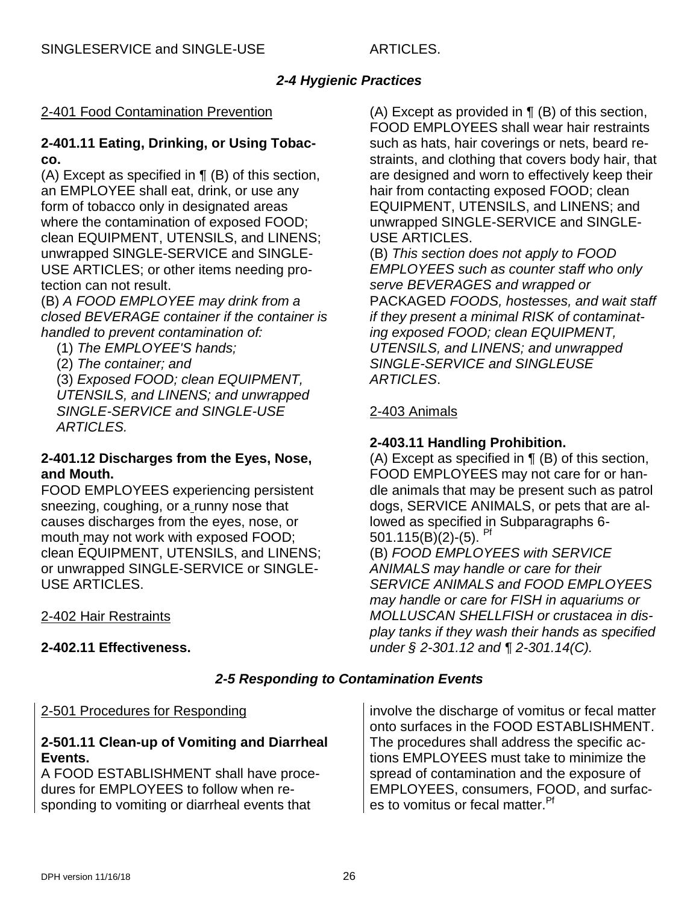SINGLESERVICE and SINGLE-USE ARTICLES.

### *2-4 Hygienic Practices*

2-401 Food Contamination Prevention

**2-401.11 Eating, Drinking, or Using Tobacco.**

(A) Except as specified in ¶ (B) of this section, an EMPLOYEE shall eat, drink, or use any form of tobacco only in designated areas where the contamination of exposed FOOD; clean EQUIPMENT, UTENSILS, and LINENS; unwrapped SINGLE-SERVICE and SINGLE-USE ARTICLES; or other items needing protection can not result.

(B) *A FOOD EMPLOYEE may drink from a closed BEVERAGE container if the container is handled to prevent contamination of:*

(1) *The EMPLOYEE'S hands;*

(2) *The container; and*

(3) *Exposed FOOD; clean EQUIPMENT, UTENSILS, and LINENS; and unwrapped SINGLE-SERVICE and SINGLE-USE ARTICLES.*

**2-401.12 Discharges from the Eyes, Nose, and Mouth.**

FOOD EMPLOYEES experiencing persistent sneezing, coughing, or a runny nose that causes discharges from the eyes, nose, or mouth may not work with exposed FOOD; clean EQUIPMENT, UTENSILS, and LINENS; or unwrapped SINGLE-SERVICE or SINGLE-USE ARTICLES.

2-402 Hair Restraints

**2-402.11 Effectiveness.**

(A) Except as provided in ¶ (B) of this section, FOOD EMPLOYEES shall wear hair restraints such as hats, hair coverings or nets, beard restraints, and clothing that covers body hair, that are designed and worn to effectively keep their hair from contacting exposed FOOD; clean EQUIPMENT, UTENSILS, and LINENS; and unwrapped SINGLE-SERVICE and SINGLE-USE ARTICLES.

(B) *This section does not apply to FOOD EMPLOYEES such as counter staff who only serve BEVERAGES and wrapped or* PACKAGED *FOODS, hostesses, and wait staff if they present a minimal RISK of contaminating exposed FOOD; clean EQUIPMENT, UTENSILS, and LINENS; and unwrapped SINGLE-SERVICE and SINGLEUSE ARTICLES*.

2-403 Animals

**2-403.11 Handling Prohibition.**

(A) Except as specified in ¶ (B) of this section, FOOD EMPLOYEES may not care for or handle animals that may be present such as patrol dogs, SERVICE ANIMALS, or pets that are allowed as specified in Subparagraphs 6-501.115(B)(2)-(5). Pf

(B) *FOOD EMPLOYEES with SERVICE ANIMALS may handle or care for their SERVICE ANIMALS and FOOD EMPLOYEES may handle or care for FISH in aquariums or MOLLUSCAN SHELLFISH or crustacea in display tanks if they wash their hands as specified under § 2-301.12 and ¶ 2-301.14(C).*

### *2-5 Responding to Contamination Events*

2-501 Procedures for Responding

**2-501.11 Clean-up of Vomiting and Diarrheal Events.**

A FOOD ESTABLISHMENT shall have procedures for EMPLOYEES to follow when responding to vomiting or diarrheal events that involve the discharge of vomitus or fecal matter onto surfaces in the FOOD ESTABLISHMENT. The procedures shall address the specific actions EMPLOYEES must take to minimize the spread of contamination and the exposure of EMPLOYEES, consumers, FOOD, and surfaces to vomitus or fecal matter. Pf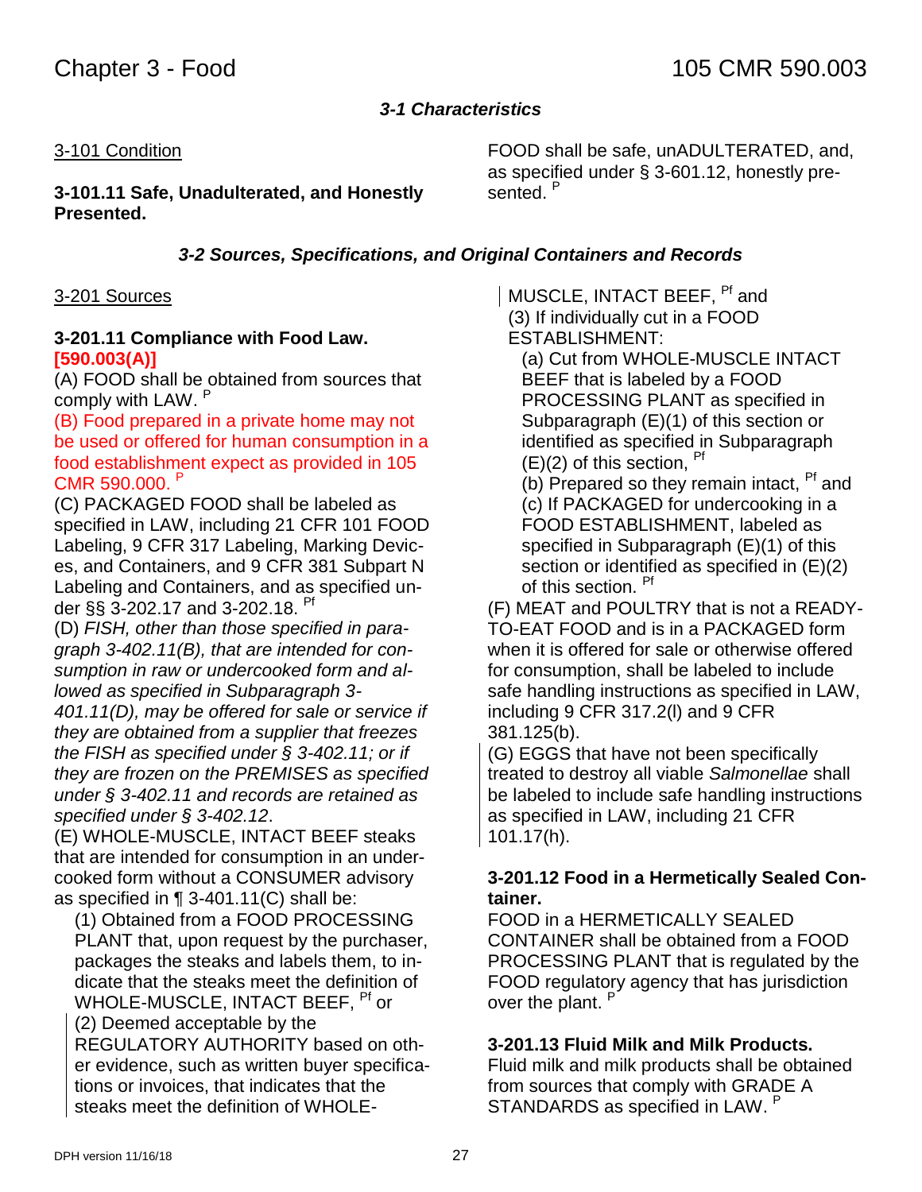## 3-1 Characteristics

3-101 Condition

**3-101.11 Safe, Unadulterated, and Honestly Presented.**

FOOD shall be safe, unADULTERATED, and, as specified under § 3-601.12, honestly presented. [P]

## 3-2 Sources, Specifications, and Original Containers and Records

3-201 Sources

**3-201.11 Compliance with Food Law. [590.003(A)]**

(A) FOOD shall be obtained from sources that comply with LAW. [P]

(B) Food prepared in a private home may not be used or offered for human consumption in a food establishment expect as provided in 105 CMR 590.000. [P]

(C) PACKAGED FOOD shall be labeled as specified in LAW, including 21 CFR 101 FOOD Labeling, 9 CFR 317 Labeling, Marking Devices, and Containers, and 9 CFR 381 Subpart N Labeling and Containers, and as specified under §§ 3-202.17 and 3-202.18. [Pf]

(D) *FISH, other than those specified in paragraph 3-402.11(B), that are intended for consumption in raw or undercooked form and allowed as specified in Subparagraph 3-401.11(D), may be offered for sale or service if they are obtained from a supplier that freezes the FISH as specified under § 3-402.11; or if they are frozen on the PREMISES as specified under § 3-402.11 and records are retained as specified under § 3-402.12*.

(E) WHOLE-MUSCLE, INTACT BEEF steaks that are intended for consumption in an undercooked form without a CONSUMER advisory as specified in ¶ 3-401.11(C) shall be:

(1) Obtained from a FOOD PROCESSING PLANT that, upon request by the purchaser, packages the steaks and labels them, to indicate that the steaks meet the definition of WHOLE-MUSCLE, INTACT BEEF, [Pf] or

(2) Deemed acceptable by the REGULATORY AUTHORITY based on other evidence, such as written buyer specifications or invoices, that indicates that the steaks meet the definition of WHOLE-MUSCLE, INTACT BEEF, [Pf] and

(3) If individually cut in a FOOD ESTABLISHMENT:

(a) Cut from WHOLE-MUSCLE INTACT BEEF that is labeled by a FOOD PROCESSING PLANT as specified in Subparagraph (E)(1) of this section or identified as specified in Subparagraph (E)(2) of this section, [Pf]

(b) Prepared so they remain intact, [Pf] and

(c) If PACKAGED for undercooking in a FOOD ESTABLISHMENT, labeled as specified in Subparagraph (E)(1) of this section or identified as specified in (E)(2) of this section. [Pf]

(F) MEAT and POULTRY that is not a READY-TO-EAT FOOD and is in a PACKAGED form when it is offered for sale or otherwise offered for consumption, shall be labeled to include safe handling instructions as specified in LAW, including 9 CFR 317.2(l) and 9 CFR 381.125(b).

(G) EGGS that have not been specifically treated to destroy all viable *Salmonellae* shall be labeled to include safe handling instructions as specified in LAW, including 21 CFR 101.17(h).

**3-201.12 Food in a Hermetically Sealed Container.**

FOOD in a HERMETICALLY SEALED CONTAINER shall be obtained from a FOOD PROCESSING PLANT that is regulated by the FOOD regulatory agency that has jurisdiction over the plant. [P]

**3-201.13 Fluid Milk and Milk Products.**

Fluid milk and milk products shall be obtained from sources that comply with GRADE A STANDARDS as specified in LAW. [P]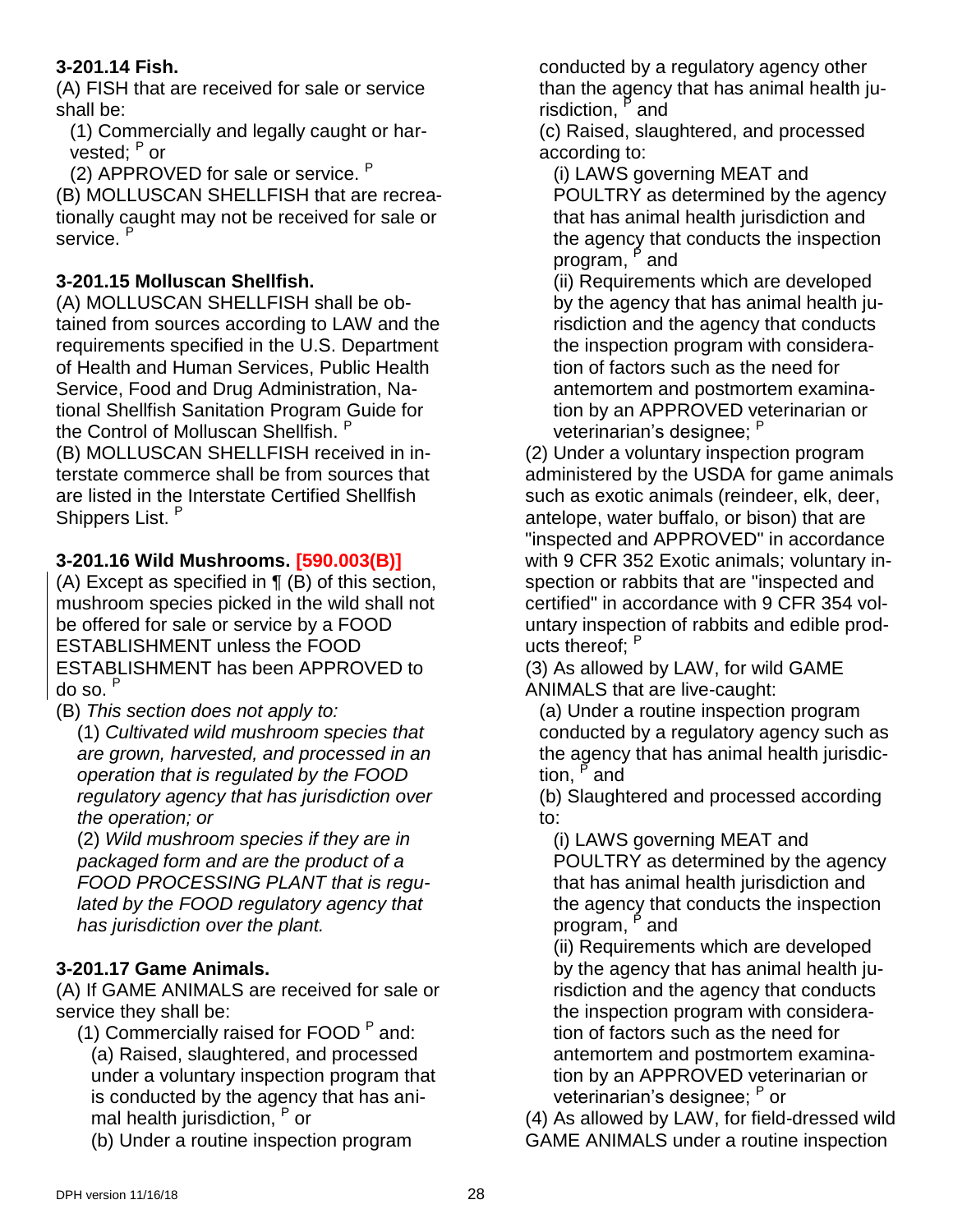**3-201.14 Fish.**

(A) FISH that are received for sale or service shall be:

(1) Commercially and legally caught or harvested; [P] or

(2) APPROVED for sale or service. [P]

(B) MOLLUSCAN SHELLFISH that are recreationally caught may not be received for sale or service. [P]

**3-201.15 Molluscan Shellfish.**

(A) MOLLUSCAN SHELLFISH shall be obtained from sources according to LAW and the requirements specified in the U.S. Department of Health and Human Services, Public Health Service, Food and Drug Administration, National Shellfish Sanitation Program Guide for the Control of Molluscan Shellfish. [P]

(B) MOLLUSCAN SHELLFISH received in interstate commerce shall be from sources that are listed in the Interstate Certified Shellfish Shippers List. [P]

**3-201.16 Wild Mushrooms. [590.003(B)]**

(A) Except as specified in ¶ (B) of this section, mushroom species picked in the wild shall not be offered for sale or service by a FOOD ESTABLISHMENT unless the FOOD ESTABLISHMENT has been APPROVED to do so. [P]

(B) *This section does not apply to:*

(1) *Cultivated wild mushroom species that are grown, harvested, and processed in an operation that is regulated by the FOOD regulatory agency that has jurisdiction over the operation; or*

(2) *Wild mushroom species if they are in packaged form and are the product of a FOOD PROCESSING PLANT that is regulated by the FOOD regulatory agency that has jurisdiction over the plant.*

**3-201.17 Game Animals.**

(A) If GAME ANIMALS are received for sale or service they shall be:

(1) Commercially raised for FOOD [P] and:

(a) Raised, slaughtered, and processed under a voluntary inspection program that is conducted by the agency that has animal health jurisdiction, [P] or

(b) Under a routine inspection program conducted by a regulatory agency other than the agency that has animal health jurisdiction, [P] and

(c) Raised, slaughtered, and processed according to:

(i) LAWS governing MEAT and POULTRY as determined by the agency that has animal health jurisdiction and the agency that conducts the inspection program, [P] and

(ii) Requirements which are developed by the agency that has animal health jurisdiction and the agency that conducts the inspection program with consideration of factors such as the need for antemortem and postmortem examination by an APPROVED veterinarian or veterinarian's designee; [P]

(2) Under a voluntary inspection program administered by the USDA for game animals such as exotic animals (reindeer, elk, deer, antelope, water buffalo, or bison) that are "inspected and APPROVED" in accordance with 9 CFR 352 Exotic animals; voluntary inspection or rabbits that are "inspected and certified" in accordance with 9 CFR 354 voluntary inspection of rabbits and edible products thereof; [P]

(3) As allowed by LAW, for wild GAME ANIMALS that are live-caught:

(a) Under a routine inspection program conducted by a regulatory agency such as the agency that has animal health jurisdiction, [P] and

(b) Slaughtered and processed according to:

(i) LAWS governing MEAT and POULTRY as determined by the agency that has animal health jurisdiction and the agency that conducts the inspection program, [P] and

(ii) Requirements which are developed by the agency that has animal health jurisdiction and the agency that conducts the inspection program with consideration of factors such as the need for antemortem and postmortem examination by an APPROVED veterinarian or veterinarian's designee; [P] or

(4) As allowed by LAW, for field-dressed wild GAME ANIMALS under a routine inspection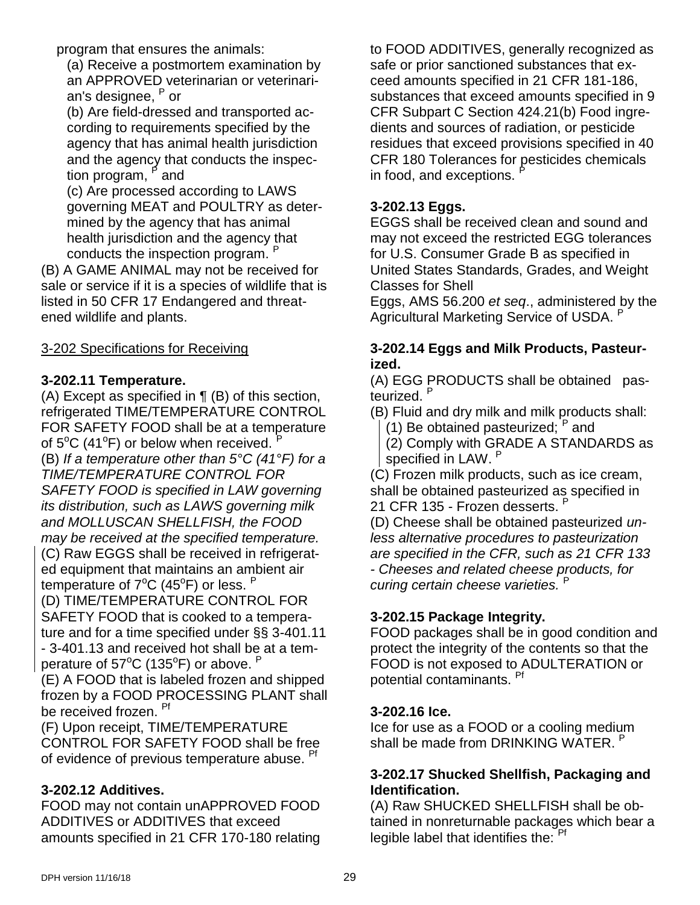program that ensures the animals:

(a) Receive a postmortem examination by an APPROVED veterinarian or veterinarian's designee, [P] or

(b) Are field-dressed and transported according to requirements specified by the agency that has animal health jurisdiction and the agency that conducts the inspection program, [P] and

(c) Are processed according to LAWS governing MEAT and POULTRY as determined by the agency that has animal health jurisdiction and the agency that conducts the inspection program. [P]

(B) A GAME ANIMAL may not be received for sale or service if it is a species of wildlife that is listed in 50 CFR 17 Endangered and threatened wildlife and plants.

3-202 Specifications for Receiving

**3-202.11 Temperature.**

(A) Except as specified in ¶ (B) of this section, refrigerated TIME/TEMPERATURE CONTROL FOR SAFETY FOOD shall be at a temperature of 5°C (41°F) or below when received. [P]

(B) *If a temperature other than 5°C (41°F) for a TIME/TEMPERATURE CONTROL FOR SAFETY FOOD is specified in LAW governing its distribution, such as LAWS governing milk and MOLLUSCAN SHELLFISH, the FOOD may be received at the specified temperature.*

(C) Raw EGGS shall be received in refrigerated equipment that maintains an ambient air temperature of 7°C (45°F) or less. [P]

(D) TIME/TEMPERATURE CONTROL FOR SAFETY FOOD that is cooked to a temperature and for a time specified under §§ 3-401.11 - 3-401.13 and received hot shall be at a temperature of 57°C (135°F) or above. [P]

(E) A FOOD that is labeled frozen and shipped frozen by a FOOD PROCESSING PLANT shall be received frozen. [Pf]

(F) Upon receipt, TIME/TEMPERATURE CONTROL FOR SAFETY FOOD shall be free of evidence of previous temperature abuse. [Pf]

**3-202.12 Additives.**

FOOD may not contain unAPPROVED FOOD ADDITIVES or ADDITIVES that exceed amounts specified in 21 CFR 170-180 relating to FOOD ADDITIVES, generally recognized as safe or prior sanctioned substances that exceed amounts specified in 21 CFR 181-186, substances that exceed amounts specified in 9 CFR Subpart C Section 424.21(b) Food ingredients and sources of radiation, or pesticide residues that exceed provisions specified in 40 CFR 180 Tolerances for pesticides chemicals in food, and exceptions. [P]

**3-202.13 Eggs.**

EGGS shall be received clean and sound and may not exceed the restricted EGG tolerances for U.S. Consumer Grade B as specified in United States Standards, Grades, and Weight Classes for Shell Eggs, AMS 56.200 *et seq*., administered by the Agricultural Marketing Service of USDA. [P]

**3-202.14 Eggs and Milk Products, Pasteurized.**

(A) EGG PRODUCTS shall be obtained pasteurized. [P]

(B) Fluid and dry milk and milk products shall:

(1) Be obtained pasteurized; [P] and

(2) Comply with GRADE A STANDARDS as specified in LAW. [P]

(C) Frozen milk products, such as ice cream, shall be obtained pasteurized as specified in 21 CFR 135 - Frozen desserts. [P]

(D) Cheese shall be obtained pasteurized *unless alternative procedures to pasteurization are specified in the CFR, such as 21 CFR 133 - Cheeses and related cheese products, for curing certain cheese varieties.* [P]

**3-202.15 Package Integrity.**

FOOD packages shall be in good condition and protect the integrity of the contents so that the FOOD is not exposed to ADULTERATION or potential contaminants. [Pf]

**3-202.16 Ice.**

Ice for use as a FOOD or a cooling medium shall be made from DRINKING WATER. [P]

**3-202.17 Shucked Shellfish, Packaging and Identification.**

(A) Raw SHUCKED SHELLFISH shall be obtained in nonreturnable packages which bear a legible label that identifies the: [Pf]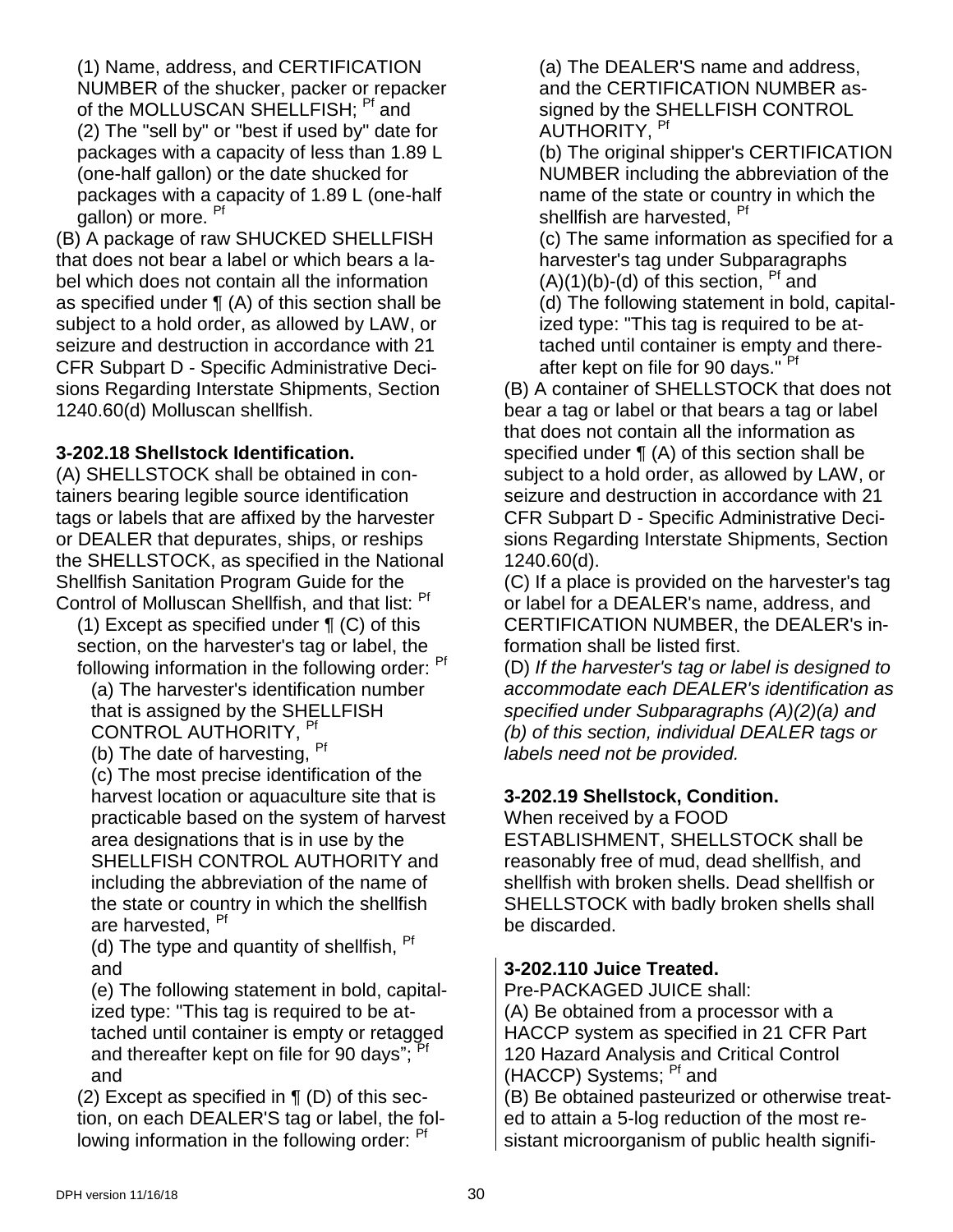(1) Name, address, and CERTIFICATION NUMBER of the shucker, packer or repacker of the MOLLUSCAN SHELLFISH; [Pf] and

(2) The "sell by" or "best if used by" date for packages with a capacity of less than 1.89 L (one-half gallon) or the date shucked for packages with a capacity of 1.89 L (one-half gallon) or more. [Pf]

(B) A package of raw SHUCKED SHELLFISH that does not bear a label or which bears a label which does not contain all the information as specified under ¶ (A) of this section shall be subject to a hold order, as allowed by LAW, or seizure and destruction in accordance with 21 CFR Subpart D - Specific Administrative Decisions Regarding Interstate Shipments, Section 1240.60(d) Molluscan shellfish.

**3-202.18 Shellstock Identification.**

(A) SHELLSTOCK shall be obtained in containers bearing legible source identification tags or labels that are affixed by the harvester or DEALER that depurates, ships, or reships the SHELLSTOCK, as specified in the National Shellfish Sanitation Program Guide for the Control of Molluscan Shellfish, and that list: [Pf]

(1) Except as specified under ¶ (C) of this section, on the harvester's tag or label, the following information in the following order: [Pf]

(a) The harvester's identification number that is assigned by the SHELLFISH CONTROL AUTHORITY, [Pf]

(b) The date of harvesting, [Pf]

(c) The most precise identification of the harvest location or aquaculture site that is practicable based on the system of harvest area designations that is in use by the SHELLFISH CONTROL AUTHORITY and including the abbreviation of the name of the state or country in which the shellfish are harvested, [Pf]

(d) The type and quantity of shellfish, [Pf] and

(e) The following statement in bold, capitalized type: "This tag is required to be attached until container is empty or retagged and thereafter kept on file for 90 days"; [Pf] and

(2) Except as specified in ¶ (D) of this section, on each DEALER'S tag or label, the following information in the following order: [Pf]

(a) The DEALER'S name and address, and the CERTIFICATION NUMBER assigned by the SHELLFISH CONTROL AUTHORITY, [Pf]

(b) The original shipper's CERTIFICATION NUMBER including the abbreviation of the name of the state or country in which the shellfish are harvested, [Pf]

(c) The same information as specified for a harvester's tag under Subparagraphs (A)(1)(b)-(d) of this section, [Pf] and

(d) The following statement in bold, capitalized type: "This tag is required to be attached until container is empty and thereafter kept on file for 90 days." [Pf]

(B) A container of SHELLSTOCK that does not bear a tag or label or that bears a tag or label that does not contain all the information as specified under ¶ (A) of this section shall be subject to a hold order, as allowed by LAW, or seizure and destruction in accordance with 21 CFR Subpart D - Specific Administrative Decisions Regarding Interstate Shipments, Section 1240.60(d).

(C) If a place is provided on the harvester's tag or label for a DEALER's name, address, and CERTIFICATION NUMBER, the DEALER's information shall be listed first.

(D) *If the harvester's tag or label is designed to accommodate each DEALER's identification as specified under Subparagraphs (A)(2)(a) and (b) of this section, individual DEALER tags or labels need not be provided.*

**3-202.19 Shellstock, Condition.**

When received by a FOOD ESTABLISHMENT, SHELLSTOCK shall be reasonably free of mud, dead shellfish, and shellfish with broken shells. Dead shellfish or SHELLSTOCK with badly broken shells shall be discarded.

**3-202.110 Juice Treated.**

Pre-PACKAGED JUICE shall:

(A) Be obtained from a processor with a HACCP system as specified in 21 CFR Part 120 Hazard Analysis and Critical Control (HACCP) Systems; [Pf] and

(B) Be obtained pasteurized or otherwise treated to attain a 5-log reduction of the most resistant microorganism of public health signifi-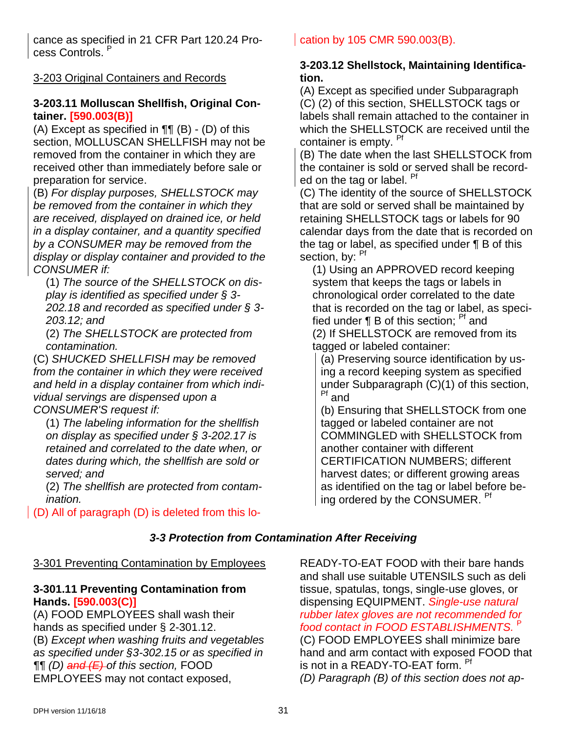cance as specified in 21 CFR Part 120.24 Process Controls. [P]

3-203 Original Containers and Records

**3-203.11 Molluscan Shellfish, Original Container. [590.003(B)]**

(A) Except as specified in ¶¶ (B) - (D) of this section, MOLLUSCAN SHELLFISH may not be removed from the container in which they are received other than immediately before sale or preparation for service.

(B) *For display purposes, SHELLSTOCK may be removed from the container in which they are received, displayed on drained ice, or held in a display container, and a quantity specified by a CONSUMER may be removed from the display or display container and provided to the CONSUMER if:*

(1) *The source of the SHELLSTOCK on display is identified as specified under § 3-202.18 and recorded as specified under § 3-203.12; and*

(2) *The SHELLSTOCK are protected from contamination.*

(C) *SHUCKED SHELLFISH may be removed from the container in which they were received and held in a display container from which individual servings are dispensed upon a CONSUMER'S request if:*

(1) *The labeling information for the shellfish on display as specified under § 3-202.17 is retained and correlated to the date when, or dates during which, the shellfish are sold or served; and*

(2) *The shellfish are protected from contamination.*

(D) All of paragraph (D) is deleted from this location by 105 CMR 590.003(B).

**3-203.12 Shellstock, Maintaining Identification.**

(A) Except as specified under Subparagraph (C) (2) of this section, SHELLSTOCK tags or labels shall remain attached to the container in which the SHELLSTOCK are received until the container is empty. [Pf]

(B) The date when the last SHELLSTOCK from the container is sold or served shall be recorded on the tag or label. [Pf]

(C) The identity of the source of SHELLSTOCK that are sold or served shall be maintained by retaining SHELLSTOCK tags or labels for 90 calendar days from the date that is recorded on the tag or label, as specified under ¶ B of this section, by: [Pf]

(1) Using an APPROVED record keeping system that keeps the tags or labels in chronological order correlated to the date that is recorded on the tag or label, as specified under ¶ B of this section; [Pf] and

(2) If SHELLSTOCK are removed from its tagged or labeled container:

(a) Preserving source identification by using a record keeping system as specified under Subparagraph (C)(1) of this section, [Pf] and

(b) Ensuring that SHELLSTOCK from one tagged or labeled container are not COMMINGLED with SHELLSTOCK from another container with different CERTIFICATION NUMBERS; different harvest dates; or different growing areas as identified on the tag or label before being ordered by the CONSUMER. [Pf]

## *3-3 Protection from Contamination After Receiving*

3-301 Preventing Contamination by Employees

**3-301.11 Preventing Contamination from Hands. [590.003(C)]**

(A) FOOD EMPLOYEES shall wash their hands as specified under § 2-301.12.

(B) *Except when washing fruits and vegetables as specified under §3-302.15 or as specified in ¶¶ (D) ~~and (E)~~ of this section,* FOOD EMPLOYEES may not contact exposed, READY-TO-EAT FOOD with their bare hands and shall use suitable UTENSILS such as deli tissue, spatulas, tongs, single-use gloves, or dispensing EQUIPMENT. *Single-use natural rubber latex gloves are not recommended for food contact in FOOD ESTABLISHMENTS.* [P]

(C) FOOD EMPLOYEES shall minimize bare hand and arm contact with exposed FOOD that is not in a READY-TO-EAT form. [Pf]

*(D) Paragraph (B) of this section does not ap-*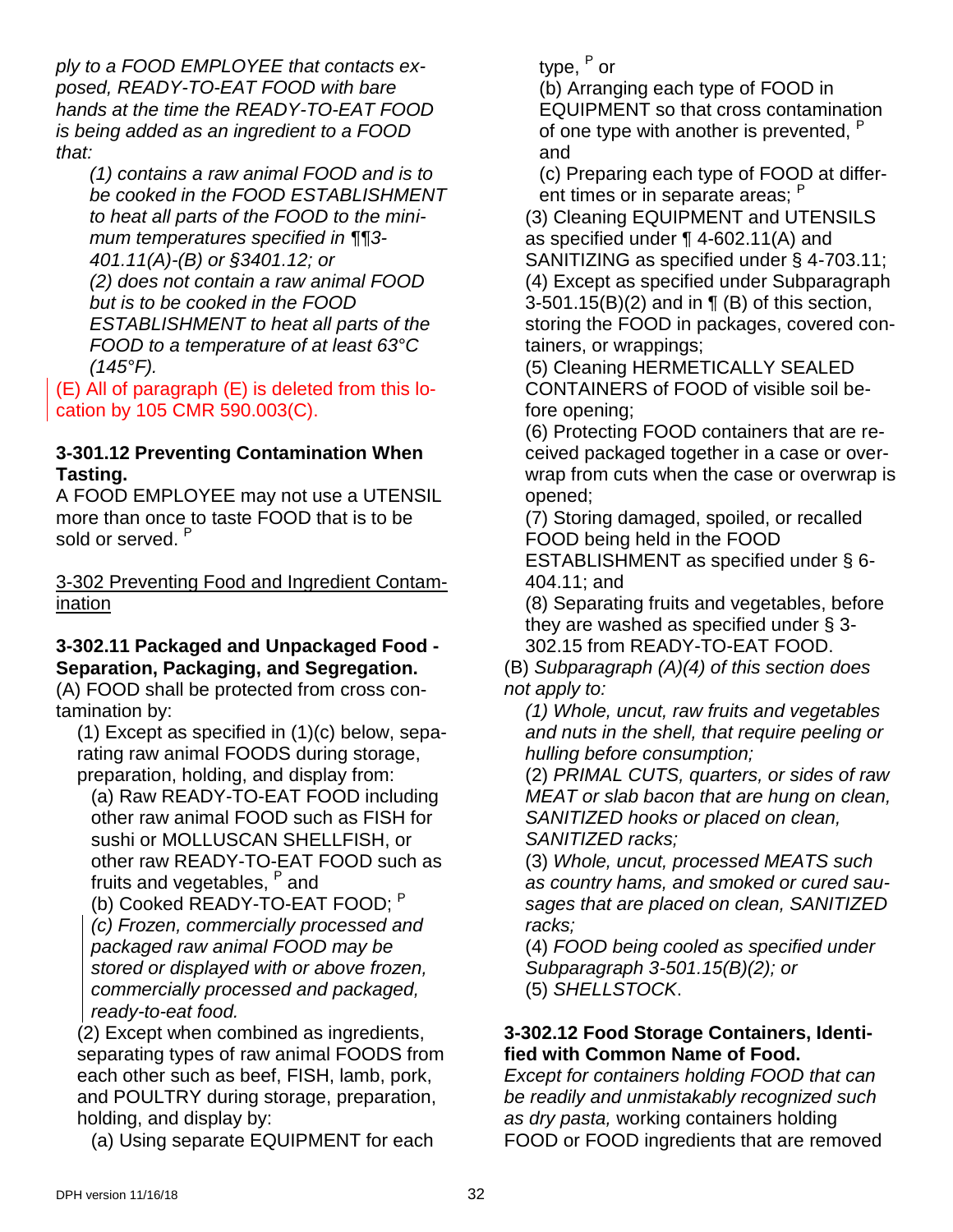*ply to a FOOD EMPLOYEE that contacts exposed, READY-TO-EAT FOOD with bare hands at the time the READY-TO-EAT FOOD is being added as an ingredient to a FOOD that:*

*(1) contains a raw animal FOOD and is to be cooked in the FOOD ESTABLISHMENT to heat all parts of the FOOD to the minimum temperatures specified in ¶¶3-401.11(A)-(B) or §3401.12; or*

*(2) does not contain a raw animal FOOD but is to be cooked in the FOOD ESTABLISHMENT to heat all parts of the FOOD to a temperature of at least 63°C (145°F).*

(E) All of paragraph (E) is deleted from this location by 105 CMR 590.003(C).

**3-301.12 Preventing Contamination When Tasting.**

A FOOD EMPLOYEE may not use a UTENSIL more than once to taste FOOD that is to be sold or served. P

3-302 Preventing Food and Ingredient Contamination

**3-302.11 Packaged and Unpackaged Food - Separation, Packaging, and Segregation.**

(A) FOOD shall be protected from cross contamination by:

(1) Except as specified in (1)(c) below, separating raw animal FOODS during storage, preparation, holding, and display from:

(a) Raw READY-TO-EAT FOOD including other raw animal FOOD such as FISH for sushi or MOLLUSCAN SHELLFISH, or other raw READY-TO-EAT FOOD such as fruits and vegetables, P and

(b) Cooked READY-TO-EAT FOOD; P

*(c) Frozen, commercially processed and packaged raw animal FOOD may be stored or displayed with or above frozen, commercially processed and packaged, ready-to-eat food.*

(2) Except when combined as ingredients, separating types of raw animal FOODS from each other such as beef, FISH, lamb, pork, and POULTRY during storage, preparation, holding, and display by:

(a) Using separate EQUIPMENT for each type, P or

(b) Arranging each type of FOOD in EQUIPMENT so that cross contamination of one type with another is prevented, P and

(c) Preparing each type of FOOD at different times or in separate areas; P

(3) Cleaning EQUIPMENT and UTENSILS as specified under ¶ 4-602.11(A) and SANITIZING as specified under § 4-703.11;

(4) Except as specified under Subparagraph 3-501.15(B)(2) and in ¶ (B) of this section, storing the FOOD in packages, covered containers, or wrappings;

(5) Cleaning HERMETICALLY SEALED CONTAINERS of FOOD of visible soil before opening;

(6) Protecting FOOD containers that are received packaged together in a case or overwrap from cuts when the case or overwrap is opened;

(7) Storing damaged, spoiled, or recalled FOOD being held in the FOOD ESTABLISHMENT as specified under § 6-404.11; and

(8) Separating fruits and vegetables, before they are washed as specified under § 3-302.15 from READY-TO-EAT FOOD.

(B) *Subparagraph (A)(4) of this section does not apply to:*

*(1) Whole, uncut, raw fruits and vegetables and nuts in the shell, that require peeling or hulling before consumption;*

(2) *PRIMAL CUTS, quarters, or sides of raw MEAT or slab bacon that are hung on clean, SANITIZED hooks or placed on clean, SANITIZED racks;*

(3) *Whole, uncut, processed MEATS such as country hams, and smoked or cured sausages that are placed on clean, SANITIZED racks;*

(4) *FOOD being cooled as specified under Subparagraph 3-501.15(B)(2); or*

(5) *SHELLSTOCK*.

**3-302.12 Food Storage Containers, Identified with Common Name of Food.**

*Except for containers holding FOOD that can be readily and unmistakably recognized such as dry pasta,* working containers holding FOOD or FOOD ingredients that are removed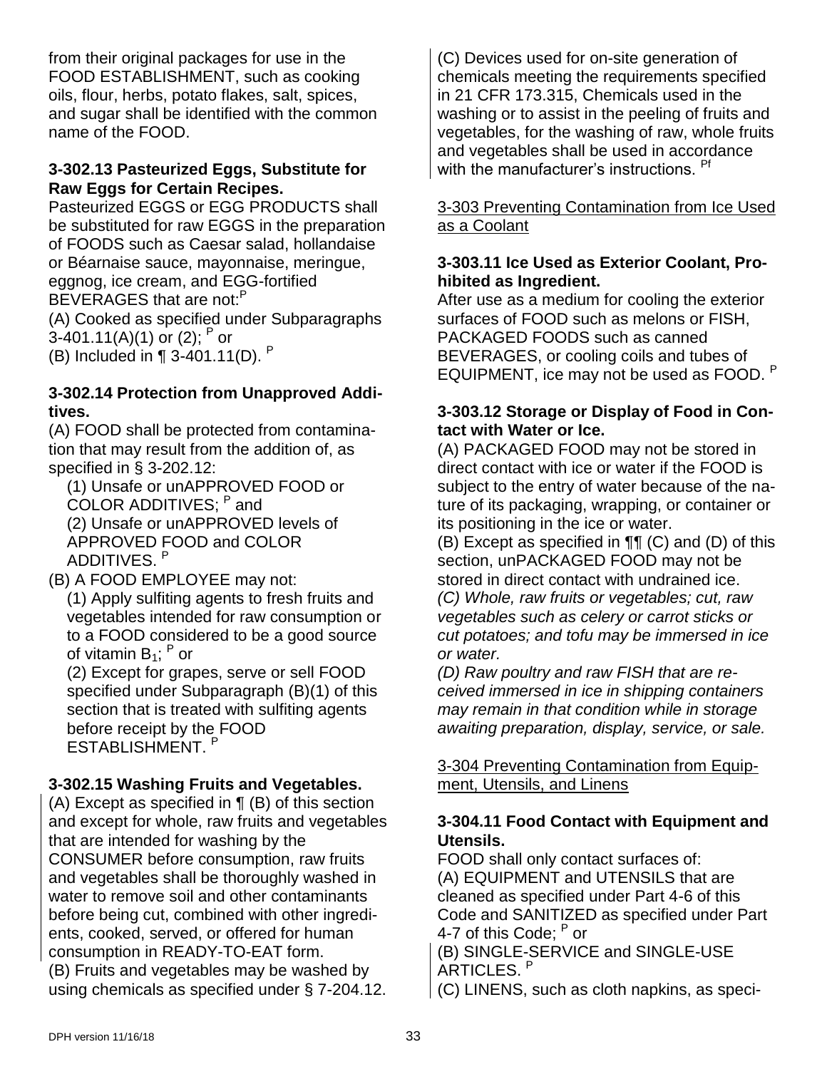from their original packages for use in the FOOD ESTABLISHMENT, such as cooking oils, flour, herbs, potato flakes, salt, spices, and sugar shall be identified with the common name of the FOOD.

**3-302.13 Pasteurized Eggs, Substitute for Raw Eggs for Certain Recipes.**

Pasteurized EGGS or EGG PRODUCTS shall be substituted for raw EGGS in the preparation of FOODS such as Caesar salad, hollandaise or Béarnaise sauce, mayonnaise, meringue, eggnog, ice cream, and EGG-fortified BEVERAGES that are not:[P]

(A) Cooked as specified under Subparagraphs 3-401.11(A)(1) or (2); [P] or

(B) Included in ¶ 3-401.11(D). [P]

**3-302.14 Protection from Unapproved Additives.**

(A) FOOD shall be protected from contamination that may result from the addition of, as specified in § 3-202.12:

(1) Unsafe or unAPPROVED FOOD or COLOR ADDITIVES; [P] and

(2) Unsafe or unAPPROVED levels of APPROVED FOOD and COLOR ADDITIVES. [P]

(B) A FOOD EMPLOYEE may not:

(1) Apply sulfiting agents to fresh fruits and vegetables intended for raw consumption or to a FOOD considered to be a good source of vitamin $B_1$; [P] or

(2) Except for grapes, serve or sell FOOD specified under Subparagraph (B)(1) of this section that is treated with sulfiting agents before receipt by the FOOD ESTABLISHMENT. [P]

**3-302.15 Washing Fruits and Vegetables.**

(A) Except as specified in ¶ (B) of this section and except for whole, raw fruits and vegetables that are intended for washing by the CONSUMER before consumption, raw fruits and vegetables shall be thoroughly washed in water to remove soil and other contaminants before being cut, combined with other ingredients, cooked, served, or offered for human consumption in READY-TO-EAT form.

(B) Fruits and vegetables may be washed by using chemicals as specified under § 7-204.12.

(C) Devices used for on-site generation of chemicals meeting the requirements specified in 21 CFR 173.315, Chemicals used in the washing or to assist in the peeling of fruits and vegetables, for the washing of raw, whole fruits and vegetables shall be used in accordance with the manufacturer's instructions. [Pf]

3-303 Preventing Contamination from Ice Used as a Coolant

**3-303.11 Ice Used as Exterior Coolant, Prohibited as Ingredient.**

After use as a medium for cooling the exterior surfaces of FOOD such as melons or FISH, PACKAGED FOODS such as canned BEVERAGES, or cooling coils and tubes of EQUIPMENT, ice may not be used as FOOD. [P]

**3-303.12 Storage or Display of Food in Contact with Water or Ice.**

(A) PACKAGED FOOD may not be stored in direct contact with ice or water if the FOOD is subject to the entry of water because of the nature of its packaging, wrapping, or container or its positioning in the ice or water.

(B) Except as specified in ¶¶ (C) and (D) of this section, unPACKAGED FOOD may not be stored in direct contact with undrained ice.

*(C) Whole, raw fruits or vegetables; cut, raw vegetables such as celery or carrot sticks or cut potatoes; and tofu may be immersed in ice or water.*

*(D) Raw poultry and raw FISH that are received immersed in ice in shipping containers may remain in that condition while in storage awaiting preparation, display, service, or sale.*

3-304 Preventing Contamination from Equipment, Utensils, and Linens

**3-304.11 Food Contact with Equipment and Utensils.**

FOOD shall only contact surfaces of:

(A) EQUIPMENT and UTENSILS that are cleaned as specified under Part 4-6 of this Code and SANITIZED as specified under Part 4-7 of this Code; [P] or

(B) SINGLE-SERVICE and SINGLE-USE ARTICLES. [P]

(C) LINENS, such as cloth napkins, as speci-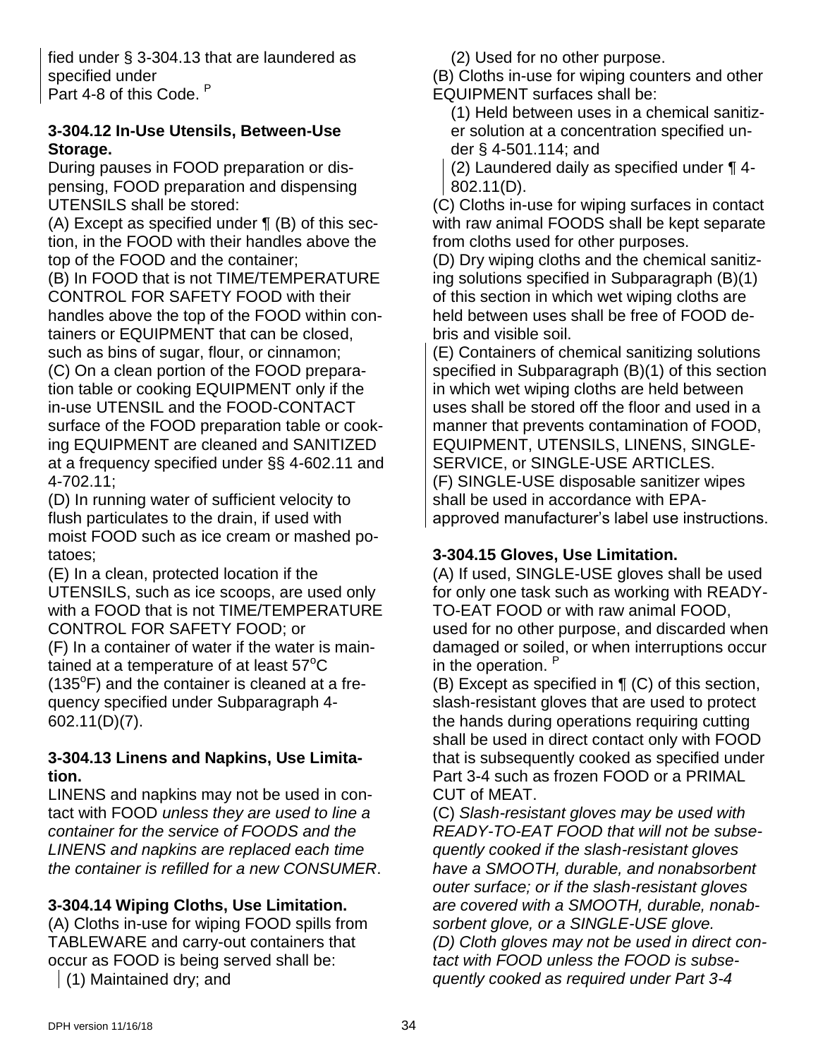fied under § 3-304.13 that are laundered as specified under Part 4-8 of this Code. [P]

### 3-304.12 In-Use Utensils, Between-Use Storage.

During pauses in FOOD preparation or dispensing, FOOD preparation and dispensing UTENSILS shall be stored:

(A) Except as specified under ¶ (B) of this section, in the FOOD with their handles above the top of the FOOD and the container;

(B) In FOOD that is not TIME/TEMPERATURE CONTROL FOR SAFETY FOOD with their handles above the top of the FOOD within containers or EQUIPMENT that can be closed, such as bins of sugar, flour, or cinnamon;

(C) On a clean portion of the FOOD preparation table or cooking EQUIPMENT only if the in-use UTENSIL and the FOOD-CONTACT surface of the FOOD preparation table or cooking EQUIPMENT are cleaned and SANITIZED at a frequency specified under §§ 4-602.11 and 4-702.11;

(D) In running water of sufficient velocity to flush particulates to the drain, if used with moist FOOD such as ice cream or mashed potatoes;

(E) In a clean, protected location if the UTENSILS, such as ice scoops, are used only with a FOOD that is not TIME/TEMPERATURE CONTROL FOR SAFETY FOOD; or

(F) In a container of water if the water is maintained at a temperature of at least 57°C (135°F) and the container is cleaned at a frequency specified under Subparagraph 4-602.11(D)(7).

### 3-304.13 Linens and Napkins, Use Limitation.

LINENS and napkins may not be used in contact with FOOD *unless they are used to line a container for the service of FOODS and the LINENS and napkins are replaced each time the container is refilled for a new CONSUMER*.

### 3-304.14 Wiping Cloths, Use Limitation.

(A) Cloths in-use for wiping FOOD spills from TABLEWARE and carry-out containers that occur as FOOD is being served shall be:

(1) Maintained dry; and

(2) Used for no other purpose.

(B) Cloths in-use for wiping counters and other EQUIPMENT surfaces shall be:

(1) Held between uses in a chemical sanitizer solution at a concentration specified under § 4-501.114; and

(2) Laundered daily as specified under ¶ 4-802.11(D).

(C) Cloths in-use for wiping surfaces in contact with raw animal FOODS shall be kept separate from cloths used for other purposes.

(D) Dry wiping cloths and the chemical sanitizing solutions specified in Subparagraph (B)(1) of this section in which wet wiping cloths are held between uses shall be free of FOOD debris and visible soil.

(E) Containers of chemical sanitizing solutions specified in Subparagraph (B)(1) of this section in which wet wiping cloths are held between uses shall be stored off the floor and used in a manner that prevents contamination of FOOD, EQUIPMENT, UTENSILS, LINENS, SINGLE-SERVICE, or SINGLE-USE ARTICLES.

(F) SINGLE-USE disposable sanitizer wipes shall be used in accordance with EPA-approved manufacturer's label use instructions.

### 3-304.15 Gloves, Use Limitation.

(A) If used, SINGLE-USE gloves shall be used for only one task such as working with READY-TO-EAT FOOD or with raw animal FOOD, used for no other purpose, and discarded when damaged or soiled, or when interruptions occur in the operation. [P]

(B) Except as specified in ¶ (C) of this section, slash-resistant gloves that are used to protect the hands during operations requiring cutting shall be used in direct contact only with FOOD that is subsequently cooked as specified under Part 3-4 such as frozen FOOD or a PRIMAL CUT of MEAT.

(C) *Slash-resistant gloves may be used with READY-TO-EAT FOOD that will not be subsequently cooked if the slash-resistant gloves have a SMOOTH, durable, and nonabsorbent outer surface; or if the slash-resistant gloves are covered with a SMOOTH, durable, nonabsorbent glove, or a SINGLE-USE glove.*

*(D) Cloth gloves may not be used in direct contact with FOOD unless the FOOD is subsequently cooked as required under Part 3-4*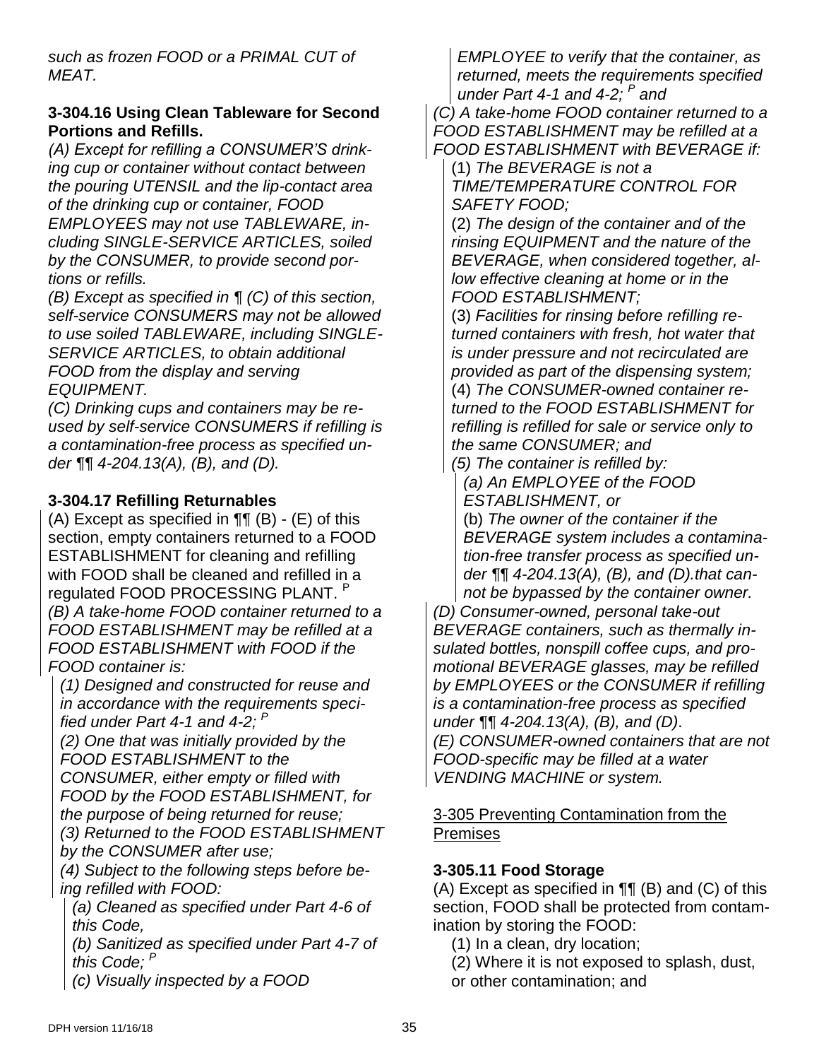*such as frozen FOOD or a PRIMAL CUT of MEAT.*

**3-304.16 Using Clean Tableware for Second Portions and Refills.**

*(A) Except for refilling a CONSUMER'S drinking cup or container without contact between the pouring UTENSIL and the lip-contact area of the drinking cup or container, FOOD EMPLOYEES may not use TABLEWARE, including SINGLE-SERVICE ARTICLES, soiled by the CONSUMER, to provide second portions or refills.*

*(B) Except as specified in ¶ (C) of this section, self-service CONSUMERS may not be allowed to use soiled TABLEWARE, including SINGLE-SERVICE ARTICLES, to obtain additional FOOD from the display and serving EQUIPMENT.*

*(C) Drinking cups and containers may be reused by self-service CONSUMERS if refilling is a contamination-free process as specified under ¶¶ 4-204.13(A), (B), and (D).*

**3-304.17 Refilling Returnables**

(A) Except as specified in ¶¶ (B) - (E) of this section, empty containers returned to a FOOD ESTABLISHMENT for cleaning and refilling with FOOD shall be cleaned and refilled in a regulated FOOD PROCESSING PLANT. P

*(B) A take-home FOOD container returned to a FOOD ESTABLISHMENT may be refilled at a FOOD ESTABLISHMENT with FOOD if the FOOD container is:*

*(1) Designed and constructed for reuse and in accordance with the requirements specified under Part 4-1 and 4-2; P*

*(2) One that was initially provided by the FOOD ESTABLISHMENT to the CONSUMER, either empty or filled with FOOD by the FOOD ESTABLISHMENT, for the purpose of being returned for reuse;*

*(3) Returned to the FOOD ESTABLISHMENT by the CONSUMER after use;*

*(4) Subject to the following steps before being refilled with FOOD:*

*(a) Cleaned as specified under Part 4-6 of this Code,*

*(b) Sanitized as specified under Part 4-7 of this Code; P*

*(c) Visually inspected by a FOOD EMPLOYEE to verify that the container, as returned, meets the requirements specified under Part 4-1 and 4-2; P and*

*(C) A take-home FOOD container returned to a FOOD ESTABLISHMENT may be refilled at a FOOD ESTABLISHMENT with BEVERAGE if:*

(1) *The BEVERAGE is not a TIME/TEMPERATURE CONTROL FOR SAFETY FOOD;*

(2) *The design of the container and of the rinsing EQUIPMENT and the nature of the BEVERAGE, when considered together, allow effective cleaning at home or in the FOOD ESTABLISHMENT;*

(3) *Facilities for rinsing before refilling returned containers with fresh, hot water that is under pressure and not recirculated are provided as part of the dispensing system;*

(4) *The CONSUMER-owned container returned to the FOOD ESTABLISHMENT for refilling is refilled for sale or service only to the same CONSUMER; and*

*(5) The container is refilled by:*

*(a) An EMPLOYEE of the FOOD ESTABLISHMENT, or*

(b) *The owner of the container if the BEVERAGE system includes a contamination-free transfer process as specified under ¶¶ 4-204.13(A), (B), and (D).that cannot be bypassed by the container owner.*

*(D) Consumer-owned, personal take-out BEVERAGE containers, such as thermally insulated bottles, nonspill coffee cups, and promotional BEVERAGE glasses, may be refilled by EMPLOYEES or the CONSUMER if refilling is a contamination-free process as specified under ¶¶ 4-204.13(A), (B), and (D).*

*(E) CONSUMER-owned containers that are not FOOD-specific may be filled at a water VENDING MACHINE or system.*

3-305 Preventing Contamination from the Premises

**3-305.11 Food Storage**

(A) Except as specified in ¶¶ (B) and (C) of this section, FOOD shall be protected from contamination by storing the FOOD:

(1) In a clean, dry location;

(2) Where it is not exposed to splash, dust, or other contamination; and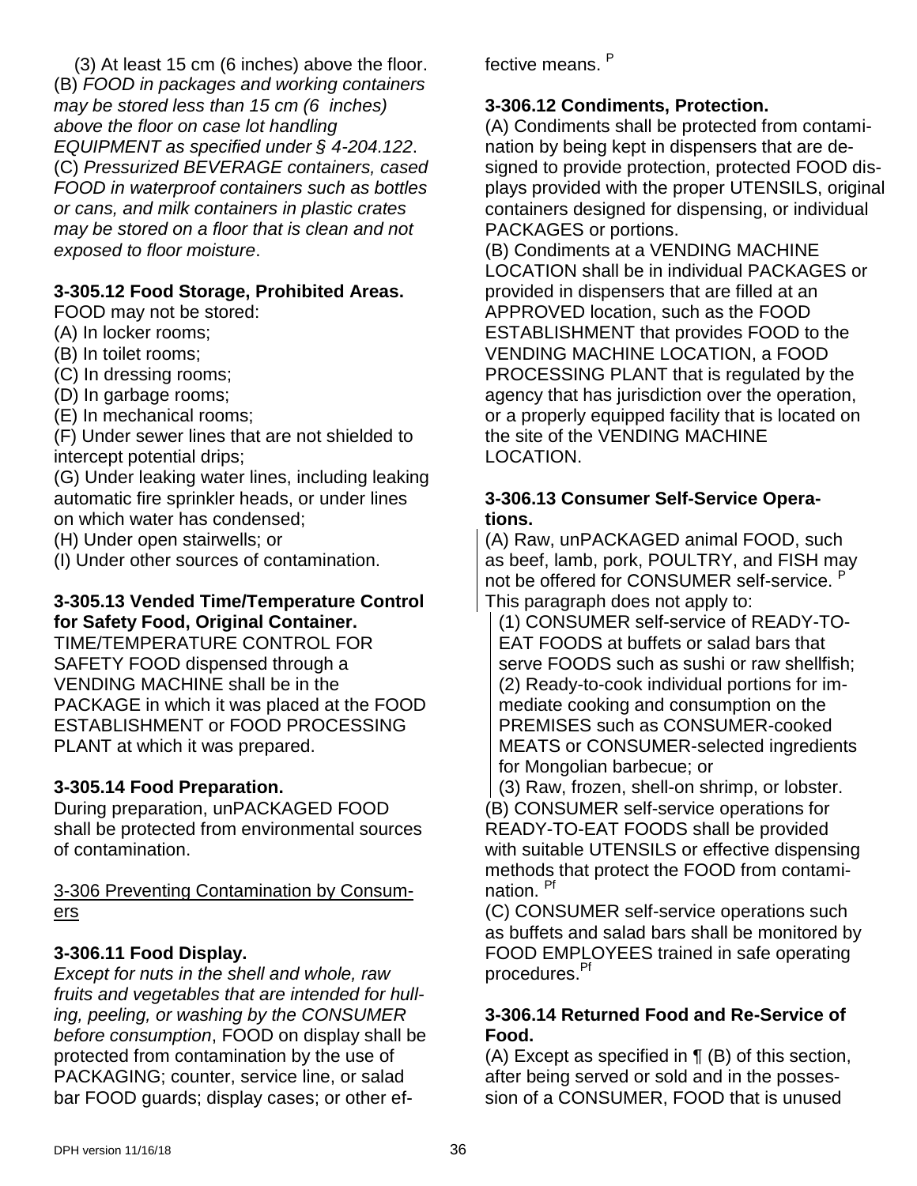(3) At least 15 cm (6 inches) above the floor.

(B) *FOOD in packages and working containers may be stored less than 15 cm (6 inches) above the floor on case lot handling EQUIPMENT as specified under § 4-204.122*.

(C) *Pressurized BEVERAGE containers, cased FOOD in waterproof containers such as bottles or cans, and milk containers in plastic crates may be stored on a floor that is clean and not exposed to floor moisture*.

**3-305.12 Food Storage, Prohibited Areas.**

FOOD may not be stored:

(A) In locker rooms;

(B) In toilet rooms;

(C) In dressing rooms;

(D) In garbage rooms;

(E) In mechanical rooms;

(F) Under sewer lines that are not shielded to intercept potential drips;

(G) Under leaking water lines, including leaking automatic fire sprinkler heads, or under lines on which water has condensed;

(H) Under open stairwells; or

(I) Under other sources of contamination.

**3-305.13 Vended Time/Temperature Control for Safety Food, Original Container.**

TIME/TEMPERATURE CONTROL FOR SAFETY FOOD dispensed through a VENDING MACHINE shall be in the PACKAGE in which it was placed at the FOOD ESTABLISHMENT or FOOD PROCESSING PLANT at which it was prepared.

**3-305.14 Food Preparation.**

During preparation, unPACKAGED FOOD shall be protected from environmental sources of contamination.

3-306 Preventing Contamination by Consumers

**3-306.11 Food Display.**

*Except for nuts in the shell and whole, raw fruits and vegetables that are intended for hulling, peeling, or washing by the CONSUMER before consumption*, FOOD on display shall be protected from contamination by the use of PACKAGING; counter, service line, or salad bar FOOD guards; display cases; or other effective means. P

**3-306.12 Condiments, Protection.**

(A) Condiments shall be protected from contamination by being kept in dispensers that are designed to provide protection, protected FOOD displays provided with the proper UTENSILS, original containers designed for dispensing, or individual PACKAGES or portions.

(B) Condiments at a VENDING MACHINE LOCATION shall be in individual PACKAGES or provided in dispensers that are filled at an APPROVED location, such as the FOOD ESTABLISHMENT that provides FOOD to the VENDING MACHINE LOCATION, a FOOD PROCESSING PLANT that is regulated by the agency that has jurisdiction over the operation, or a properly equipped facility that is located on the site of the VENDING MACHINE LOCATION.

**3-306.13 Consumer Self-Service Operations.**

(A) Raw, unPACKAGED animal FOOD, such as beef, lamb, pork, POULTRY, and FISH may not be offered for CONSUMER self-service. P This paragraph does not apply to:

(1) CONSUMER self-service of READY-TO-EAT FOODS at buffets or salad bars that serve FOODS such as sushi or raw shellfish;

(2) Ready-to-cook individual portions for immediate cooking and consumption on the PREMISES such as CONSUMER-cooked MEATS or CONSUMER-selected ingredients for Mongolian barbecue; or

(3) Raw, frozen, shell-on shrimp, or lobster.

(B) CONSUMER self-service operations for READY-TO-EAT FOODS shall be provided with suitable UTENSILS or effective dispensing methods that protect the FOOD from contamination. Pf

(C) CONSUMER self-service operations such as buffets and salad bars shall be monitored by FOOD EMPLOYEES trained in safe operating procedures. Pf

**3-306.14 Returned Food and Re-Service of Food.**

(A) Except as specified in ¶ (B) of this section, after being served or sold and in the possession of a CONSUMER, FOOD that is unused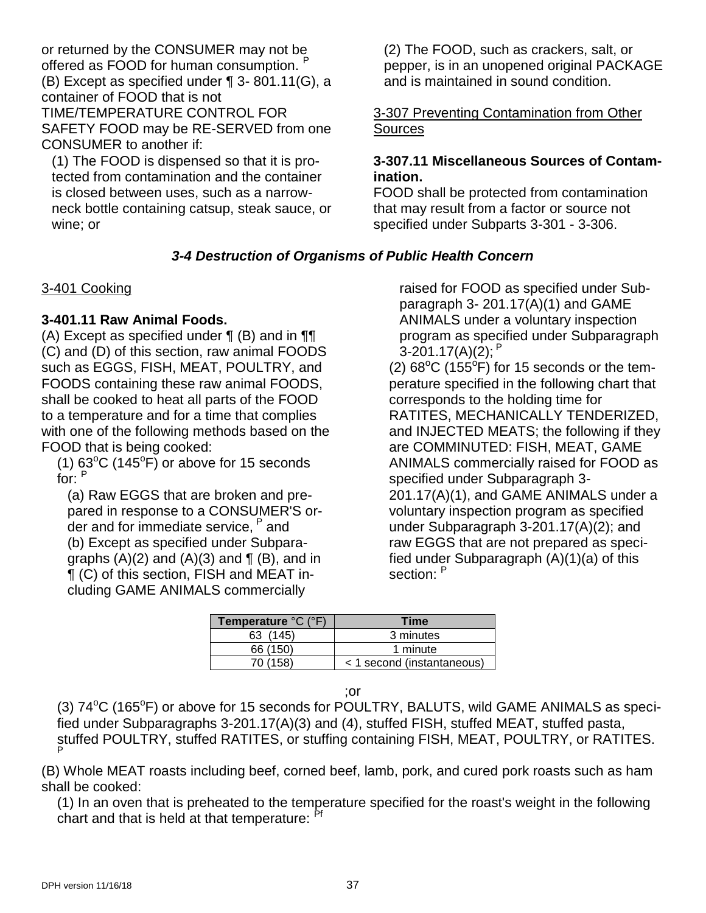or returned by the CONSUMER may not be offered as FOOD for human consumption. [P]

(B) Except as specified under ¶ 3- 801.11(G), a container of FOOD that is not TIME/TEMPERATURE CONTROL FOR SAFETY FOOD may be RE-SERVED from one CONSUMER to another if:

(1) The FOOD is dispensed so that it is protected from contamination and the container is closed between uses, such as a narrow-neck bottle containing catsup, steak sauce, or wine; or

(2) The FOOD, such as crackers, salt, or pepper, is in an unopened original PACKAGE and is maintained in sound condition.

3-307 Preventing Contamination from Other Sources

**3-307.11 Miscellaneous Sources of Contamination.**

FOOD shall be protected from contamination that may result from a factor or source not specified under Subparts 3-301 - 3-306.

## *3-4 Destruction of Organisms of Public Health Concern*

3-401 Cooking

**3-401.11 Raw Animal Foods.**

(A) Except as specified under ¶ (B) and in ¶¶ (C) and (D) of this section, raw animal FOODS such as EGGS, FISH, MEAT, POULTRY, and FOODS containing these raw animal FOODS, shall be cooked to heat all parts of the FOOD to a temperature and for a time that complies with one of the following methods based on the FOOD that is being cooked:

(1) 63°C (145°F) or above for 15 seconds for: [P]

(a) Raw EGGS that are broken and prepared in response to a CONSUMER'S order and for immediate service, [P] and

(b) Except as specified under Subparagraphs (A)(2) and (A)(3) and ¶ (B), and in ¶ (C) of this section, FISH and MEAT including GAME ANIMALS commercially raised for FOOD as specified under Subparagraph 3- 201.17(A)(1) and GAME ANIMALS under a voluntary inspection program as specified under Subparagraph 3-201.17(A)(2); [P]

(2) 68°C (155°F) for 15 seconds or the temperature specified in the following chart that corresponds to the holding time for RATITES, MECHANICALLY TENDERIZED, and INJECTED MEATS; the following if they are COMMINUTED: FISH, MEAT, GAME ANIMALS commercially raised for FOOD as specified under Subparagraph 3-201.17(A)(1), and GAME ANIMALS under a voluntary inspection program as specified under Subparagraph 3-201.17(A)(2); and raw EGGS that are not prepared as specified under Subparagraph (A)(1)(a) of this section: [P]

| **Temperature** °C (°F) | **Time** |
|---|---|
| 63 (145) | 3 minutes |
| 66 (150) | 1 minute |
| 70 (158) | < 1 second (instantaneous) |

;or

(3) 74°C (165°F) or above for 15 seconds for POULTRY, BALUTS, wild GAME ANIMALS as specified under Subparagraphs 3-201.17(A)(3) and (4), stuffed FISH, stuffed MEAT, stuffed pasta, stuffed POULTRY, stuffed RATITES, or stuffing containing FISH, MEAT, POULTRY, or RATITES. [P]

(B) Whole MEAT roasts including beef, corned beef, lamb, pork, and cured pork roasts such as ham shall be cooked:

(1) In an oven that is preheated to the temperature specified for the roast's weight in the following chart and that is held at that temperature: [Pf]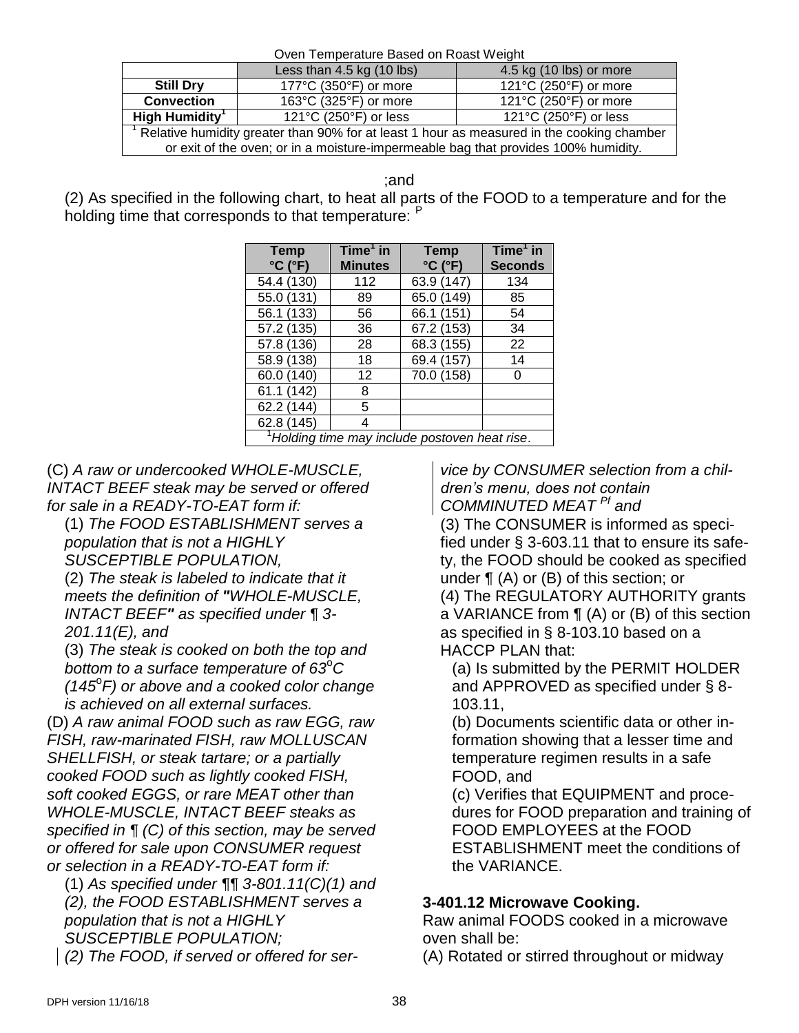Oven Temperature Based on Roast Weight

| | Less than 4.5 kg (10 lbs) | 4.5 kg (10 lbs) or more |
|---|---|---|
| **Still Dry** | 177°C (350°F) or more | 121°C (250°F) or more |
| **Convection** | 163°C (325°F) or more | 121°C (250°F) or more |
| **High Humidity**[1] | 121°C (250°F) or less | 121°C (250°F) or less |

[1] Relative humidity greater than 90% for at least 1 hour as measured in the cooking chamber or exit of the oven; or in a moisture-impermeable bag that provides 100% humidity.

;and

(2) As specified in the following chart, to heat all parts of the FOOD to a temperature and for the holding time that corresponds to that temperature: P

| Temp °C (°F) | Time[1] in Minutes | Temp °C (°F) | Time[1] in Seconds |
|---|---|---|---|
| 54.4 (130) | 112 | 63.9 (147) | 134 |
| 55.0 (131) | 89 | 65.0 (149) | 85 |
| 56.1 (133) | 56 | 66.1 (151) | 54 |
| 57.2 (135) | 36 | 67.2 (153) | 34 |
| 57.8 (136) | 28 | 68.3 (155) | 22 |
| 58.9 (138) | 18 | 69.4 (157) | 14 |
| 60.0 (140) | 12 | 70.0 (158) | 0 |
| 61.1 (142) | 8 | | |
| 62.2 (144) | 5 | | |
| 62.8 (145) | 4 | | |

[1]*Holding time may include postoven heat rise*.

(C) *A raw or undercooked WHOLE-MUSCLE, INTACT BEEF steak may be served or offered for sale in a READY-TO-EAT form if:*

(1) *The FOOD ESTABLISHMENT serves a population that is not a HIGHLY SUSCEPTIBLE POPULATION,*

(2) *The steak is labeled to indicate that it meets the definition of* **"***WHOLE-MUSCLE, INTACT BEEF***"** *as specified under ¶ 3-201.11(E), and*

(3) *The steak is cooked on both the top and bottom to a surface temperature of 63°C (145°F) or above and a cooked color change is achieved on all external surfaces.*

(D) *A raw animal FOOD such as raw EGG, raw FISH, raw-marinated FISH, raw MOLLUSCAN SHELLFISH, or steak tartare; or a partially cooked FOOD such as lightly cooked FISH, soft cooked EGGS, or rare MEAT other than WHOLE-MUSCLE, INTACT BEEF steaks as specified in ¶ (C) of this section, may be served or offered for sale upon CONSUMER request or selection in a READY-TO-EAT form if:*

(1) *As specified under ¶¶ 3-801.11(C)(1) and (2), the FOOD ESTABLISHMENT serves a population that is not a HIGHLY SUSCEPTIBLE POPULATION;*

(2) *The FOOD, if served or offered for service by CONSUMER selection from a children's menu, does not contain COMMINUTED MEAT Pf and*

(3) The CONSUMER is informed as specified under § 3-603.11 that to ensure its safety, the FOOD should be cooked as specified under ¶ (A) or (B) of this section; or

(4) The REGULATORY AUTHORITY grants a VARIANCE from ¶ (A) or (B) of this section as specified in § 8-103.10 based on a HACCP PLAN that:

(a) Is submitted by the PERMIT HOLDER and APPROVED as specified under § 8-103.11,

(b) Documents scientific data or other information showing that a lesser time and temperature regimen results in a safe FOOD, and

(c) Verifies that EQUIPMENT and procedures for FOOD preparation and training of FOOD EMPLOYEES at the FOOD ESTABLISHMENT meet the conditions of the VARIANCE.

**3-401.12 Microwave Cooking.**

Raw animal FOODS cooked in a microwave oven shall be:

(A) Rotated or stirred throughout or midway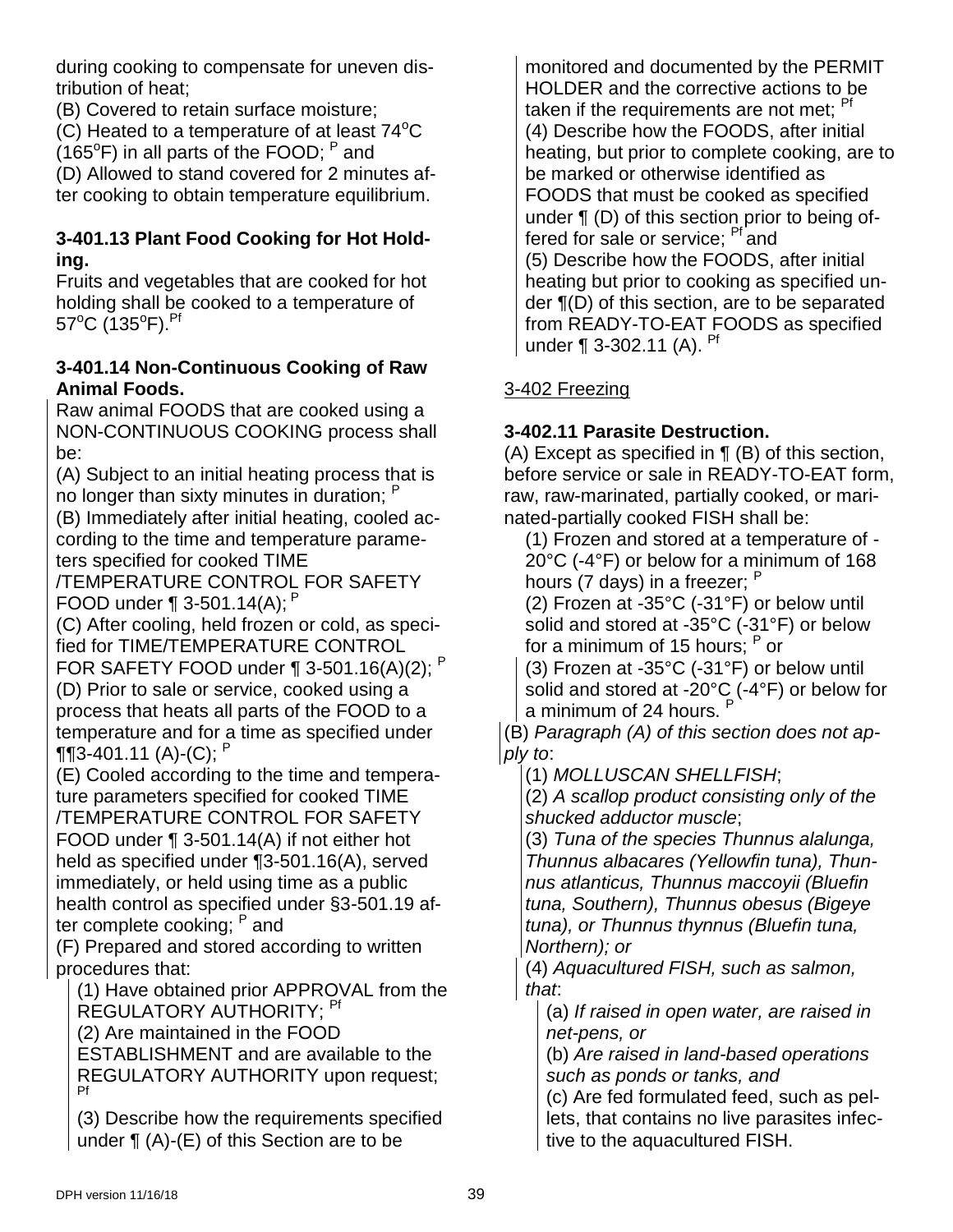during cooking to compensate for uneven distribution of heat;

(B) Covered to retain surface moisture;

(C) Heated to a temperature of at least 74°C (165°F) in all parts of the FOOD; P and

(D) Allowed to stand covered for 2 minutes after cooking to obtain temperature equilibrium.

**3-401.13 Plant Food Cooking for Hot Holding.**

Fruits and vegetables that are cooked for hot holding shall be cooked to a temperature of 57°C (135°F). Pf

**3-401.14 Non-Continuous Cooking of Raw Animal Foods.**

Raw animal FOODS that are cooked using a NON-CONTINUOUS COOKING process shall be:

(A) Subject to an initial heating process that is no longer than sixty minutes in duration; P

(B) Immediately after initial heating, cooled according to the time and temperature parameters specified for cooked TIME /TEMPERATURE CONTROL FOR SAFETY FOOD under ¶ 3-501.14(A); P

(C) After cooling, held frozen or cold, as specified for TIME/TEMPERATURE CONTROL FOR SAFETY FOOD under ¶ 3-501.16(A)(2); P

(D) Prior to sale or service, cooked using a process that heats all parts of the FOOD to a temperature and for a time as specified under ¶¶3-401.11 (A)-(C); P

(E) Cooled according to the time and temperature parameters specified for cooked TIME /TEMPERATURE CONTROL FOR SAFETY FOOD under ¶ 3-501.14(A) if not either hot held as specified under ¶3-501.16(A), served immediately, or held using time as a public health control as specified under §3-501.19 after complete cooking; P and

(F) Prepared and stored according to written procedures that:

(1) Have obtained prior APPROVAL from the REGULATORY AUTHORITY; Pf

(2) Are maintained in the FOOD ESTABLISHMENT and are available to the REGULATORY AUTHORITY upon request; Pf

(3) Describe how the requirements specified under ¶ (A)-(E) of this Section are to be monitored and documented by the PERMIT HOLDER and the corrective actions to be taken if the requirements are not met; Pf

(4) Describe how the FOODS, after initial heating, but prior to complete cooking, are to be marked or otherwise identified as FOODS that must be cooked as specified under ¶ (D) of this section prior to being offered for sale or service; Pf and

(5) Describe how the FOODS, after initial heating but prior to cooking as specified under ¶(D) of this section, are to be separated from READY-TO-EAT FOODS as specified under ¶ 3-302.11 (A). Pf

## 3-402 Freezing

**3-402.11 Parasite Destruction.**

(A) Except as specified in ¶ (B) of this section, before service or sale in READY-TO-EAT form, raw, raw-marinated, partially cooked, or marinated-partially cooked FISH shall be:

(1) Frozen and stored at a temperature of -20°C (-4°F) or below for a minimum of 168 hours (7 days) in a freezer; P

(2) Frozen at -35°C (-31°F) or below until solid and stored at -35°C (-31°F) or below for a minimum of 15 hours; P or

(3) Frozen at -35°C (-31°F) or below until solid and stored at -20°C (-4°F) or below for a minimum of 24 hours. P

(B) *Paragraph (A) of this section does not apply to*:

(1) *MOLLUSCAN SHELLFISH*;

(2) *A scallop product consisting only of the shucked adductor muscle*;

(3) *Tuna of the species Thunnus alalunga, Thunnus albacares (Yellowfin tuna), Thunnus atlanticus, Thunnus maccoyii (Bluefin tuna, Southern), Thunnus obesus (Bigeye tuna), or Thunnus thynnus (Bluefin tuna, Northern); or*

(4) *Aquacultured FISH, such as salmon, that*:

(a) *If raised in open water, are raised in net-pens, or*

(b) *Are raised in land-based operations such as ponds or tanks, and*

(c) Are fed formulated feed, such as pellets, that contains no live parasites infective to the aquacultured FISH.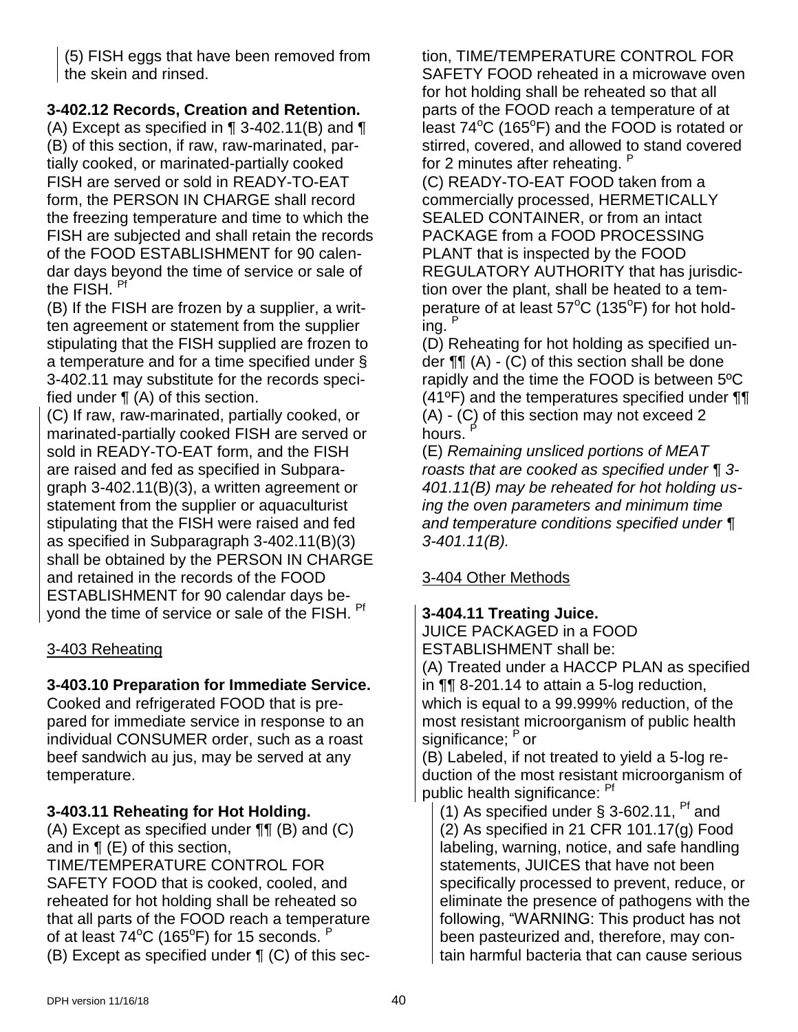(5) FISH eggs that have been removed from the skein and rinsed.

**3-402.12 Records, Creation and Retention.**

(A) Except as specified in ¶ 3-402.11(B) and ¶ (B) of this section, if raw, raw-marinated, partially cooked, or marinated-partially cooked FISH are served or sold in READY-TO-EAT form, the PERSON IN CHARGE shall record the freezing temperature and time to which the FISH are subjected and shall retain the records of the FOOD ESTABLISHMENT for 90 calendar days beyond the time of service or sale of the FISH. [Pf]

(B) If the FISH are frozen by a supplier, a written agreement or statement from the supplier stipulating that the FISH supplied are frozen to a temperature and for a time specified under § 3-402.11 may substitute for the records specified under ¶ (A) of this section.

(C) If raw, raw-marinated, partially cooked, or marinated-partially cooked FISH are served or sold in READY-TO-EAT form, and the FISH are raised and fed as specified in Subparagraph 3-402.11(B)(3), a written agreement or statement from the supplier or aquaculturist stipulating that the FISH were raised and fed as specified in Subparagraph 3-402.11(B)(3) shall be obtained by the PERSON IN CHARGE and retained in the records of the FOOD ESTABLISHMENT for 90 calendar days beyond the time of service or sale of the FISH. [Pf]

## 3-403 Reheating

**3-403.10 Preparation for Immediate Service.**

Cooked and refrigerated FOOD that is prepared for immediate service in response to an individual CONSUMER order, such as a roast beef sandwich au jus, may be served at any temperature.

**3-403.11 Reheating for Hot Holding.**

(A) Except as specified under ¶¶ (B) and (C) and in ¶ (E) of this section, TIME/TEMPERATURE CONTROL FOR SAFETY FOOD that is cooked, cooled, and reheated for hot holding shall be reheated so that all parts of the FOOD reach a temperature of at least 74°C (165°F) for 15 seconds. [P]

(B) Except as specified under ¶ (C) of this section, TIME/TEMPERATURE CONTROL FOR SAFETY FOOD reheated in a microwave oven for hot holding shall be reheated so that all parts of the FOOD reach a temperature of at least 74°C (165°F) and the FOOD is rotated or stirred, covered, and allowed to stand covered for 2 minutes after reheating. [P]

(C) READY-TO-EAT FOOD taken from a commercially processed, HERMETICALLY SEALED CONTAINER, or from an intact PACKAGE from a FOOD PROCESSING PLANT that is inspected by the FOOD REGULATORY AUTHORITY that has jurisdiction over the plant, shall be heated to a temperature of at least 57°C (135°F) for hot holding. [P]

(D) Reheating for hot holding as specified under ¶¶ (A) - (C) of this section shall be done rapidly and the time the FOOD is between 5ºC (41ºF) and the temperatures specified under ¶¶ (A) - (C) of this section may not exceed 2 hours. [P]

(E) *Remaining unsliced portions of MEAT roasts that are cooked as specified under ¶ 3-401.11(B) may be reheated for hot holding using the oven parameters and minimum time and temperature conditions specified under ¶ 3-401.11(B).*

## 3-404 Other Methods

**3-404.11 Treating Juice.**

JUICE PACKAGED in a FOOD ESTABLISHMENT shall be:

(A) Treated under a HACCP PLAN as specified in ¶¶ 8-201.14 to attain a 5-log reduction, which is equal to a 99.999% reduction, of the most resistant microorganism of public health significance; [P] or

(B) Labeled, if not treated to yield a 5-log reduction of the most resistant microorganism of public health significance: [Pf]

(1) As specified under § 3-602.11, [Pf] and

(2) As specified in 21 CFR 101.17(g) Food labeling, warning, notice, and safe handling statements, JUICES that have not been specifically processed to prevent, reduce, or eliminate the presence of pathogens with the following, "WARNING: This product has not been pasteurized and, therefore, may contain harmful bacteria that can cause serious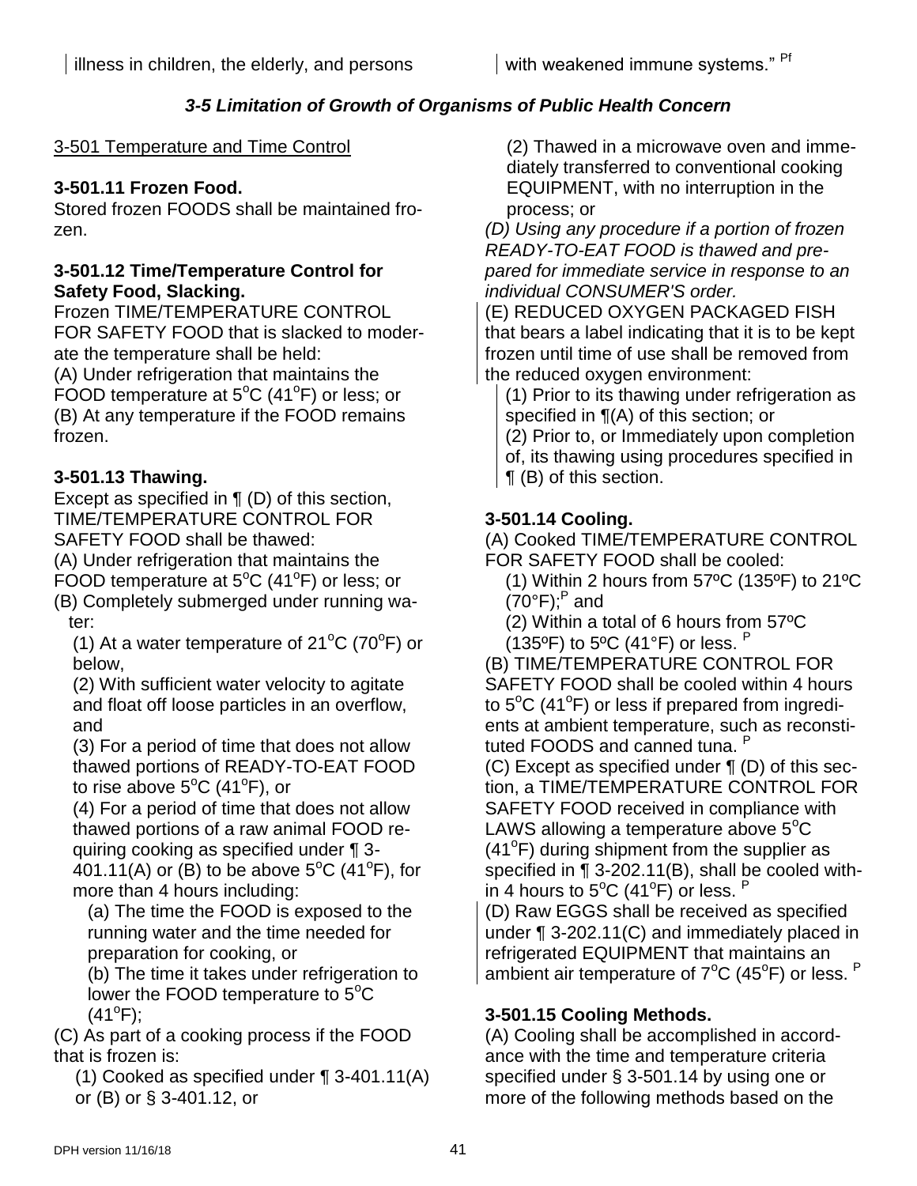illness in children, the elderly, and persons with weakened immune systems." Pf

### *3-5 Limitation of Growth of Organisms of Public Health Concern*

3-501 Temperature and Time Control

**3-501.11 Frozen Food.**
Stored frozen FOODS shall be maintained frozen.

**3-501.12 Time/Temperature Control for Safety Food, Slacking.**
Frozen TIME/TEMPERATURE CONTROL FOR SAFETY FOOD that is slacked to moderate the temperature shall be held:
(A) Under refrigeration that maintains the FOOD temperature at 5°C (41°F) or less; or
(B) At any temperature if the FOOD remains frozen.

**3-501.13 Thawing.**
Except as specified in ¶ (D) of this section, TIME/TEMPERATURE CONTROL FOR SAFETY FOOD shall be thawed:
(A) Under refrigeration that maintains the FOOD temperature at 5°C (41°F) or less; or
(B) Completely submerged under running water:

(1) At a water temperature of 21°C (70°F) or below,
(2) With sufficient water velocity to agitate and float off loose particles in an overflow, and
(3) For a period of time that does not allow thawed portions of READY-TO-EAT FOOD to rise above 5°C (41°F), or
(4) For a period of time that does not allow thawed portions of a raw animal FOOD requiring cooking as specified under ¶ 3-401.11(A) or (B) to be above 5°C (41°F), for more than 4 hours including:

(a) The time the FOOD is exposed to the running water and the time needed for preparation for cooking, or
(b) The time it takes under refrigeration to lower the FOOD temperature to 5°C (41°F);

(C) As part of a cooking process if the FOOD that is frozen is:

(1) Cooked as specified under ¶ 3-401.11(A) or (B) or § 3-401.12, or
(2) Thawed in a microwave oven and immediately transferred to conventional cooking EQUIPMENT, with no interruption in the process; or

*(D) Using any procedure if a portion of frozen READY-TO-EAT FOOD is thawed and prepared for immediate service in response to an individual CONSUMER'S order.*
(E) REDUCED OXYGEN PACKAGED FISH that bears a label indicating that it is to be kept frozen until time of use shall be removed from the reduced oxygen environment:

(1) Prior to its thawing under refrigeration as specified in ¶(A) of this section; or
(2) Prior to, or Immediately upon completion of, its thawing using procedures specified in ¶ (B) of this section.

**3-501.14 Cooling.**
(A) Cooked TIME/TEMPERATURE CONTROL FOR SAFETY FOOD shall be cooled:

(1) Within 2 hours from 57ºC (135ºF) to 21ºC (70°F); P and
(2) Within a total of 6 hours from 57ºC (135ºF) to 5ºC (41°F) or less. P

(B) TIME/TEMPERATURE CONTROL FOR SAFETY FOOD shall be cooled within 4 hours to 5°C (41°F) or less if prepared from ingredients at ambient temperature, such as reconstituted FOODS and canned tuna. P
(C) Except as specified under ¶ (D) of this section, a TIME/TEMPERATURE CONTROL FOR SAFETY FOOD received in compliance with LAWS allowing a temperature above 5°C (41°F) during shipment from the supplier as specified in ¶ 3-202.11(B), shall be cooled within 4 hours to 5°C (41°F) or less. P
(D) Raw EGGS shall be received as specified under ¶ 3-202.11(C) and immediately placed in refrigerated EQUIPMENT that maintains an ambient air temperature of 7°C (45°F) or less. P

**3-501.15 Cooling Methods.**
(A) Cooling shall be accomplished in accordance with the time and temperature criteria specified under § 3-501.14 by using one or more of the following methods based on the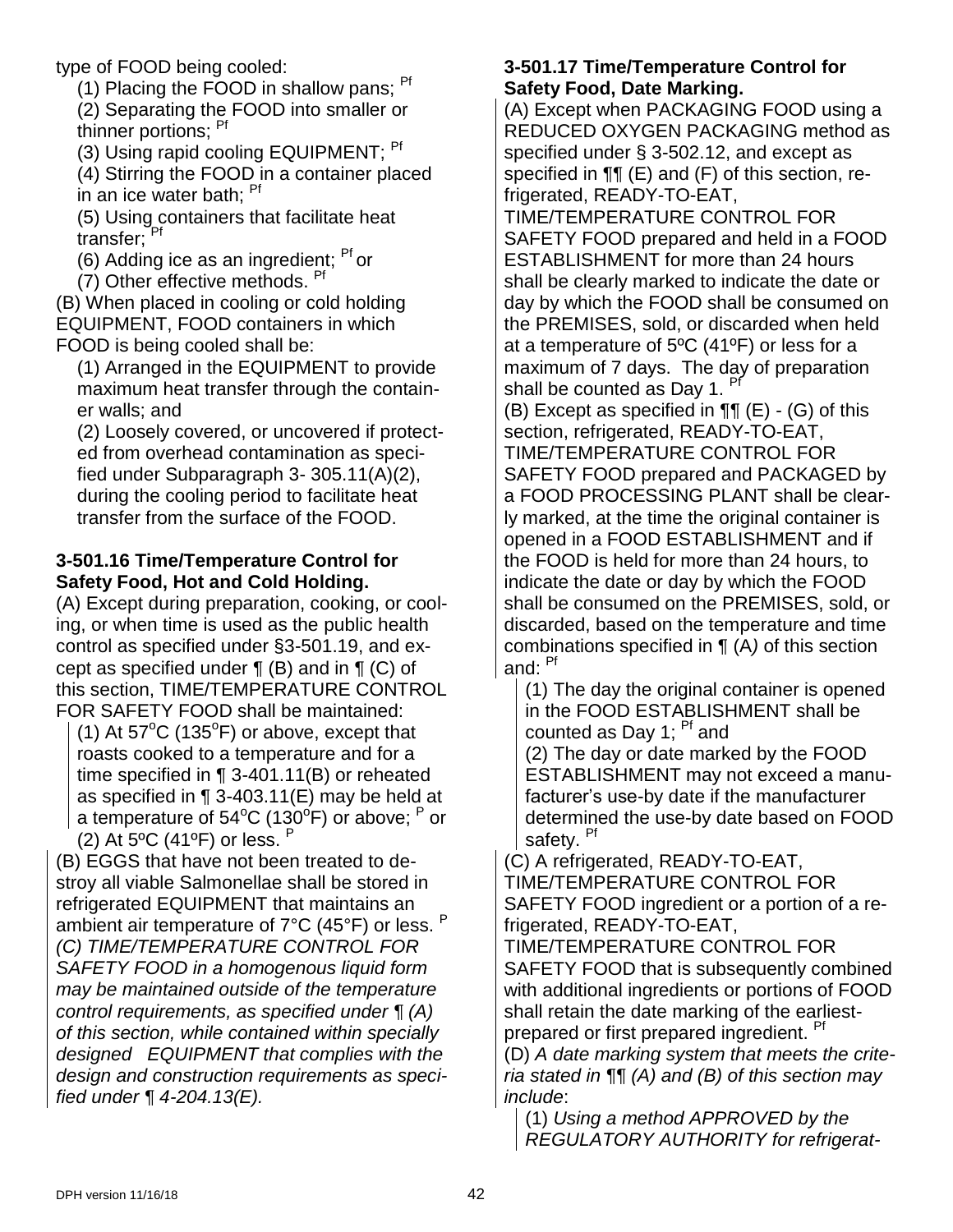type of FOOD being cooled:

(1) Placing the FOOD in shallow pans; [Pf]

(2) Separating the FOOD into smaller or thinner portions; [Pf]

(3) Using rapid cooling EQUIPMENT; [Pf]

(4) Stirring the FOOD in a container placed in an ice water bath; [Pf]

(5) Using containers that facilitate heat transfer; [Pf]

(6) Adding ice as an ingredient; [Pf] or

(7) Other effective methods. [Pf]

(B) When placed in cooling or cold holding EQUIPMENT, FOOD containers in which FOOD is being cooled shall be:

(1) Arranged in the EQUIPMENT to provide maximum heat transfer through the container walls; and

(2) Loosely covered, or uncovered if protected from overhead contamination as specified under Subparagraph 3- 305.11(A)(2), during the cooling period to facilitate heat transfer from the surface of the FOOD.

**3-501.16 Time/Temperature Control for Safety Food, Hot and Cold Holding.**

(A) Except during preparation, cooking, or cooling, or when time is used as the public health control as specified under §3-501.19, and except as specified under ¶ (B) and in ¶ (C) of this section, TIME/TEMPERATURE CONTROL FOR SAFETY FOOD shall be maintained:

(1) At 57°C (135°F) or above, except that roasts cooked to a temperature and for a time specified in ¶ 3-401.11(B) or reheated as specified in ¶ 3-403.11(E) may be held at a temperature of 54°C (130°F) or above; [P] or

(2) At 5ºC (41ºF) or less. [P]

(B) EGGS that have not been treated to destroy all viable Salmonellae shall be stored in refrigerated EQUIPMENT that maintains an ambient air temperature of 7°C (45°F) or less. [P]

*(C) TIME/TEMPERATURE CONTROL FOR SAFETY FOOD in a homogenous liquid form may be maintained outside of the temperature control requirements, as specified under ¶ (A) of this section, while contained within specially designed EQUIPMENT that complies with the design and construction requirements as specified under ¶ 4-204.13(E).*

**3-501.17 Time/Temperature Control for Safety Food, Date Marking.**

(A) Except when PACKAGING FOOD using a REDUCED OXYGEN PACKAGING method as specified under § 3-502.12, and except as specified in ¶¶ (E) and (F) of this section, refrigerated, READY-TO-EAT, TIME/TEMPERATURE CONTROL FOR SAFETY FOOD prepared and held in a FOOD ESTABLISHMENT for more than 24 hours shall be clearly marked to indicate the date or day by which the FOOD shall be consumed on the PREMISES, sold, or discarded when held at a temperature of 5ºC (41ºF) or less for a maximum of 7 days. The day of preparation shall be counted as Day 1. [Pf]

(B) Except as specified in ¶¶ (E) - (G) of this section, refrigerated, READY-TO-EAT, TIME/TEMPERATURE CONTROL FOR SAFETY FOOD prepared and PACKAGED by a FOOD PROCESSING PLANT shall be clearly marked, at the time the original container is opened in a FOOD ESTABLISHMENT and if the FOOD is held for more than 24 hours, to indicate the date or day by which the FOOD shall be consumed on the PREMISES, sold, or discarded, based on the temperature and time combinations specified in ¶ (A) of this section and: [Pf]

(1) The day the original container is opened in the FOOD ESTABLISHMENT shall be counted as Day 1; [Pf] and

(2) The day or date marked by the FOOD ESTABLISHMENT may not exceed a manufacturer's use-by date if the manufacturer determined the use-by date based on FOOD safety. [Pf]

(C) A refrigerated, READY-TO-EAT, TIME/TEMPERATURE CONTROL FOR SAFETY FOOD ingredient or a portion of a refrigerated, READY-TO-EAT, TIME/TEMPERATURE CONTROL FOR SAFETY FOOD that is subsequently combined with additional ingredients or portions of FOOD shall retain the date marking of the earliest-prepared or first prepared ingredient. [Pf]

(D) *A date marking system that meets the criteria stated in ¶¶ (A) and (B) of this section may include*:

(1) *Using a method APPROVED by the REGULATORY AUTHORITY for refrigerat-*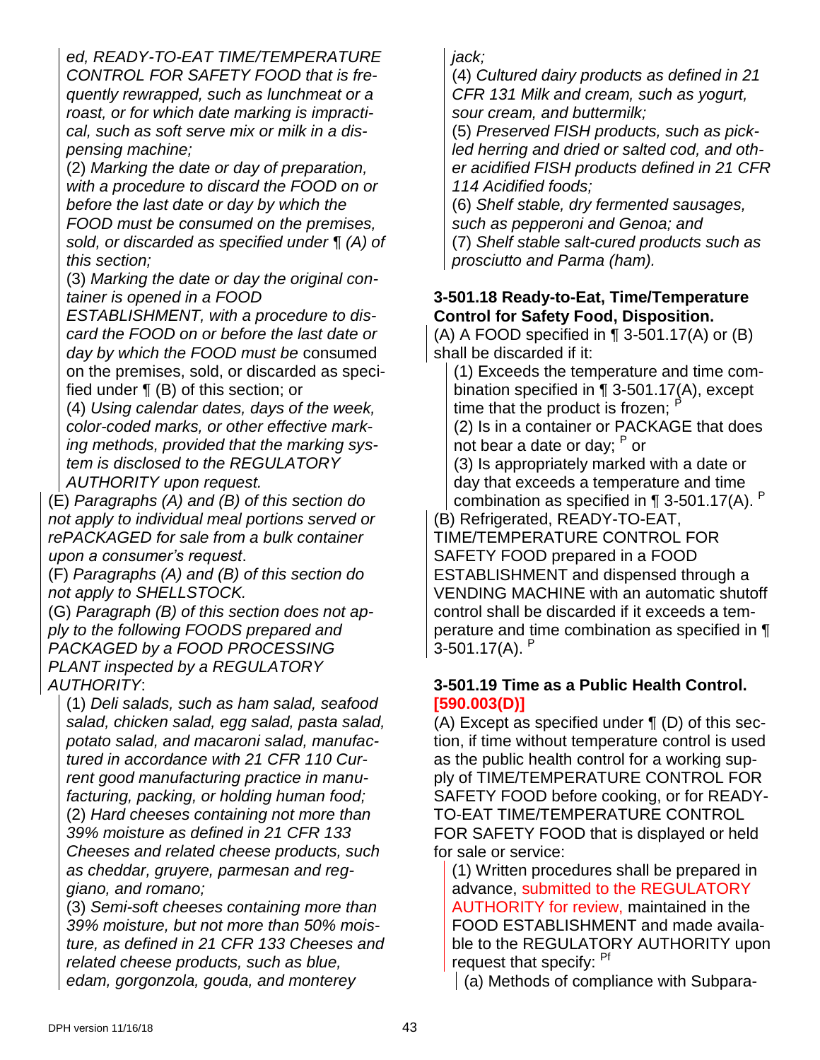*ed, READY-TO-EAT TIME/TEMPERATURE CONTROL FOR SAFETY FOOD that is frequently rewrapped, such as lunchmeat or a roast, or for which date marking is impractical, such as soft serve mix or milk in a dispensing machine;*

(2) *Marking the date or day of preparation, with a procedure to discard the FOOD on or before the last date or day by which the FOOD must be consumed on the premises, sold, or discarded as specified under ¶ (A) of this section;*

(3) *Marking the date or day the original container is opened in a FOOD ESTABLISHMENT, with a procedure to discard the FOOD on or before the last date or day by which the FOOD must be* consumed on the premises, sold, or discarded as specified under ¶ (B) of this section; or

(4) *Using calendar dates, days of the week, color-coded marks, or other effective marking methods, provided that the marking system is disclosed to the REGULATORY AUTHORITY upon request.*

(E) *Paragraphs (A) and (B) of this section do not apply to individual meal portions served or rePACKAGED for sale from a bulk container upon a consumer's request*.

(F) *Paragraphs (A) and (B) of this section do not apply to SHELLSTOCK.*

(G) *Paragraph (B) of this section does not apply to the following FOODS prepared and PACKAGED by a FOOD PROCESSING PLANT inspected by a REGULATORY AUTHORITY*:

(1) *Deli salads, such as ham salad, seafood salad, chicken salad, egg salad, pasta salad, potato salad, and macaroni salad, manufactured in accordance with 21 CFR 110 Current good manufacturing practice in manufacturing, packing, or holding human food;*

(2) *Hard cheeses containing not more than 39% moisture as defined in 21 CFR 133 Cheeses and related cheese products, such as cheddar, gruyere, parmesan and reggiano, and romano;*

(3) *Semi-soft cheeses containing more than 39% moisture, but not more than 50% moisture, as defined in 21 CFR 133 Cheeses and related cheese products, such as blue, edam, gorgonzola, gouda, and monterey jack;*

(4) *Cultured dairy products as defined in 21 CFR 131 Milk and cream, such as yogurt, sour cream, and buttermilk;*

(5) *Preserved FISH products, such as pickled herring and dried or salted cod, and other acidified FISH products defined in 21 CFR 114 Acidified foods;*

(6) *Shelf stable, dry fermented sausages, such as pepperoni and Genoa; and*

(7) *Shelf stable salt-cured products such as prosciutto and Parma (ham).*

**3-501.18 Ready-to-Eat, Time/Temperature Control for Safety Food, Disposition.**

(A) A FOOD specified in ¶ 3-501.17(A) or (B) shall be discarded if it:

(1) Exceeds the temperature and time combination specified in ¶ 3-501.17(A), except time that the product is frozen; [P]

(2) Is in a container or PACKAGE that does not bear a date or day; [P] or

(3) Is appropriately marked with a date or day that exceeds a temperature and time combination as specified in ¶ 3-501.17(A). [P]

(B) Refrigerated, READY-TO-EAT, TIME/TEMPERATURE CONTROL FOR SAFETY FOOD prepared in a FOOD ESTABLISHMENT and dispensed through a VENDING MACHINE with an automatic shutoff control shall be discarded if it exceeds a temperature and time combination as specified in ¶ 3-501.17(A). [P]

**3-501.19 Time as a Public Health Control. [590.003(D)]**

(A) Except as specified under ¶ (D) of this section, if time without temperature control is used as the public health control for a working supply of TIME/TEMPERATURE CONTROL FOR SAFETY FOOD before cooking, or for READY-TO-EAT TIME/TEMPERATURE CONTROL FOR SAFETY FOOD that is displayed or held for sale or service:

(1) Written procedures shall be prepared in advance, submitted to the REGULATORY AUTHORITY for review, maintained in the FOOD ESTABLISHMENT and made available to the REGULATORY AUTHORITY upon request that specify: [Pf]

(a) Methods of compliance with Subpara-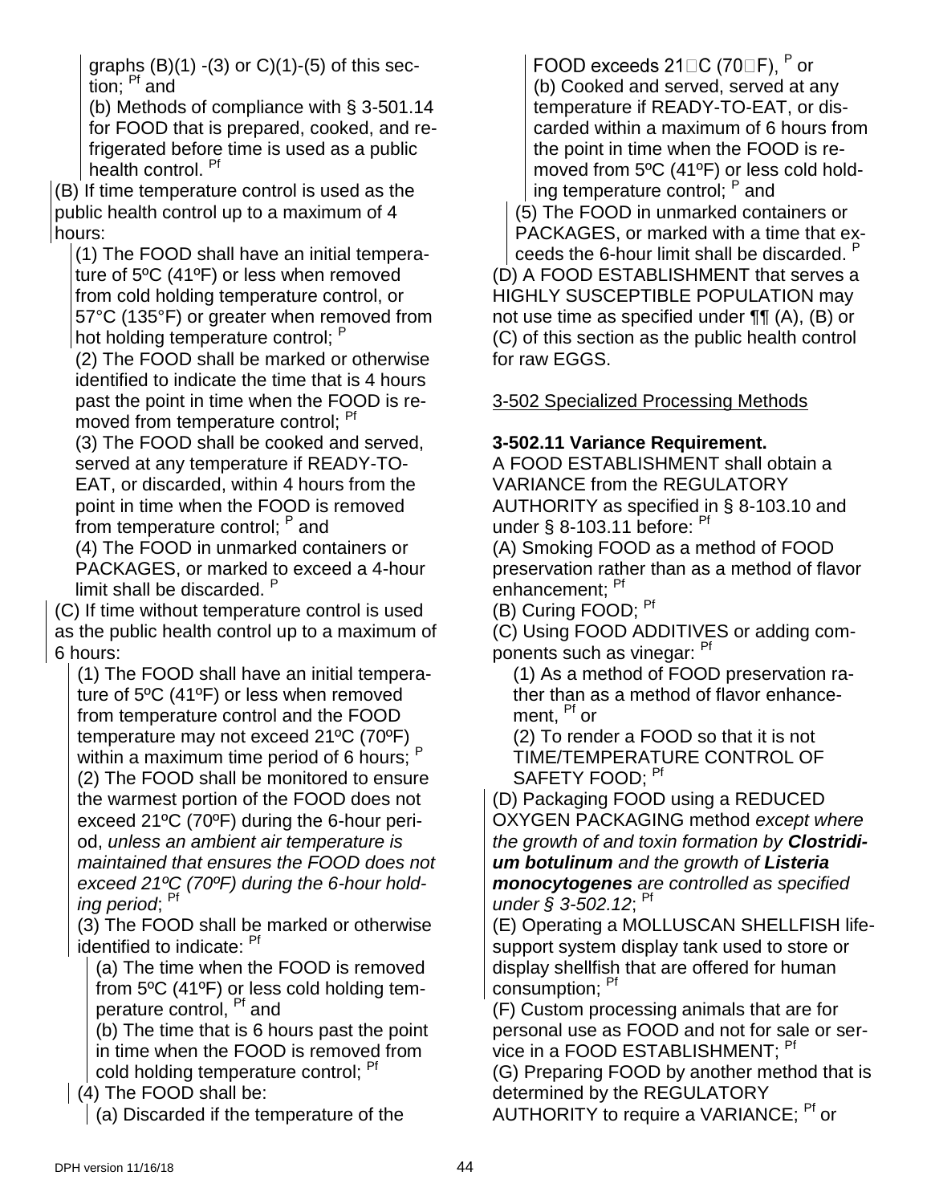graphs (B)(1) -(3) or C)(1)-(5) of this section; Pf and

(b) Methods of compliance with § 3-501.14 for FOOD that is prepared, cooked, and refrigerated before time is used as a public health control. Pf

(B) If time temperature control is used as the public health control up to a maximum of 4 hours:

(1) The FOOD shall have an initial temperature of 5ºC (41ºF) or less when removed from cold holding temperature control, or 57°C (135°F) or greater when removed from hot holding temperature control; P

(2) The FOOD shall be marked or otherwise identified to indicate the time that is 4 hours past the point in time when the FOOD is removed from temperature control; Pf

(3) The FOOD shall be cooked and served, served at any temperature if READY-TO-EAT, or discarded, within 4 hours from the point in time when the FOOD is removed from temperature control; P and

(4) The FOOD in unmarked containers or PACKAGES, or marked to exceed a 4-hour limit shall be discarded. P

(C) If time without temperature control is used as the public health control up to a maximum of 6 hours:

(1) The FOOD shall have an initial temperature of 5ºC (41ºF) or less when removed from temperature control and the FOOD temperature may not exceed 21ºC (70ºF) within a maximum time period of 6 hours; P

(2) The FOOD shall be monitored to ensure the warmest portion of the FOOD does not exceed 21ºC (70ºF) during the 6-hour period, *unless an ambient air temperature is maintained that ensures the FOOD does not exceed 21ºC (70ºF) during the 6-hour holding period*; Pf

(3) The FOOD shall be marked or otherwise identified to indicate: Pf

(a) The time when the FOOD is removed from 5ºC (41ºF) or less cold holding temperature control, Pf and

(b) The time that is 6 hours past the point in time when the FOOD is removed from cold holding temperature control; Pf

(4) The FOOD shall be:

(a) Discarded if the temperature of the FOOD exceeds 21ºC (70ºF), P or

(b) Cooked and served, served at any temperature if READY-TO-EAT, or discarded within a maximum of 6 hours from the point in time when the FOOD is removed from 5ºC (41ºF) or less cold holding temperature control; P and

(5) The FOOD in unmarked containers or PACKAGES, or marked with a time that exceeds the 6-hour limit shall be discarded. P

(D) A FOOD ESTABLISHMENT that serves a HIGHLY SUSCEPTIBLE POPULATION may not use time as specified under ¶¶ (A), (B) or (C) of this section as the public health control for raw EGGS.

## 3-502 Specialized Processing Methods

### 3-502.11 Variance Requirement.

A FOOD ESTABLISHMENT shall obtain a VARIANCE from the REGULATORY AUTHORITY as specified in § 8-103.10 and under § 8-103.11 before: Pf

(A) Smoking FOOD as a method of FOOD preservation rather than as a method of flavor enhancement; Pf

(B) Curing FOOD; Pf

(C) Using FOOD ADDITIVES or adding components such as vinegar: Pf

(1) As a method of FOOD preservation rather than as a method of flavor enhancement, Pf or

(2) To render a FOOD so that it is not TIME/TEMPERATURE CONTROL OF SAFETY FOOD; Pf

(D) Packaging FOOD using a REDUCED OXYGEN PACKAGING method *except where the growth of and toxin formation by* ***Clostridium botulinum*** *and the growth of* ***Listeria monocytogenes*** *are controlled as specified under § 3-502.12*; Pf

(E) Operating a MOLLUSCAN SHELLFISH life-support system display tank used to store or display shellfish that are offered for human consumption; Pf

(F) Custom processing animals that are for personal use as FOOD and not for sale or service in a FOOD ESTABLISHMENT; Pf

(G) Preparing FOOD by another method that is determined by the REGULATORY AUTHORITY to require a VARIANCE; Pf or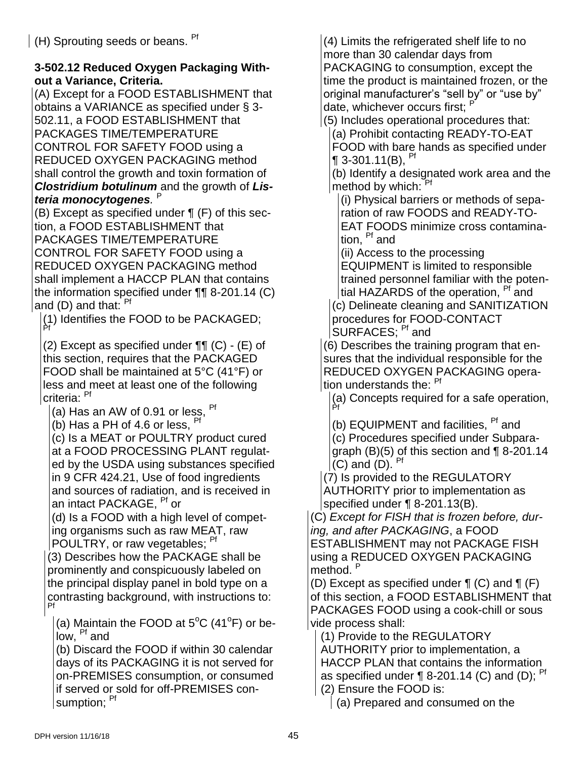(H) Sprouting seeds or beans. [Pf]

**3-502.12 Reduced Oxygen Packaging Without a Variance, Criteria.**

(A) Except for a FOOD ESTABLISHMENT that obtains a VARIANCE as specified under § 3-502.11, a FOOD ESTABLISHMENT that PACKAGES TIME/TEMPERATURE CONTROL FOR SAFETY FOOD using a REDUCED OXYGEN PACKAGING method shall control the growth and toxin formation of ***Clostridium botulinum*** and the growth of ***Listeria monocytogenes***. [P]

(B) Except as specified under ¶ (F) of this section, a FOOD ESTABLISHMENT that PACKAGES TIME/TEMPERATURE CONTROL FOR SAFETY FOOD using a REDUCED OXYGEN PACKAGING method shall implement a HACCP PLAN that contains the information specified under ¶¶ 8-201.14 (C) and (D) and that: [Pf]

(1) Identifies the FOOD to be PACKAGED; [Pf]

(2) Except as specified under ¶¶ (C) - (E) of this section, requires that the PACKAGED FOOD shall be maintained at 5°C (41°F) or less and meet at least one of the following criteria: [Pf]

(a) Has an AW of 0.91 or less, [Pf]

(b) Has a PH of 4.6 or less, [Pf]

(c) Is a MEAT or POULTRY product cured at a FOOD PROCESSING PLANT regulated by the USDA using substances specified in 9 CFR 424.21, Use of food ingredients and sources of radiation, and is received in an intact PACKAGE, [Pf] or

(d) Is a FOOD with a high level of competing organisms such as raw MEAT, raw POULTRY, or raw vegetables; [Pf]

(3) Describes how the PACKAGE shall be prominently and conspicuously labeled on the principal display panel in bold type on a contrasting background, with instructions to: [Pf]

(a) Maintain the FOOD at 5°C (41°F) or below, [Pf] and

(b) Discard the FOOD if within 30 calendar days of its PACKAGING it is not served for on-PREMISES consumption, or consumed if served or sold for off-PREMISES consumption; [Pf]

(4) Limits the refrigerated shelf life to no more than 30 calendar days from PACKAGING to consumption, except the time the product is maintained frozen, or the original manufacturer's "sell by" or "use by" date, whichever occurs first; [P]

(5) Includes operational procedures that:

(a) Prohibit contacting READY-TO-EAT FOOD with bare hands as specified under ¶ 3-301.11(B), [Pf]

(b) Identify a designated work area and the method by which: [Pf]

(i) Physical barriers or methods of separation of raw FOODS and READY-TO-EAT FOODS minimize cross contamination, [Pf] and

(ii) Access to the processing EQUIPMENT is limited to responsible trained personnel familiar with the potential HAZARDS of the operation, [Pf] and

(c) Delineate cleaning and SANITIZATION procedures for FOOD-CONTACT SURFACES; [Pf] and

(6) Describes the training program that ensures that the individual responsible for the REDUCED OXYGEN PACKAGING operation understands the: [Pf]

(a) Concepts required for a safe operation, [Pf]

(b) EQUIPMENT and facilities, [Pf] and

(c) Procedures specified under Subparagraph (B)(5) of this section and ¶ 8-201.14 (C) and (D). [Pf]

(7) Is provided to the REGULATORY AUTHORITY prior to implementation as specified under ¶ 8-201.13(B).

(C) *Except for FISH that is frozen before, during, and after PACKAGING*, a FOOD ESTABLISHMENT may not PACKAGE FISH using a REDUCED OXYGEN PACKAGING method. [P]

(D) Except as specified under ¶ (C) and ¶ (F) of this section, a FOOD ESTABLISHMENT that PACKAGES FOOD using a cook-chill or sous vide process shall:

(1) Provide to the REGULATORY AUTHORITY prior to implementation, a HACCP PLAN that contains the information as specified under ¶ 8-201.14 (C) and (D); [Pf]

(2) Ensure the FOOD is:

(a) Prepared and consumed on the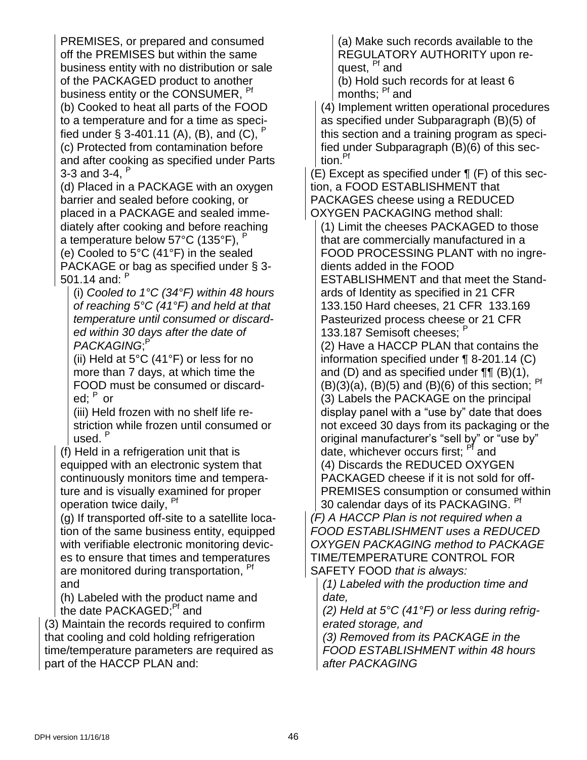PREMISES, or prepared and consumed off the PREMISES but within the same business entity with no distribution or sale of the PACKAGED product to another business entity or the CONSUMER, [Pf]

(b) Cooked to heat all parts of the FOOD to a temperature and for a time as specified under § 3-401.11 (A), (B), and (C), [P]

(c) Protected from contamination before and after cooking as specified under Parts 3-3 and 3-4, [P]

(d) Placed in a PACKAGE with an oxygen barrier and sealed before cooking, or placed in a PACKAGE and sealed immediately after cooking and before reaching a temperature below 57°C (135°F), [P]

(e) Cooled to 5°C (41°F) in the sealed PACKAGE or bag as specified under § 3-501.14 and: [P]

(i) *Cooled to 1°C (34°F) within 48 hours of reaching 5°C (41°F) and held at that temperature until consumed or discarded within 30 days after the date of PACKAGING*;[P]

(ii) Held at 5°C (41°F) or less for no more than 7 days, at which time the FOOD must be consumed or discarded; [P] or

(iii) Held frozen with no shelf life restriction while frozen until consumed or used. [P]

(f) Held in a refrigeration unit that is equipped with an electronic system that continuously monitors time and temperature and is visually examined for proper operation twice daily, [Pf]

(g) If transported off-site to a satellite location of the same business entity, equipped with verifiable electronic monitoring devices to ensure that times and temperatures are monitored during transportation, [Pf] and

(h) Labeled with the product name and the date PACKAGED;[Pf] and

(3) Maintain the records required to confirm that cooling and cold holding refrigeration time/temperature parameters are required as part of the HACCP PLAN and:

(a) Make such records available to the REGULATORY AUTHORITY upon request, [Pf] and

(b) Hold such records for at least 6 months; [Pf] and

(4) Implement written operational procedures as specified under Subparagraph (B)(5) of this section and a training program as specified under Subparagraph (B)(6) of this section.[Pf]

(E) Except as specified under ¶ (F) of this section, a FOOD ESTABLISHMENT that PACKAGES cheese using a REDUCED OXYGEN PACKAGING method shall:

(1) Limit the cheeses PACKAGED to those that are commercially manufactured in a FOOD PROCESSING PLANT with no ingredients added in the FOOD ESTABLISHMENT and that meet the Standards of Identity as specified in 21 CFR 133.150 Hard cheeses, 21 CFR 133.169 Pasteurized process cheese or 21 CFR 133.187 Semisoft cheeses; [P]

(2) Have a HACCP PLAN that contains the information specified under ¶ 8-201.14 (C) and (D) and as specified under ¶¶ (B)(1), (B)(3)(a), (B)(5) and (B)(6) of this section; [Pf]

(3) Labels the PACKAGE on the principal display panel with a "use by" date that does not exceed 30 days from its packaging or the original manufacturer's "sell by" or "use by" date, whichever occurs first; [Pf] and

(4) Discards the REDUCED OXYGEN PACKAGED cheese if it is not sold for off-PREMISES consumption or consumed within 30 calendar days of its PACKAGING. [Pf]

*(F) A HACCP Plan is not required when a FOOD ESTABLISHMENT uses a REDUCED OXYGEN PACKAGING method to PACKAGE* TIME/TEMPERATURE CONTROL FOR SAFETY FOOD *that is always:*

*(1) Labeled with the production time and date,*

*(2) Held at 5°C (41°F) or less during refrigerated storage, and*

*(3) Removed from its PACKAGE in the FOOD ESTABLISHMENT within 48 hours after PACKAGING*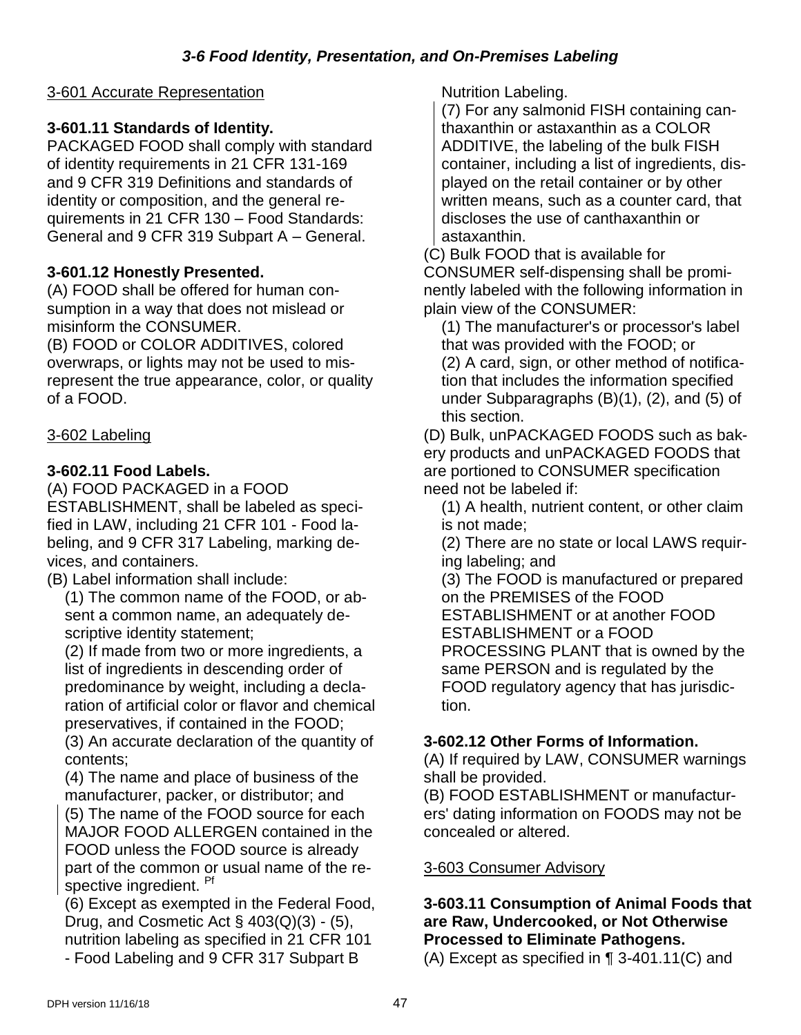## *3-6 Food Identity, Presentation, and On-Premises Labeling*

3-601 Accurate Representation

### 3-601.11 Standards of Identity.

PACKAGED FOOD shall comply with standard of identity requirements in 21 CFR 131-169 and 9 CFR 319 Definitions and standards of identity or composition, and the general requirements in 21 CFR 130 – Food Standards: General and 9 CFR 319 Subpart A – General.

### 3-601.12 Honestly Presented.

(A) FOOD shall be offered for human consumption in a way that does not mislead or misinform the CONSUMER.

(B) FOOD or COLOR ADDITIVES, colored overwraps, or lights may not be used to misrepresent the true appearance, color, or quality of a FOOD.

3-602 Labeling

### 3-602.11 Food Labels.

(A) FOOD PACKAGED in a FOOD ESTABLISHMENT, shall be labeled as specified in LAW, including 21 CFR 101 - Food labeling, and 9 CFR 317 Labeling, marking devices, and containers.

(B) Label information shall include:

(1) The common name of the FOOD, or absent a common name, an adequately descriptive identity statement;

(2) If made from two or more ingredients, a list of ingredients in descending order of predominance by weight, including a declaration of artificial color or flavor and chemical preservatives, if contained in the FOOD;

(3) An accurate declaration of the quantity of contents;

(4) The name and place of business of the manufacturer, packer, or distributor; and

(5) The name of the FOOD source for each MAJOR FOOD ALLERGEN contained in the FOOD unless the FOOD source is already part of the common or usual name of the respective ingredient. [Pf]

(6) Except as exempted in the Federal Food, Drug, and Cosmetic Act § 403(Q)(3) - (5), nutrition labeling as specified in 21 CFR 101 - Food Labeling and 9 CFR 317 Subpart B Nutrition Labeling.

(7) For any salmonid FISH containing canthaxanthin or astaxanthin as a COLOR ADDITIVE, the labeling of the bulk FISH container, including a list of ingredients, displayed on the retail container or by other written means, such as a counter card, that discloses the use of canthaxanthin or astaxanthin.

(C) Bulk FOOD that is available for CONSUMER self-dispensing shall be prominently labeled with the following information in plain view of the CONSUMER:

(1) The manufacturer's or processor's label that was provided with the FOOD; or

(2) A card, sign, or other method of notification that includes the information specified under Subparagraphs (B)(1), (2), and (5) of this section.

(D) Bulk, unPACKAGED FOODS such as bakery products and unPACKAGED FOODS that are portioned to CONSUMER specification need not be labeled if:

(1) A health, nutrient content, or other claim is not made;

(2) There are no state or local LAWS requiring labeling; and

(3) The FOOD is manufactured or prepared on the PREMISES of the FOOD ESTABLISHMENT or at another FOOD ESTABLISHMENT or a FOOD PROCESSING PLANT that is owned by the same PERSON and is regulated by the FOOD regulatory agency that has jurisdiction.

### 3-602.12 Other Forms of Information.

(A) If required by LAW, CONSUMER warnings shall be provided.

(B) FOOD ESTABLISHMENT or manufacturers' dating information on FOODS may not be concealed or altered.

3-603 Consumer Advisory

### 3-603.11 Consumption of Animal Foods that are Raw, Undercooked, or Not Otherwise Processed to Eliminate Pathogens.

(A) Except as specified in ¶ 3-401.11(C) and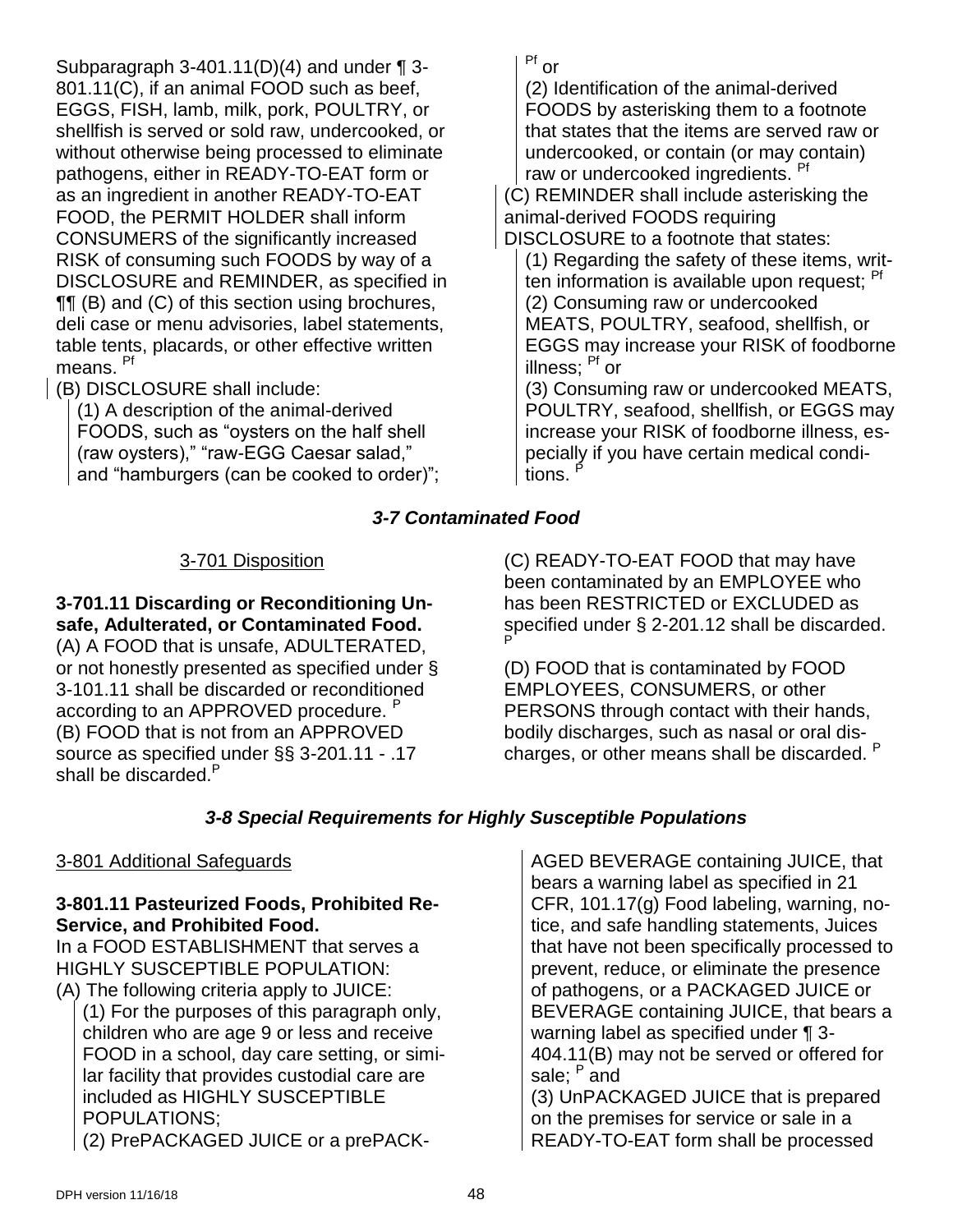Subparagraph 3-401.11(D)(4) and under ¶ 3-801.11(C), if an animal FOOD such as beef, EGGS, FISH, lamb, milk, pork, POULTRY, or shellfish is served or sold raw, undercooked, or without otherwise being processed to eliminate pathogens, either in READY-TO-EAT form or as an ingredient in another READY-TO-EAT FOOD, the PERMIT HOLDER shall inform CONSUMERS of the significantly increased RISK of consuming such FOODS by way of a DISCLOSURE and REMINDER, as specified in ¶¶ (B) and (C) of this section using brochures, deli case or menu advisories, label statements, table tents, placards, or other effective written means. Pf

(B) DISCLOSURE shall include:

(1) A description of the animal-derived FOODS, such as "oysters on the half shell (raw oysters)," "raw-EGG Caesar salad," and "hamburgers (can be cooked to order)"; Pf or

(2) Identification of the animal-derived FOODS by asterisking them to a footnote that states that the items are served raw or undercooked, or contain (or may contain) raw or undercooked ingredients. Pf

(C) REMINDER shall include asterisking the animal-derived FOODS requiring DISCLOSURE to a footnote that states:

(1) Regarding the safety of these items, written information is available upon request; Pf

(2) Consuming raw or undercooked MEATS, POULTRY, seafood, shellfish, or EGGS may increase your RISK of foodborne illness; Pf or

(3) Consuming raw or undercooked MEATS, POULTRY, seafood, shellfish, or EGGS may increase your RISK of foodborne illness, especially if you have certain medical conditions. P

### *3-7 Contaminated Food*

3-701 Disposition

**3-701.11 Discarding or Reconditioning Unsafe, Adulterated, or Contaminated Food.**

(A) A FOOD that is unsafe, ADULTERATED, or not honestly presented as specified under § 3-101.11 shall be discarded or reconditioned according to an APPROVED procedure. P

(B) FOOD that is not from an APPROVED source as specified under §§ 3-201.11 - .17 shall be discarded. P

(C) READY-TO-EAT FOOD that may have been contaminated by an EMPLOYEE who has been RESTRICTED or EXCLUDED as specified under § 2-201.12 shall be discarded. P

(D) FOOD that is contaminated by FOOD EMPLOYEES, CONSUMERS, or other PERSONS through contact with their hands, bodily discharges, such as nasal or oral discharges, or other means shall be discarded. P

### *3-8 Special Requirements for Highly Susceptible Populations*

3-801 Additional Safeguards

**3-801.11 Pasteurized Foods, Prohibited Re-Service, and Prohibited Food.**

In a FOOD ESTABLISHMENT that serves a HIGHLY SUSCEPTIBLE POPULATION:

(A) The following criteria apply to JUICE:

(1) For the purposes of this paragraph only, children who are age 9 or less and receive FOOD in a school, day care setting, or similar facility that provides custodial care are included as HIGHLY SUSCEPTIBLE POPULATIONS;

(2) PrePACKAGED JUICE or a prePACKAGED BEVERAGE containing JUICE, that bears a warning label as specified in 21 CFR, 101.17(g) Food labeling, warning, notice, and safe handling statements, Juices that have not been specifically processed to prevent, reduce, or eliminate the presence of pathogens, or a PACKAGED JUICE or BEVERAGE containing JUICE, that bears a warning label as specified under ¶ 3-404.11(B) may not be served or offered for sale; P and

(3) UnPACKAGED JUICE that is prepared on the premises for service or sale in a READY-TO-EAT form shall be processed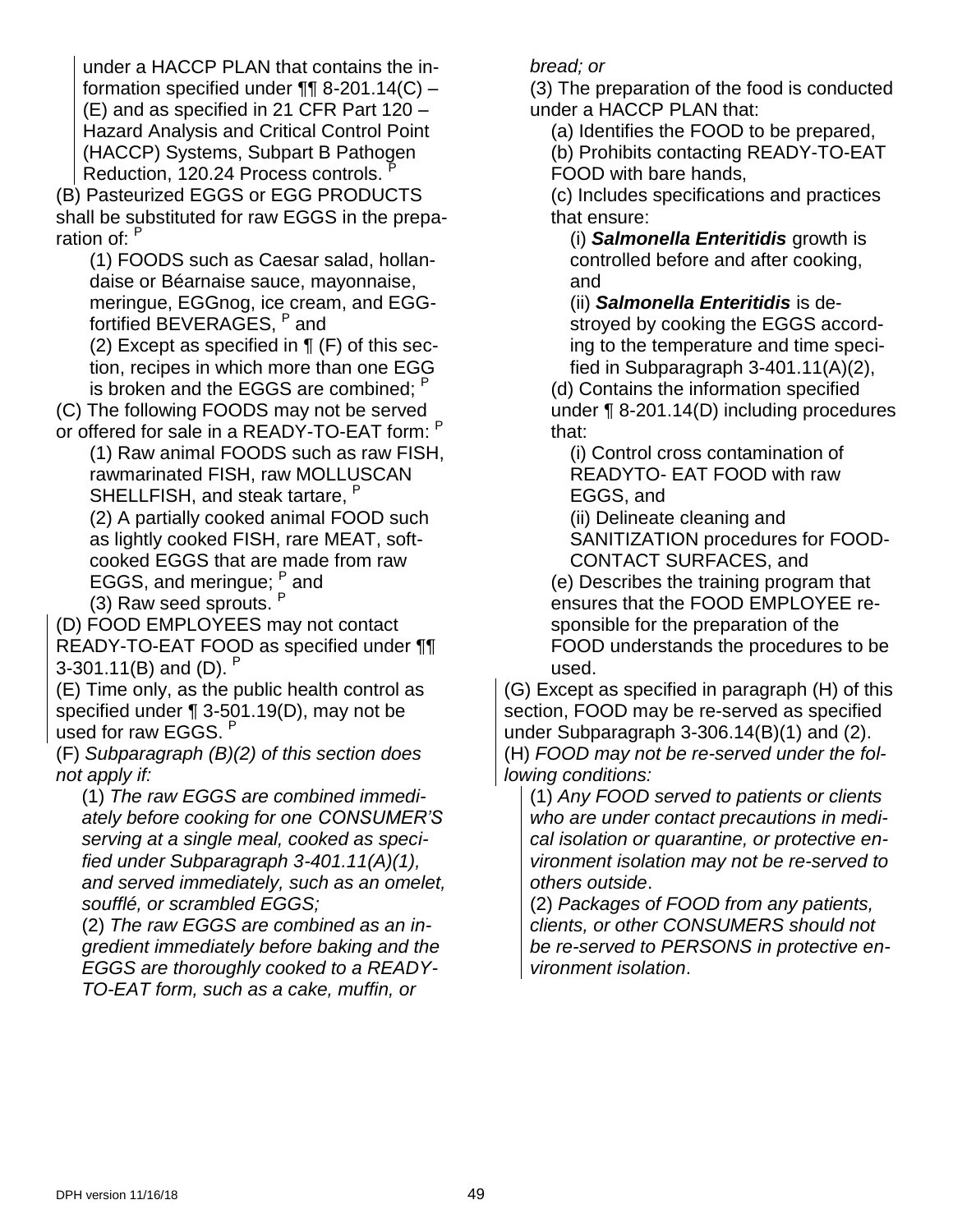under a HACCP PLAN that contains the information specified under ¶¶ 8-201.14(C) – (E) and as specified in 21 CFR Part 120 – Hazard Analysis and Critical Control Point (HACCP) Systems, Subpart B Pathogen Reduction, 120.24 Process controls. [P]

(B) Pasteurized EGGS or EGG PRODUCTS shall be substituted for raw EGGS in the preparation of: [P]

(1) FOODS such as Caesar salad, hollandaise or Béarnaise sauce, mayonnaise, meringue, EGGnog, ice cream, and EGG-fortified BEVERAGES, [P] and

(2) Except as specified in ¶ (F) of this section, recipes in which more than one EGG is broken and the EGGS are combined; [P]

(C) The following FOODS may not be served or offered for sale in a READY-TO-EAT form: [P]

(1) Raw animal FOODS such as raw FISH, rawmarinated FISH, raw MOLLUSCAN SHELLFISH, and steak tartare, [P]

(2) A partially cooked animal FOOD such as lightly cooked FISH, rare MEAT, soft-cooked EGGS that are made from raw EGGS, and meringue; [P] and

(3) Raw seed sprouts. [P]

(D) FOOD EMPLOYEES may not contact READY-TO-EAT FOOD as specified under ¶¶ 3-301.11(B) and (D). [P]

(E) Time only, as the public health control as specified under ¶ 3-501.19(D), may not be used for raw EGGS. [P]

(F) *Subparagraph (B)(2) of this section does not apply if:*

(1) *The raw EGGS are combined immediately before cooking for one CONSUMER'S serving at a single meal, cooked as specified under Subparagraph 3-401.11(A)(1), and served immediately, such as an omelet, soufflé, or scrambled EGGS;*

(2) *The raw EGGS are combined as an ingredient immediately before baking and the EGGS are thoroughly cooked to a READY-TO-EAT form, such as a cake, muffin, or bread; or*

(3) The preparation of the food is conducted under a HACCP PLAN that:

(a) Identifies the FOOD to be prepared,

(b) Prohibits contacting READY-TO-EAT FOOD with bare hands,

(c) Includes specifications and practices that ensure:

(i) ***Salmonella Enteritidis*** growth is controlled before and after cooking, and

(ii) ***Salmonella Enteritidis*** is destroyed by cooking the EGGS according to the temperature and time specified in Subparagraph 3-401.11(A)(2),

(d) Contains the information specified under ¶ 8-201.14(D) including procedures that:

(i) Control cross contamination of READYTO- EAT FOOD with raw EGGS, and

(ii) Delineate cleaning and SANITIZATION procedures for FOOD-CONTACT SURFACES, and

(e) Describes the training program that ensures that the FOOD EMPLOYEE responsible for the preparation of the FOOD understands the procedures to be used.

(G) Except as specified in paragraph (H) of this section, FOOD may be re-served as specified under Subparagraph 3-306.14(B)(1) and (2).

(H) *FOOD may not be re-served under the following conditions:*

(1) *Any FOOD served to patients or clients who are under contact precautions in medical isolation or quarantine, or protective environment isolation may not be re-served to others outside*.

(2) *Packages of FOOD from any patients, clients, or other CONSUMERS should not be re-served to PERSONS in protective environment isolation*.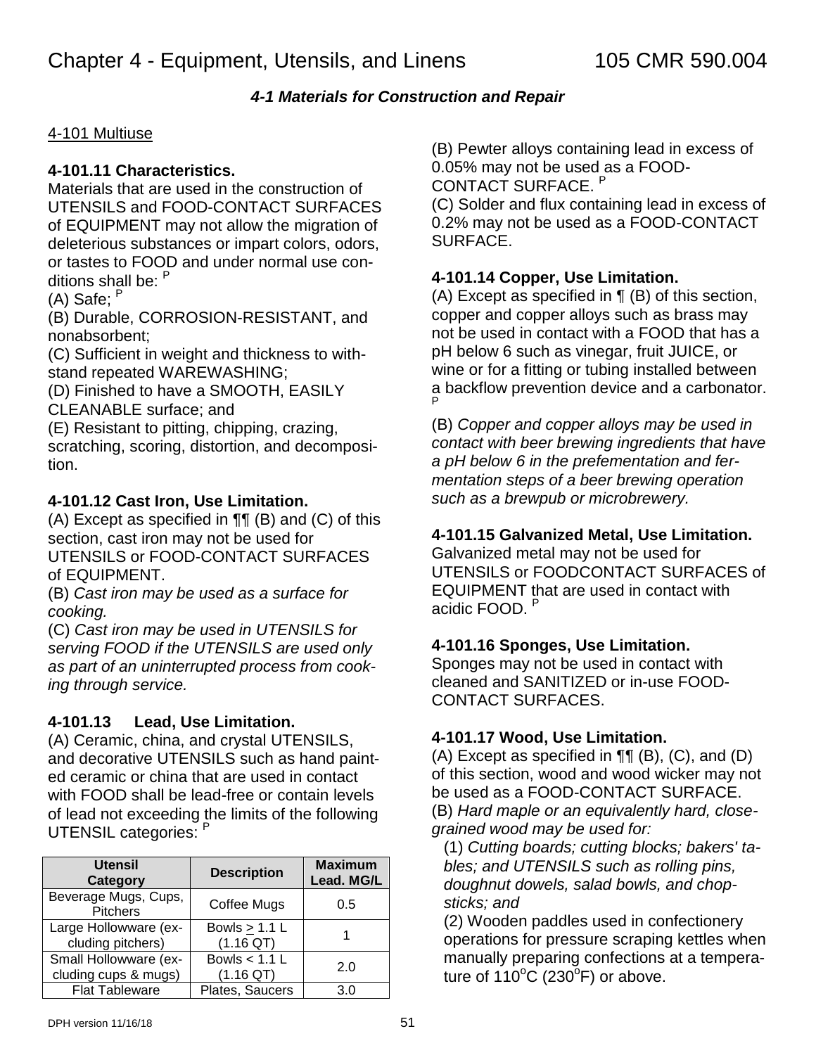# Chapter 4 - Equipment, Utensils, and Linens 105 CMR 590.004

### *4-1 Materials for Construction and Repair*

4-101 Multiuse

**4-101.11 Characteristics.**

Materials that are used in the construction of UTENSILS and FOOD-CONTACT SURFACES of EQUIPMENT may not allow the migration of deleterious substances or impart colors, odors, or tastes to FOOD and under normal use conditions shall be: P

(A) Safe; P

(B) Durable, CORROSION-RESISTANT, and nonabsorbent;

(C) Sufficient in weight and thickness to withstand repeated WAREWASHING;

(D) Finished to have a SMOOTH, EASILY CLEANABLE surface; and

(E) Resistant to pitting, chipping, crazing, scratching, scoring, distortion, and decomposition.

**4-101.12 Cast Iron, Use Limitation.**

(A) Except as specified in ¶¶ (B) and (C) of this section, cast iron may not be used for UTENSILS or FOOD-CONTACT SURFACES of EQUIPMENT.

(B) *Cast iron may be used as a surface for cooking.*

(C) *Cast iron may be used in UTENSILS for serving FOOD if the UTENSILS are used only as part of an uninterrupted process from cooking through service.*

**4-101.13 Lead, Use Limitation.**

(A) Ceramic, china, and crystal UTENSILS, and decorative UTENSILS such as hand painted ceramic or china that are used in contact with FOOD shall be lead-free or contain levels of lead not exceeding the limits of the following UTENSIL categories: P

| Utensil Category | Description | Maximum Lead. MG/L |
|---|---|---|
| Beverage Mugs, Cups, Pitchers | Coffee Mugs | 0.5 |
| Large Hollowware (excluding pitchers) | Bowls ≥ 1.1 L (1.16 QT) | 1 |
| Small Hollowware (excluding cups & mugs) | Bowls < 1.1 L (1.16 QT) | 2.0 |
| Flat Tableware | Plates, Saucers | 3.0 |

(B) Pewter alloys containing lead in excess of 0.05% may not be used as a FOOD-CONTACT SURFACE. P

(C) Solder and flux containing lead in excess of 0.2% may not be used as a FOOD-CONTACT SURFACE.

**4-101.14 Copper, Use Limitation.**

(A) Except as specified in ¶ (B) of this section, copper and copper alloys such as brass may not be used in contact with a FOOD that has a pH below 6 such as vinegar, fruit JUICE, or wine or for a fitting or tubing installed between a backflow prevention device and a carbonator. P

(B) *Copper and copper alloys may be used in contact with beer brewing ingredients that have a pH below 6 in the prefementation and fermentation steps of a beer brewing operation such as a brewpub or microbrewery.*

**4-101.15 Galvanized Metal, Use Limitation.**

Galvanized metal may not be used for UTENSILS or FOODCONTACT SURFACES of EQUIPMENT that are used in contact with acidic FOOD. P

**4-101.16 Sponges, Use Limitation.**

Sponges may not be used in contact with cleaned and SANITIZED or in-use FOOD-CONTACT SURFACES.

**4-101.17 Wood, Use Limitation.**

(A) Except as specified in ¶¶ (B), (C), and (D) of this section, wood and wood wicker may not be used as a FOOD-CONTACT SURFACE.

(B) *Hard maple or an equivalently hard, close-grained wood may be used for:*

(1) *Cutting boards; cutting blocks; bakers' tables; and UTENSILS such as rolling pins, doughnut dowels, salad bowls, and chopsticks; and*

(2) Wooden paddles used in confectionery operations for pressure scraping kettles when manually preparing confections at a temperature of 110°C (230°F) or above.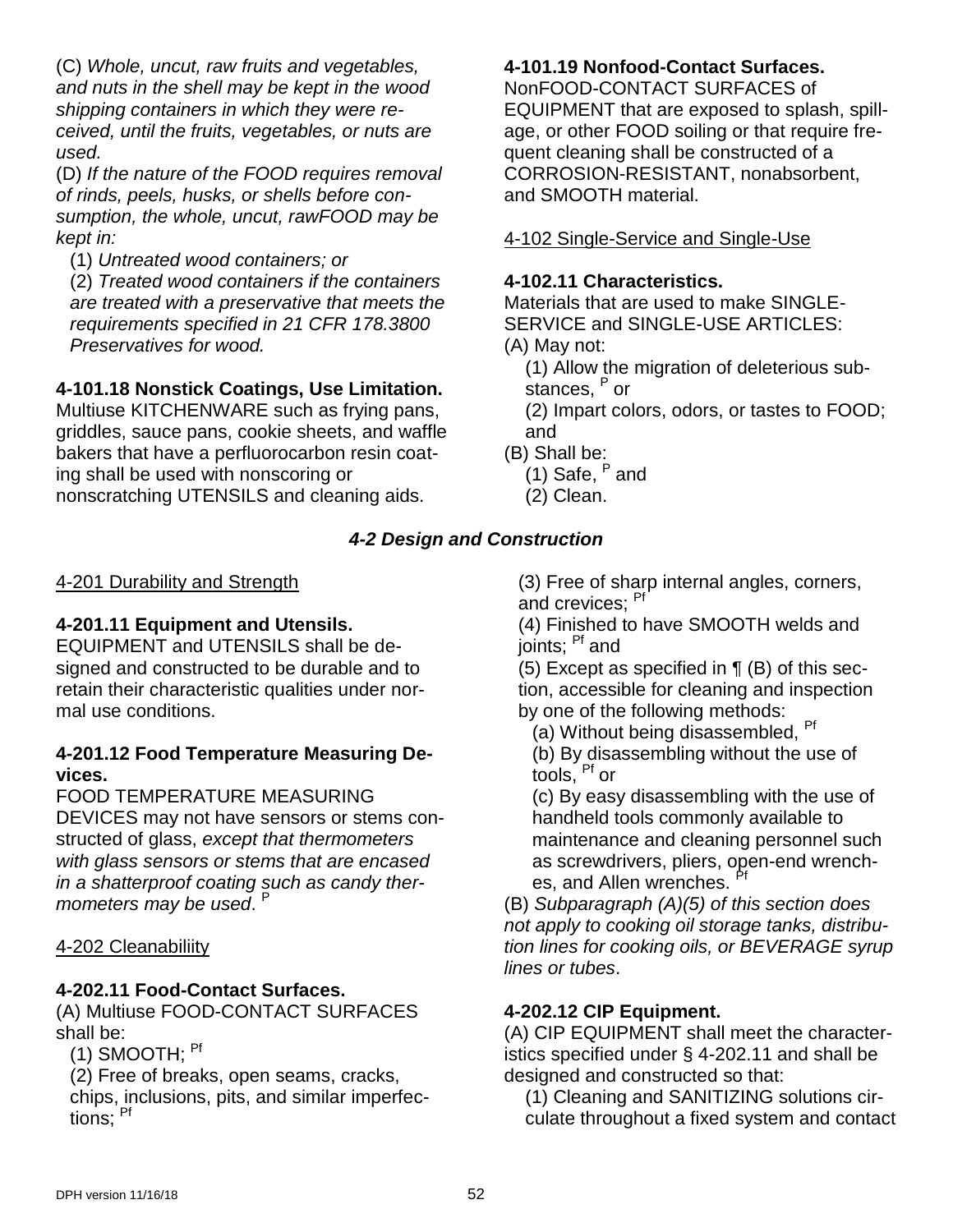(C) *Whole, uncut, raw fruits and vegetables, and nuts in the shell may be kept in the wood shipping containers in which they were received, until the fruits, vegetables, or nuts are used.*

(D) *If the nature of the FOOD requires removal of rinds, peels, husks, or shells before consumption, the whole, uncut, rawFOOD may be kept in:*

(1) *Untreated wood containers; or*

(2) *Treated wood containers if the containers are treated with a preservative that meets the requirements specified in 21 CFR 178.3800 Preservatives for wood.*

**4-101.18 Nonstick Coatings, Use Limitation.**
Multiuse KITCHENWARE such as frying pans, griddles, sauce pans, cookie sheets, and waffle bakers that have a perfluorocarbon resin coating shall be used with nonscoring or nonscratching UTENSILS and cleaning aids.

**4-101.19 Nonfood-Contact Surfaces.**
NonFOOD-CONTACT SURFACES of EQUIPMENT that are exposed to splash, spillage, or other FOOD soiling or that require frequent cleaning shall be constructed of a CORROSION-RESISTANT, nonabsorbent, and SMOOTH material.

4-102 Single-Service and Single-Use

**4-102.11 Characteristics.**
Materials that are used to make SINGLE-SERVICE and SINGLE-USE ARTICLES:

(A) May not:

(1) Allow the migration of deleterious substances, [P] or

(2) Impart colors, odors, or tastes to FOOD; and

(B) Shall be:

(1) Safe, [P] and

(2) Clean.

## *4-2 Design and Construction*

4-201 Durability and Strength

**4-201.11 Equipment and Utensils.**
EQUIPMENT and UTENSILS shall be designed and constructed to be durable and to retain their characteristic qualities under normal use conditions.

**4-201.12 Food Temperature Measuring Devices.**
FOOD TEMPERATURE MEASURING DEVICES may not have sensors or stems constructed of glass, *except that thermometers with glass sensors or stems that are encased in a shatterproof coating such as candy thermometers may be used*. [P]

4-202 Cleanabiliity

**4-202.11 Food-Contact Surfaces.**
(A) Multiuse FOOD-CONTACT SURFACES shall be:

(1) SMOOTH; [Pf]

(2) Free of breaks, open seams, cracks, chips, inclusions, pits, and similar imperfections; [Pf]

(3) Free of sharp internal angles, corners, and crevices; [Pf]

(4) Finished to have SMOOTH welds and joints; [Pf] and

(5) Except as specified in ¶ (B) of this section, accessible for cleaning and inspection by one of the following methods:

(a) Without being disassembled, [Pf]

(b) By disassembling without the use of tools, [Pf] or

(c) By easy disassembling with the use of handheld tools commonly available to maintenance and cleaning personnel such as screwdrivers, pliers, open-end wrenches, and Allen wrenches. [Pf]

(B) *Subparagraph (A)(5) of this section does not apply to cooking oil storage tanks, distribution lines for cooking oils, or BEVERAGE syrup lines or tubes*.

**4-202.12 CIP Equipment.**
(A) CIP EQUIPMENT shall meet the characteristics specified under § 4-202.11 and shall be designed and constructed so that:

(1) Cleaning and SANITIZING solutions circulate throughout a fixed system and contact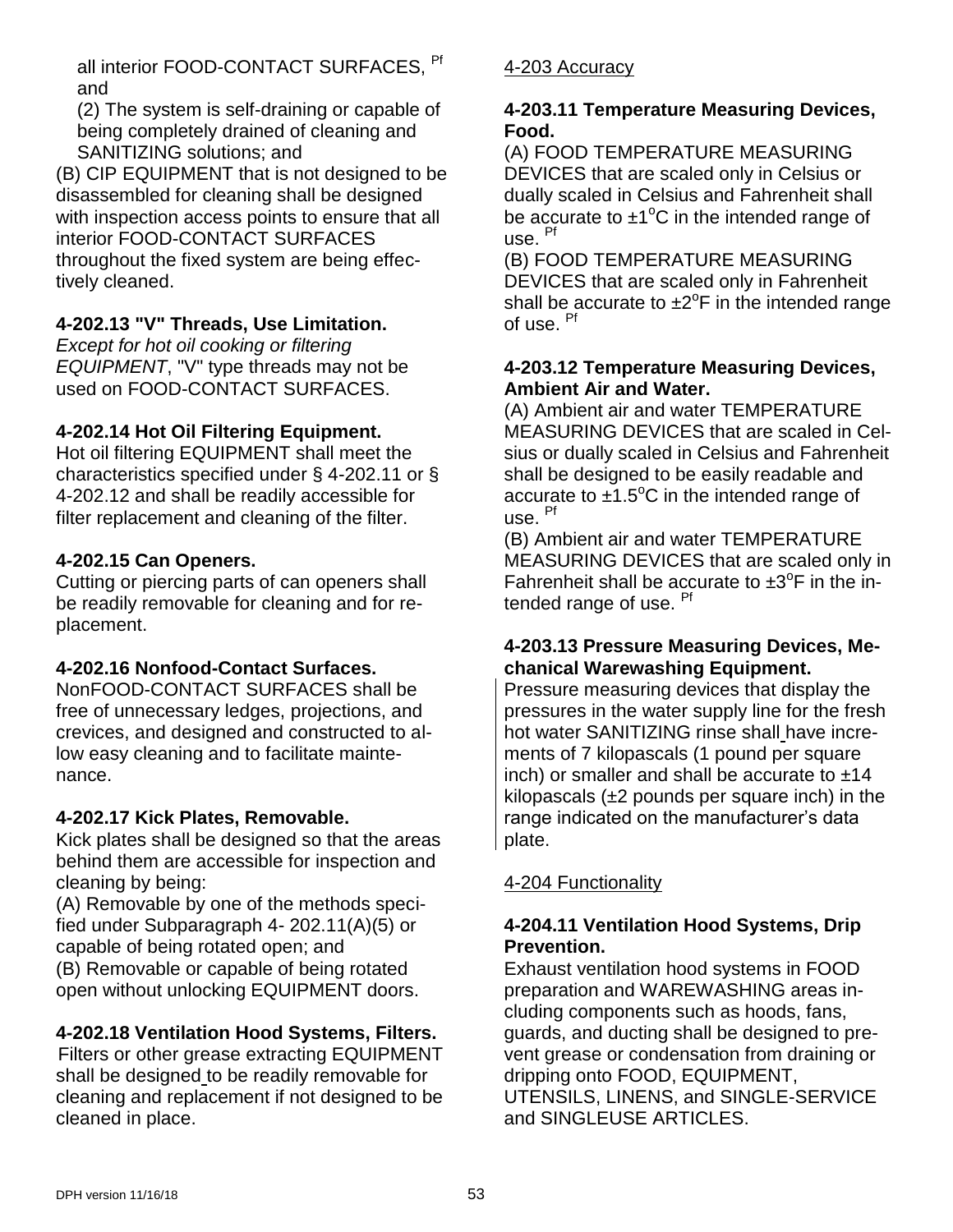all interior FOOD-CONTACT SURFACES, Pf and

(2) The system is self-draining or capable of being completely drained of cleaning and SANITIZING solutions; and

(B) CIP EQUIPMENT that is not designed to be disassembled for cleaning shall be designed with inspection access points to ensure that all interior FOOD-CONTACT SURFACES throughout the fixed system are being effectively cleaned.

**4-202.13 "V" Threads, Use Limitation.**

*Except for hot oil cooking or filtering EQUIPMENT*, "V" type threads may not be used on FOOD-CONTACT SURFACES.

**4-202.14 Hot Oil Filtering Equipment.**

Hot oil filtering EQUIPMENT shall meet the characteristics specified under § 4-202.11 or § 4-202.12 and shall be readily accessible for filter replacement and cleaning of the filter.

**4-202.15 Can Openers.**

Cutting or piercing parts of can openers shall be readily removable for cleaning and for replacement.

**4-202.16 Nonfood-Contact Surfaces.**

NonFOOD-CONTACT SURFACES shall be free of unnecessary ledges, projections, and crevices, and designed and constructed to allow easy cleaning and to facilitate maintenance.

**4-202.17 Kick Plates, Removable.**

Kick plates shall be designed so that the areas behind them are accessible for inspection and cleaning by being:

(A) Removable by one of the methods specified under Subparagraph 4- 202.11(A)(5) or capable of being rotated open; and

(B) Removable or capable of being rotated open without unlocking EQUIPMENT doors.

**4-202.18 Ventilation Hood Systems, Filters.**

Filters or other grease extracting EQUIPMENT shall be designed to be readily removable for cleaning and replacement if not designed to be cleaned in place.

4-203 Accuracy

**4-203.11 Temperature Measuring Devices, Food.**

(A) FOOD TEMPERATURE MEASURING DEVICES that are scaled only in Celsius or dually scaled in Celsius and Fahrenheit shall be accurate to ±1°C in the intended range of use. Pf

(B) FOOD TEMPERATURE MEASURING DEVICES that are scaled only in Fahrenheit shall be accurate to ±2°F in the intended range of use. Pf

**4-203.12 Temperature Measuring Devices, Ambient Air and Water.**

(A) Ambient air and water TEMPERATURE MEASURING DEVICES that are scaled in Celsius or dually scaled in Celsius and Fahrenheit shall be designed to be easily readable and accurate to ±1.5°C in the intended range of use. Pf

(B) Ambient air and water TEMPERATURE MEASURING DEVICES that are scaled only in Fahrenheit shall be accurate to ±3°F in the intended range of use. Pf

**4-203.13 Pressure Measuring Devices, Mechanical Warewashing Equipment.**

Pressure measuring devices that display the pressures in the water supply line for the fresh hot water SANITIZING rinse shall have increments of 7 kilopascals (1 pound per square inch) or smaller and shall be accurate to ±14 kilopascals (±2 pounds per square inch) in the range indicated on the manufacturer's data plate.

4-204 Functionality

**4-204.11 Ventilation Hood Systems, Drip Prevention.**

Exhaust ventilation hood systems in FOOD preparation and WAREWASHING areas including components such as hoods, fans, guards, and ducting shall be designed to prevent grease or condensation from draining or dripping onto FOOD, EQUIPMENT, UTENSILS, LINENS, and SINGLE-SERVICE and SINGLEUSE ARTICLES.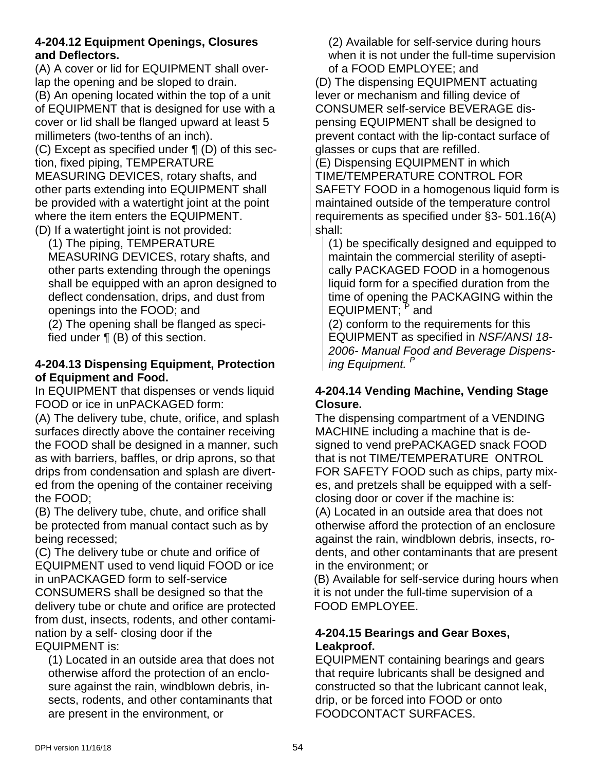**4-204.12 Equipment Openings, Closures and Deflectors.**

(A) A cover or lid for EQUIPMENT shall overlap the opening and be sloped to drain.

(B) An opening located within the top of a unit of EQUIPMENT that is designed for use with a cover or lid shall be flanged upward at least 5 millimeters (two-tenths of an inch).

(C) Except as specified under ¶ (D) of this section, fixed piping, TEMPERATURE MEASURING DEVICES, rotary shafts, and other parts extending into EQUIPMENT shall be provided with a watertight joint at the point where the item enters the EQUIPMENT.

(D) If a watertight joint is not provided:

(1) The piping, TEMPERATURE MEASURING DEVICES, rotary shafts, and other parts extending through the openings shall be equipped with an apron designed to deflect condensation, drips, and dust from openings into the FOOD; and

(2) The opening shall be flanged as specified under ¶ (B) of this section.

**4-204.13 Dispensing Equipment, Protection of Equipment and Food.**

In EQUIPMENT that dispenses or vends liquid FOOD or ice in unPACKAGED form:

(A) The delivery tube, chute, orifice, and splash surfaces directly above the container receiving the FOOD shall be designed in a manner, such as with barriers, baffles, or drip aprons, so that drips from condensation and splash are diverted from the opening of the container receiving the FOOD;

(B) The delivery tube, chute, and orifice shall be protected from manual contact such as by being recessed;

(C) The delivery tube or chute and orifice of EQUIPMENT used to vend liquid FOOD or ice in unPACKAGED form to self-service CONSUMERS shall be designed so that the delivery tube or chute and orifice are protected from dust, insects, rodents, and other contamination by a self- closing door if the EQUIPMENT is:

(1) Located in an outside area that does not otherwise afford the protection of an enclosure against the rain, windblown debris, insects, rodents, and other contaminants that are present in the environment, or

(2) Available for self-service during hours when it is not under the full-time supervision of a FOOD EMPLOYEE; and

(D) The dispensing EQUIPMENT actuating lever or mechanism and filling device of CONSUMER self-service BEVERAGE dispensing EQUIPMENT shall be designed to prevent contact with the lip-contact surface of glasses or cups that are refilled.

(E) Dispensing EQUIPMENT in which TIME/TEMPERATURE CONTROL FOR SAFETY FOOD in a homogenous liquid form is maintained outside of the temperature control requirements as specified under §3- 501.16(A) shall:

(1) be specifically designed and equipped to maintain the commercial sterility of aseptically PACKAGED FOOD in a homogenous liquid form for a specified duration from the time of opening the PACKAGING within the EQUIPMENT; [P] and

(2) conform to the requirements for this EQUIPMENT as specified in *NSF/ANSI 18-2006- Manual Food and Beverage Dispensing Equipment.* [P]

**4-204.14 Vending Machine, Vending Stage Closure.**

The dispensing compartment of a VENDING MACHINE including a machine that is designed to vend prePACKAGED snack FOOD that is not TIME/TEMPERATURE ONTROL FOR SAFETY FOOD such as chips, party mixes, and pretzels shall be equipped with a self-closing door or cover if the machine is:

(A) Located in an outside area that does not otherwise afford the protection of an enclosure against the rain, windblown debris, insects, rodents, and other contaminants that are present in the environment; or

(B) Available for self-service during hours when it is not under the full-time supervision of a FOOD EMPLOYEE.

**4-204.15 Bearings and Gear Boxes, Leakproof.**

EQUIPMENT containing bearings and gears that require lubricants shall be designed and constructed so that the lubricant cannot leak, drip, or be forced into FOOD or onto FOODCONTACT SURFACES.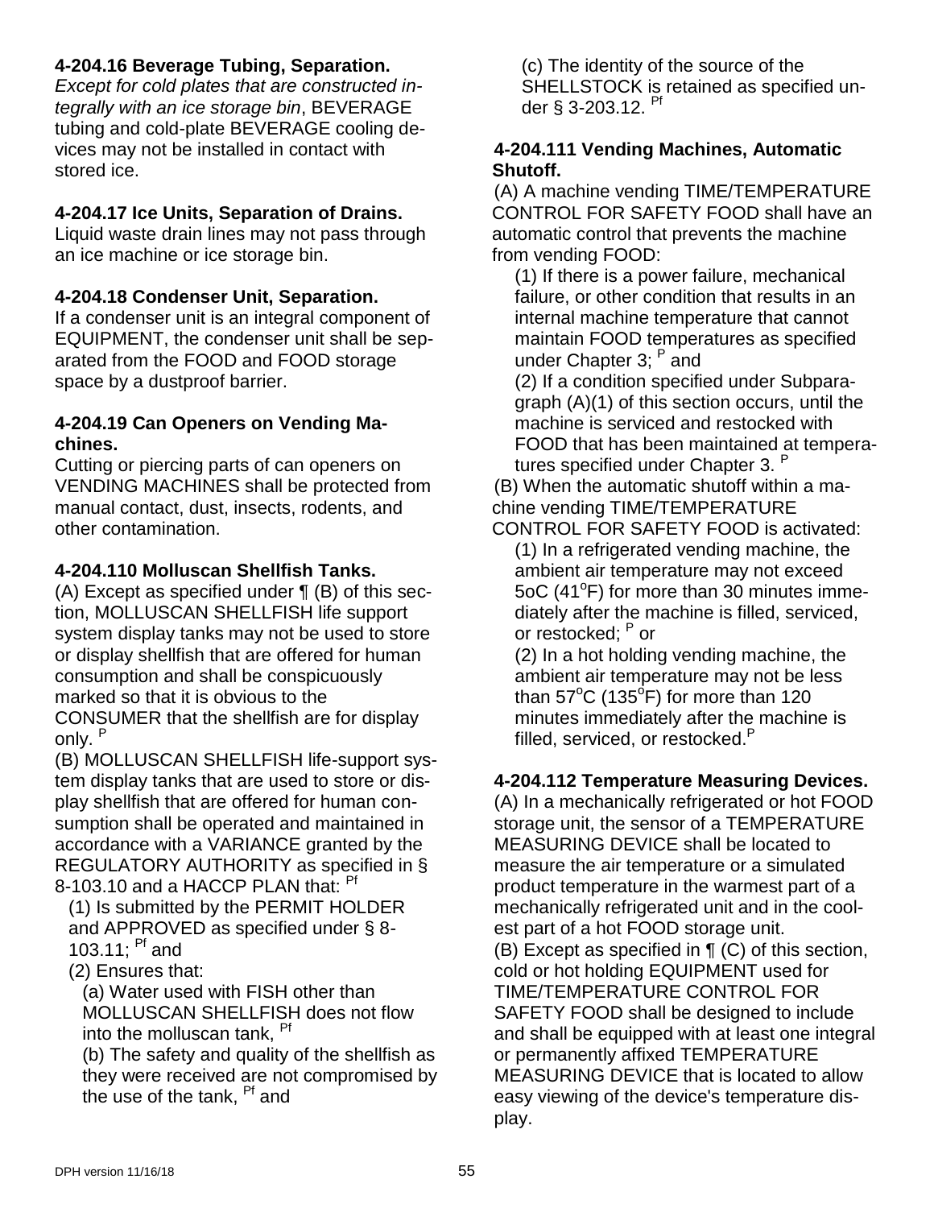**4-204.16 Beverage Tubing, Separation.**
*Except for cold plates that are constructed integrally with an ice storage bin*, BEVERAGE tubing and cold-plate BEVERAGE cooling devices may not be installed in contact with stored ice.

**4-204.17 Ice Units, Separation of Drains.**
Liquid waste drain lines may not pass through an ice machine or ice storage bin.

**4-204.18 Condenser Unit, Separation.**
If a condenser unit is an integral component of EQUIPMENT, the condenser unit shall be separated from the FOOD and FOOD storage space by a dustproof barrier.

**4-204.19 Can Openers on Vending Machines.**
Cutting or piercing parts of can openers on VENDING MACHINES shall be protected from manual contact, dust, insects, rodents, and other contamination.

**4-204.110 Molluscan Shellfish Tanks.**
(A) Except as specified under ¶ (B) of this section, MOLLUSCAN SHELLFISH life support system display tanks may not be used to store or display shellfish that are offered for human consumption and shall be conspicuously marked so that it is obvious to the CONSUMER that the shellfish are for display only. P

(B) MOLLUSCAN SHELLFISH life-support system display tanks that are used to store or display shellfish that are offered for human consumption shall be operated and maintained in accordance with a VARIANCE granted by the REGULATORY AUTHORITY as specified in § 8-103.10 and a HACCP PLAN that: Pf

(1) Is submitted by the PERMIT HOLDER and APPROVED as specified under § 8-103.11; Pf and

(2) Ensures that:

(a) Water used with FISH other than MOLLUSCAN SHELLFISH does not flow into the molluscan tank, Pf

(b) The safety and quality of the shellfish as they were received are not compromised by the use of the tank, Pf and

(c) The identity of the source of the SHELLSTOCK is retained as specified under § 3-203.12. Pf

**4-204.111 Vending Machines, Automatic Shutoff.**
(A) A machine vending TIME/TEMPERATURE CONTROL FOR SAFETY FOOD shall have an automatic control that prevents the machine from vending FOOD:

(1) If there is a power failure, mechanical failure, or other condition that results in an internal machine temperature that cannot maintain FOOD temperatures as specified under Chapter 3; P and

(2) If a condition specified under Subparagraph (A)(1) of this section occurs, until the machine is serviced and restocked with FOOD that has been maintained at temperatures specified under Chapter 3. P

(B) When the automatic shutoff within a machine vending TIME/TEMPERATURE CONTROL FOR SAFETY FOOD is activated:

(1) In a refrigerated vending machine, the ambient air temperature may not exceed 5oC (41°F) for more than 30 minutes immediately after the machine is filled, serviced, or restocked; P or

(2) In a hot holding vending machine, the ambient air temperature may not be less than 57°C (135°F) for more than 120 minutes immediately after the machine is filled, serviced, or restocked. P

**4-204.112 Temperature Measuring Devices.**
(A) In a mechanically refrigerated or hot FOOD storage unit, the sensor of a TEMPERATURE MEASURING DEVICE shall be located to measure the air temperature or a simulated product temperature in the warmest part of a mechanically refrigerated unit and in the coolest part of a hot FOOD storage unit.

(B) Except as specified in ¶ (C) of this section, cold or hot holding EQUIPMENT used for TIME/TEMPERATURE CONTROL FOR SAFETY FOOD shall be designed to include and shall be equipped with at least one integral or permanently affixed TEMPERATURE MEASURING DEVICE that is located to allow easy viewing of the device's temperature display.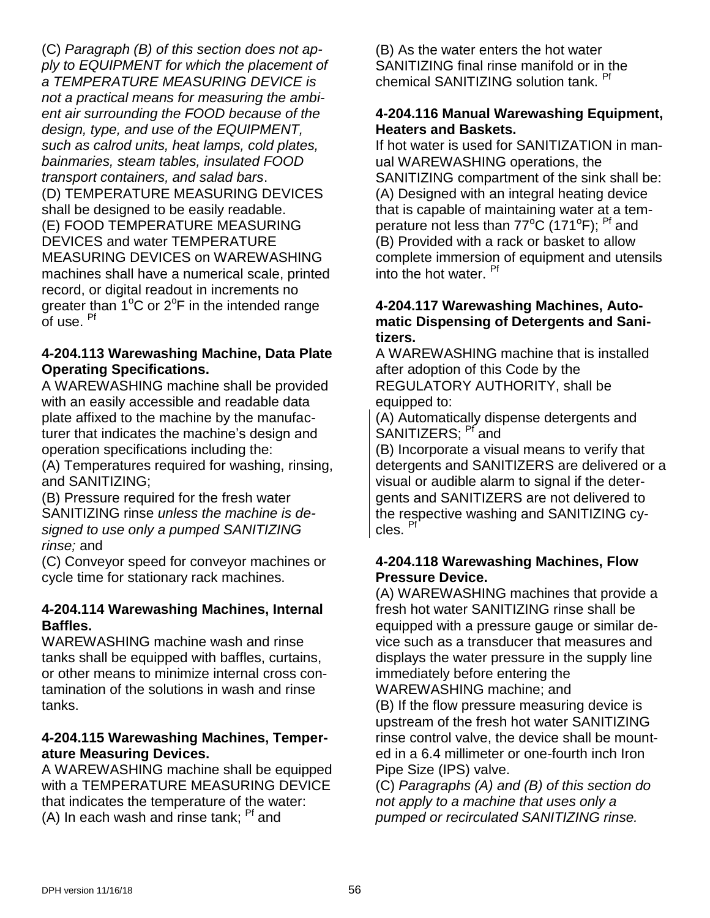(C) *Paragraph (B) of this section does not apply to EQUIPMENT for which the placement of a TEMPERATURE MEASURING DEVICE is not a practical means for measuring the ambient air surrounding the FOOD because of the design, type, and use of the EQUIPMENT, such as calrod units, heat lamps, cold plates, bainmaries, steam tables, insulated FOOD transport containers, and salad bars*.
(D) TEMPERATURE MEASURING DEVICES shall be designed to be easily readable.
(E) FOOD TEMPERATURE MEASURING DEVICES and water TEMPERATURE MEASURING DEVICES on WAREWASHING machines shall have a numerical scale, printed record, or digital readout in increments no greater than 1°C or 2°F in the intended range of use. Pf

**4-204.113 Warewashing Machine, Data Plate Operating Specifications.**

A WAREWASHING machine shall be provided with an easily accessible and readable data plate affixed to the machine by the manufacturer that indicates the machine's design and operation specifications including the:
(A) Temperatures required for washing, rinsing, and SANITIZING;
(B) Pressure required for the fresh water SANITIZING rinse *unless the machine is designed to use only a pumped SANITIZING rinse;* and
(C) Conveyor speed for conveyor machines or cycle time for stationary rack machines.

**4-204.114 Warewashing Machines, Internal Baffles.**

WAREWASHING machine wash and rinse tanks shall be equipped with baffles, curtains, or other means to minimize internal cross contamination of the solutions in wash and rinse tanks.

**4-204.115 Warewashing Machines, Temperature Measuring Devices.**

A WAREWASHING machine shall be equipped with a TEMPERATURE MEASURING DEVICE that indicates the temperature of the water:
(A) In each wash and rinse tank; Pf and
(B) As the water enters the hot water SANITIZING final rinse manifold or in the chemical SANITIZING solution tank. Pf

**4-204.116 Manual Warewashing Equipment, Heaters and Baskets.**

If hot water is used for SANITIZATION in manual WAREWASHING operations, the SANITIZING compartment of the sink shall be:
(A) Designed with an integral heating device that is capable of maintaining water at a temperature not less than 77°C (171°F); Pf and
(B) Provided with a rack or basket to allow complete immersion of equipment and utensils into the hot water. Pf

**4-204.117 Warewashing Machines, Automatic Dispensing of Detergents and Sanitizers.**

A WAREWASHING machine that is installed after adoption of this Code by the REGULATORY AUTHORITY, shall be equipped to:
(A) Automatically dispense detergents and SANITIZERS; Pf and
(B) Incorporate a visual means to verify that detergents and SANITIZERS are delivered or a visual or audible alarm to signal if the detergents and SANITIZERS are not delivered to the respective washing and SANITIZING cycles. Pf

**4-204.118 Warewashing Machines, Flow Pressure Device.**

(A) WAREWASHING machines that provide a fresh hot water SANITIZING rinse shall be equipped with a pressure gauge or similar device such as a transducer that measures and displays the water pressure in the supply line immediately before entering the WAREWASHING machine; and
(B) If the flow pressure measuring device is upstream of the fresh hot water SANITIZING rinse control valve, the device shall be mounted in a 6.4 millimeter or one-fourth inch Iron Pipe Size (IPS) valve.
(C) *Paragraphs (A) and (B) of this section do not apply to a machine that uses only a pumped or recirculated SANITIZING rinse.*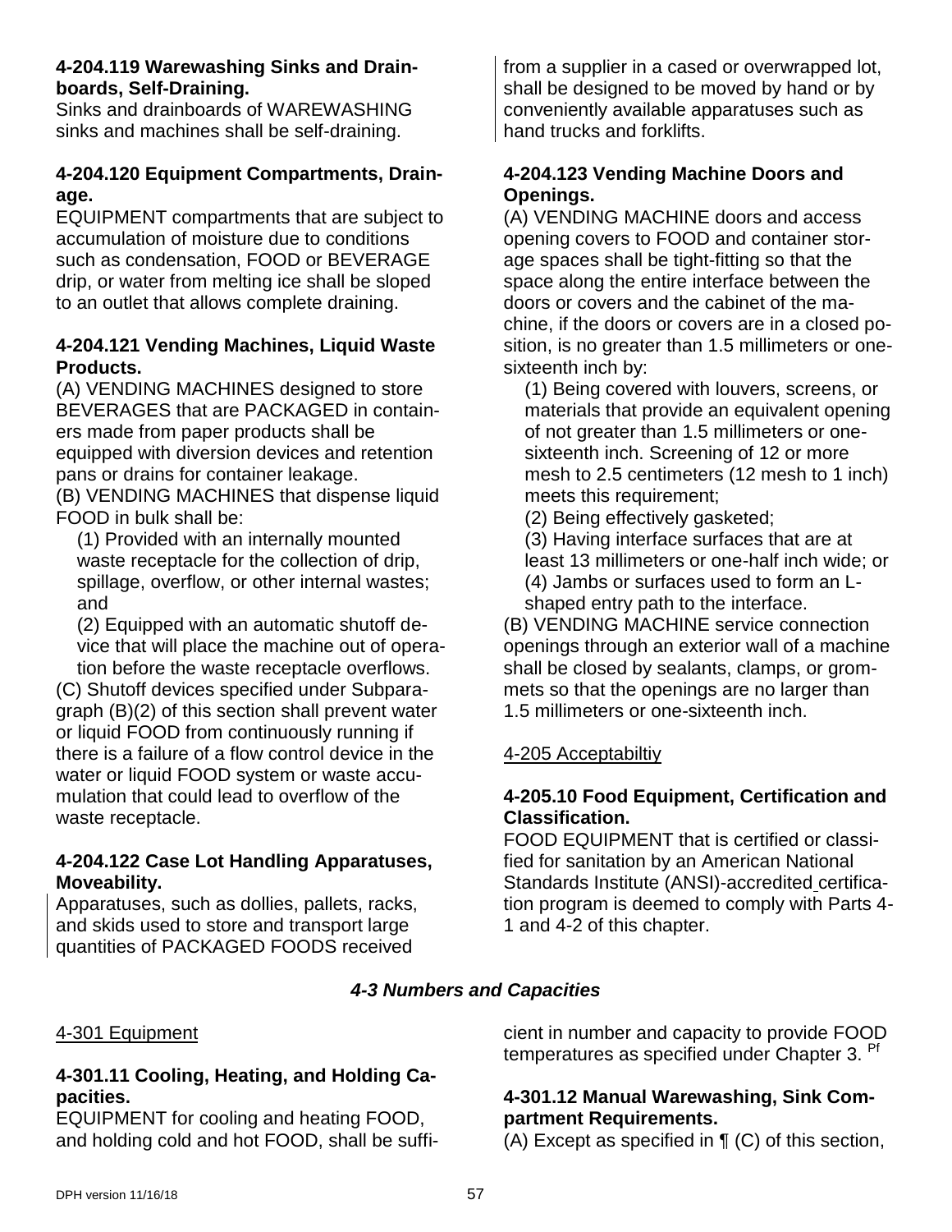**4-204.119 Warewashing Sinks and Drainboards, Self-Draining.**

Sinks and drainboards of WAREWASHING sinks and machines shall be self-draining.

**4-204.120 Equipment Compartments, Drainage.**

EQUIPMENT compartments that are subject to accumulation of moisture due to conditions such as condensation, FOOD or BEVERAGE drip, or water from melting ice shall be sloped to an outlet that allows complete draining.

**4-204.121 Vending Machines, Liquid Waste Products.**

(A) VENDING MACHINES designed to store BEVERAGES that are PACKAGED in containers made from paper products shall be equipped with diversion devices and retention pans or drains for container leakage.

(B) VENDING MACHINES that dispense liquid FOOD in bulk shall be:

(1) Provided with an internally mounted waste receptacle for the collection of drip, spillage, overflow, or other internal wastes; and

(2) Equipped with an automatic shutoff device that will place the machine out of operation before the waste receptacle overflows.

(C) Shutoff devices specified under Subparagraph (B)(2) of this section shall prevent water or liquid FOOD from continuously running if there is a failure of a flow control device in the water or liquid FOOD system or waste accumulation that could lead to overflow of the waste receptacle.

**4-204.122 Case Lot Handling Apparatuses, Moveability.**

Apparatuses, such as dollies, pallets, racks, and skids used to store and transport large quantities of PACKAGED FOODS received from a supplier in a cased or overwrapped lot, shall be designed to be moved by hand or by conveniently available apparatuses such as hand trucks and forklifts.

**4-204.123 Vending Machine Doors and Openings.**

(A) VENDING MACHINE doors and access opening covers to FOOD and container storage spaces shall be tight-fitting so that the space along the entire interface between the doors or covers and the cabinet of the machine, if the doors or covers are in a closed position, is no greater than 1.5 millimeters or one-sixteenth inch by:

(1) Being covered with louvers, screens, or materials that provide an equivalent opening of not greater than 1.5 millimeters or one-sixteenth inch. Screening of 12 or more mesh to 2.5 centimeters (12 mesh to 1 inch) meets this requirement;

(2) Being effectively gasketed;

(3) Having interface surfaces that are at least 13 millimeters or one-half inch wide; or

(4) Jambs or surfaces used to form an L-shaped entry path to the interface.

(B) VENDING MACHINE service connection openings through an exterior wall of a machine shall be closed by sealants, clamps, or grommets so that the openings are no larger than 1.5 millimeters or one-sixteenth inch.

4-205 Acceptabiltiy

**4-205.10 Food Equipment, Certification and Classification.**

FOOD EQUIPMENT that is certified or classified for sanitation by an American National Standards Institute (ANSI)-accredited certification program is deemed to comply with Parts 4-1 and 4-2 of this chapter.

## *4-3 Numbers and Capacities*

4-301 Equipment

**4-301.11 Cooling, Heating, and Holding Capacities.**

EQUIPMENT for cooling and heating FOOD, and holding cold and hot FOOD, shall be sufficient in number and capacity to provide FOOD temperatures as specified under Chapter 3. [Pf]

**4-301.12 Manual Warewashing, Sink Compartment Requirements.**

(A) Except as specified in ¶ (C) of this section,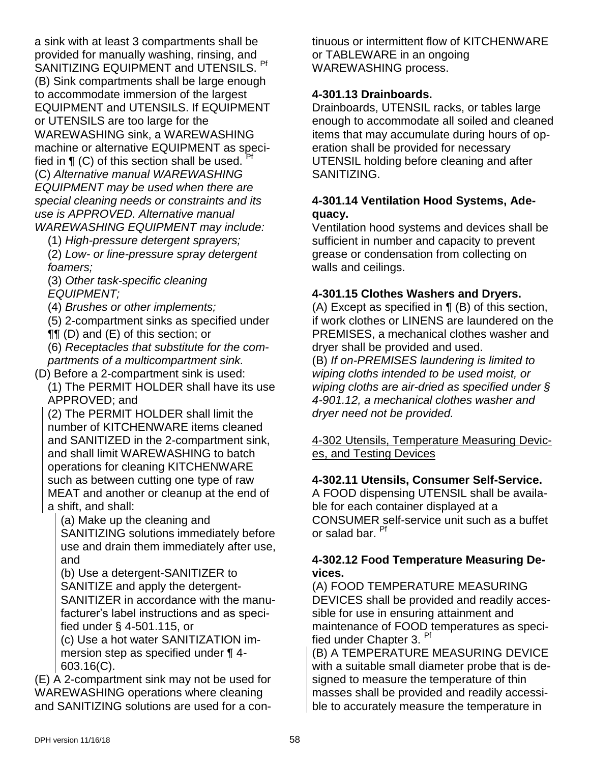a sink with at least 3 compartments shall be provided for manually washing, rinsing, and SANITIZING EQUIPMENT and UTENSILS. [Pf]

(B) Sink compartments shall be large enough to accommodate immersion of the largest EQUIPMENT and UTENSILS. If EQUIPMENT or UTENSILS are too large for the WAREWASHING sink, a WAREWASHING machine or alternative EQUIPMENT as specified in ¶ (C) of this section shall be used. [Pf]

(C) *Alternative manual WAREWASHING EQUIPMENT may be used when there are special cleaning needs or constraints and its use is APPROVED. Alternative manual WAREWASHING EQUIPMENT may include:*

(1) *High-pressure detergent sprayers;*

(2) *Low- or line-pressure spray detergent foamers;*

(3) *Other task-specific cleaning EQUIPMENT;*

(4) *Brushes or other implements;*

(5) 2-compartment sinks as specified under ¶¶ (D) and (E) of this section; or

(6) *Receptacles that substitute for the compartments of a multicompartment sink.*

(D) Before a 2-compartment sink is used:

(1) The PERMIT HOLDER shall have its use APPROVED; and

(2) The PERMIT HOLDER shall limit the number of KITCHENWARE items cleaned and SANITIZED in the 2-compartment sink, and shall limit WAREWASHING to batch operations for cleaning KITCHENWARE such as between cutting one type of raw MEAT and another or cleanup at the end of a shift, and shall:

(a) Make up the cleaning and SANITIZING solutions immediately before use and drain them immediately after use, and

(b) Use a detergent-SANITIZER to SANITIZE and apply the detergent-SANITIZER in accordance with the manufacturer's label instructions and as specified under § 4-501.115, or

(c) Use a hot water SANITIZATION immersion step as specified under ¶ 4-603.16(C).

(E) A 2-compartment sink may not be used for WAREWASHING operations where cleaning and SANITIZING solutions are used for a continuous or intermittent flow of KITCHENWARE or TABLEWARE in an ongoing WAREWASHING process.

**4-301.13 Drainboards.**

Drainboards, UTENSIL racks, or tables large enough to accommodate all soiled and cleaned items that may accumulate during hours of operation shall be provided for necessary UTENSIL holding before cleaning and after SANITIZING.

**4-301.14 Ventilation Hood Systems, Adequacy.**

Ventilation hood systems and devices shall be sufficient in number and capacity to prevent grease or condensation from collecting on walls and ceilings.

**4-301.15 Clothes Washers and Dryers.**

(A) Except as specified in ¶ (B) of this section, if work clothes or LINENS are laundered on the PREMISES, a mechanical clothes washer and dryer shall be provided and used.

(B) *If on-PREMISES laundering is limited to wiping cloths intended to be used moist, or wiping cloths are air-dried as specified under § 4-901.12, a mechanical clothes washer and dryer need not be provided.*

<u>4-302 Utensils, Temperature Measuring Devices, and Testing Devices</u>

**4-302.11 Utensils, Consumer Self-Service.**

A FOOD dispensing UTENSIL shall be available for each container displayed at a CONSUMER self-service unit such as a buffet or salad bar. [Pf]

**4-302.12 Food Temperature Measuring Devices.**

(A) FOOD TEMPERATURE MEASURING DEVICES shall be provided and readily accessible for use in ensuring attainment and maintenance of FOOD temperatures as specified under Chapter 3. [Pf]

(B) A TEMPERATURE MEASURING DEVICE with a suitable small diameter probe that is designed to measure the temperature of thin masses shall be provided and readily accessible to accurately measure the temperature in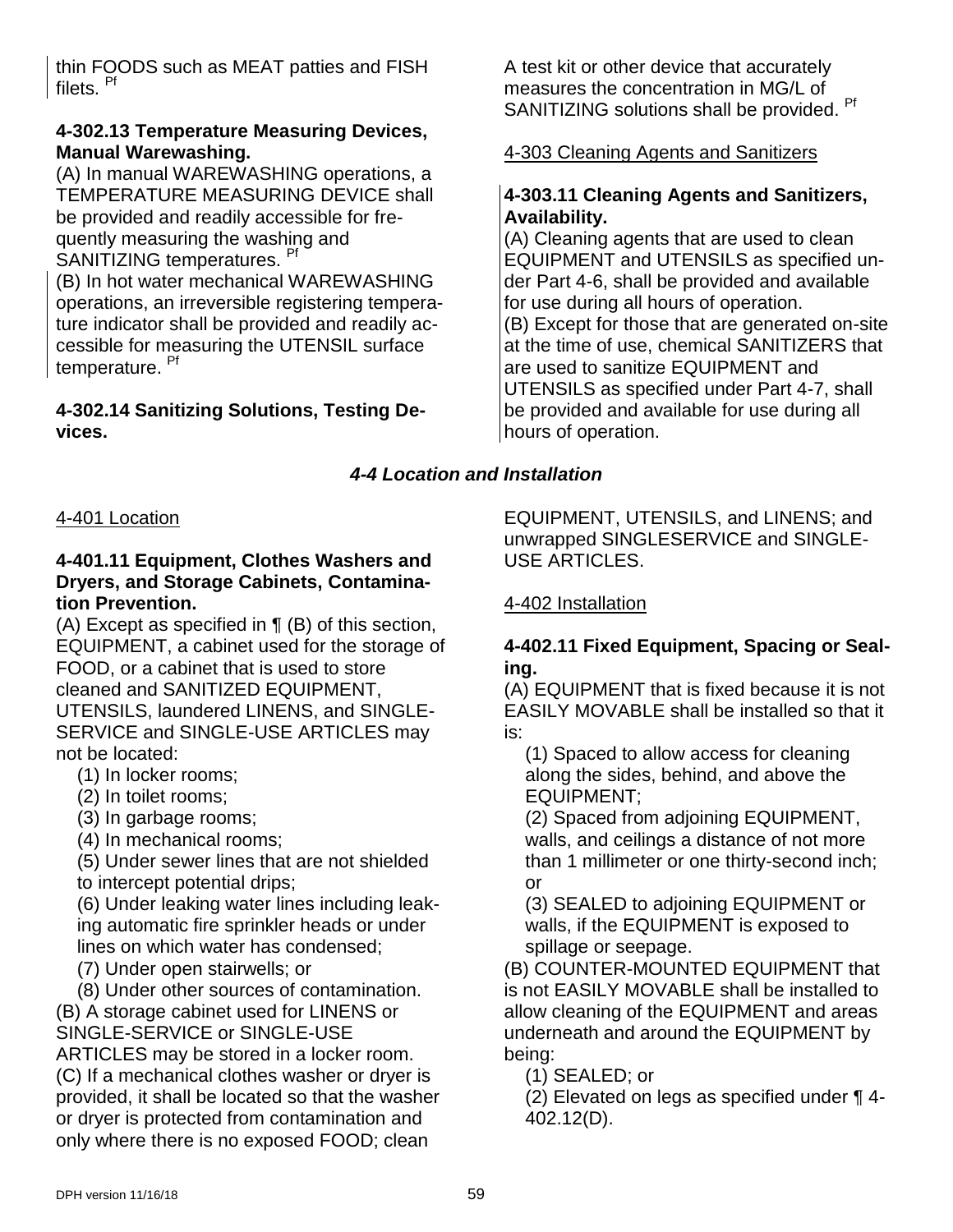thin FOODS such as MEAT patties and FISH filets. [Pf]

**4-302.13 Temperature Measuring Devices, Manual Warewashing.**

(A) In manual WAREWASHING operations, a TEMPERATURE MEASURING DEVICE shall be provided and readily accessible for frequently measuring the washing and SANITIZING temperatures. [Pf]

(B) In hot water mechanical WAREWASHING operations, an irreversible registering temperature indicator shall be provided and readily accessible for measuring the UTENSIL surface temperature. [Pf]

**4-302.14 Sanitizing Solutions, Testing Devices.**

A test kit or other device that accurately measures the concentration in MG/L of SANITIZING solutions shall be provided. [Pf]

4-303 Cleaning Agents and Sanitizers

**4-303.11 Cleaning Agents and Sanitizers, Availability.**

(A) Cleaning agents that are used to clean EQUIPMENT and UTENSILS as specified under Part 4-6, shall be provided and available for use during all hours of operation.

(B) Except for those that are generated on-site at the time of use, chemical SANITIZERS that are used to sanitize EQUIPMENT and UTENSILS as specified under Part 4-7, shall be provided and available for use during all hours of operation.

## *4-4 Location and Installation*

4-401 Location

**4-401.11 Equipment, Clothes Washers and Dryers, and Storage Cabinets, Contamination Prevention.**

(A) Except as specified in ¶ (B) of this section, EQUIPMENT, a cabinet used for the storage of FOOD, or a cabinet that is used to store cleaned and SANITIZED EQUIPMENT, UTENSILS, laundered LINENS, and SINGLE-SERVICE and SINGLE-USE ARTICLES may not be located:

(1) In locker rooms;

(2) In toilet rooms;

(3) In garbage rooms;

(4) In mechanical rooms;

(5) Under sewer lines that are not shielded to intercept potential drips;

(6) Under leaking water lines including leaking automatic fire sprinkler heads or under lines on which water has condensed;

(7) Under open stairwells; or

(8) Under other sources of contamination.

(B) A storage cabinet used for LINENS or SINGLE-SERVICE or SINGLE-USE ARTICLES may be stored in a locker room.

(C) If a mechanical clothes washer or dryer is provided, it shall be located so that the washer or dryer is protected from contamination and only where there is no exposed FOOD; clean EQUIPMENT, UTENSILS, and LINENS; and unwrapped SINGLESERVICE and SINGLE-USE ARTICLES.

4-402 Installation

**4-402.11 Fixed Equipment, Spacing or Sealing.**

(A) EQUIPMENT that is fixed because it is not EASILY MOVABLE shall be installed so that it is:

(1) Spaced to allow access for cleaning along the sides, behind, and above the EQUIPMENT;

(2) Spaced from adjoining EQUIPMENT, walls, and ceilings a distance of not more than 1 millimeter or one thirty-second inch; or

(3) SEALED to adjoining EQUIPMENT or walls, if the EQUIPMENT is exposed to spillage or seepage.

(B) COUNTER-MOUNTED EQUIPMENT that is not EASILY MOVABLE shall be installed to allow cleaning of the EQUIPMENT and areas underneath and around the EQUIPMENT by being:

(1) SEALED; or

(2) Elevated on legs as specified under ¶ 4-402.12(D).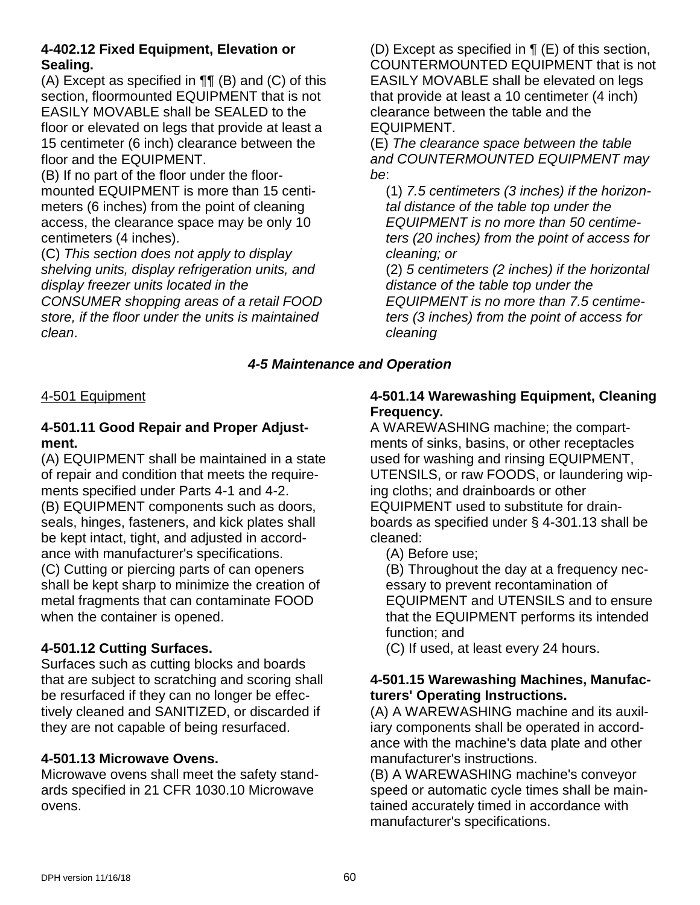**4-402.12 Fixed Equipment, Elevation or Sealing.**

(A) Except as specified in ¶¶ (B) and (C) of this section, floormounted EQUIPMENT that is not EASILY MOVABLE shall be SEALED to the floor or elevated on legs that provide at least a 15 centimeter (6 inch) clearance between the floor and the EQUIPMENT.

(B) If no part of the floor under the floor-mounted EQUIPMENT is more than 15 centimeters (6 inches) from the point of cleaning access, the clearance space may be only 10 centimeters (4 inches).

(C) *This section does not apply to display shelving units, display refrigeration units, and display freezer units located in the CONSUMER shopping areas of a retail FOOD store, if the floor under the units is maintained clean*.

(D) Except as specified in ¶ (E) of this section, COUNTERMOUNTED EQUIPMENT that is not EASILY MOVABLE shall be elevated on legs that provide at least a 10 centimeter (4 inch) clearance between the table and the EQUIPMENT.

(E) *The clearance space between the table and COUNTERMOUNTED EQUIPMENT may be*:

(1) *7.5 centimeters (3 inches) if the horizontal distance of the table top under the EQUIPMENT is no more than 50 centimeters (20 inches) from the point of access for cleaning; or*

(2) *5 centimeters (2 inches) if the horizontal distance of the table top under the EQUIPMENT is no more than 7.5 centimeters (3 inches) from the point of access for cleaning*

## *4-5 Maintenance and Operation*

4-501 Equipment

**4-501.11 Good Repair and Proper Adjustment.**

(A) EQUIPMENT shall be maintained in a state of repair and condition that meets the requirements specified under Parts 4-1 and 4-2.

(B) EQUIPMENT components such as doors, seals, hinges, fasteners, and kick plates shall be kept intact, tight, and adjusted in accordance with manufacturer's specifications.

(C) Cutting or piercing parts of can openers shall be kept sharp to minimize the creation of metal fragments that can contaminate FOOD when the container is opened.

**4-501.12 Cutting Surfaces.**

Surfaces such as cutting blocks and boards that are subject to scratching and scoring shall be resurfaced if they can no longer be effectively cleaned and SANITIZED, or discarded if they are not capable of being resurfaced.

**4-501.13 Microwave Ovens.**

Microwave ovens shall meet the safety standards specified in 21 CFR 1030.10 Microwave ovens.

**4-501.14 Warewashing Equipment, Cleaning Frequency.**

A WAREWASHING machine; the compartments of sinks, basins, or other receptacles used for washing and rinsing EQUIPMENT, UTENSILS, or raw FOODS, or laundering wiping cloths; and drainboards or other EQUIPMENT used to substitute for drainboards as specified under § 4-301.13 shall be cleaned:

(A) Before use;

(B) Throughout the day at a frequency necessary to prevent recontamination of EQUIPMENT and UTENSILS and to ensure that the EQUIPMENT performs its intended function; and

(C) If used, at least every 24 hours.

**4-501.15 Warewashing Machines, Manufacturers' Operating Instructions.**

(A) A WAREWASHING machine and its auxiliary components shall be operated in accordance with the machine's data plate and other manufacturer's instructions.

(B) A WAREWASHING machine's conveyor speed or automatic cycle times shall be maintained accurately timed in accordance with manufacturer's specifications.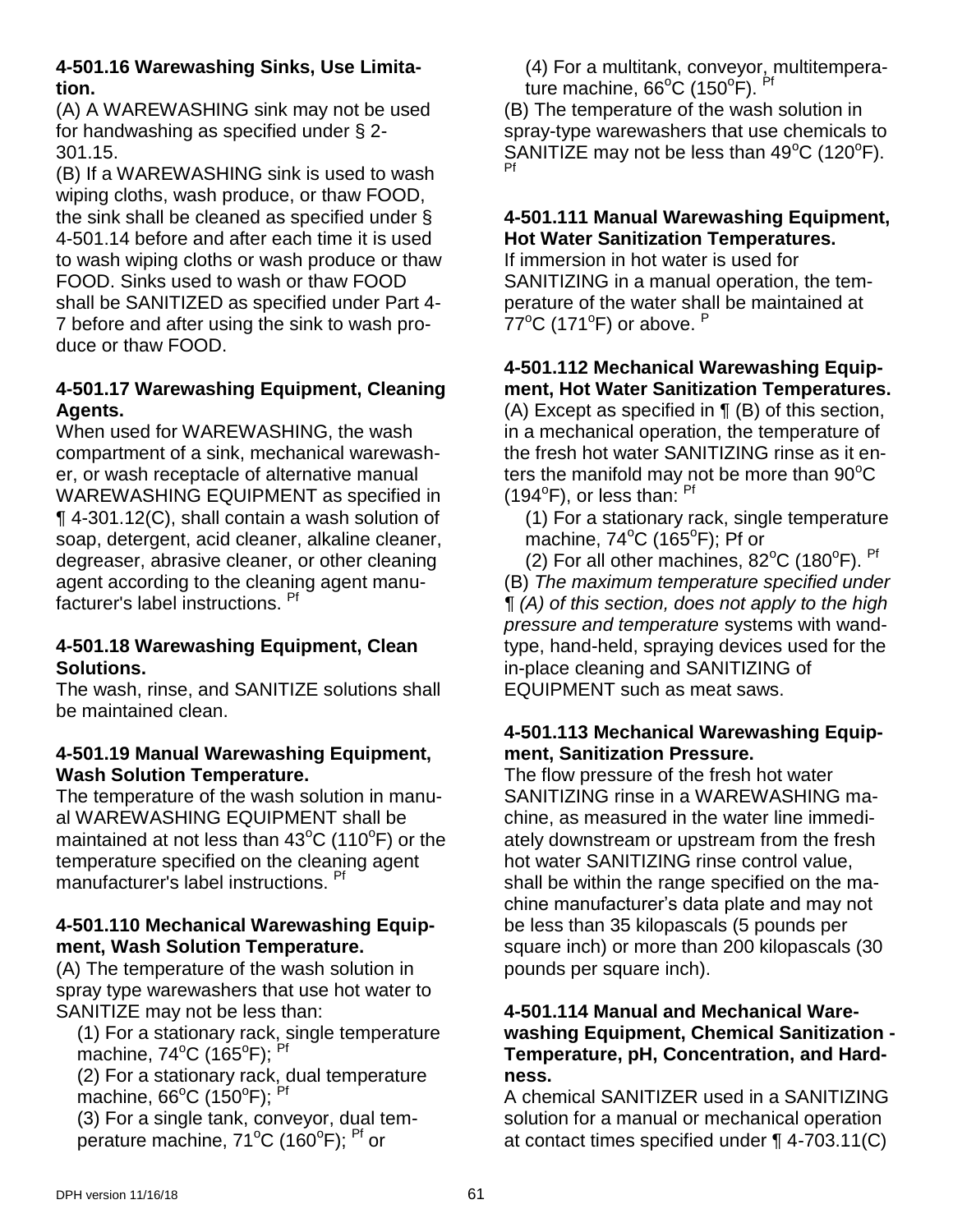**4-501.16 Warewashing Sinks, Use Limitation.**

(A) A WAREWASHING sink may not be used for handwashing as specified under § 2-301.15.

(B) If a WAREWASHING sink is used to wash wiping cloths, wash produce, or thaw FOOD, the sink shall be cleaned as specified under § 4-501.14 before and after each time it is used to wash wiping cloths or wash produce or thaw FOOD. Sinks used to wash or thaw FOOD shall be SANITIZED as specified under Part 4-7 before and after using the sink to wash produce or thaw FOOD.

**4-501.17 Warewashing Equipment, Cleaning Agents.**

When used for WAREWASHING, the wash compartment of a sink, mechanical warewasher, or wash receptacle of alternative manual WAREWASHING EQUIPMENT as specified in ¶ 4-301.12(C), shall contain a wash solution of soap, detergent, acid cleaner, alkaline cleaner, degreaser, abrasive cleaner, or other cleaning agent according to the cleaning agent manufacturer's label instructions. [Pf]

**4-501.18 Warewashing Equipment, Clean Solutions.**

The wash, rinse, and SANITIZE solutions shall be maintained clean.

**4-501.19 Manual Warewashing Equipment, Wash Solution Temperature.**

The temperature of the wash solution in manual WAREWASHING EQUIPMENT shall be maintained at not less than 43°C (110°F) or the temperature specified on the cleaning agent manufacturer's label instructions. [Pf]

**4-501.110 Mechanical Warewashing Equipment, Wash Solution Temperature.**

(A) The temperature of the wash solution in spray type warewashers that use hot water to SANITIZE may not be less than:

(1) For a stationary rack, single temperature machine, 74°C (165°F); [Pf]

(2) For a stationary rack, dual temperature machine, 66°C (150°F); [Pf]

(3) For a single tank, conveyor, dual temperature machine, 71°C (160°F); [Pf] or

(4) For a multitank, conveyor, multitemperature machine, 66°C (150°F). [Pf]

(B) The temperature of the wash solution in spray-type warewashers that use chemicals to SANITIZE may not be less than 49°C (120°F). [Pf]

**4-501.111 Manual Warewashing Equipment, Hot Water Sanitization Temperatures.**

If immersion in hot water is used for SANITIZING in a manual operation, the temperature of the water shall be maintained at 77°C (171°F) or above. [P]

**4-501.112 Mechanical Warewashing Equipment, Hot Water Sanitization Temperatures.**

(A) Except as specified in ¶ (B) of this section, in a mechanical operation, the temperature of the fresh hot water SANITIZING rinse as it enters the manifold may not be more than 90°C (194°F), or less than: [Pf]

(1) For a stationary rack, single temperature machine, 74°C (165°F); Pf or

(2) For all other machines, 82°C (180°F). [Pf]

(B) *The maximum temperature specified under ¶ (A) of this section, does not apply to the high pressure and temperature* systems with wand-type, hand-held, spraying devices used for the in-place cleaning and SANITIZING of EQUIPMENT such as meat saws.

**4-501.113 Mechanical Warewashing Equipment, Sanitization Pressure.**

The flow pressure of the fresh hot water SANITIZING rinse in a WAREWASHING machine, as measured in the water line immediately downstream or upstream from the fresh hot water SANITIZING rinse control value, shall be within the range specified on the machine manufacturer's data plate and may not be less than 35 kilopascals (5 pounds per square inch) or more than 200 kilopascals (30 pounds per square inch).

**4-501.114 Manual and Mechanical Warewashing Equipment, Chemical Sanitization - Temperature, pH, Concentration, and Hardness.**

A chemical SANITIZER used in a SANITIZING solution for a manual or mechanical operation at contact times specified under ¶ 4-703.11(C)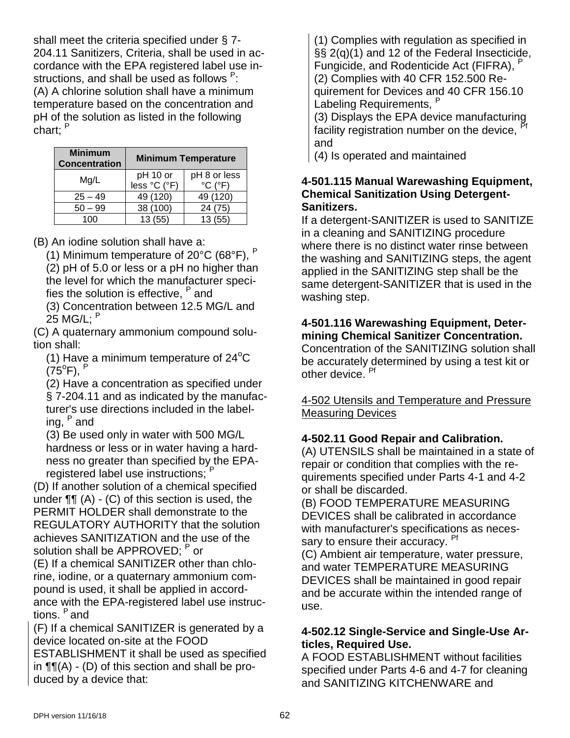shall meet the criteria specified under § 7-204.11 Sanitizers, Criteria, shall be used in accordance with the EPA registered label use instructions, and shall be used as follows [P]:

(A) A chlorine solution shall have a minimum temperature based on the concentration and pH of the solution as listed in the following chart; [P]

| Minimum Concentration | Minimum Temperature | |
|---|---|---|
| Mg/L | pH 10 or less °C (°F) | pH 8 or less °C (°F) |
| 25 – 49 | 49 (120) | 49 (120) |
| 50 – 99 | 38 (100) | 24 (75) |
| 100 | 13 (55) | 13 (55) |

(B) An iodine solution shall have a:

(1) Minimum temperature of 20°C (68°F), [P]

(2) pH of 5.0 or less or a pH no higher than the level for which the manufacturer specifies the solution is effective, [P] and

(3) Concentration between 12.5 MG/L and 25 MG/L; [P]

(C) A quaternary ammonium compound solution shall:

(1) Have a minimum temperature of 24°C (75°F), [P]

(2) Have a concentration as specified under § 7-204.11 and as indicated by the manufacturer's use directions included in the labeling, [P] and

(3) Be used only in water with 500 MG/L hardness or less or in water having a hardness no greater than specified by the EPA-registered label use instructions; [P]

(D) If another solution of a chemical specified under ¶¶ (A) - (C) of this section is used, the PERMIT HOLDER shall demonstrate to the REGULATORY AUTHORITY that the solution achieves SANITIZATION and the use of the solution shall be APPROVED; [P] or

(E) If a chemical SANITIZER other than chlorine, iodine, or a quaternary ammonium compound is used, it shall be applied in accordance with the EPA-registered label use instructions. [P] and

(F) If a chemical SANITIZER is generated by a device located on-site at the FOOD ESTABLISHMENT it shall be used as specified in ¶¶(A) - (D) of this section and shall be produced by a device that:

(1) Complies with regulation as specified in §§ 2(q)(1) and 12 of the Federal Insecticide, Fungicide, and Rodenticide Act (FIFRA), [P]

(2) Complies with 40 CFR 152.500 Requirement for Devices and 40 CFR 156.10 Labeling Requirements, [P]

(3) Displays the EPA device manufacturing facility registration number on the device, [Pf] and

(4) Is operated and maintained

**4-501.115 Manual Warewashing Equipment, Chemical Sanitization Using Detergent-Sanitizers.**

If a detergent-SANITIZER is used to SANITIZE in a cleaning and SANITIZING procedure where there is no distinct water rinse between the washing and SANITIZING steps, the agent applied in the SANITIZING step shall be the same detergent-SANITIZER that is used in the washing step.

**4-501.116 Warewashing Equipment, Determining Chemical Sanitizer Concentration.**

Concentration of the SANITIZING solution shall be accurately determined by using a test kit or other device. [Pf]

4-502 Utensils and Temperature and Pressure Measuring Devices

**4-502.11 Good Repair and Calibration.**

(A) UTENSILS shall be maintained in a state of repair or condition that complies with the requirements specified under Parts 4-1 and 4-2 or shall be discarded.

(B) FOOD TEMPERATURE MEASURING DEVICES shall be calibrated in accordance with manufacturer's specifications as necessary to ensure their accuracy. [Pf]

(C) Ambient air temperature, water pressure, and water TEMPERATURE MEASURING DEVICES shall be maintained in good repair and be accurate within the intended range of use.

**4-502.12 Single-Service and Single-Use Articles, Required Use.**

A FOOD ESTABLISHMENT without facilities specified under Parts 4-6 and 4-7 for cleaning and SANITIZING KITCHENWARE and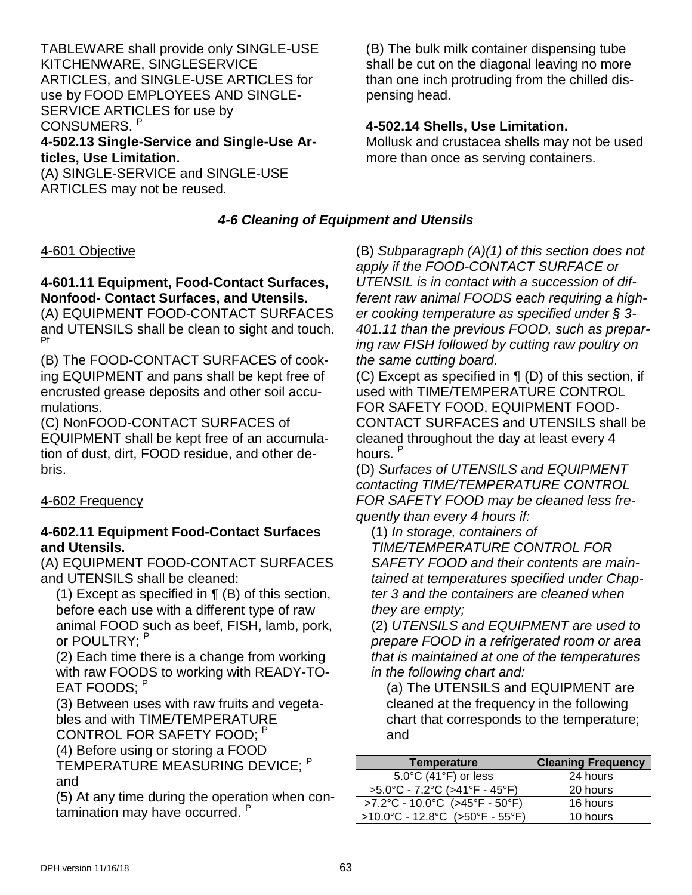TABLEWARE shall provide only SINGLE-USE KITCHENWARE, SINGLESERVICE ARTICLES, and SINGLE-USE ARTICLES for use by FOOD EMPLOYEES AND SINGLE-SERVICE ARTICLES for use by CONSUMERS. [P]

**4-502.13 Single-Service and Single-Use Articles, Use Limitation.**

(A) SINGLE-SERVICE and SINGLE-USE ARTICLES may not be reused.

(B) The bulk milk container dispensing tube shall be cut on the diagonal leaving no more than one inch protruding from the chilled dispensing head.

**4-502.14 Shells, Use Limitation.**

Mollusk and crustacea shells may not be used more than once as serving containers.

### *4-6 Cleaning of Equipment and Utensils*

4-601 Objective

**4-601.11 Equipment, Food-Contact Surfaces, Nonfood- Contact Surfaces, and Utensils.**

(A) EQUIPMENT FOOD-CONTACT SURFACES and UTENSILS shall be clean to sight and touch. [Pf]

(B) The FOOD-CONTACT SURFACES of cooking EQUIPMENT and pans shall be kept free of encrusted grease deposits and other soil accumulations.

(C) NonFOOD-CONTACT SURFACES of EQUIPMENT shall be kept free of an accumulation of dust, dirt, FOOD residue, and other debris.

4-602 Frequency

**4-602.11 Equipment Food-Contact Surfaces and Utensils.**

(A) EQUIPMENT FOOD-CONTACT SURFACES and UTENSILS shall be cleaned:

(1) Except as specified in ¶ (B) of this section, before each use with a different type of raw animal FOOD such as beef, FISH, lamb, pork, or POULTRY; [P]

(2) Each time there is a change from working with raw FOODS to working with READY-TO-EAT FOODS; [P]

(3) Between uses with raw fruits and vegetables and with TIME/TEMPERATURE CONTROL FOR SAFETY FOOD; [P]

(4) Before using or storing a FOOD TEMPERATURE MEASURING DEVICE; [P] and

(5) At any time during the operation when contamination may have occurred. [P]

(B) *Subparagraph (A)(1) of this section does not apply if the FOOD-CONTACT SURFACE or UTENSIL is in contact with a succession of different raw animal FOODS each requiring a higher cooking temperature as specified under § 3-401.11 than the previous FOOD, such as preparing raw FISH followed by cutting raw poultry on the same cutting board*.

(C) Except as specified in ¶ (D) of this section, if used with TIME/TEMPERATURE CONTROL FOR SAFETY FOOD, EQUIPMENT FOOD-CONTACT SURFACES and UTENSILS shall be cleaned throughout the day at least every 4 hours. [P]

(D) *Surfaces of UTENSILS and EQUIPMENT contacting TIME/TEMPERATURE CONTROL FOR SAFETY FOOD may be cleaned less frequently than every 4 hours if:*

(1) *In storage, containers of TIME/TEMPERATURE CONTROL FOR SAFETY FOOD and their contents are maintained at temperatures specified under Chapter 3 and the containers are cleaned when they are empty;*

(2) *UTENSILS and EQUIPMENT are used to prepare FOOD in a refrigerated room or area that is maintained at one of the temperatures in the following chart and:*

(a) The UTENSILS and EQUIPMENT are cleaned at the frequency in the following chart that corresponds to the temperature; and

| Temperature | Cleaning Frequency |
|---|---|
| 5.0°C (41°F) or less | 24 hours |
| >5.0°C - 7.2°C (>41°F - 45°F) | 20 hours |
| >7.2°C - 10.0°C (>45°F - 50°F) | 16 hours |
| >10.0°C - 12.8°C (>50°F - 55°F) | 10 hours |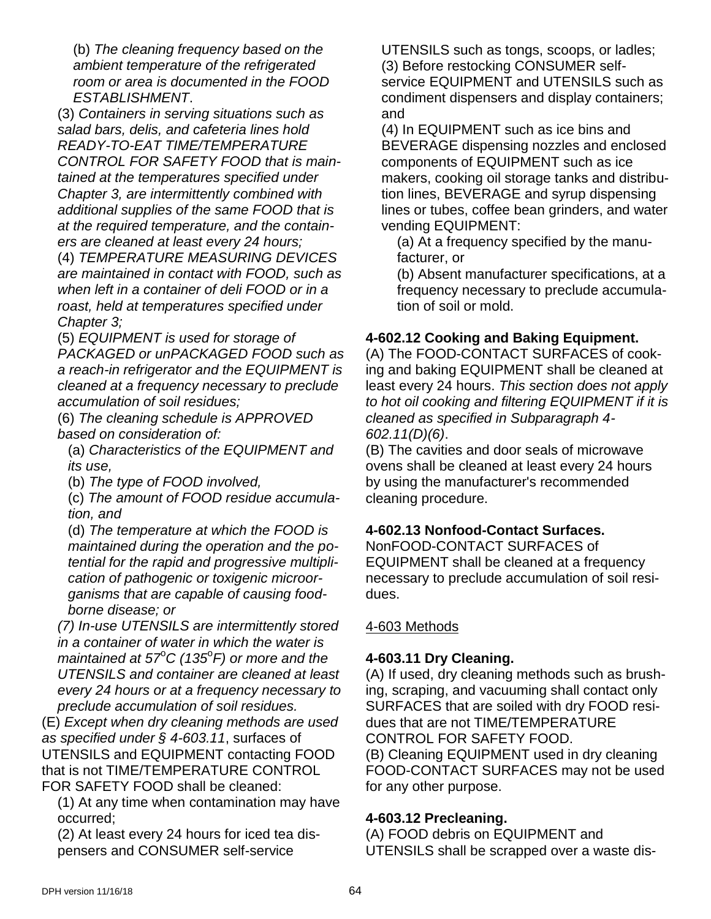(b) *The cleaning frequency based on the ambient temperature of the refrigerated room or area is documented in the FOOD ESTABLISHMENT*.

(3) *Containers in serving situations such as salad bars, delis, and cafeteria lines hold READY-TO-EAT TIME/TEMPERATURE CONTROL FOR SAFETY FOOD that is maintained at the temperatures specified under Chapter 3, are intermittently combined with additional supplies of the same FOOD that is at the required temperature, and the containers are cleaned at least every 24 hours;*

(4) *TEMPERATURE MEASURING DEVICES are maintained in contact with FOOD, such as when left in a container of deli FOOD or in a roast, held at temperatures specified under Chapter 3;*

(5) *EQUIPMENT is used for storage of PACKAGED or unPACKAGED FOOD such as a reach-in refrigerator and the EQUIPMENT is cleaned at a frequency necessary to preclude accumulation of soil residues;*

(6) *The cleaning schedule is APPROVED based on consideration of:*

(a) *Characteristics of the EQUIPMENT and its use,*

(b) *The type of FOOD involved,*

(c) *The amount of FOOD residue accumulation, and*

(d) *The temperature at which the FOOD is maintained during the operation and the potential for the rapid and progressive multiplication of pathogenic or toxigenic microorganisms that are capable of causing foodborne disease; or*

*(7) In-use UTENSILS are intermittently stored in a container of water in which the water is maintained at 57°C (135°F) or more and the UTENSILS and container are cleaned at least every 24 hours or at a frequency necessary to preclude accumulation of soil residues.*

(E) *Except when dry cleaning methods are used as specified under § 4-603.11*, surfaces of UTENSILS and EQUIPMENT contacting FOOD that is not TIME/TEMPERATURE CONTROL FOR SAFETY FOOD shall be cleaned:

(1) At any time when contamination may have occurred;

(2) At least every 24 hours for iced tea dispensers and CONSUMER self-service UTENSILS such as tongs, scoops, or ladles;

(3) Before restocking CONSUMER self-service EQUIPMENT and UTENSILS such as condiment dispensers and display containers; and

(4) In EQUIPMENT such as ice bins and BEVERAGE dispensing nozzles and enclosed components of EQUIPMENT such as ice makers, cooking oil storage tanks and distribution lines, BEVERAGE and syrup dispensing lines or tubes, coffee bean grinders, and water vending EQUIPMENT:

(a) At a frequency specified by the manufacturer, or

(b) Absent manufacturer specifications, at a frequency necessary to preclude accumulation of soil or mold.

**4-602.12 Cooking and Baking Equipment.**

(A) The FOOD-CONTACT SURFACES of cooking and baking EQUIPMENT shall be cleaned at least every 24 hours. *This section does not apply to hot oil cooking and filtering EQUIPMENT if it is cleaned as specified in Subparagraph 4-602.11(D)(6)*.

(B) The cavities and door seals of microwave ovens shall be cleaned at least every 24 hours by using the manufacturer's recommended cleaning procedure.

**4-602.13 Nonfood-Contact Surfaces.**

NonFOOD-CONTACT SURFACES of EQUIPMENT shall be cleaned at a frequency necessary to preclude accumulation of soil residues.

4-603 Methods

**4-603.11 Dry Cleaning.**

(A) If used, dry cleaning methods such as brushing, scraping, and vacuuming shall contact only SURFACES that are soiled with dry FOOD residues that are not TIME/TEMPERATURE CONTROL FOR SAFETY FOOD.

(B) Cleaning EQUIPMENT used in dry cleaning FOOD-CONTACT SURFACES may not be used for any other purpose.

**4-603.12 Precleaning.**

(A) FOOD debris on EQUIPMENT and UTENSILS shall be scrapped over a waste dis-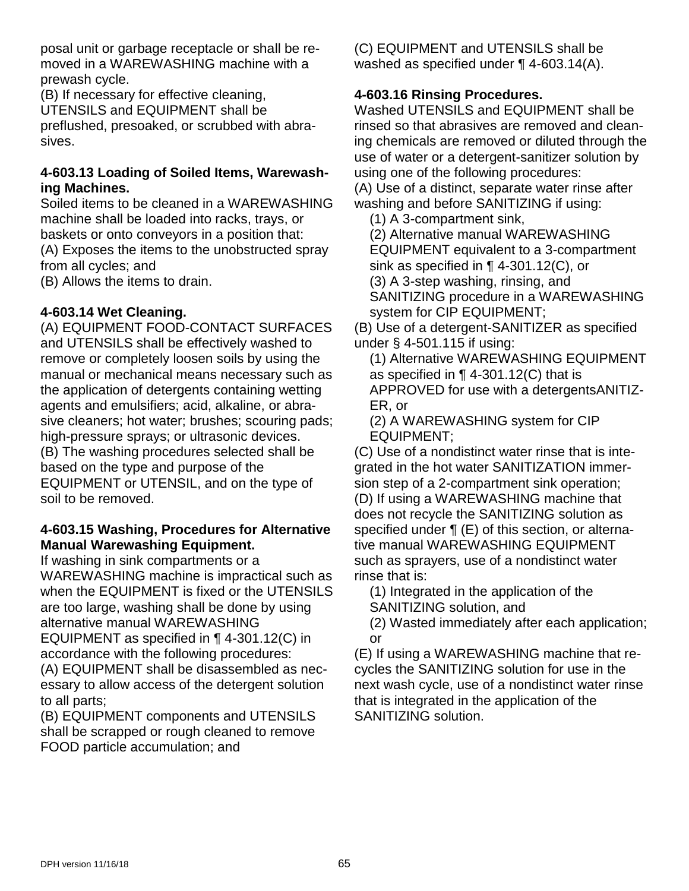posal unit or garbage receptacle or shall be removed in a WAREWASHING machine with a prewash cycle.

(B) If necessary for effective cleaning, UTENSILS and EQUIPMENT shall be preflushed, presoaked, or scrubbed with abrasives.

**4-603.13 Loading of Soiled Items, Warewashing Machines.**

Soiled items to be cleaned in a WAREWASHING machine shall be loaded into racks, trays, or baskets or onto conveyors in a position that:

(A) Exposes the items to the unobstructed spray from all cycles; and

(B) Allows the items to drain.

**4-603.14 Wet Cleaning.**

(A) EQUIPMENT FOOD-CONTACT SURFACES and UTENSILS shall be effectively washed to remove or completely loosen soils by using the manual or mechanical means necessary such as the application of detergents containing wetting agents and emulsifiers; acid, alkaline, or abrasive cleaners; hot water; brushes; scouring pads; high-pressure sprays; or ultrasonic devices.

(B) The washing procedures selected shall be based on the type and purpose of the EQUIPMENT or UTENSIL, and on the type of soil to be removed.

**4-603.15 Washing, Procedures for Alternative Manual Warewashing Equipment.**

If washing in sink compartments or a WAREWASHING machine is impractical such as when the EQUIPMENT is fixed or the UTENSILS are too large, washing shall be done by using alternative manual WAREWASHING EQUIPMENT as specified in ¶ 4-301.12(C) in accordance with the following procedures:

(A) EQUIPMENT shall be disassembled as necessary to allow access of the detergent solution to all parts;

(B) EQUIPMENT components and UTENSILS shall be scrapped or rough cleaned to remove FOOD particle accumulation; and

(C) EQUIPMENT and UTENSILS shall be washed as specified under ¶ 4-603.14(A).

**4-603.16 Rinsing Procedures.**

Washed UTENSILS and EQUIPMENT shall be rinsed so that abrasives are removed and cleaning chemicals are removed or diluted through the use of water or a detergent-sanitizer solution by using one of the following procedures:

(A) Use of a distinct, separate water rinse after washing and before SANITIZING if using:

(1) A 3-compartment sink,

(2) Alternative manual WAREWASHING EQUIPMENT equivalent to a 3-compartment sink as specified in ¶ 4-301.12(C), or

(3) A 3-step washing, rinsing, and SANITIZING procedure in a WAREWASHING system for CIP EQUIPMENT;

(B) Use of a detergent-SANITIZER as specified under § 4-501.115 if using:

(1) Alternative WAREWASHING EQUIPMENT as specified in ¶ 4-301.12(C) that is APPROVED for use with a detergentsANITIZER, or

(2) A WAREWASHING system for CIP EQUIPMENT;

(C) Use of a nondistinct water rinse that is integrated in the hot water SANITIZATION immersion step of a 2-compartment sink operation;

(D) If using a WAREWASHING machine that does not recycle the SANITIZING solution as specified under ¶ (E) of this section, or alternative manual WAREWASHING EQUIPMENT such as sprayers, use of a nondistinct water rinse that is:

(1) Integrated in the application of the SANITIZING solution, and

(2) Wasted immediately after each application; or

(E) If using a WAREWASHING machine that recycles the SANITIZING solution for use in the next wash cycle, use of a nondistinct water rinse that is integrated in the application of the SANITIZING solution.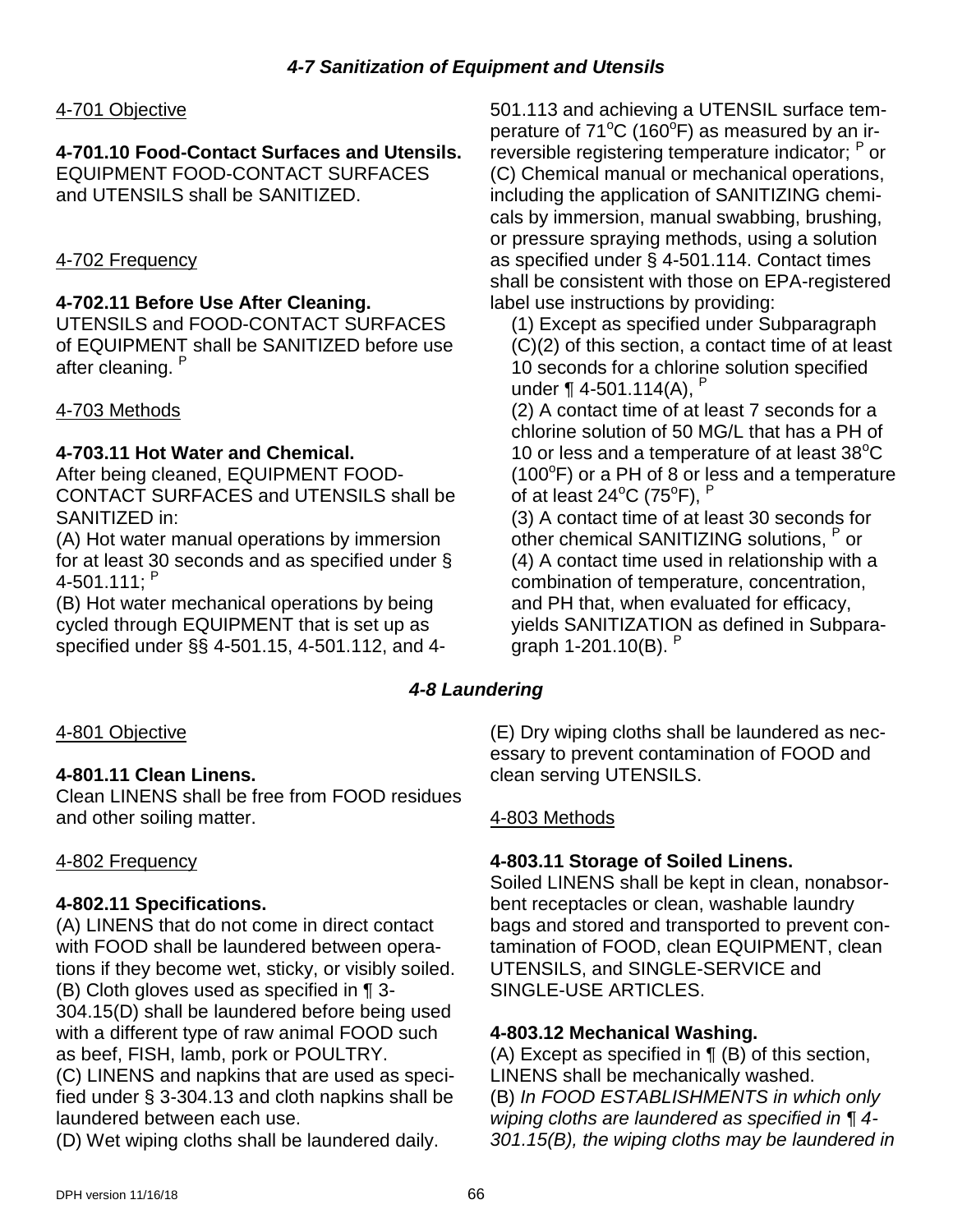## *4-7 Sanitization of Equipment and Utensils*

4-701 Objective

**4-701.10 Food-Contact Surfaces and Utensils.**
EQUIPMENT FOOD-CONTACT SURFACES and UTENSILS shall be SANITIZED.

4-702 Frequency

**4-702.11 Before Use After Cleaning.**
UTENSILS and FOOD-CONTACT SURFACES of EQUIPMENT shall be SANITIZED before use after cleaning. P

4-703 Methods

**4-703.11 Hot Water and Chemical.**
After being cleaned, EQUIPMENT FOOD-CONTACT SURFACES and UTENSILS shall be SANITIZED in:

(A) Hot water manual operations by immersion for at least 30 seconds and as specified under § 4-501.111; P

(B) Hot water mechanical operations by being cycled through EQUIPMENT that is set up as specified under §§ 4-501.15, 4-501.112, and 4-501.113 and achieving a UTENSIL surface temperature of 71°C (160°F) as measured by an irreversible registering temperature indicator; P or

(C) Chemical manual or mechanical operations, including the application of SANITIZING chemicals by immersion, manual swabbing, brushing, or pressure spraying methods, using a solution as specified under § 4-501.114. Contact times shall be consistent with those on EPA-registered label use instructions by providing:

(1) Except as specified under Subparagraph (C)(2) of this section, a contact time of at least 10 seconds for a chlorine solution specified under ¶ 4-501.114(A), P

(2) A contact time of at least 7 seconds for a chlorine solution of 50 MG/L that has a PH of 10 or less and a temperature of at least 38°C (100°F) or a PH of 8 or less and a temperature of at least 24°C (75°F), P

(3) A contact time of at least 30 seconds for other chemical SANITIZING solutions, P or

(4) A contact time used in relationship with a combination of temperature, concentration, and PH that, when evaluated for efficacy, yields SANITIZATION as defined in Subparagraph 1-201.10(B). P

## *4-8 Laundering*

4-801 Objective

**4-801.11 Clean Linens.**
Clean LINENS shall be free from FOOD residues and other soiling matter.

4-802 Frequency

**4-802.11 Specifications.**

(A) LINENS that do not come in direct contact with FOOD shall be laundered between operations if they become wet, sticky, or visibly soiled.

(B) Cloth gloves used as specified in ¶ 3-304.15(D) shall be laundered before being used with a different type of raw animal FOOD such as beef, FISH, lamb, pork or POULTRY.

(C) LINENS and napkins that are used as specified under § 3-304.13 and cloth napkins shall be laundered between each use.

(D) Wet wiping cloths shall be laundered daily.

(E) Dry wiping cloths shall be laundered as necessary to prevent contamination of FOOD and clean serving UTENSILS.

4-803 Methods

**4-803.11 Storage of Soiled Linens.**
Soiled LINENS shall be kept in clean, nonabsorbent receptacles or clean, washable laundry bags and stored and transported to prevent contamination of FOOD, clean EQUIPMENT, clean UTENSILS, and SINGLE-SERVICE and SINGLE-USE ARTICLES.

**4-803.12 Mechanical Washing.**

(A) Except as specified in ¶ (B) of this section, LINENS shall be mechanically washed.

(B) *In FOOD ESTABLISHMENTS in which only wiping cloths are laundered as specified in ¶ 4-301.15(B), the wiping cloths may be laundered in*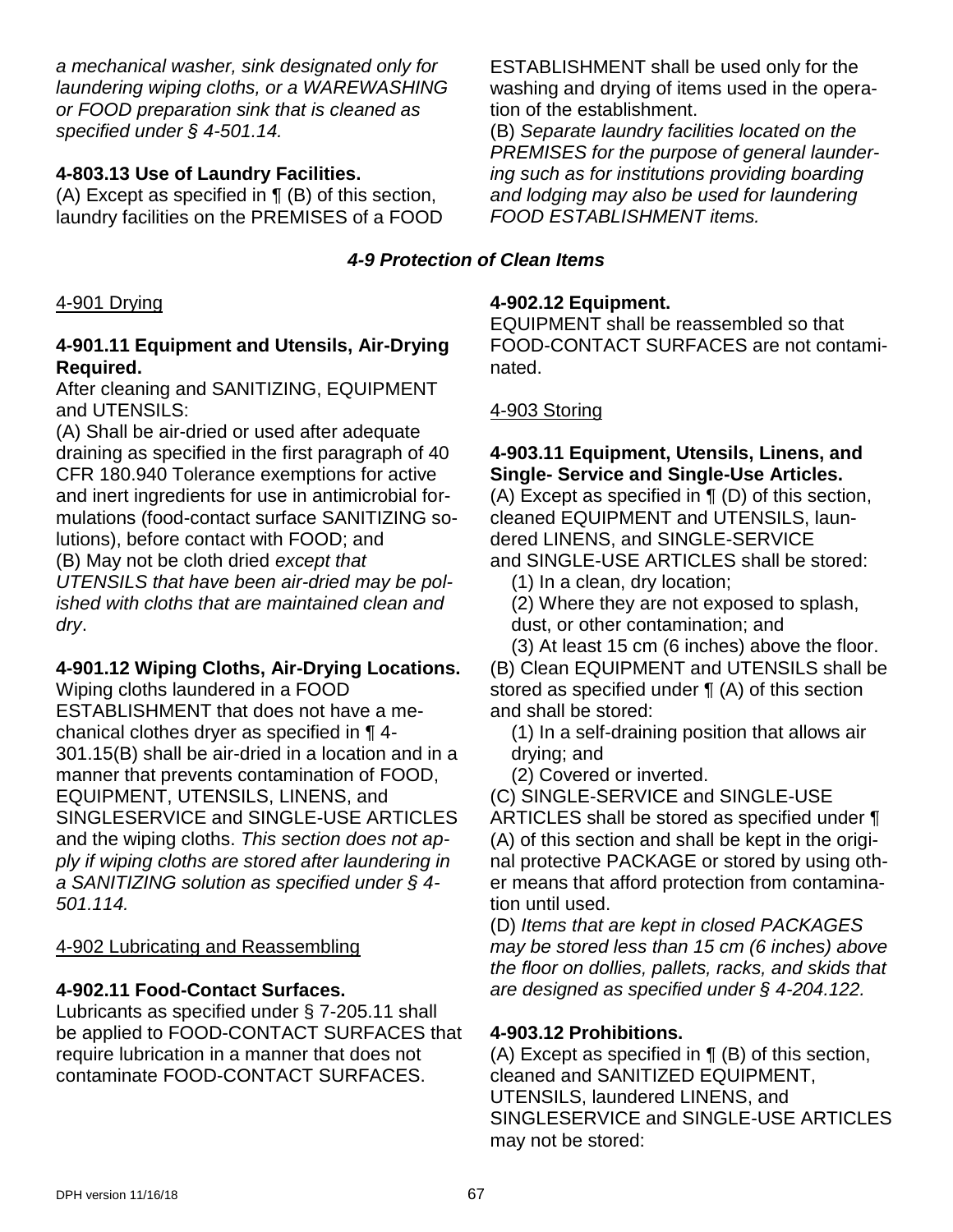*a mechanical washer, sink designated only for laundering wiping cloths, or a WAREWASHING or FOOD preparation sink that is cleaned as specified under § 4-501.14.*

**4-803.13 Use of Laundry Facilities.**
(A) Except as specified in ¶ (B) of this section, laundry facilities on the PREMISES of a FOOD ESTABLISHMENT shall be used only for the washing and drying of items used in the operation of the establishment.
(B) *Separate laundry facilities located on the PREMISES for the purpose of general laundering such as for institutions providing boarding and lodging may also be used for laundering FOOD ESTABLISHMENT items.*

## *4-9 Protection of Clean Items*

4-901 Drying

**4-901.11 Equipment and Utensils, Air-Drying Required.**
After cleaning and SANITIZING, EQUIPMENT and UTENSILS:
(A) Shall be air-dried or used after adequate draining as specified in the first paragraph of 40 CFR 180.940 Tolerance exemptions for active and inert ingredients for use in antimicrobial formulations (food-contact surface SANITIZING solutions), before contact with FOOD; and
(B) May not be cloth dried *except that UTENSILS that have been air-dried may be polished with cloths that are maintained clean and dry*.

**4-901.12 Wiping Cloths, Air-Drying Locations.**
Wiping cloths laundered in a FOOD ESTABLISHMENT that does not have a mechanical clothes dryer as specified in ¶ 4-301.15(B) shall be air-dried in a location and in a manner that prevents contamination of FOOD, EQUIPMENT, UTENSILS, LINENS, and SINGLESERVICE and SINGLE-USE ARTICLES and the wiping cloths. *This section does not apply if wiping cloths are stored after laundering in a SANITIZING solution as specified under § 4-501.114.*

4-902 Lubricating and Reassembling

**4-902.11 Food-Contact Surfaces.**
Lubricants as specified under § 7-205.11 shall be applied to FOOD-CONTACT SURFACES that require lubrication in a manner that does not contaminate FOOD-CONTACT SURFACES.

**4-902.12 Equipment.**
EQUIPMENT shall be reassembled so that FOOD-CONTACT SURFACES are not contaminated.

4-903 Storing

**4-903.11 Equipment, Utensils, Linens, and Single- Service and Single-Use Articles.**
(A) Except as specified in ¶ (D) of this section, cleaned EQUIPMENT and UTENSILS, laundered LINENS, and SINGLE-SERVICE and SINGLE-USE ARTICLES shall be stored:
(1) In a clean, dry location;
(2) Where they are not exposed to splash, dust, or other contamination; and
(3) At least 15 cm (6 inches) above the floor.
(B) Clean EQUIPMENT and UTENSILS shall be stored as specified under ¶ (A) of this section and shall be stored:
(1) In a self-draining position that allows air drying; and
(2) Covered or inverted.
(C) SINGLE-SERVICE and SINGLE-USE ARTICLES shall be stored as specified under ¶ (A) of this section and shall be kept in the original protective PACKAGE or stored by using other means that afford protection from contamination until used.
(D) *Items that are kept in closed PACKAGES may be stored less than 15 cm (6 inches) above the floor on dollies, pallets, racks, and skids that are designed as specified under § 4-204.122.*

**4-903.12 Prohibitions.**
(A) Except as specified in ¶ (B) of this section, cleaned and SANITIZED EQUIPMENT, UTENSILS, laundered LINENS, and SINGLESERVICE and SINGLE-USE ARTICLES may not be stored: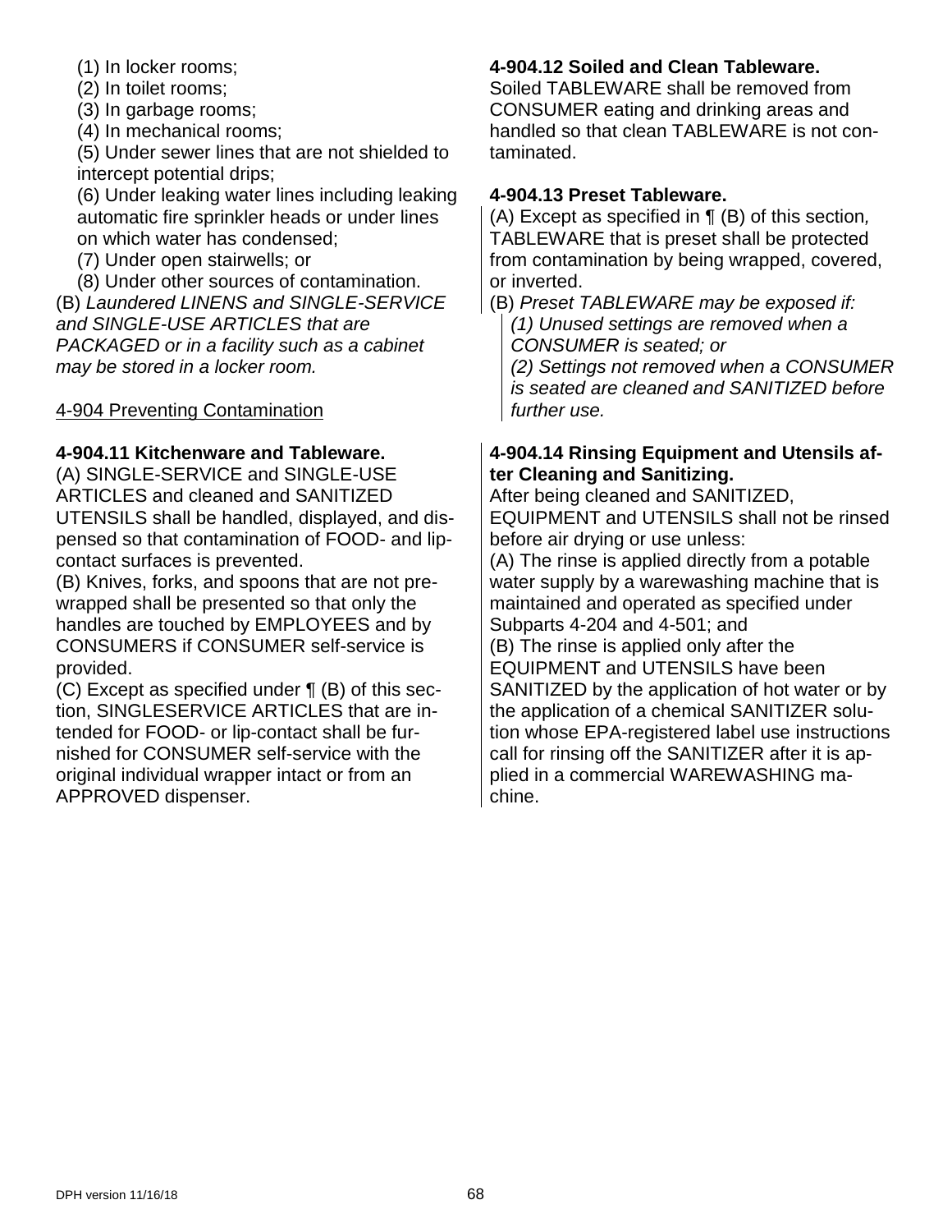(1) In locker rooms;
(2) In toilet rooms;
(3) In garbage rooms;
(4) In mechanical rooms;
(5) Under sewer lines that are not shielded to intercept potential drips;
(6) Under leaking water lines including leaking automatic fire sprinkler heads or under lines on which water has condensed;
(7) Under open stairwells; or
(8) Under other sources of contamination.

(B) *Laundered LINENS and SINGLE-SERVICE and SINGLE-USE ARTICLES that are PACKAGED or in a facility such as a cabinet may be stored in a locker room.*

4-904 Preventing Contamination

**4-904.11 Kitchenware and Tableware.**

(A) SINGLE-SERVICE and SINGLE-USE ARTICLES and cleaned and SANITIZED UTENSILS shall be handled, displayed, and dispensed so that contamination of FOOD- and lip-contact surfaces is prevented.

(B) Knives, forks, and spoons that are not pre-wrapped shall be presented so that only the handles are touched by EMPLOYEES and by CONSUMERS if CONSUMER self-service is provided.

(C) Except as specified under ¶ (B) of this section, SINGLESERVICE ARTICLES that are intended for FOOD- or lip-contact shall be furnished for CONSUMER self-service with the original individual wrapper intact or from an APPROVED dispenser.

**4-904.12 Soiled and Clean Tableware.**

Soiled TABLEWARE shall be removed from CONSUMER eating and drinking areas and handled so that clean TABLEWARE is not contaminated.

**4-904.13 Preset Tableware.**

(A) Except as specified in ¶ (B) of this section, TABLEWARE that is preset shall be protected from contamination by being wrapped, covered, or inverted.

(B) *Preset TABLEWARE may be exposed if:*
*(1) Unused settings are removed when a CONSUMER is seated; or*
*(2) Settings not removed when a CONSUMER is seated are cleaned and SANITIZED before further use.*

**4-904.14 Rinsing Equipment and Utensils after Cleaning and Sanitizing.**

After being cleaned and SANITIZED, EQUIPMENT and UTENSILS shall not be rinsed before air drying or use unless:

(A) The rinse is applied directly from a potable water supply by a warewashing machine that is maintained and operated as specified under Subparts 4-204 and 4-501; and

(B) The rinse is applied only after the EQUIPMENT and UTENSILS have been SANITIZED by the application of hot water or by the application of a chemical SANITIZER solution whose EPA-registered label use instructions call for rinsing off the SANITIZER after it is applied in a commercial WAREWASHING machine.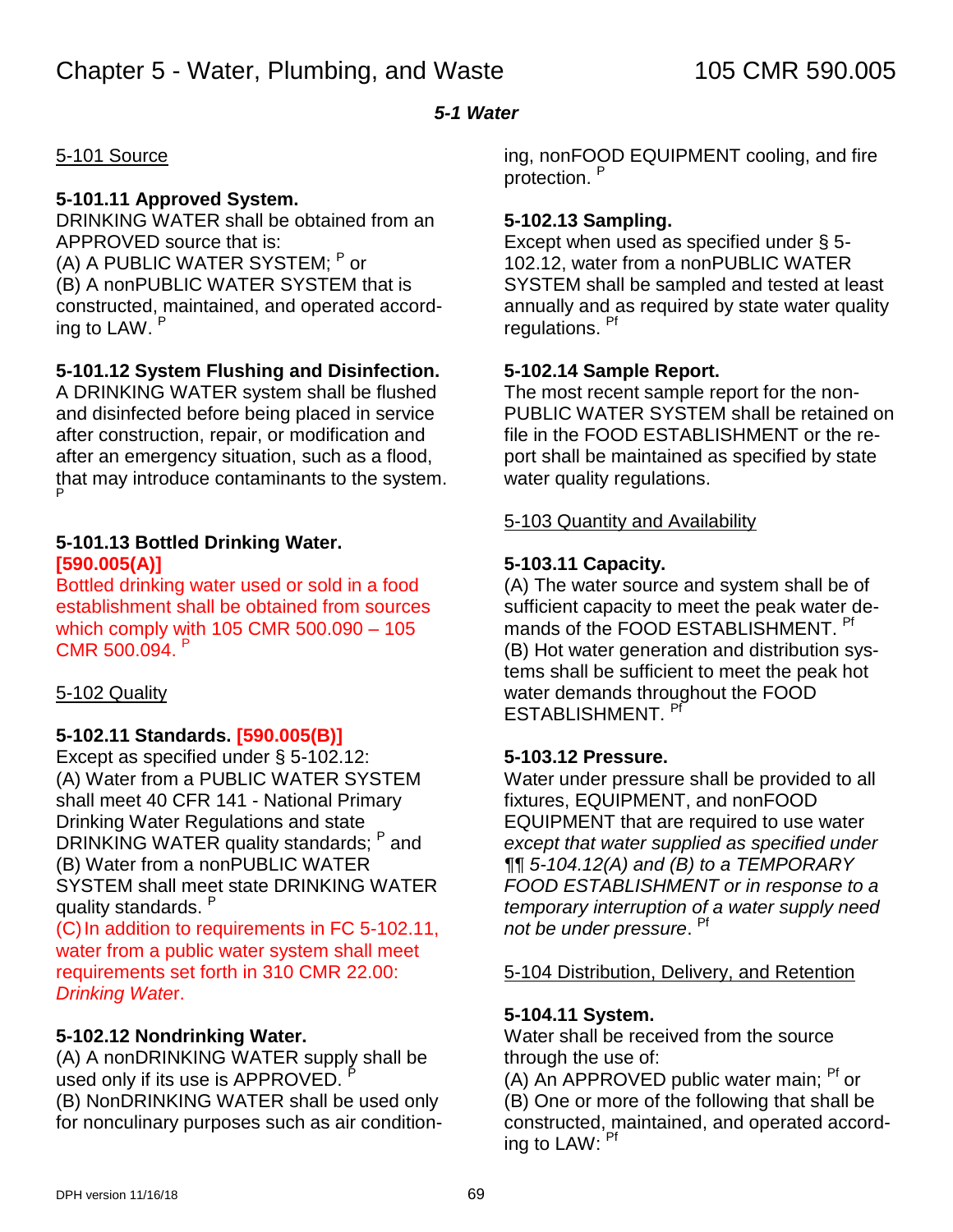# Chapter 5 - Water, Plumbing, and Waste

## 5-1 Water

### 5-101 Source

**5-101.11 Approved System.**
DRINKING WATER shall be obtained from an APPROVED source that is:
(A) A PUBLIC WATER SYSTEM; P or
(B) A nonPUBLIC WATER SYSTEM that is constructed, maintained, and operated according to LAW. P

**5-101.12 System Flushing and Disinfection.**
A DRINKING WATER system shall be flushed and disinfected before being placed in service after construction, repair, or modification and after an emergency situation, such as a flood, that may introduce contaminants to the system. P

**5-101.13 Bottled Drinking Water. [590.005(A)]**
Bottled drinking water used or sold in a food establishment shall be obtained from sources which comply with 105 CMR 500.090 – 105 CMR 500.094. P

### 5-102 Quality

**5-102.11 Standards. [590.005(B)]**
Except as specified under § 5-102.12:
(A) Water from a PUBLIC WATER SYSTEM shall meet 40 CFR 141 - National Primary Drinking Water Regulations and state DRINKING WATER quality standards; P and
(B) Water from a nonPUBLIC WATER SYSTEM shall meet state DRINKING WATER quality standards. P
(C) In addition to requirements in FC 5-102.11, water from a public water system shall meet requirements set forth in 310 CMR 22.00: *Drinking Water*.

**5-102.12 Nondrinking Water.**
(A) A nonDRINKING WATER supply shall be used only if its use is APPROVED. P
(B) NonDRINKING WATER shall be used only for nonculinary purposes such as air conditioning, nonFOOD EQUIPMENT cooling, and fire protection. P

**5-102.13 Sampling.**
Except when used as specified under § 5-102.12, water from a nonPUBLIC WATER SYSTEM shall be sampled and tested at least annually and as required by state water quality regulations. Pf

**5-102.14 Sample Report.**
The most recent sample report for the nonPUBLIC WATER SYSTEM shall be retained on file in the FOOD ESTABLISHMENT or the report shall be maintained as specified by state water quality regulations.

### 5-103 Quantity and Availability

**5-103.11 Capacity.**
(A) The water source and system shall be of sufficient capacity to meet the peak water demands of the FOOD ESTABLISHMENT. Pf
(B) Hot water generation and distribution systems shall be sufficient to meet the peak hot water demands throughout the FOOD ESTABLISHMENT. Pf

**5-103.12 Pressure.**
Water under pressure shall be provided to all fixtures, EQUIPMENT, and nonFOOD EQUIPMENT that are required to use water *except that water supplied as specified under ¶¶ 5-104.12(A) and (B) to a TEMPORARY FOOD ESTABLISHMENT or in response to a temporary interruption of a water supply need not be under pressure*. Pf

### 5-104 Distribution, Delivery, and Retention

**5-104.11 System.**
Water shall be received from the source through the use of:
(A) An APPROVED public water main; Pf or
(B) One or more of the following that shall be constructed, maintained, and operated according to LAW: Pf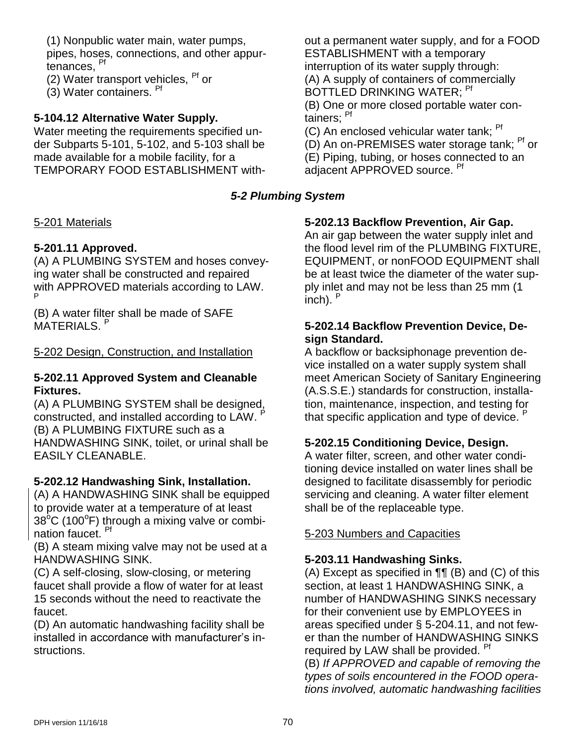(1) Nonpublic water main, water pumps, pipes, hoses, connections, and other appurtenances, [Pf]

(2) Water transport vehicles, [Pf] or

(3) Water containers. [Pf]

**5-104.12 Alternative Water Supply.**

Water meeting the requirements specified under Subparts 5-101, 5-102, and 5-103 shall be made available for a mobile facility, for a TEMPORARY FOOD ESTABLISHMENT without a permanent water supply, and for a FOOD ESTABLISHMENT with a temporary interruption of its water supply through:

(A) A supply of containers of commercially BOTTLED DRINKING WATER; [Pf]

(B) One or more closed portable water containers; [Pf]

(C) An enclosed vehicular water tank; [Pf]

(D) An on-PREMISES water storage tank; [Pf] or

(E) Piping, tubing, or hoses connected to an adjacent APPROVED source. [Pf]

## *5-2 Plumbing System*

5-201 Materials

**5-201.11 Approved.**

(A) A PLUMBING SYSTEM and hoses conveying water shall be constructed and repaired with APPROVED materials according to LAW. [P]

(B) A water filter shall be made of SAFE MATERIALS. [P]

5-202 Design, Construction, and Installation

**5-202.11 Approved System and Cleanable Fixtures.**

(A) A PLUMBING SYSTEM shall be designed, constructed, and installed according to LAW. [P]

(B) A PLUMBING FIXTURE such as a HANDWASHING SINK, toilet, or urinal shall be EASILY CLEANABLE.

**5-202.12 Handwashing Sink, Installation.**

(A) A HANDWASHING SINK shall be equipped to provide water at a temperature of at least 38°C (100°F) through a mixing valve or combination faucet. [Pf]

(B) A steam mixing valve may not be used at a HANDWASHING SINK.

(C) A self-closing, slow-closing, or metering faucet shall provide a flow of water for at least 15 seconds without the need to reactivate the faucet.

(D) An automatic handwashing facility shall be installed in accordance with manufacturer's instructions.

**5-202.13 Backflow Prevention, Air Gap.**

An air gap between the water supply inlet and the flood level rim of the PLUMBING FIXTURE, EQUIPMENT, or nonFOOD EQUIPMENT shall be at least twice the diameter of the water supply inlet and may not be less than 25 mm (1 inch). [P]

**5-202.14 Backflow Prevention Device, Design Standard.**

A backflow or backsiphonage prevention device installed on a water supply system shall meet American Society of Sanitary Engineering (A.S.S.E.) standards for construction, installation, maintenance, inspection, and testing for that specific application and type of device. [P]

**5-202.15 Conditioning Device, Design.**

A water filter, screen, and other water conditioning device installed on water lines shall be designed to facilitate disassembly for periodic servicing and cleaning. A water filter element shall be of the replaceable type.

5-203 Numbers and Capacities

**5-203.11 Handwashing Sinks.**

(A) Except as specified in ¶¶ (B) and (C) of this section, at least 1 HANDWASHING SINK, a number of HANDWASHING SINKS necessary for their convenient use by EMPLOYEES in areas specified under § 5-204.11, and not fewer than the number of HANDWASHING SINKS required by LAW shall be provided. [Pf]

(B) *If APPROVED and capable of removing the types of soils encountered in the FOOD operations involved, automatic handwashing facilities*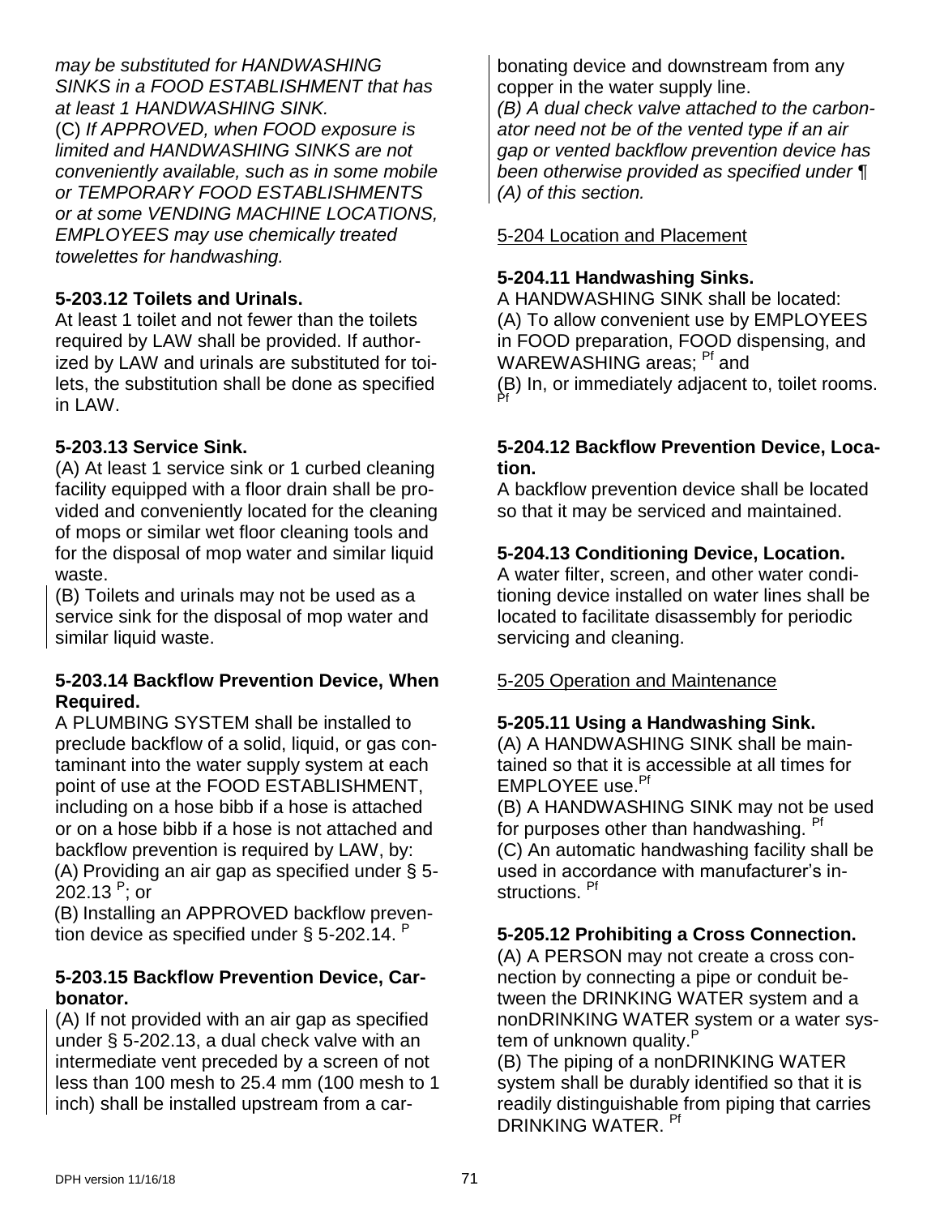*may be substituted for HANDWASHING SINKS in a FOOD ESTABLISHMENT that has at least 1 HANDWASHING SINK.*
(C) *If APPROVED, when FOOD exposure is limited and HANDWASHING SINKS are not conveniently available, such as in some mobile or TEMPORARY FOOD ESTABLISHMENTS or at some VENDING MACHINE LOCATIONS, EMPLOYEES may use chemically treated towelettes for handwashing.*

**5-203.12 Toilets and Urinals.**
At least 1 toilet and not fewer than the toilets required by LAW shall be provided. If authorized by LAW and urinals are substituted for toilets, the substitution shall be done as specified in LAW.

**5-203.13 Service Sink.**
(A) At least 1 service sink or 1 curbed cleaning facility equipped with a floor drain shall be provided and conveniently located for the cleaning of mops or similar wet floor cleaning tools and for the disposal of mop water and similar liquid waste.
(B) Toilets and urinals may not be used as a service sink for the disposal of mop water and similar liquid waste.

**5-203.14 Backflow Prevention Device, When Required.**
A PLUMBING SYSTEM shall be installed to preclude backflow of a solid, liquid, or gas contaminant into the water supply system at each point of use at the FOOD ESTABLISHMENT, including on a hose bibb if a hose is attached or on a hose bibb if a hose is not attached and backflow prevention is required by LAW, by:
(A) Providing an air gap as specified under § 5-202.13 [P]; or
(B) Installing an APPROVED backflow prevention device as specified under § 5-202.14. [P]

**5-203.15 Backflow Prevention Device, Carbonator.**
(A) If not provided with an air gap as specified under § 5-202.13, a dual check valve with an intermediate vent preceded by a screen of not less than 100 mesh to 25.4 mm (100 mesh to 1 inch) shall be installed upstream from a carbonating device and downstream from any copper in the water supply line.
*(B) A dual check valve attached to the carbonator need not be of the vented type if an air gap or vented backflow prevention device has been otherwise provided as specified under ¶ (A) of this section.*

5-204 Location and Placement

**5-204.11 Handwashing Sinks.**
A HANDWASHING SINK shall be located:
(A) To allow convenient use by EMPLOYEES in FOOD preparation, FOOD dispensing, and WAREWASHING areas; [Pf] and
(B) In, or immediately adjacent to, toilet rooms. [Pf]

**5-204.12 Backflow Prevention Device, Location.**
A backflow prevention device shall be located so that it may be serviced and maintained.

**5-204.13 Conditioning Device, Location.**
A water filter, screen, and other water conditioning device installed on water lines shall be located to facilitate disassembly for periodic servicing and cleaning.

5-205 Operation and Maintenance

**5-205.11 Using a Handwashing Sink.**
(A) A HANDWASHING SINK shall be maintained so that it is accessible at all times for EMPLOYEE use.[Pf]
(B) A HANDWASHING SINK may not be used for purposes other than handwashing. [Pf]
(C) An automatic handwashing facility shall be used in accordance with manufacturer's instructions. [Pf]

**5-205.12 Prohibiting a Cross Connection.**
(A) A PERSON may not create a cross connection by connecting a pipe or conduit between the DRINKING WATER system and a nonDRINKING WATER system or a water system of unknown quality.[P]
(B) The piping of a nonDRINKING WATER system shall be durably identified so that it is readily distinguishable from piping that carries DRINKING WATER. [Pf]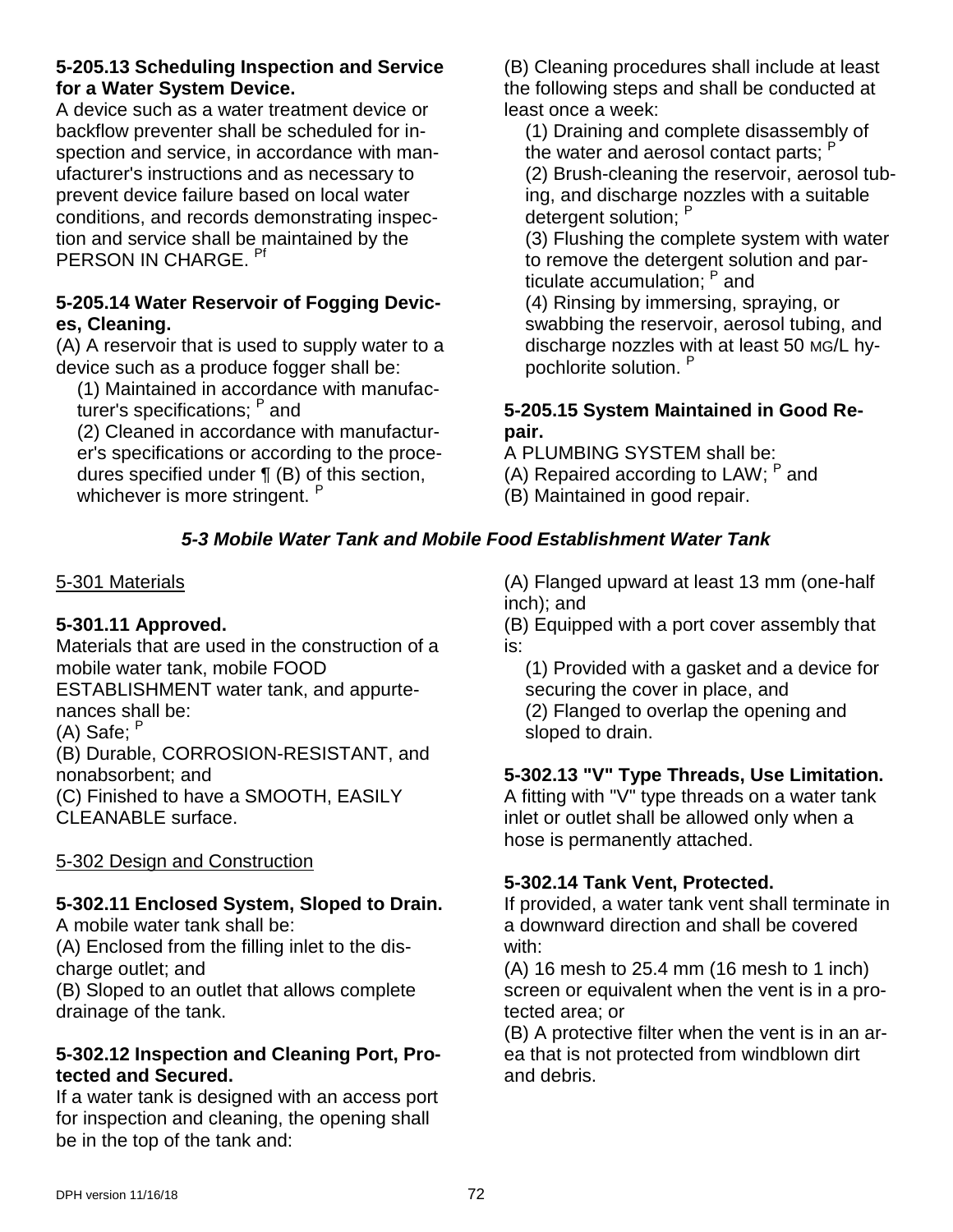**5-205.13 Scheduling Inspection and Service for a Water System Device.**

A device such as a water treatment device or backflow preventer shall be scheduled for inspection and service, in accordance with manufacturer's instructions and as necessary to prevent device failure based on local water conditions, and records demonstrating inspection and service shall be maintained by the PERSON IN CHARGE. [Pf]

**5-205.14 Water Reservoir of Fogging Devices, Cleaning.**

(A) A reservoir that is used to supply water to a device such as a produce fogger shall be:

(1) Maintained in accordance with manufacturer's specifications; [P] and

(2) Cleaned in accordance with manufacturer's specifications or according to the procedures specified under ¶ (B) of this section, whichever is more stringent. [P]

(B) Cleaning procedures shall include at least the following steps and shall be conducted at least once a week:

(1) Draining and complete disassembly of the water and aerosol contact parts; [P]

(2) Brush-cleaning the reservoir, aerosol tubing, and discharge nozzles with a suitable detergent solution; [P]

(3) Flushing the complete system with water to remove the detergent solution and particulate accumulation; [P] and

(4) Rinsing by immersing, spraying, or swabbing the reservoir, aerosol tubing, and discharge nozzles with at least 50 MG/L hypochlorite solution. [P]

**5-205.15 System Maintained in Good Repair.**

A PLUMBING SYSTEM shall be:

(A) Repaired according to LAW; [P] and

(B) Maintained in good repair.

## *5-3 Mobile Water Tank and Mobile Food Establishment Water Tank*

5-301 Materials

**5-301.11 Approved.**

Materials that are used in the construction of a mobile water tank, mobile FOOD ESTABLISHMENT water tank, and appurtenances shall be:

(A) Safe; [P]

(B) Durable, CORROSION-RESISTANT, and nonabsorbent; and

(C) Finished to have a SMOOTH, EASILY CLEANABLE surface.

5-302 Design and Construction

**5-302.11 Enclosed System, Sloped to Drain.**

A mobile water tank shall be:

(A) Enclosed from the filling inlet to the discharge outlet; and

(B) Sloped to an outlet that allows complete drainage of the tank.

**5-302.12 Inspection and Cleaning Port, Protected and Secured.**

If a water tank is designed with an access port for inspection and cleaning, the opening shall be in the top of the tank and:

(A) Flanged upward at least 13 mm (one-half inch); and

(B) Equipped with a port cover assembly that is:

(1) Provided with a gasket and a device for securing the cover in place, and

(2) Flanged to overlap the opening and sloped to drain.

**5-302.13 "V" Type Threads, Use Limitation.**

A fitting with "V" type threads on a water tank inlet or outlet shall be allowed only when a hose is permanently attached.

**5-302.14 Tank Vent, Protected.**

If provided, a water tank vent shall terminate in a downward direction and shall be covered with:

(A) 16 mesh to 25.4 mm (16 mesh to 1 inch) screen or equivalent when the vent is in a protected area; or

(B) A protective filter when the vent is in an area that is not protected from windblown dirt and debris.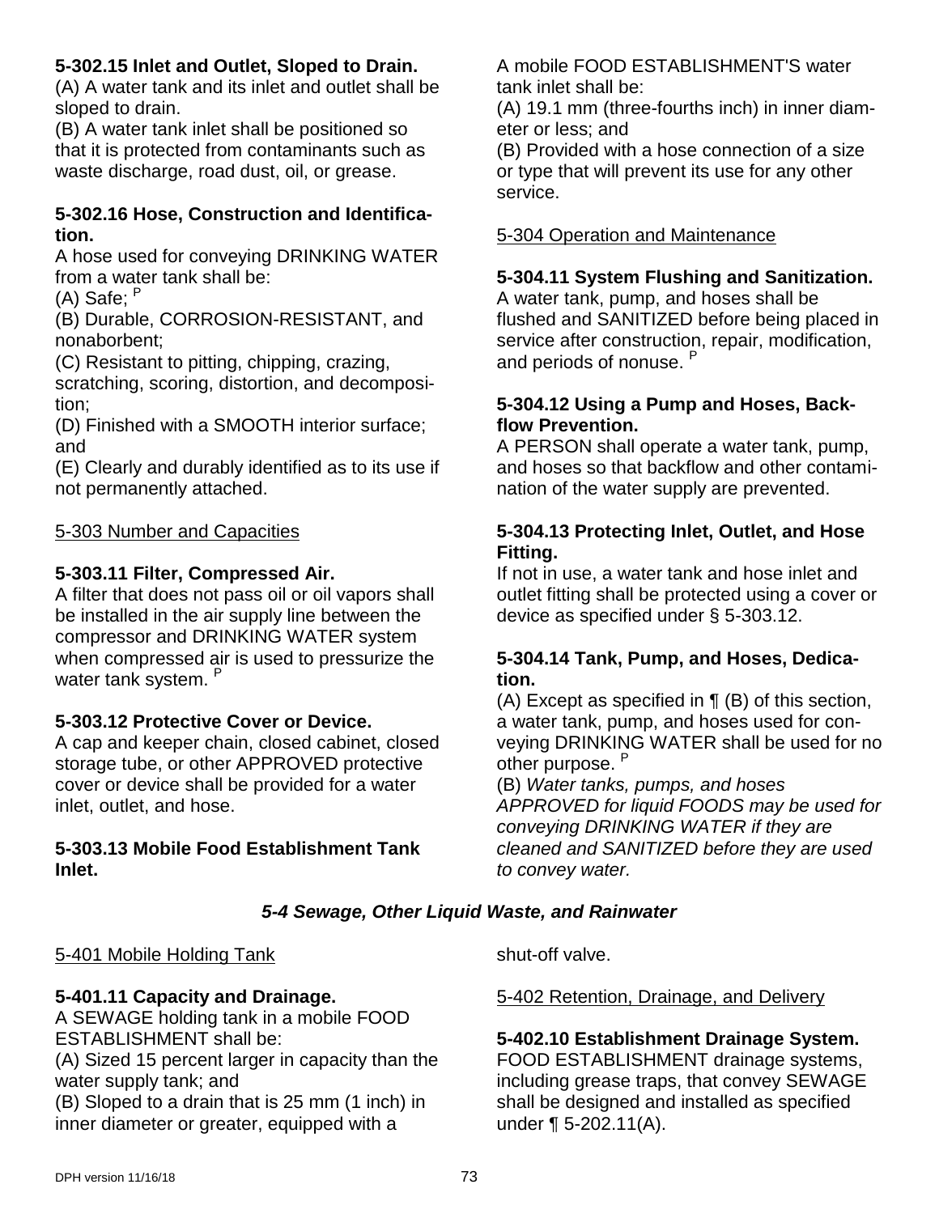**5-302.15 Inlet and Outlet, Sloped to Drain.**

(A) A water tank and its inlet and outlet shall be sloped to drain.

(B) A water tank inlet shall be positioned so that it is protected from contaminants such as waste discharge, road dust, oil, or grease.

**5-302.16 Hose, Construction and Identification.**

A hose used for conveying DRINKING WATER from a water tank shall be:

(A) Safe; P

(B) Durable, CORROSION-RESISTANT, and nonaborbent;

(C) Resistant to pitting, chipping, crazing, scratching, scoring, distortion, and decomposition;

(D) Finished with a SMOOTH interior surface; and

(E) Clearly and durably identified as to its use if not permanently attached.

5-303 Number and Capacities

**5-303.11 Filter, Compressed Air.**

A filter that does not pass oil or oil vapors shall be installed in the air supply line between the compressor and DRINKING WATER system when compressed air is used to pressurize the water tank system. P

**5-303.12 Protective Cover or Device.**

A cap and keeper chain, closed cabinet, closed storage tube, or other APPROVED protective cover or device shall be provided for a water inlet, outlet, and hose.

**5-303.13 Mobile Food Establishment Tank Inlet.**

A mobile FOOD ESTABLISHMENT'S water tank inlet shall be:

(A) 19.1 mm (three-fourths inch) in inner diameter or less; and

(B) Provided with a hose connection of a size or type that will prevent its use for any other service.

5-304 Operation and Maintenance

**5-304.11 System Flushing and Sanitization.**

A water tank, pump, and hoses shall be flushed and SANITIZED before being placed in service after construction, repair, modification, and periods of nonuse. P

**5-304.12 Using a Pump and Hoses, Backflow Prevention.**

A PERSON shall operate a water tank, pump, and hoses so that backflow and other contamination of the water supply are prevented.

**5-304.13 Protecting Inlet, Outlet, and Hose Fitting.**

If not in use, a water tank and hose inlet and outlet fitting shall be protected using a cover or device as specified under § 5-303.12.

**5-304.14 Tank, Pump, and Hoses, Dedication.**

(A) Except as specified in ¶ (B) of this section, a water tank, pump, and hoses used for conveying DRINKING WATER shall be used for no other purpose. P

(B) *Water tanks, pumps, and hoses APPROVED for liquid FOODS may be used for conveying DRINKING WATER if they are cleaned and SANITIZED before they are used to convey water.*

## *5-4 Sewage, Other Liquid Waste, and Rainwater*

5-401 Mobile Holding Tank

**5-401.11 Capacity and Drainage.**

A SEWAGE holding tank in a mobile FOOD ESTABLISHMENT shall be:

(A) Sized 15 percent larger in capacity than the water supply tank; and

(B) Sloped to a drain that is 25 mm (1 inch) in inner diameter or greater, equipped with a shut-off valve.

5-402 Retention, Drainage, and Delivery

**5-402.10 Establishment Drainage System.**

FOOD ESTABLISHMENT drainage systems, including grease traps, that convey SEWAGE shall be designed and installed as specified under ¶ 5-202.11(A).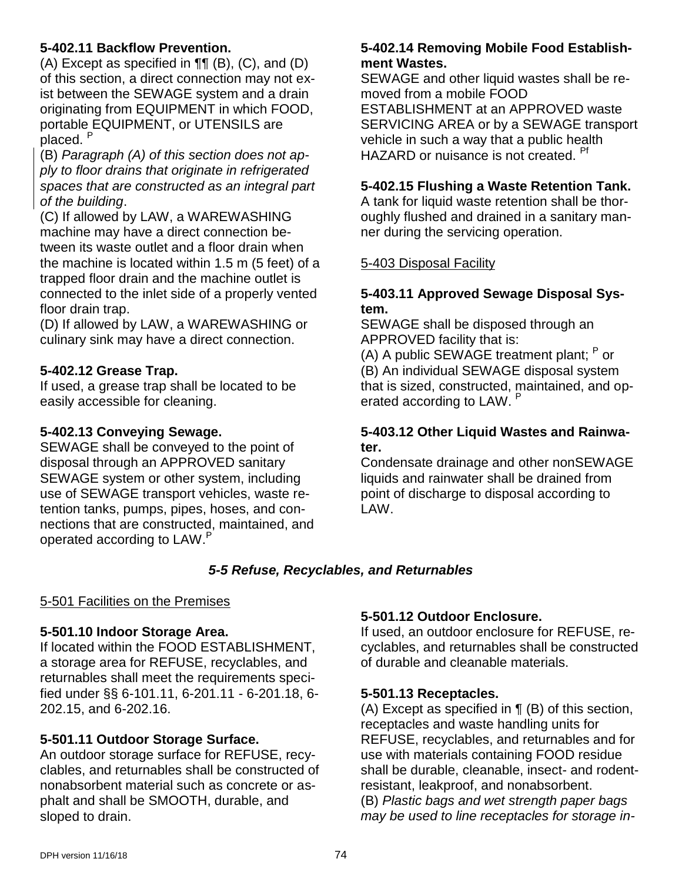**5-402.11 Backflow Prevention.**

(A) Except as specified in ¶¶ (B), (C), and (D) of this section, a direct connection may not exist between the SEWAGE system and a drain originating from EQUIPMENT in which FOOD, portable EQUIPMENT, or UTENSILS are placed. [P]

(B) *Paragraph (A) of this section does not apply to floor drains that originate in refrigerated spaces that are constructed as an integral part of the building*.

(C) If allowed by LAW, a WAREWASHING machine may have a direct connection between its waste outlet and a floor drain when the machine is located within 1.5 m (5 feet) of a trapped floor drain and the machine outlet is connected to the inlet side of a properly vented floor drain trap.

(D) If allowed by LAW, a WAREWASHING or culinary sink may have a direct connection.

**5-402.12 Grease Trap.**

If used, a grease trap shall be located to be easily accessible for cleaning.

**5-402.13 Conveying Sewage.**

SEWAGE shall be conveyed to the point of disposal through an APPROVED sanitary SEWAGE system or other system, including use of SEWAGE transport vehicles, waste retention tanks, pumps, pipes, hoses, and connections that are constructed, maintained, and operated according to LAW.[P]

**5-402.14 Removing Mobile Food Establishment Wastes.**

SEWAGE and other liquid wastes shall be removed from a mobile FOOD ESTABLISHMENT at an APPROVED waste SERVICING AREA or by a SEWAGE transport vehicle in such a way that a public health HAZARD or nuisance is not created. [Pf]

**5-402.15 Flushing a Waste Retention Tank.**

A tank for liquid waste retention shall be thoroughly flushed and drained in a sanitary manner during the servicing operation.

5-403 Disposal Facility

**5-403.11 Approved Sewage Disposal System.**

SEWAGE shall be disposed through an APPROVED facility that is:

(A) A public SEWAGE treatment plant; [P] or

(B) An individual SEWAGE disposal system that is sized, constructed, maintained, and operated according to LAW. [P]

**5-403.12 Other Liquid Wastes and Rainwater.**

Condensate drainage and other nonSEWAGE liquids and rainwater shall be drained from point of discharge to disposal according to LAW.

## *5-5 Refuse, Recyclables, and Returnables*

5-501 Facilities on the Premises

**5-501.10 Indoor Storage Area.**

If located within the FOOD ESTABLISHMENT, a storage area for REFUSE, recyclables, and returnables shall meet the requirements specified under §§ 6-101.11, 6-201.11 - 6-201.18, 6-202.15, and 6-202.16.

**5-501.11 Outdoor Storage Surface.**

An outdoor storage surface for REFUSE, recyclables, and returnables shall be constructed of nonabsorbent material such as concrete or asphalt and shall be SMOOTH, durable, and sloped to drain.

**5-501.12 Outdoor Enclosure.**

If used, an outdoor enclosure for REFUSE, recyclables, and returnables shall be constructed of durable and cleanable materials.

**5-501.13 Receptacles.**

(A) Except as specified in ¶ (B) of this section, receptacles and waste handling units for REFUSE, recyclables, and returnables and for use with materials containing FOOD residue shall be durable, cleanable, insect- and rodent-resistant, leakproof, and nonabsorbent.

(B) *Plastic bags and wet strength paper bags may be used to line receptacles for storage in-*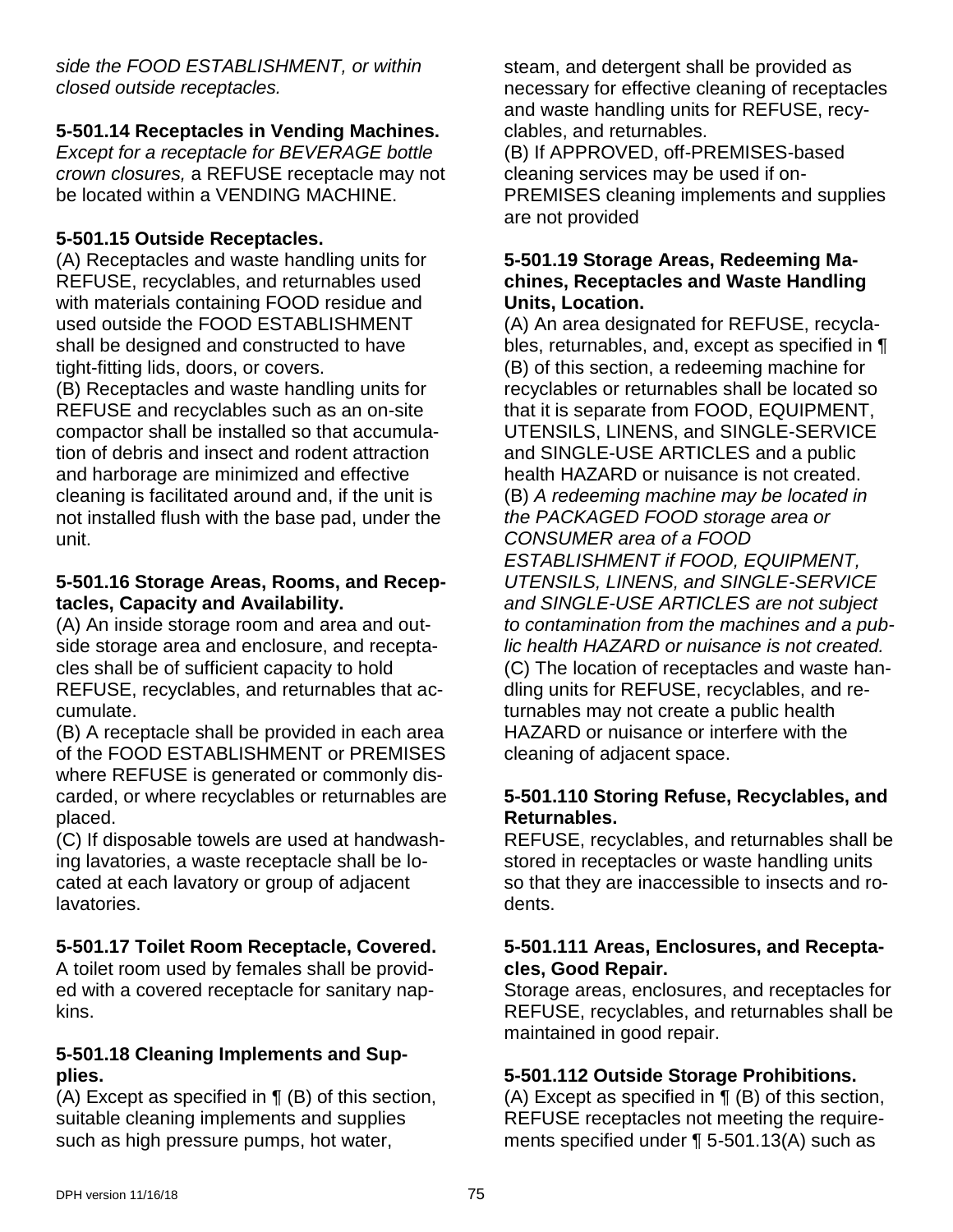*side the FOOD ESTABLISHMENT, or within closed outside receptacles.*

**5-501.14 Receptacles in Vending Machines.**
*Except for a receptacle for BEVERAGE bottle crown closures,* a REFUSE receptacle may not be located within a VENDING MACHINE.

**5-501.15 Outside Receptacles.**
(A) Receptacles and waste handling units for REFUSE, recyclables, and returnables used with materials containing FOOD residue and used outside the FOOD ESTABLISHMENT shall be designed and constructed to have tight-fitting lids, doors, or covers.
(B) Receptacles and waste handling units for REFUSE and recyclables such as an on-site compactor shall be installed so that accumulation of debris and insect and rodent attraction and harborage are minimized and effective cleaning is facilitated around and, if the unit is not installed flush with the base pad, under the unit.

**5-501.16 Storage Areas, Rooms, and Receptacles, Capacity and Availability.**
(A) An inside storage room and area and outside storage area and enclosure, and receptacles shall be of sufficient capacity to hold REFUSE, recyclables, and returnables that accumulate.
(B) A receptacle shall be provided in each area of the FOOD ESTABLISHMENT or PREMISES where REFUSE is generated or commonly discarded, or where recyclables or returnables are placed.
(C) If disposable towels are used at handwashing lavatories, a waste receptacle shall be located at each lavatory or group of adjacent lavatories.

**5-501.17 Toilet Room Receptacle, Covered.**
A toilet room used by females shall be provided with a covered receptacle for sanitary napkins.

**5-501.18 Cleaning Implements and Supplies.**
(A) Except as specified in ¶ (B) of this section, suitable cleaning implements and supplies such as high pressure pumps, hot water, steam, and detergent shall be provided as necessary for effective cleaning of receptacles and waste handling units for REFUSE, recyclables, and returnables.
(B) If APPROVED, off-PREMISES-based cleaning services may be used if on-PREMISES cleaning implements and supplies are not provided

**5-501.19 Storage Areas, Redeeming Machines, Receptacles and Waste Handling Units, Location.**
(A) An area designated for REFUSE, recyclables, returnables, and, except as specified in ¶ (B) of this section, a redeeming machine for recyclables or returnables shall be located so that it is separate from FOOD, EQUIPMENT, UTENSILS, LINENS, and SINGLE-SERVICE and SINGLE-USE ARTICLES and a public health HAZARD or nuisance is not created.
(B) *A redeeming machine may be located in the PACKAGED FOOD storage area or CONSUMER area of a FOOD ESTABLISHMENT if FOOD, EQUIPMENT, UTENSILS, LINENS, and SINGLE-SERVICE and SINGLE-USE ARTICLES are not subject to contamination from the machines and a public health HAZARD or nuisance is not created.*
(C) The location of receptacles and waste handling units for REFUSE, recyclables, and returnables may not create a public health HAZARD or nuisance or interfere with the cleaning of adjacent space.

**5-501.110 Storing Refuse, Recyclables, and Returnables.**
REFUSE, recyclables, and returnables shall be stored in receptacles or waste handling units so that they are inaccessible to insects and rodents.

**5-501.111 Areas, Enclosures, and Receptacles, Good Repair.**
Storage areas, enclosures, and receptacles for REFUSE, recyclables, and returnables shall be maintained in good repair.

**5-501.112 Outside Storage Prohibitions.**
(A) Except as specified in ¶ (B) of this section, REFUSE receptacles not meeting the requirements specified under ¶ 5-501.13(A) such as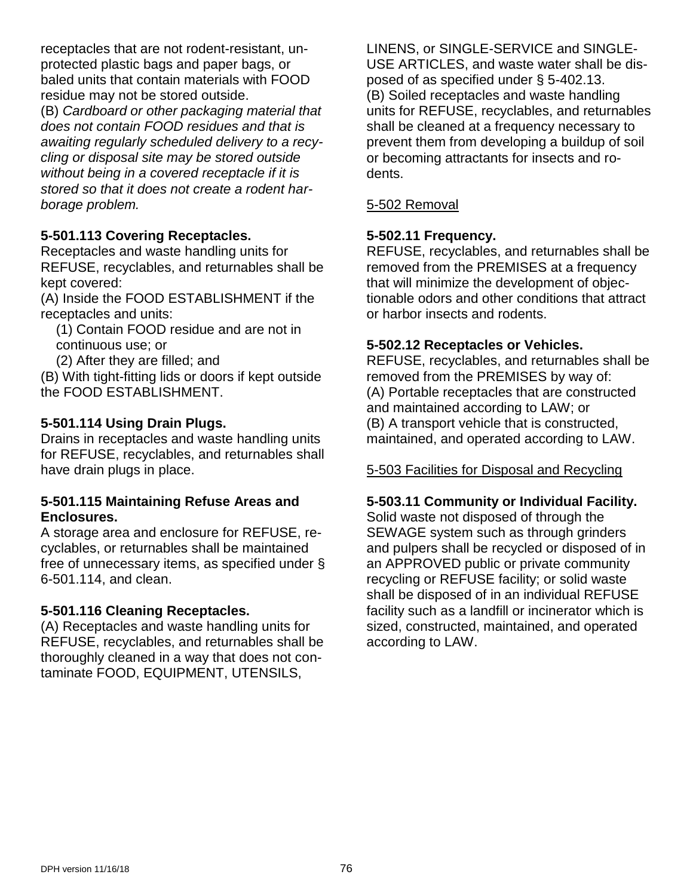receptacles that are not rodent-resistant, unprotected plastic bags and paper bags, or baled units that contain materials with FOOD residue may not be stored outside.

(B) *Cardboard or other packaging material that does not contain FOOD residues and that is awaiting regularly scheduled delivery to a recycling or disposal site may be stored outside without being in a covered receptacle if it is stored so that it does not create a rodent harborage problem.*

**5-501.113 Covering Receptacles.**
Receptacles and waste handling units for REFUSE, recyclables, and returnables shall be kept covered:

(A) Inside the FOOD ESTABLISHMENT if the receptacles and units:

(1) Contain FOOD residue and are not in continuous use; or

(2) After they are filled; and

(B) With tight-fitting lids or doors if kept outside the FOOD ESTABLISHMENT.

**5-501.114 Using Drain Plugs.**
Drains in receptacles and waste handling units for REFUSE, recyclables, and returnables shall have drain plugs in place.

**5-501.115 Maintaining Refuse Areas and Enclosures.**
A storage area and enclosure for REFUSE, recyclables, or returnables shall be maintained free of unnecessary items, as specified under § 6-501.114, and clean.

**5-501.116 Cleaning Receptacles.**
(A) Receptacles and waste handling units for REFUSE, recyclables, and returnables shall be thoroughly cleaned in a way that does not contaminate FOOD, EQUIPMENT, UTENSILS, LINENS, or SINGLE-SERVICE and SINGLE-USE ARTICLES, and waste water shall be disposed of as specified under § 5-402.13.

(B) Soiled receptacles and waste handling units for REFUSE, recyclables, and returnables shall be cleaned at a frequency necessary to prevent them from developing a buildup of soil or becoming attractants for insects and rodents.

5-502 Removal

**5-502.11 Frequency.**
REFUSE, recyclables, and returnables shall be removed from the PREMISES at a frequency that will minimize the development of objectionable odors and other conditions that attract or harbor insects and rodents.

**5-502.12 Receptacles or Vehicles.**
REFUSE, recyclables, and returnables shall be removed from the PREMISES by way of:

(A) Portable receptacles that are constructed and maintained according to LAW; or

(B) A transport vehicle that is constructed, maintained, and operated according to LAW.

5-503 Facilities for Disposal and Recycling

**5-503.11 Community or Individual Facility.**
Solid waste not disposed of through the SEWAGE system such as through grinders and pulpers shall be recycled or disposed of in an APPROVED public or private community recycling or REFUSE facility; or solid waste shall be disposed of in an individual REFUSE facility such as a landfill or incinerator which is sized, constructed, maintained, and operated according to LAW.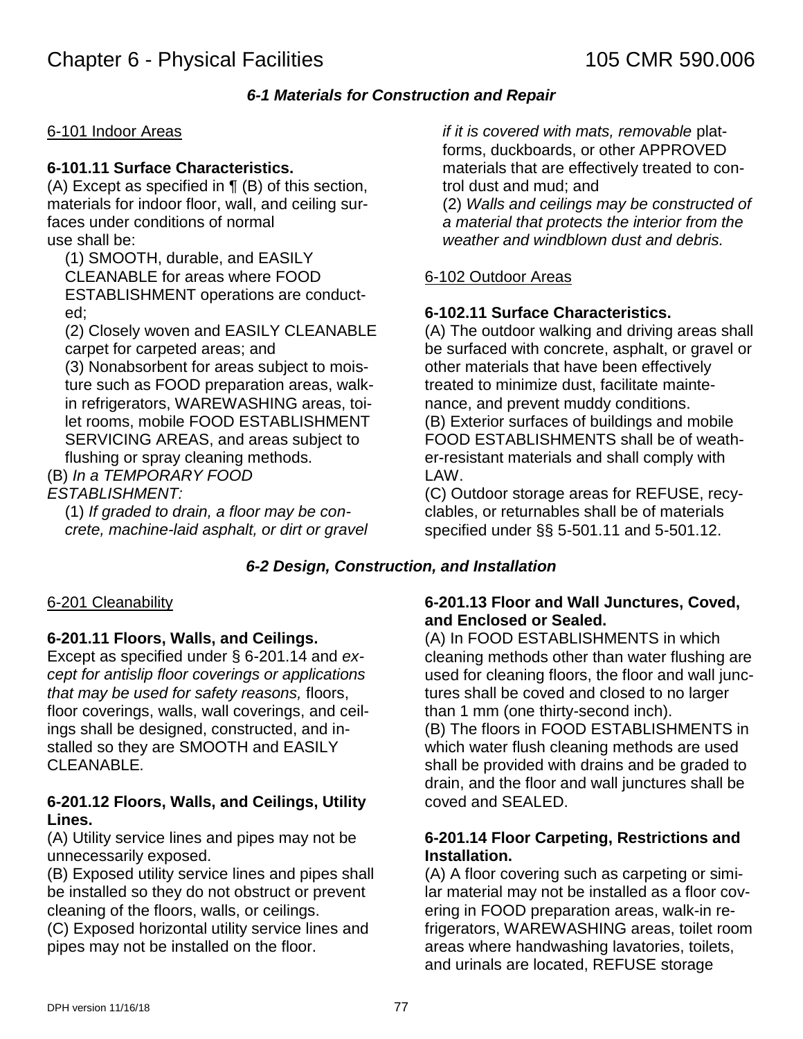# Chapter 6 - Physical Facilities 105 CMR 590.006

## *6-1 Materials for Construction and Repair*

6-101 Indoor Areas

**6-101.11 Surface Characteristics.**

(A) Except as specified in ¶ (B) of this section, materials for indoor floor, wall, and ceiling surfaces under conditions of normal use shall be:

(1) SMOOTH, durable, and EASILY CLEANABLE for areas where FOOD ESTABLISHMENT operations are conducted;

(2) Closely woven and EASILY CLEANABLE carpet for carpeted areas; and

(3) Nonabsorbent for areas subject to moisture such as FOOD preparation areas, walk-in refrigerators, WAREWASHING areas, toilet rooms, mobile FOOD ESTABLISHMENT SERVICING AREAS, and areas subject to flushing or spray cleaning methods.

(B) *In a TEMPORARY FOOD ESTABLISHMENT:*

(1) *If graded to drain, a floor may be concrete, machine-laid asphalt, or dirt or gravel if it is covered with mats, removable* platforms, duckboards, or other APPROVED materials that are effectively treated to control dust and mud; and

(2) *Walls and ceilings may be constructed of a material that protects the interior from the weather and windblown dust and debris.*

6-102 Outdoor Areas

**6-102.11 Surface Characteristics.**

(A) The outdoor walking and driving areas shall be surfaced with concrete, asphalt, or gravel or other materials that have been effectively treated to minimize dust, facilitate maintenance, and prevent muddy conditions.

(B) Exterior surfaces of buildings and mobile FOOD ESTABLISHMENTS shall be of weather-resistant materials and shall comply with LAW.

(C) Outdoor storage areas for REFUSE, recyclables, or returnables shall be of materials specified under §§ 5-501.11 and 5-501.12.

## *6-2 Design, Construction, and Installation*

6-201 Cleanability

**6-201.11 Floors, Walls, and Ceilings.**

Except as specified under § 6-201.14 and *except for antislip floor coverings or applications that may be used for safety reasons,* floors, floor coverings, walls, wall coverings, and ceilings shall be designed, constructed, and installed so they are SMOOTH and EASILY CLEANABLE.

**6-201.12 Floors, Walls, and Ceilings, Utility Lines.**

(A) Utility service lines and pipes may not be unnecessarily exposed.

(B) Exposed utility service lines and pipes shall be installed so they do not obstruct or prevent cleaning of the floors, walls, or ceilings.

(C) Exposed horizontal utility service lines and pipes may not be installed on the floor.

**6-201.13 Floor and Wall Junctures, Coved, and Enclosed or Sealed.**

(A) In FOOD ESTABLISHMENTS in which cleaning methods other than water flushing are used for cleaning floors, the floor and wall junctures shall be coved and closed to no larger than 1 mm (one thirty-second inch).

(B) The floors in FOOD ESTABLISHMENTS in which water flush cleaning methods are used shall be provided with drains and be graded to drain, and the floor and wall junctures shall be coved and SEALED.

**6-201.14 Floor Carpeting, Restrictions and Installation.**

(A) A floor covering such as carpeting or similar material may not be installed as a floor covering in FOOD preparation areas, walk-in refrigerators, WAREWASHING areas, toilet room areas where handwashing lavatories, toilets, and urinals are located, REFUSE storage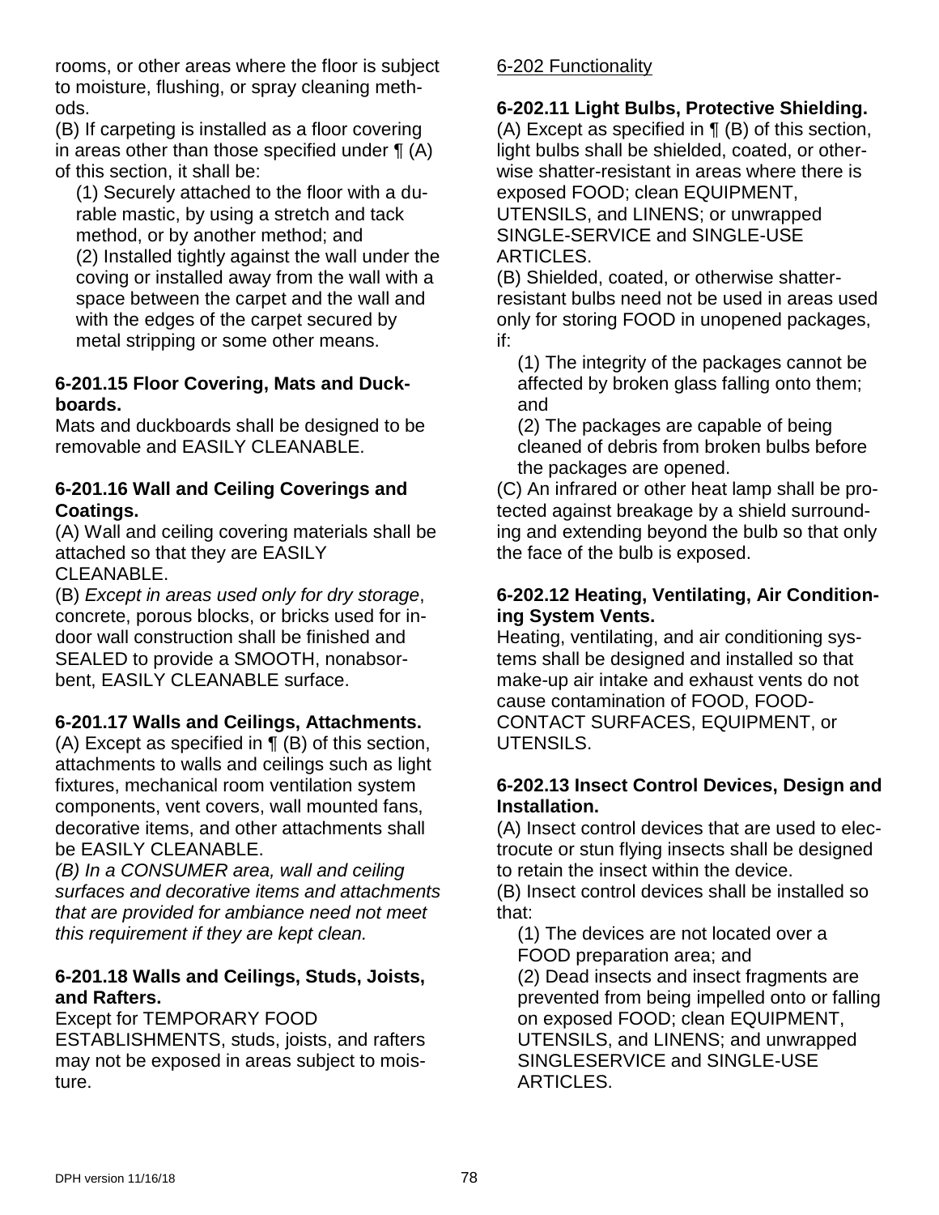rooms, or other areas where the floor is subject to moisture, flushing, or spray cleaning methods.

(B) If carpeting is installed as a floor covering in areas other than those specified under ¶ (A) of this section, it shall be:

(1) Securely attached to the floor with a durable mastic, by using a stretch and tack method, or by another method; and

(2) Installed tightly against the wall under the coving or installed away from the wall with a space between the carpet and the wall and with the edges of the carpet secured by metal stripping or some other means.

**6-201.15 Floor Covering, Mats and Duckboards.**

Mats and duckboards shall be designed to be removable and EASILY CLEANABLE.

**6-201.16 Wall and Ceiling Coverings and Coatings.**

(A) Wall and ceiling covering materials shall be attached so that they are EASILY CLEANABLE.

(B) *Except in areas used only for dry storage*, concrete, porous blocks, or bricks used for indoor wall construction shall be finished and SEALED to provide a SMOOTH, nonabsorbent, EASILY CLEANABLE surface.

**6-201.17 Walls and Ceilings, Attachments.**

(A) Except as specified in ¶ (B) of this section, attachments to walls and ceilings such as light fixtures, mechanical room ventilation system components, vent covers, wall mounted fans, decorative items, and other attachments shall be EASILY CLEANABLE.

*(B) In a CONSUMER area, wall and ceiling surfaces and decorative items and attachments that are provided for ambiance need not meet this requirement if they are kept clean.*

**6-201.18 Walls and Ceilings, Studs, Joists, and Rafters.**

Except for TEMPORARY FOOD ESTABLISHMENTS, studs, joists, and rafters may not be exposed in areas subject to moisture.

6-202 Functionality

**6-202.11 Light Bulbs, Protective Shielding.**

(A) Except as specified in ¶ (B) of this section, light bulbs shall be shielded, coated, or otherwise shatter-resistant in areas where there is exposed FOOD; clean EQUIPMENT, UTENSILS, and LINENS; or unwrapped SINGLE-SERVICE and SINGLE-USE ARTICLES.

(B) Shielded, coated, or otherwise shatter-resistant bulbs need not be used in areas used only for storing FOOD in unopened packages, if:

(1) The integrity of the packages cannot be affected by broken glass falling onto them; and

(2) The packages are capable of being cleaned of debris from broken bulbs before the packages are opened.

(C) An infrared or other heat lamp shall be protected against breakage by a shield surrounding and extending beyond the bulb so that only the face of the bulb is exposed.

**6-202.12 Heating, Ventilating, Air Conditioning System Vents.**

Heating, ventilating, and air conditioning systems shall be designed and installed so that make-up air intake and exhaust vents do not cause contamination of FOOD, FOOD-CONTACT SURFACES, EQUIPMENT, or UTENSILS.

**6-202.13 Insect Control Devices, Design and Installation.**

(A) Insect control devices that are used to electrocute or stun flying insects shall be designed to retain the insect within the device.

(B) Insect control devices shall be installed so that:

(1) The devices are not located over a FOOD preparation area; and

(2) Dead insects and insect fragments are prevented from being impelled onto or falling on exposed FOOD; clean EQUIPMENT, UTENSILS, and LINENS; and unwrapped SINGLESERVICE and SINGLE-USE ARTICLES.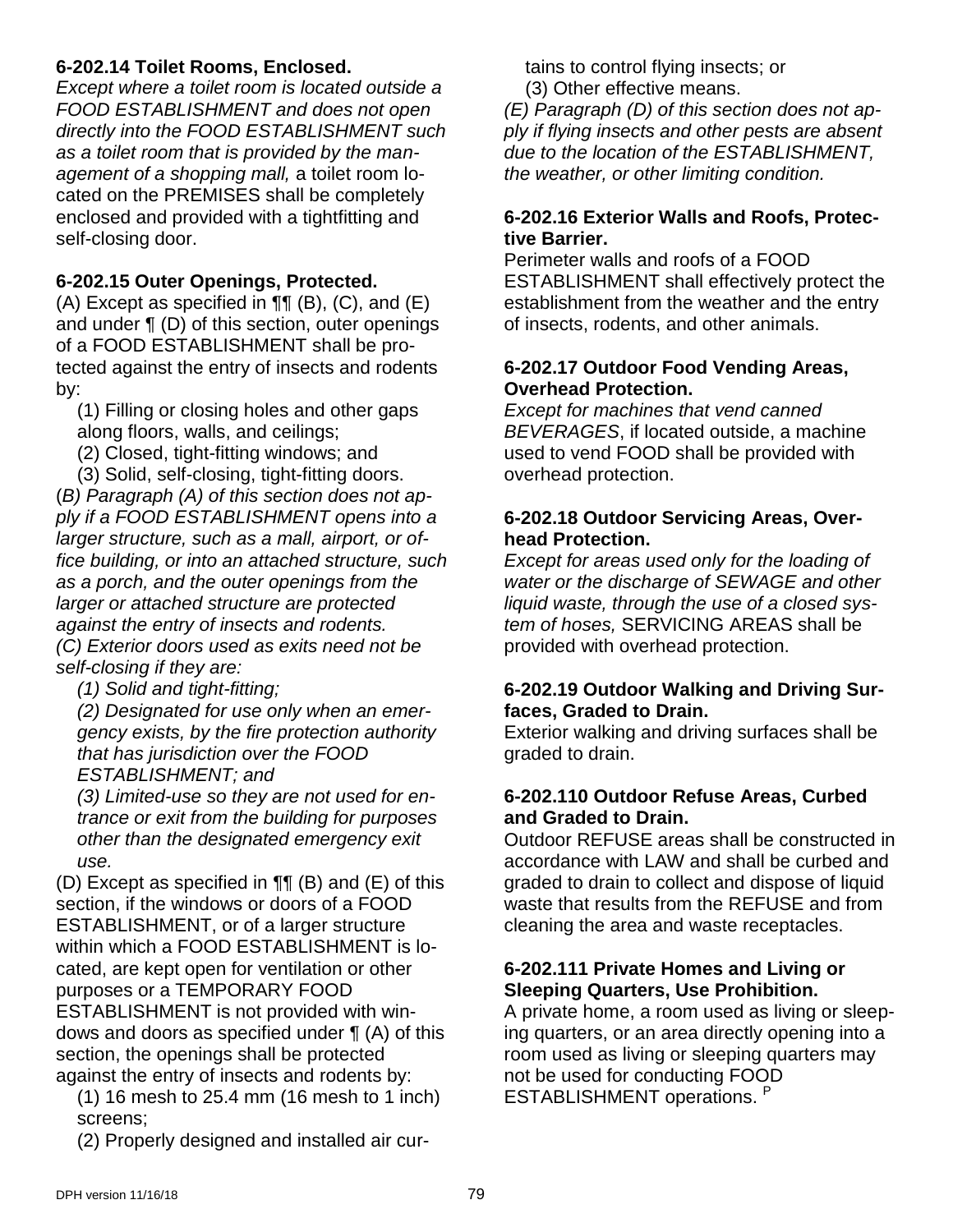**6-202.14 Toilet Rooms, Enclosed.**

*Except where a toilet room is located outside a FOOD ESTABLISHMENT and does not open directly into the FOOD ESTABLISHMENT such as a toilet room that is provided by the management of a shopping mall,* a toilet room located on the PREMISES shall be completely enclosed and provided with a tightfitting and self-closing door.

**6-202.15 Outer Openings, Protected.**

(A) Except as specified in ¶¶ (B), (C), and (E) and under ¶ (D) of this section, outer openings of a FOOD ESTABLISHMENT shall be protected against the entry of insects and rodents by:

(1) Filling or closing holes and other gaps along floors, walls, and ceilings;
(2) Closed, tight-fitting windows; and
(3) Solid, self-closing, tight-fitting doors.

*(B) Paragraph (A) of this section does not apply if a FOOD ESTABLISHMENT opens into a larger structure, such as a mall, airport, or office building, or into an attached structure, such as a porch, and the outer openings from the larger or attached structure are protected against the entry of insects and rodents.*

*(C) Exterior doors used as exits need not be self-closing if they are:*

*(1) Solid and tight-fitting;*
*(2) Designated for use only when an emergency exists, by the fire protection authority that has jurisdiction over the FOOD ESTABLISHMENT; and*
*(3) Limited-use so they are not used for entrance or exit from the building for purposes other than the designated emergency exit use.*

(D) Except as specified in ¶¶ (B) and (E) of this section, if the windows or doors of a FOOD ESTABLISHMENT, or of a larger structure within which a FOOD ESTABLISHMENT is located, are kept open for ventilation or other purposes or a TEMPORARY FOOD ESTABLISHMENT is not provided with windows and doors as specified under ¶ (A) of this section, the openings shall be protected against the entry of insects and rodents by:

(1) 16 mesh to 25.4 mm (16 mesh to 1 inch) screens;
(2) Properly designed and installed air curtains to control flying insects; or
(3) Other effective means.

*(E) Paragraph (D) of this section does not apply if flying insects and other pests are absent due to the location of the ESTABLISHMENT, the weather, or other limiting condition.*

**6-202.16 Exterior Walls and Roofs, Protective Barrier.**

Perimeter walls and roofs of a FOOD ESTABLISHMENT shall effectively protect the establishment from the weather and the entry of insects, rodents, and other animals.

**6-202.17 Outdoor Food Vending Areas, Overhead Protection.**

*Except for machines that vend canned BEVERAGES*, if located outside, a machine used to vend FOOD shall be provided with overhead protection.

**6-202.18 Outdoor Servicing Areas, Overhead Protection.**

*Except for areas used only for the loading of water or the discharge of SEWAGE and other liquid waste, through the use of a closed system of hoses,* SERVICING AREAS shall be provided with overhead protection.

**6-202.19 Outdoor Walking and Driving Surfaces, Graded to Drain.**

Exterior walking and driving surfaces shall be graded to drain.

**6-202.110 Outdoor Refuse Areas, Curbed and Graded to Drain.**

Outdoor REFUSE areas shall be constructed in accordance with LAW and shall be curbed and graded to drain to collect and dispose of liquid waste that results from the REFUSE and from cleaning the area and waste receptacles.

**6-202.111 Private Homes and Living or Sleeping Quarters, Use Prohibition.**

A private home, a room used as living or sleeping quarters, or an area directly opening into a room used as living or sleeping quarters may not be used for conducting FOOD ESTABLISHMENT operations. [P]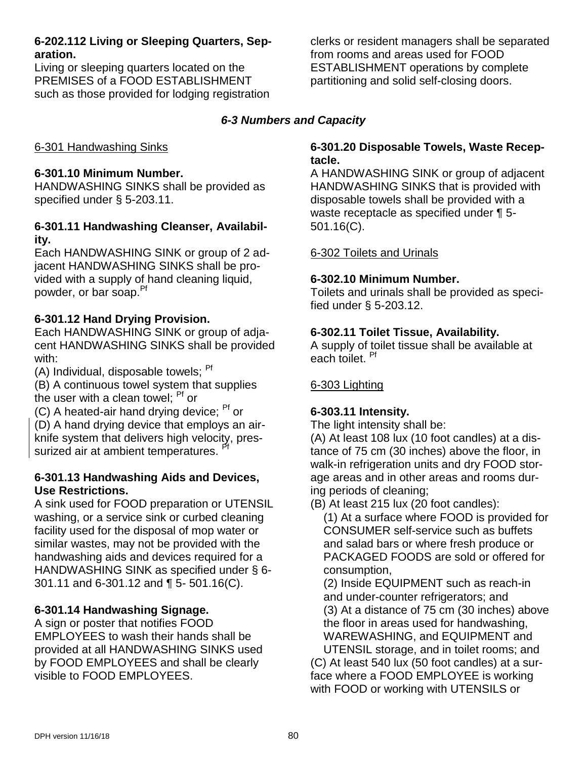**6-202.112 Living or Sleeping Quarters, Separation.**
Living or sleeping quarters located on the PREMISES of a FOOD ESTABLISHMENT such as those provided for lodging registration clerks or resident managers shall be separated from rooms and areas used for FOOD ESTABLISHMENT operations by complete partitioning and solid self-closing doors.

## *6-3 Numbers and Capacity*

6-301 Handwashing Sinks

**6-301.10 Minimum Number.**
HANDWASHING SINKS shall be provided as specified under § 5-203.11.

**6-301.11 Handwashing Cleanser, Availability.**
Each HANDWASHING SINK or group of 2 adjacent HANDWASHING SINKS shall be provided with a supply of hand cleaning liquid, powder, or bar soap.[Pf]

**6-301.12 Hand Drying Provision.**
Each HANDWASHING SINK or group of adjacent HANDWASHING SINKS shall be provided with:

(A) Individual, disposable towels; [Pf]

(B) A continuous towel system that supplies the user with a clean towel; [Pf] or

(C) A heated-air hand drying device; [Pf] or

(D) A hand drying device that employs an air-knife system that delivers high velocity, pressurized air at ambient temperatures. [Pf]

**6-301.13 Handwashing Aids and Devices, Use Restrictions.**
A sink used for FOOD preparation or UTENSIL washing, or a service sink or curbed cleaning facility used for the disposal of mop water or similar wastes, may not be provided with the handwashing aids and devices required for a HANDWASHING SINK as specified under § 6-301.11 and 6-301.12 and ¶ 5- 501.16(C).

**6-301.14 Handwashing Signage.**
A sign or poster that notifies FOOD EMPLOYEES to wash their hands shall be provided at all HANDWASHING SINKS used by FOOD EMPLOYEES and shall be clearly visible to FOOD EMPLOYEES.

**6-301.20 Disposable Towels, Waste Receptacle.**
A HANDWASHING SINK or group of adjacent HANDWASHING SINKS that is provided with disposable towels shall be provided with a waste receptacle as specified under ¶ 5-501.16(C).

6-302 Toilets and Urinals

**6-302.10 Minimum Number.**
Toilets and urinals shall be provided as specified under § 5-203.12.

**6-302.11 Toilet Tissue, Availability.**
A supply of toilet tissue shall be available at each toilet. [Pf]

6-303 Lighting

**6-303.11 Intensity.**
The light intensity shall be:

(A) At least 108 lux (10 foot candles) at a distance of 75 cm (30 inches) above the floor, in walk-in refrigeration units and dry FOOD storage areas and in other areas and rooms during periods of cleaning;

(B) At least 215 lux (20 foot candles):

(1) At a surface where FOOD is provided for CONSUMER self-service such as buffets and salad bars or where fresh produce or PACKAGED FOODS are sold or offered for consumption,

(2) Inside EQUIPMENT such as reach-in and under-counter refrigerators; and

(3) At a distance of 75 cm (30 inches) above the floor in areas used for handwashing, WAREWASHING, and EQUIPMENT and UTENSIL storage, and in toilet rooms; and

(C) At least 540 lux (50 foot candles) at a surface where a FOOD EMPLOYEE is working with FOOD or working with UTENSILS or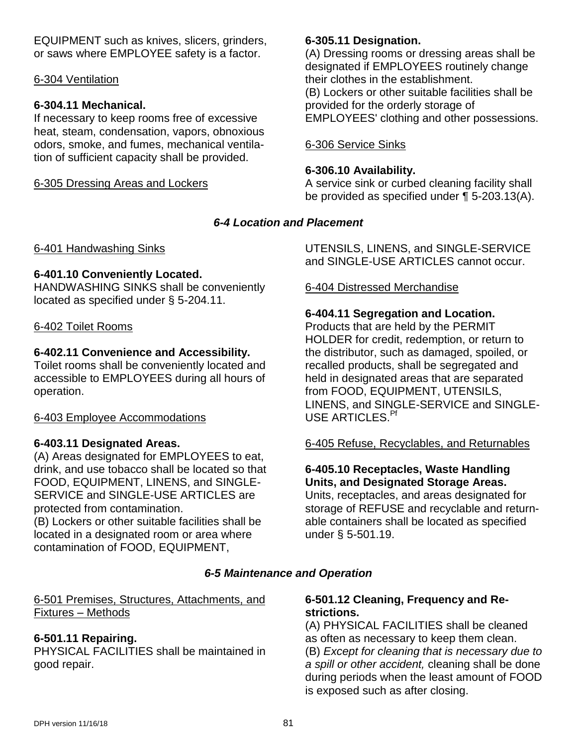EQUIPMENT such as knives, slicers, grinders, or saws where EMPLOYEE safety is a factor.

6-304 Ventilation

**6-304.11 Mechanical.**
If necessary to keep rooms free of excessive heat, steam, condensation, vapors, obnoxious odors, smoke, and fumes, mechanical ventilation of sufficient capacity shall be provided.

6-305 Dressing Areas and Lockers

**6-305.11 Designation.**
(A) Dressing rooms or dressing areas shall be designated if EMPLOYEES routinely change their clothes in the establishment.
(B) Lockers or other suitable facilities shall be provided for the orderly storage of EMPLOYEES' clothing and other possessions.

6-306 Service Sinks

**6-306.10 Availability.**
A service sink or curbed cleaning facility shall be provided as specified under ¶ 5-203.13(A).

## *6-4 Location and Placement*

6-401 Handwashing Sinks

**6-401.10 Conveniently Located.**
HANDWASHING SINKS shall be conveniently located as specified under § 5-204.11.

6-402 Toilet Rooms

**6-402.11 Convenience and Accessibility.**
Toilet rooms shall be conveniently located and accessible to EMPLOYEES during all hours of operation.

6-403 Employee Accommodations

**6-403.11 Designated Areas.**
(A) Areas designated for EMPLOYEES to eat, drink, and use tobacco shall be located so that FOOD, EQUIPMENT, LINENS, and SINGLE-SERVICE and SINGLE-USE ARTICLES are protected from contamination.
(B) Lockers or other suitable facilities shall be located in a designated room or area where contamination of FOOD, EQUIPMENT, UTENSILS, LINENS, and SINGLE-SERVICE and SINGLE-USE ARTICLES cannot occur.

6-404 Distressed Merchandise

**6-404.11 Segregation and Location.**
Products that are held by the PERMIT HOLDER for credit, redemption, or return to the distributor, such as damaged, spoiled, or recalled products, shall be segregated and held in designated areas that are separated from FOOD, EQUIPMENT, UTENSILS, LINENS, and SINGLE-SERVICE and SINGLE-USE ARTICLES.[Pf]

6-405 Refuse, Recyclables, and Returnables

**6-405.10 Receptacles, Waste Handling Units, and Designated Storage Areas.**
Units, receptacles, and areas designated for storage of REFUSE and recyclable and returnable containers shall be located as specified under § 5-501.19.

## *6-5 Maintenance and Operation*

6-501 Premises, Structures, Attachments, and Fixtures – Methods

**6-501.11 Repairing.**
PHYSICAL FACILITIES shall be maintained in good repair.

**6-501.12 Cleaning, Frequency and Restrictions.**
(A) PHYSICAL FACILITIES shall be cleaned as often as necessary to keep them clean.
(B) *Except for cleaning that is necessary due to a spill or other accident,* cleaning shall be done during periods when the least amount of FOOD is exposed such as after closing.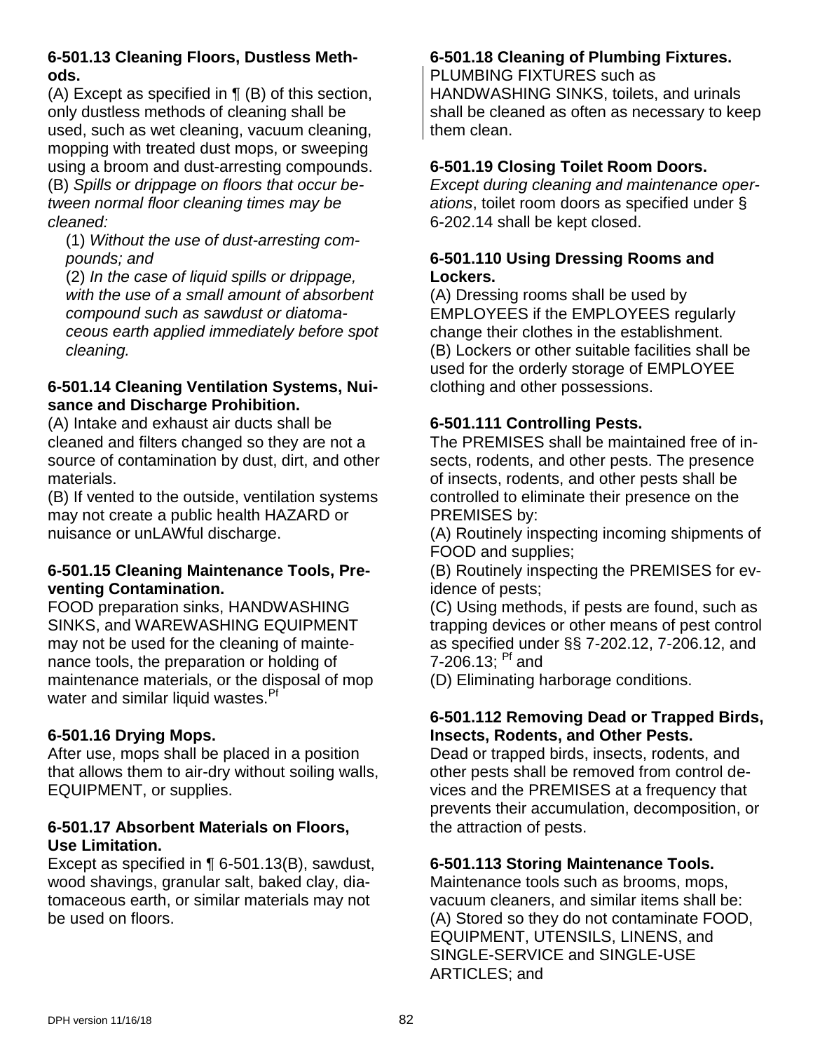**6-501.13 Cleaning Floors, Dustless Methods.**

(A) Except as specified in ¶ (B) of this section, only dustless methods of cleaning shall be used, such as wet cleaning, vacuum cleaning, mopping with treated dust mops, or sweeping using a broom and dust-arresting compounds.

(B) *Spills or drippage on floors that occur between normal floor cleaning times may be cleaned:*

(1) *Without the use of dust-arresting compounds; and*

(2) *In the case of liquid spills or drippage, with the use of a small amount of absorbent compound such as sawdust or diatomaceous earth applied immediately before spot cleaning.*

**6-501.14 Cleaning Ventilation Systems, Nuisance and Discharge Prohibition.**

(A) Intake and exhaust air ducts shall be cleaned and filters changed so they are not a source of contamination by dust, dirt, and other materials.

(B) If vented to the outside, ventilation systems may not create a public health HAZARD or nuisance or unLAWful discharge.

**6-501.15 Cleaning Maintenance Tools, Preventing Contamination.**

FOOD preparation sinks, HANDWASHING SINKS, and WAREWASHING EQUIPMENT may not be used for the cleaning of maintenance tools, the preparation or holding of maintenance materials, or the disposal of mop water and similar liquid wastes.[Pf]

**6-501.16 Drying Mops.**

After use, mops shall be placed in a position that allows them to air-dry without soiling walls, EQUIPMENT, or supplies.

**6-501.17 Absorbent Materials on Floors, Use Limitation.**

Except as specified in ¶ 6-501.13(B), sawdust, wood shavings, granular salt, baked clay, diatomaceous earth, or similar materials may not be used on floors.

**6-501.18 Cleaning of Plumbing Fixtures.**

PLUMBING FIXTURES such as HANDWASHING SINKS, toilets, and urinals shall be cleaned as often as necessary to keep them clean.

**6-501.19 Closing Toilet Room Doors.**

*Except during cleaning and maintenance operations*, toilet room doors as specified under § 6-202.14 shall be kept closed.

**6-501.110 Using Dressing Rooms and Lockers.**

(A) Dressing rooms shall be used by EMPLOYEES if the EMPLOYEES regularly change their clothes in the establishment.

(B) Lockers or other suitable facilities shall be used for the orderly storage of EMPLOYEE clothing and other possessions.

**6-501.111 Controlling Pests.**

The PREMISES shall be maintained free of insects, rodents, and other pests. The presence of insects, rodents, and other pests shall be controlled to eliminate their presence on the PREMISES by:

(A) Routinely inspecting incoming shipments of FOOD and supplies;

(B) Routinely inspecting the PREMISES for evidence of pests;

(C) Using methods, if pests are found, such as trapping devices or other means of pest control as specified under §§ 7-202.12, 7-206.12, and 7-206.13; [Pf] and

(D) Eliminating harborage conditions.

**6-501.112 Removing Dead or Trapped Birds, Insects, Rodents, and Other Pests.**

Dead or trapped birds, insects, rodents, and other pests shall be removed from control devices and the PREMISES at a frequency that prevents their accumulation, decomposition, or the attraction of pests.

**6-501.113 Storing Maintenance Tools.**

Maintenance tools such as brooms, mops, vacuum cleaners, and similar items shall be:

(A) Stored so they do not contaminate FOOD, EQUIPMENT, UTENSILS, LINENS, and SINGLE-SERVICE and SINGLE-USE ARTICLES; and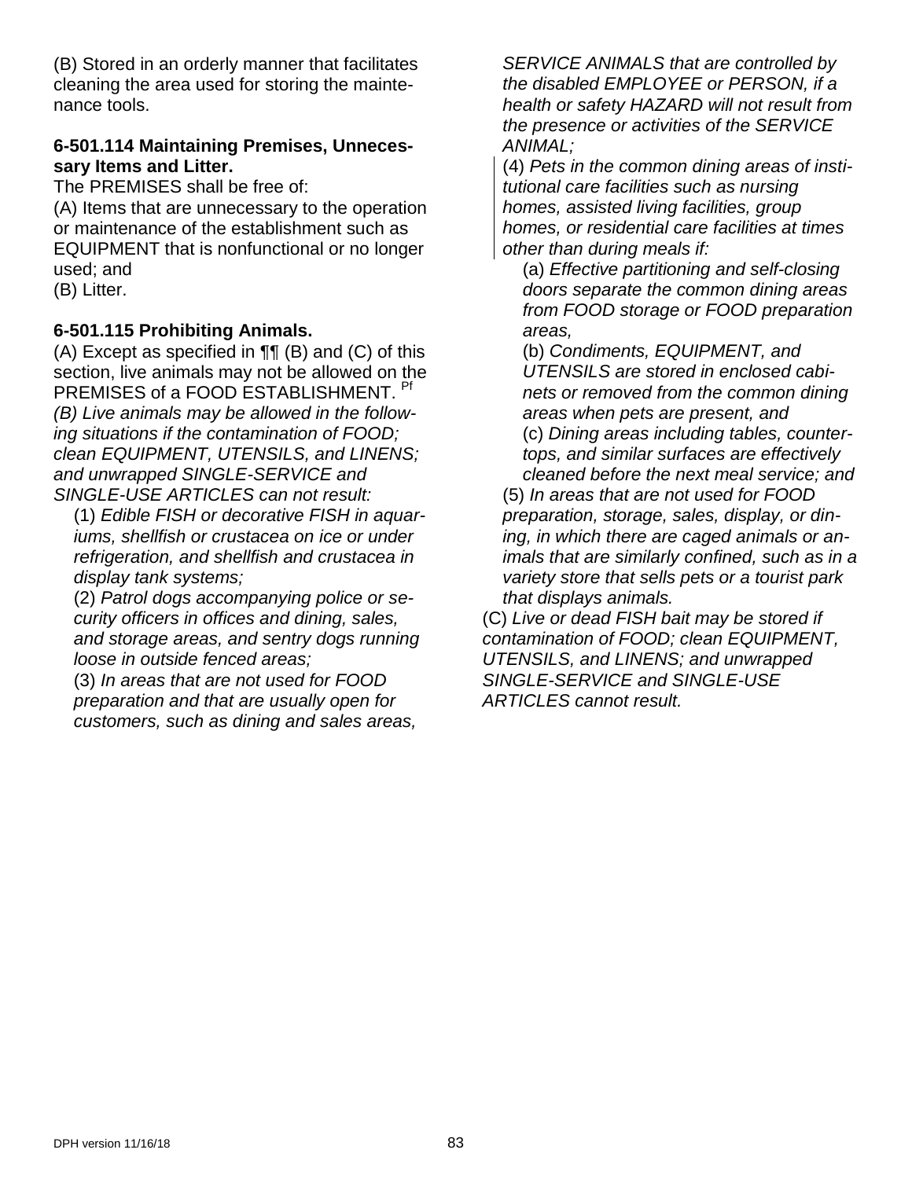(B) Stored in an orderly manner that facilitates cleaning the area used for storing the maintenance tools.

**6-501.114 Maintaining Premises, Unnecessary Items and Litter.**

The PREMISES shall be free of:

(A) Items that are unnecessary to the operation or maintenance of the establishment such as EQUIPMENT that is nonfunctional or no longer used; and

(B) Litter.

**6-501.115 Prohibiting Animals.**

(A) Except as specified in ¶¶ (B) and (C) of this section, live animals may not be allowed on the PREMISES of a FOOD ESTABLISHMENT. [Pf]

*(B) Live animals may be allowed in the following situations if the contamination of FOOD; clean EQUIPMENT, UTENSILS, and LINENS; and unwrapped SINGLE-SERVICE and SINGLE-USE ARTICLES can not result:*

(1) *Edible FISH or decorative FISH in aquariums, shellfish or crustacea on ice or under refrigeration, and shellfish and crustacea in display tank systems;*

(2) *Patrol dogs accompanying police or security officers in offices and dining, sales, and storage areas, and sentry dogs running loose in outside fenced areas;*

(3) *In areas that are not used for FOOD preparation and that are usually open for customers, such as dining and sales areas, SERVICE ANIMALS that are controlled by the disabled EMPLOYEE or PERSON, if a health or safety HAZARD will not result from the presence or activities of the SERVICE ANIMAL;*

(4) *Pets in the common dining areas of institutional care facilities such as nursing homes, assisted living facilities, group homes, or residential care facilities at times other than during meals if:*

(a) *Effective partitioning and self-closing doors separate the common dining areas from FOOD storage or FOOD preparation areas,*

(b) *Condiments, EQUIPMENT, and UTENSILS are stored in enclosed cabinets or removed from the common dining areas when pets are present, and*

(c) *Dining areas including tables, countertops, and similar surfaces are effectively cleaned before the next meal service; and*

(5) *In areas that are not used for FOOD preparation, storage, sales, display, or dining, in which there are caged animals or animals that are similarly confined, such as in a variety store that sells pets or a tourist park that displays animals.*

(C) *Live or dead FISH bait may be stored if contamination of FOOD; clean EQUIPMENT, UTENSILS, and LINENS; and unwrapped SINGLE-SERVICE and SINGLE-USE ARTICLES cannot result.*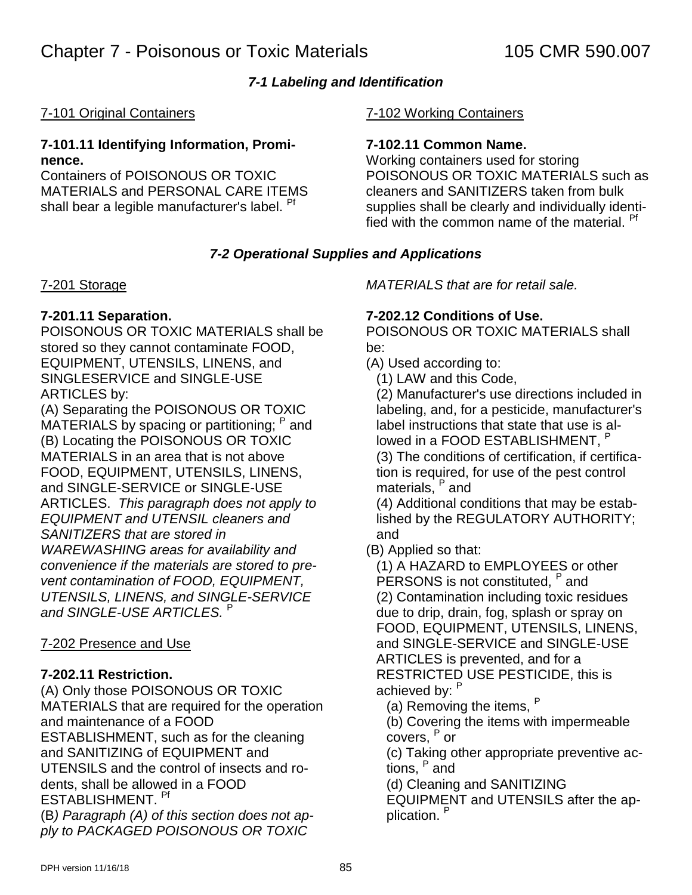# Chapter 7 - Poisonous or Toxic Materials 105 CMR 590.007

## *7-1 Labeling and Identification*

7-101 Original Containers

**7-101.11 Identifying Information, Prominence.**
Containers of POISONOUS OR TOXIC MATERIALS and PERSONAL CARE ITEMS shall bear a legible manufacturer's label. [Pf]

7-102 Working Containers

**7-102.11 Common Name.**
Working containers used for storing POISONOUS OR TOXIC MATERIALS such as cleaners and SANITIZERS taken from bulk supplies shall be clearly and individually identified with the common name of the material. [Pf]

## *7-2 Operational Supplies and Applications*

7-201 Storage

**7-201.11 Separation.**
POISONOUS OR TOXIC MATERIALS shall be stored so they cannot contaminate FOOD, EQUIPMENT, UTENSILS, LINENS, and SINGLESERVICE and SINGLE-USE ARTICLES by:
(A) Separating the POISONOUS OR TOXIC MATERIALS by spacing or partitioning; [P] and
(B) Locating the POISONOUS OR TOXIC MATERIALS in an area that is not above FOOD, EQUIPMENT, UTENSILS, LINENS, and SINGLE-SERVICE or SINGLE-USE ARTICLES. *This paragraph does not apply to EQUIPMENT and UTENSIL cleaners and SANITIZERS that are stored in WAREWASHING areas for availability and convenience if the materials are stored to prevent contamination of FOOD, EQUIPMENT, UTENSILS, LINENS, and SINGLE-SERVICE and SINGLE-USE ARTICLES.* [P]

7-202 Presence and Use

**7-202.11 Restriction.**
(A) Only those POISONOUS OR TOXIC MATERIALS that are required for the operation and maintenance of a FOOD ESTABLISHMENT, such as for the cleaning and SANITIZING of EQUIPMENT and UTENSILS and the control of insects and rodents, shall be allowed in a FOOD ESTABLISHMENT. [Pf]
(B*) Paragraph (A) of this section does not apply to PACKAGED POISONOUS OR TOXIC MATERIALS that are for retail sale.*

**7-202.12 Conditions of Use.**
POISONOUS OR TOXIC MATERIALS shall be:
(A) Used according to:
  (1) LAW and this Code,
  (2) Manufacturer's use directions included in labeling, and, for a pesticide, manufacturer's label instructions that state that use is allowed in a FOOD ESTABLISHMENT, [P]
  (3) The conditions of certification, if certification is required, for use of the pest control materials, [P] and
  (4) Additional conditions that may be established by the REGULATORY AUTHORITY; and
(B) Applied so that:
  (1) A HAZARD to EMPLOYEES or other PERSONS is not constituted, [P] and
  (2) Contamination including toxic residues due to drip, drain, fog, splash or spray on FOOD, EQUIPMENT, UTENSILS, LINENS, and SINGLE-SERVICE and SINGLE-USE ARTICLES is prevented, and for a RESTRICTED USE PESTICIDE, this is achieved by: [P]
    (a) Removing the items, [P]
    (b) Covering the items with impermeable covers, [P] or
    (c) Taking other appropriate preventive actions, [P] and
    (d) Cleaning and SANITIZING EQUIPMENT and UTENSILS after the application. [P]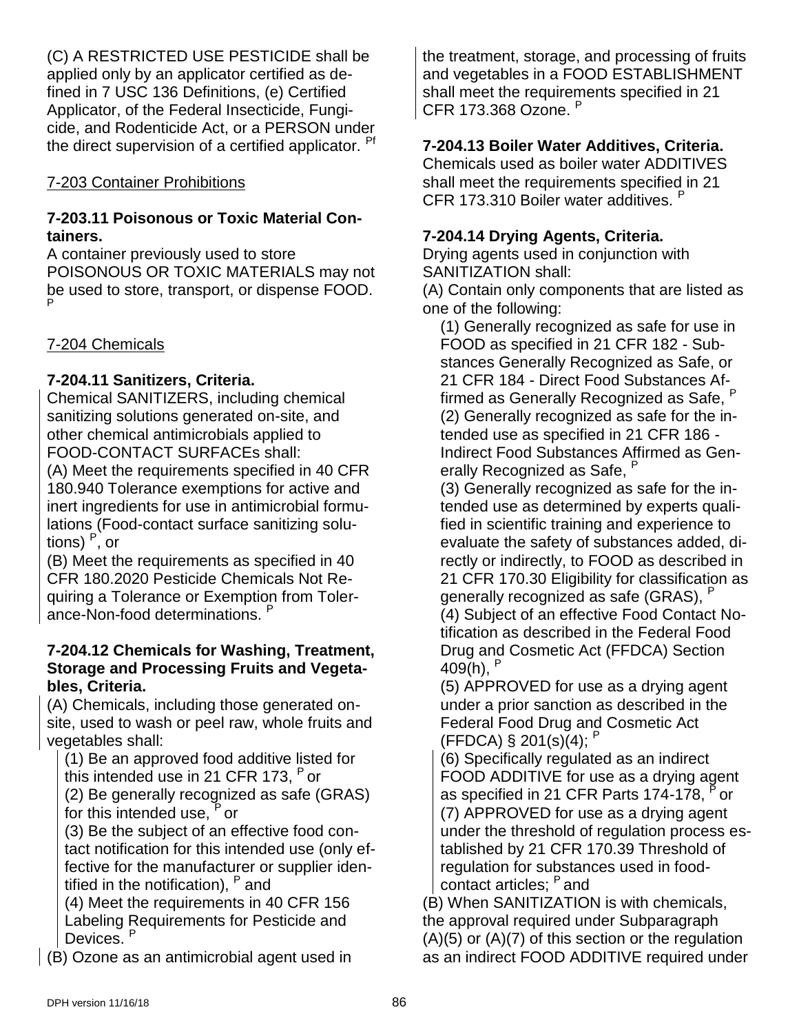(C) A RESTRICTED USE PESTICIDE shall be applied only by an applicator certified as defined in 7 USC 136 Definitions, (e) Certified Applicator, of the Federal Insecticide, Fungicide, and Rodenticide Act, or a PERSON under the direct supervision of a certified applicator. Pf

7-203 Container Prohibitions

**7-203.11 Poisonous or Toxic Material Containers.**
A container previously used to store POISONOUS OR TOXIC MATERIALS may not be used to store, transport, or dispense FOOD. P

7-204 Chemicals

**7-204.11 Sanitizers, Criteria.**
Chemical SANITIZERS, including chemical sanitizing solutions generated on-site, and other chemical antimicrobials applied to FOOD-CONTACT SURFACEs shall:
(A) Meet the requirements specified in 40 CFR 180.940 Tolerance exemptions for active and inert ingredients for use in antimicrobial formulations (Food-contact surface sanitizing solutions) P, or
(B) Meet the requirements as specified in 40 CFR 180.2020 Pesticide Chemicals Not Requiring a Tolerance or Exemption from Tolerance-Non-food determinations. P

**7-204.12 Chemicals for Washing, Treatment, Storage and Processing Fruits and Vegetables, Criteria.**
(A) Chemicals, including those generated on-site, used to wash or peel raw, whole fruits and vegetables shall:

(1) Be an approved food additive listed for this intended use in 21 CFR 173, P or
(2) Be generally recognized as safe (GRAS) for this intended use, P or
(3) Be the subject of an effective food contact notification for this intended use (only effective for the manufacturer or supplier identified in the notification), P and
(4) Meet the requirements in 40 CFR 156 Labeling Requirements for Pesticide and Devices. P

(B) Ozone as an antimicrobial agent used in the treatment, storage, and processing of fruits and vegetables in a FOOD ESTABLISHMENT shall meet the requirements specified in 21 CFR 173.368 Ozone. P

**7-204.13 Boiler Water Additives, Criteria.**
Chemicals used as boiler water ADDITIVES shall meet the requirements specified in 21 CFR 173.310 Boiler water additives. P

**7-204.14 Drying Agents, Criteria.**
Drying agents used in conjunction with SANITIZATION shall:
(A) Contain only components that are listed as one of the following:

(1) Generally recognized as safe for use in FOOD as specified in 21 CFR 182 - Substances Generally Recognized as Safe, or 21 CFR 184 - Direct Food Substances Affirmed as Generally Recognized as Safe, P
(2) Generally recognized as safe for the intended use as specified in 21 CFR 186 - Indirect Food Substances Affirmed as Generally Recognized as Safe, P
(3) Generally recognized as safe for the intended use as determined by experts qualified in scientific training and experience to evaluate the safety of substances added, directly or indirectly, to FOOD as described in 21 CFR 170.30 Eligibility for classification as generally recognized as safe (GRAS), P
(4) Subject of an effective Food Contact Notification as described in the Federal Food Drug and Cosmetic Act (FFDCA) Section 409(h), P
(5) APPROVED for use as a drying agent under a prior sanction as described in the Federal Food Drug and Cosmetic Act (FFDCA) § 201(s)(4); P
(6) Specifically regulated as an indirect FOOD ADDITIVE for use as a drying agent as specified in 21 CFR Parts 174-178, P or
(7) APPROVED for use as a drying agent under the threshold of regulation process established by 21 CFR 170.39 Threshold of regulation for substances used in food-contact articles; P and

(B) When SANITIZATION is with chemicals, the approval required under Subparagraph (A)(5) or (A)(7) of this section or the regulation as an indirect FOOD ADDITIVE required under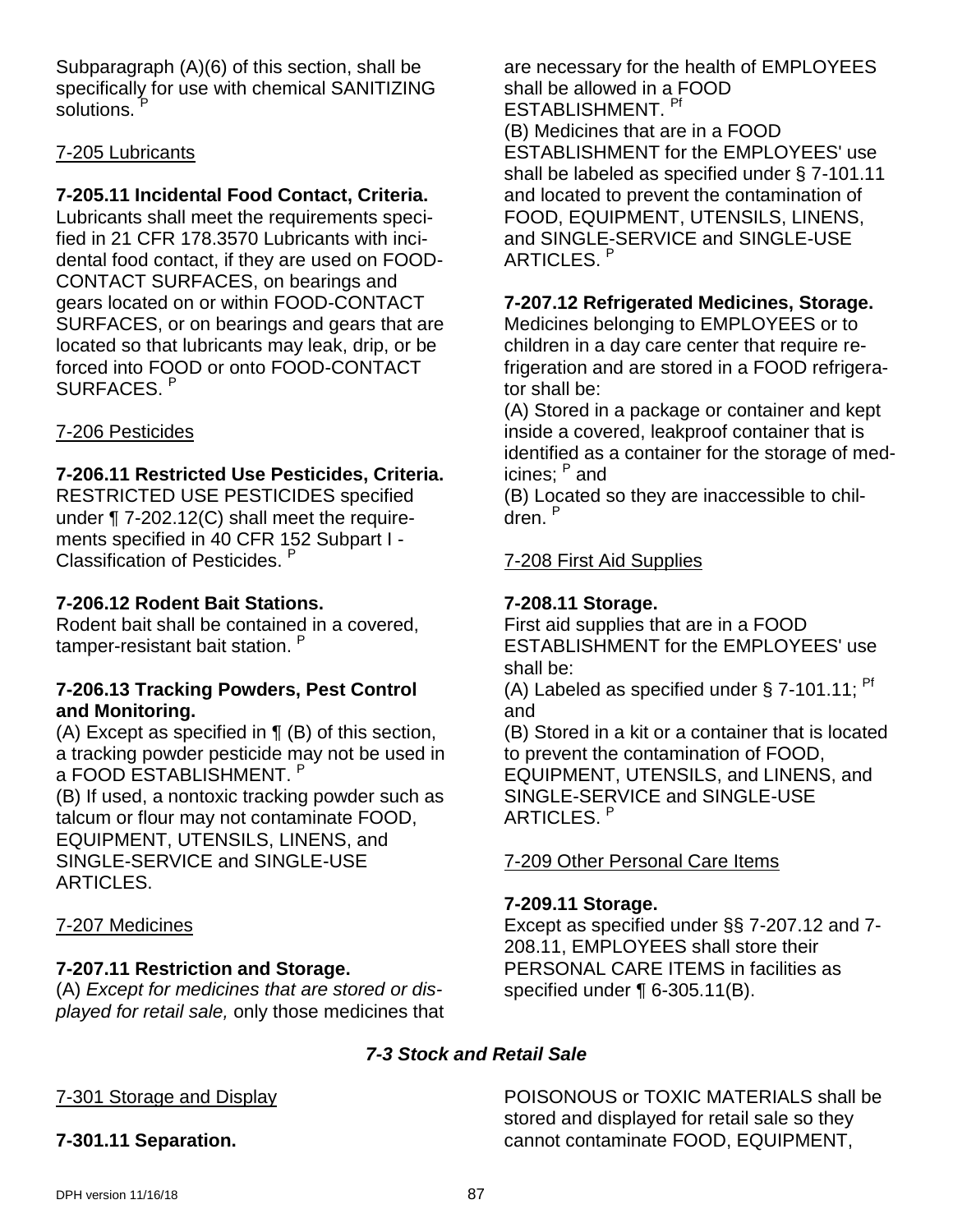Subparagraph (A)(6) of this section, shall be specifically for use with chemical SANITIZING solutions. [P]

7-205 Lubricants

**7-205.11 Incidental Food Contact, Criteria.**
Lubricants shall meet the requirements specified in 21 CFR 178.3570 Lubricants with incidental food contact, if they are used on FOOD-CONTACT SURFACES, on bearings and gears located on or within FOOD-CONTACT SURFACES, or on bearings and gears that are located so that lubricants may leak, drip, or be forced into FOOD or onto FOOD-CONTACT SURFACES. [P]

7-206 Pesticides

**7-206.11 Restricted Use Pesticides, Criteria.**
RESTRICTED USE PESTICIDES specified under ¶ 7-202.12(C) shall meet the requirements specified in 40 CFR 152 Subpart I - Classification of Pesticides. [P]

**7-206.12 Rodent Bait Stations.**
Rodent bait shall be contained in a covered, tamper-resistant bait station. [P]

**7-206.13 Tracking Powders, Pest Control and Monitoring.**
(A) Except as specified in ¶ (B) of this section, a tracking powder pesticide may not be used in a FOOD ESTABLISHMENT. [P]
(B) If used, a nontoxic tracking powder such as talcum or flour may not contaminate FOOD, EQUIPMENT, UTENSILS, LINENS, and SINGLE-SERVICE and SINGLE-USE ARTICLES.

7-207 Medicines

**7-207.11 Restriction and Storage.**
(A) *Except for medicines that are stored or displayed for retail sale,* only those medicines that are necessary for the health of EMPLOYEES shall be allowed in a FOOD ESTABLISHMENT. [Pf]
(B) Medicines that are in a FOOD ESTABLISHMENT for the EMPLOYEES' use shall be labeled as specified under § 7-101.11 and located to prevent the contamination of FOOD, EQUIPMENT, UTENSILS, LINENS, and SINGLE-SERVICE and SINGLE-USE ARTICLES. [P]

**7-207.12 Refrigerated Medicines, Storage.**
Medicines belonging to EMPLOYEES or to children in a day care center that require refrigeration and are stored in a FOOD refrigerator shall be:
(A) Stored in a package or container and kept inside a covered, leakproof container that is identified as a container for the storage of medicines; [P] and
(B) Located so they are inaccessible to children. [P]

7-208 First Aid Supplies

**7-208.11 Storage.**
First aid supplies that are in a FOOD ESTABLISHMENT for the EMPLOYEES' use shall be:
(A) Labeled as specified under § 7-101.11; [Pf] and
(B) Stored in a kit or a container that is located to prevent the contamination of FOOD, EQUIPMENT, UTENSILS, and LINENS, and SINGLE-SERVICE and SINGLE-USE ARTICLES. [P]

7-209 Other Personal Care Items

**7-209.11 Storage.**
Except as specified under §§ 7-207.12 and 7-208.11, EMPLOYEES shall store their PERSONAL CARE ITEMS in facilities as specified under ¶ 6-305.11(B).

## *7-3 Stock and Retail Sale*

7-301 Storage and Display

**7-301.11 Separation.**
POISONOUS or TOXIC MATERIALS shall be stored and displayed for retail sale so they cannot contaminate FOOD, EQUIPMENT,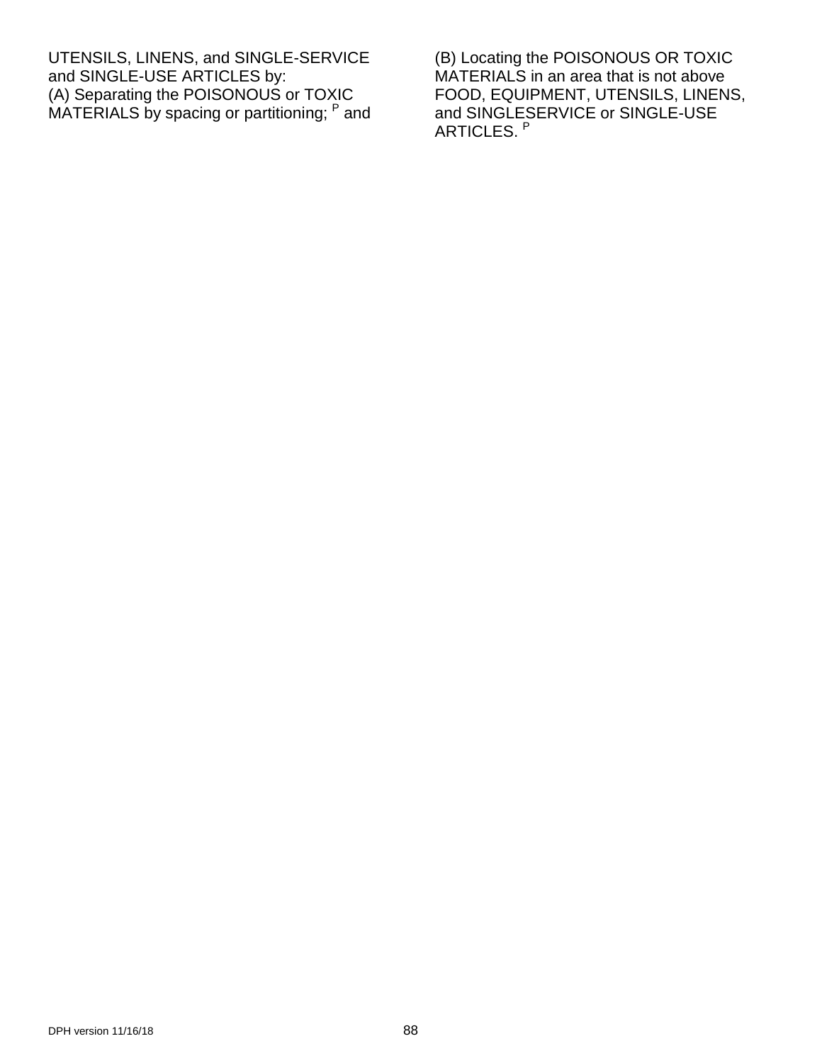UTENSILS, LINENS, and SINGLE-SERVICE and SINGLE-USE ARTICLES by:

(A) Separating the POISONOUS or TOXIC MATERIALS by spacing or partitioning; P and

(B) Locating the POISONOUS OR TOXIC MATERIALS in an area that is not above FOOD, EQUIPMENT, UTENSILS, LINENS, and SINGLESERVICE or SINGLE-USE ARTICLES. P

DPH version 11/16/18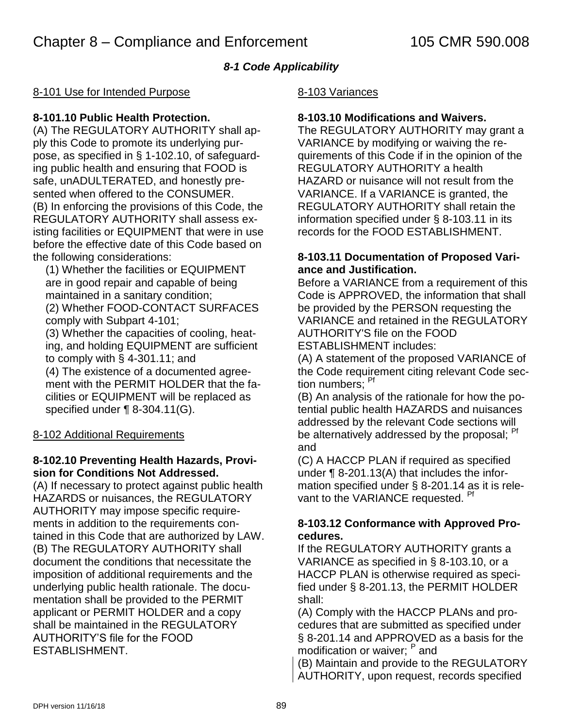# Chapter 8 – Compliance and Enforcement 105 CMR 590.008

## *8-1 Code Applicability*

### 8-101 Use for Intended Purpose

**8-101.10 Public Health Protection.**

(A) The REGULATORY AUTHORITY shall apply this Code to promote its underlying purpose, as specified in § 1-102.10, of safeguarding public health and ensuring that FOOD is safe, unADULTERATED, and honestly presented when offered to the CONSUMER.

(B) In enforcing the provisions of this Code, the REGULATORY AUTHORITY shall assess existing facilities or EQUIPMENT that were in use before the effective date of this Code based on the following considerations:

(1) Whether the facilities or EQUIPMENT are in good repair and capable of being maintained in a sanitary condition;

(2) Whether FOOD-CONTACT SURFACES comply with Subpart 4-101;

(3) Whether the capacities of cooling, heating, and holding EQUIPMENT are sufficient to comply with § 4-301.11; and

(4) The existence of a documented agreement with the PERMIT HOLDER that the facilities or EQUIPMENT will be replaced as specified under ¶ 8-304.11(G).

### 8-102 Additional Requirements

**8-102.10 Preventing Health Hazards, Provision for Conditions Not Addressed.**

(A) If necessary to protect against public health HAZARDS or nuisances, the REGULATORY AUTHORITY may impose specific requirements in addition to the requirements contained in this Code that are authorized by LAW.

(B) The REGULATORY AUTHORITY shall document the conditions that necessitate the imposition of additional requirements and the underlying public health rationale. The documentation shall be provided to the PERMIT applicant or PERMIT HOLDER and a copy shall be maintained in the REGULATORY AUTHORITY'S file for the FOOD ESTABLISHMENT.

### 8-103 Variances

**8-103.10 Modifications and Waivers.**

The REGULATORY AUTHORITY may grant a VARIANCE by modifying or waiving the requirements of this Code if in the opinion of the REGULATORY AUTHORITY a health HAZARD or nuisance will not result from the VARIANCE. If a VARIANCE is granted, the REGULATORY AUTHORITY shall retain the information specified under § 8-103.11 in its records for the FOOD ESTABLISHMENT.

**8-103.11 Documentation of Proposed Variance and Justification.**

Before a VARIANCE from a requirement of this Code is APPROVED, the information that shall be provided by the PERSON requesting the VARIANCE and retained in the REGULATORY AUTHORITY'S file on the FOOD ESTABLISHMENT includes:

(A) A statement of the proposed VARIANCE of the Code requirement citing relevant Code section numbers; [Pf]

(B) An analysis of the rationale for how the potential public health HAZARDS and nuisances addressed by the relevant Code sections will be alternatively addressed by the proposal; [Pf] and

(C) A HACCP PLAN if required as specified under ¶ 8-201.13(A) that includes the information specified under § 8-201.14 as it is relevant to the VARIANCE requested. [Pf]

**8-103.12 Conformance with Approved Procedures.**

If the REGULATORY AUTHORITY grants a VARIANCE as specified in § 8-103.10, or a HACCP PLAN is otherwise required as specified under § 8-201.13, the PERMIT HOLDER shall:

(A) Comply with the HACCP PLANs and procedures that are submitted as specified under § 8-201.14 and APPROVED as a basis for the modification or waiver; [P] and

(B) Maintain and provide to the REGULATORY AUTHORITY, upon request, records specified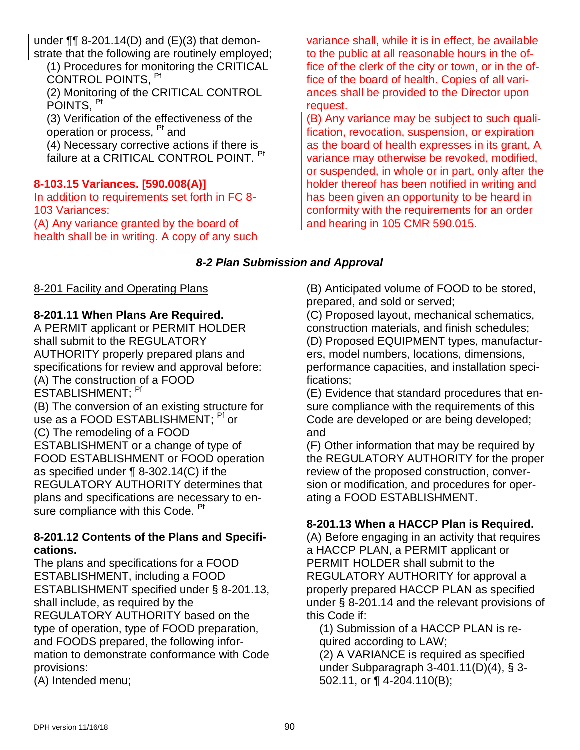under ¶¶ 8-201.14(D) and (E)(3) that demonstrate that the following are routinely employed;

(1) Procedures for monitoring the CRITICAL CONTROL POINTS, [Pf]

(2) Monitoring of the CRITICAL CONTROL POINTS, [Pf]

(3) Verification of the effectiveness of the operation or process, [Pf] and

(4) Necessary corrective actions if there is failure at a CRITICAL CONTROL POINT. [Pf]

**8-103.15 Variances. [590.008(A)]**

In addition to requirements set forth in FC 8-103 Variances:

(A) Any variance granted by the board of health shall be in writing. A copy of any such variance shall, while it is in effect, be available to the public at all reasonable hours in the office of the clerk of the city or town, or in the office of the board of health. Copies of all variances shall be provided to the Director upon request.

(B) Any variance may be subject to such qualification, revocation, suspension, or expiration as the board of health expresses in its grant. A variance may otherwise be revoked, modified, or suspended, in whole or in part, only after the holder thereof has been notified in writing and has been given an opportunity to be heard in conformity with the requirements for an order and hearing in 105 CMR 590.015.

## *8-2 Plan Submission and Approval*

8-201 Facility and Operating Plans

**8-201.11 When Plans Are Required.**

A PERMIT applicant or PERMIT HOLDER shall submit to the REGULATORY AUTHORITY properly prepared plans and specifications for review and approval before:

(A) The construction of a FOOD ESTABLISHMENT; [Pf]

(B) The conversion of an existing structure for use as a FOOD ESTABLISHMENT; [Pf] or

(C) The remodeling of a FOOD ESTABLISHMENT or a change of type of FOOD ESTABLISHMENT or FOOD operation as specified under ¶ 8-302.14(C) if the REGULATORY AUTHORITY determines that plans and specifications are necessary to ensure compliance with this Code. [Pf]

**8-201.12 Contents of the Plans and Specifications.**

The plans and specifications for a FOOD ESTABLISHMENT, including a FOOD ESTABLISHMENT specified under § 8-201.13, shall include, as required by the REGULATORY AUTHORITY based on the type of operation, type of FOOD preparation, and FOODS prepared, the following information to demonstrate conformance with Code provisions:

(A) Intended menu;

(B) Anticipated volume of FOOD to be stored, prepared, and sold or served;

(C) Proposed layout, mechanical schematics, construction materials, and finish schedules;

(D) Proposed EQUIPMENT types, manufacturers, model numbers, locations, dimensions, performance capacities, and installation specifications;

(E) Evidence that standard procedures that ensure compliance with the requirements of this Code are developed or are being developed; and

(F) Other information that may be required by the REGULATORY AUTHORITY for the proper review of the proposed construction, conversion or modification, and procedures for operating a FOOD ESTABLISHMENT.

**8-201.13 When a HACCP Plan is Required.**

(A) Before engaging in an activity that requires a HACCP PLAN, a PERMIT applicant or PERMIT HOLDER shall submit to the REGULATORY AUTHORITY for approval a properly prepared HACCP PLAN as specified under § 8-201.14 and the relevant provisions of this Code if:

(1) Submission of a HACCP PLAN is required according to LAW;

(2) A VARIANCE is required as specified under Subparagraph 3-401.11(D)(4), § 3-502.11, or ¶ 4-204.110(B);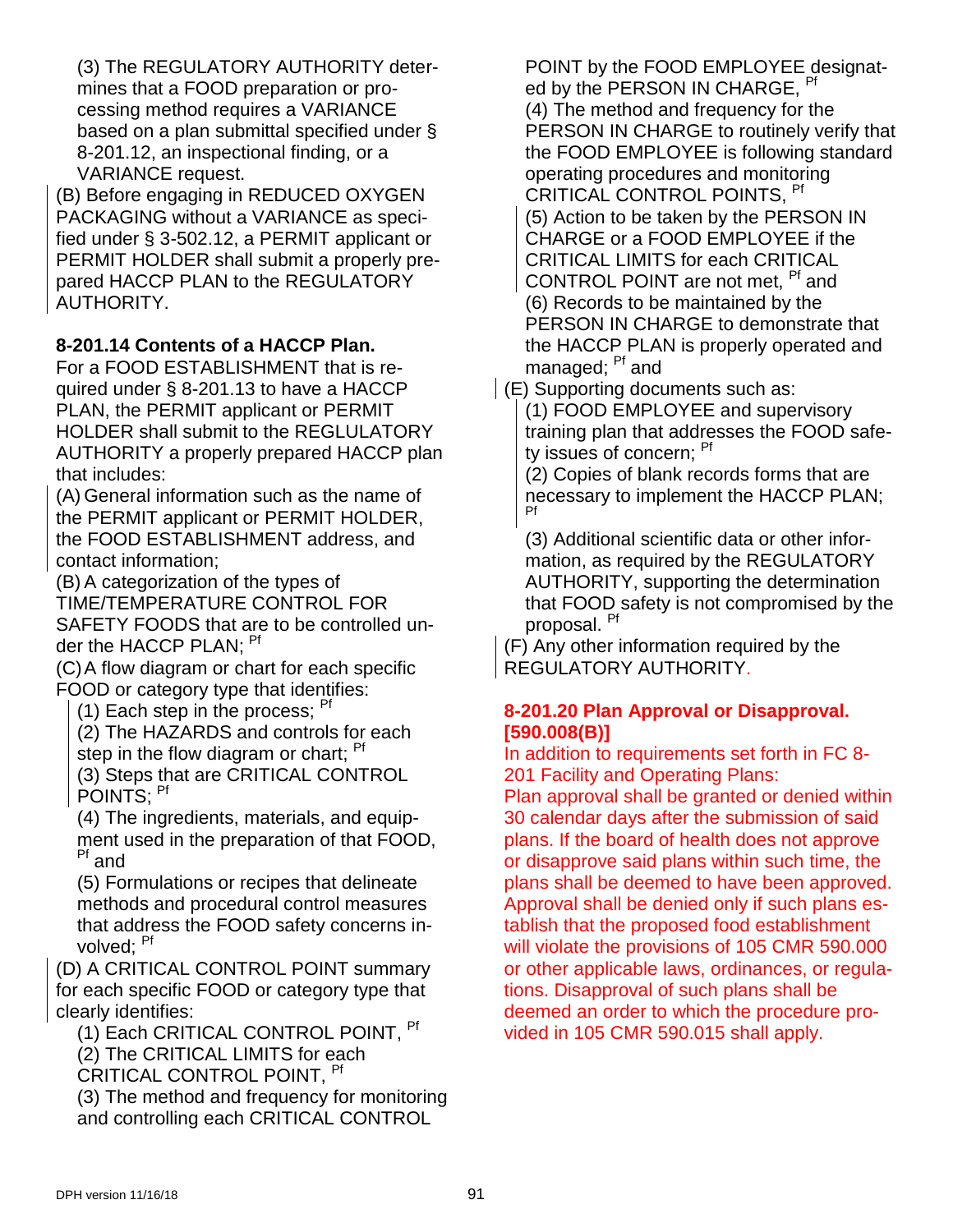(3) The REGULATORY AUTHORITY determines that a FOOD preparation or processing method requires a VARIANCE based on a plan submittal specified under § 8-201.12, an inspectional finding, or a VARIANCE request.

(B) Before engaging in REDUCED OXYGEN PACKAGING without a VARIANCE as specified under § 3-502.12, a PERMIT applicant or PERMIT HOLDER shall submit a properly prepared HACCP PLAN to the REGULATORY AUTHORITY.

**8-201.14 Contents of a HACCP Plan.**

For a FOOD ESTABLISHMENT that is required under § 8-201.13 to have a HACCP PLAN, the PERMIT applicant or PERMIT HOLDER shall submit to the REGLULATORY AUTHORITY a properly prepared HACCP plan that includes:

(A) General information such as the name of the PERMIT applicant or PERMIT HOLDER, the FOOD ESTABLISHMENT address, and contact information;

(B) A categorization of the types of TIME/TEMPERATURE CONTROL FOR SAFETY FOODS that are to be controlled under the HACCP PLAN; Pf

(C) A flow diagram or chart for each specific FOOD or category type that identifies:

(1) Each step in the process; Pf

(2) The HAZARDS and controls for each step in the flow diagram or chart; Pf

(3) Steps that are CRITICAL CONTROL POINTS; Pf

(4) The ingredients, materials, and equipment used in the preparation of that FOOD, Pf and

(5) Formulations or recipes that delineate methods and procedural control measures that address the FOOD safety concerns involved; Pf

(D) A CRITICAL CONTROL POINT summary for each specific FOOD or category type that clearly identifies:

(1) Each CRITICAL CONTROL POINT, Pf

(2) The CRITICAL LIMITS for each CRITICAL CONTROL POINT, Pf

(3) The method and frequency for monitoring and controlling each CRITICAL CONTROL POINT by the FOOD EMPLOYEE designated by the PERSON IN CHARGE, Pf

(4) The method and frequency for the PERSON IN CHARGE to routinely verify that the FOOD EMPLOYEE is following standard operating procedures and monitoring CRITICAL CONTROL POINTS, Pf

(5) Action to be taken by the PERSON IN CHARGE or a FOOD EMPLOYEE if the CRITICAL LIMITS for each CRITICAL CONTROL POINT are not met, Pf and

(6) Records to be maintained by the PERSON IN CHARGE to demonstrate that the HACCP PLAN is properly operated and managed; Pf and

(E) Supporting documents such as:

(1) FOOD EMPLOYEE and supervisory training plan that addresses the FOOD safety issues of concern; Pf

(2) Copies of blank records forms that are necessary to implement the HACCP PLAN; Pf

(3) Additional scientific data or other information, as required by the REGULATORY AUTHORITY, supporting the determination that FOOD safety is not compromised by the proposal. Pf

(F) Any other information required by the REGULATORY AUTHORITY.

**8-201.20 Plan Approval or Disapproval. [590.008(B)]**

In addition to requirements set forth in FC 8-201 Facility and Operating Plans:

Plan approval shall be granted or denied within 30 calendar days after the submission of said plans. If the board of health does not approve or disapprove said plans within such time, the plans shall be deemed to have been approved. Approval shall be denied only if such plans establish that the proposed food establishment will violate the provisions of 105 CMR 590.000 or other applicable laws, ordinances, or regulations. Disapproval of such plans shall be deemed an order to which the procedure provided in 105 CMR 590.015 shall apply.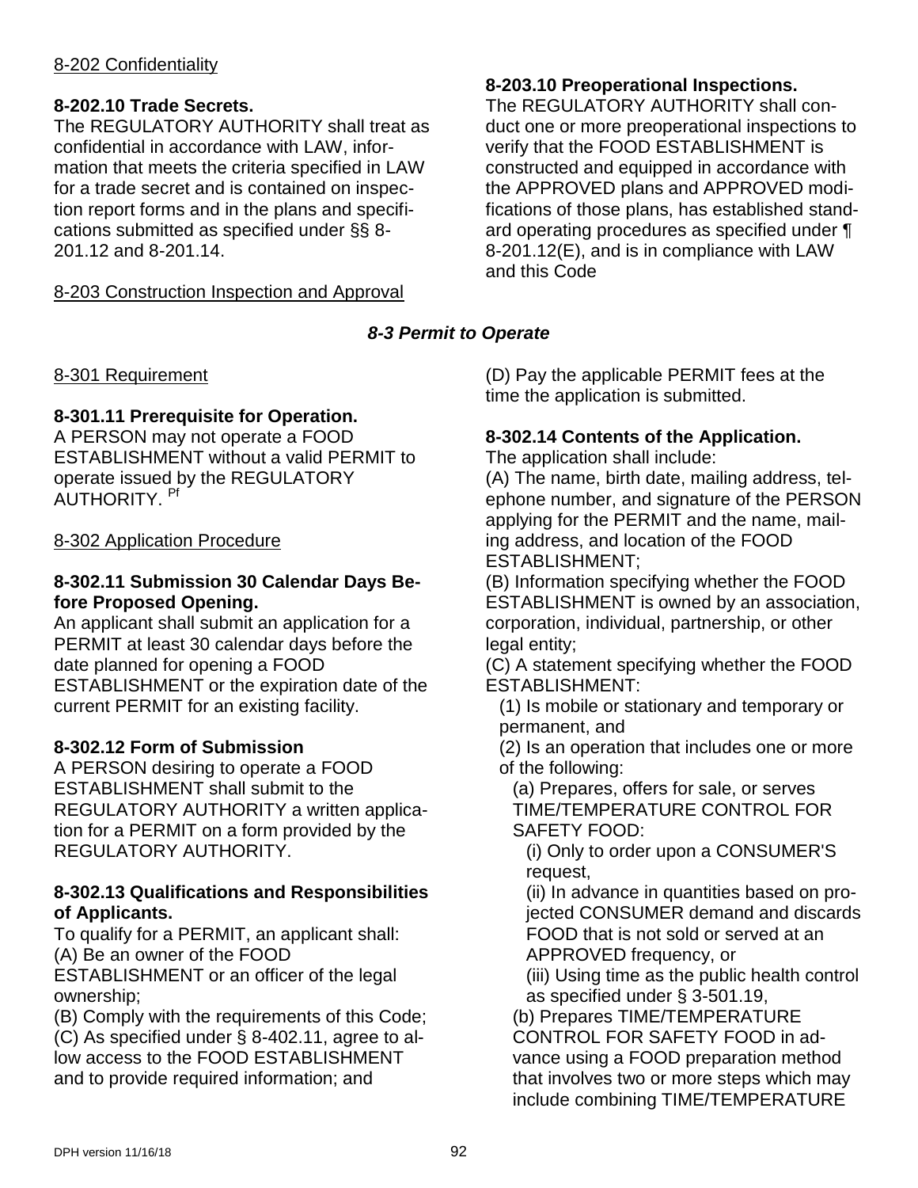8-202 Confidentiality

**8-202.10 Trade Secrets.**
The REGULATORY AUTHORITY shall treat as confidential in accordance with LAW, information that meets the criteria specified in LAW for a trade secret and is contained on inspection report forms and in the plans and specifications submitted as specified under §§ 8-201.12 and 8-201.14.

8-203 Construction Inspection and Approval

**8-203.10 Preoperational Inspections.**
The REGULATORY AUTHORITY shall conduct one or more preoperational inspections to verify that the FOOD ESTABLISHMENT is constructed and equipped in accordance with the APPROVED plans and APPROVED modifications of those plans, has established standard operating procedures as specified under ¶ 8-201.12(E), and is in compliance with LAW and this Code

## *8-3 Permit to Operate*

8-301 Requirement

**8-301.11 Prerequisite for Operation.**
A PERSON may not operate a FOOD ESTABLISHMENT without a valid PERMIT to operate issued by the REGULATORY AUTHORITY. [Pf]

8-302 Application Procedure

**8-302.11 Submission 30 Calendar Days Before Proposed Opening.**
An applicant shall submit an application for a PERMIT at least 30 calendar days before the date planned for opening a FOOD ESTABLISHMENT or the expiration date of the current PERMIT for an existing facility.

**8-302.12 Form of Submission**
A PERSON desiring to operate a FOOD ESTABLISHMENT shall submit to the REGULATORY AUTHORITY a written application for a PERMIT on a form provided by the REGULATORY AUTHORITY.

**8-302.13 Qualifications and Responsibilities of Applicants.**
To qualify for a PERMIT, an applicant shall:
(A) Be an owner of the FOOD ESTABLISHMENT or an officer of the legal ownership;
(B) Comply with the requirements of this Code;
(C) As specified under § 8-402.11, agree to allow access to the FOOD ESTABLISHMENT and to provide required information; and
(D) Pay the applicable PERMIT fees at the time the application is submitted.

**8-302.14 Contents of the Application.**
The application shall include:
(A) The name, birth date, mailing address, telephone number, and signature of the PERSON applying for the PERMIT and the name, mailing address, and location of the FOOD ESTABLISHMENT;
(B) Information specifying whether the FOOD ESTABLISHMENT is owned by an association, corporation, individual, partnership, or other legal entity;
(C) A statement specifying whether the FOOD ESTABLISHMENT:
  (1) Is mobile or stationary and temporary or permanent, and
  (2) Is an operation that includes one or more of the following:
    (a) Prepares, offers for sale, or serves TIME/TEMPERATURE CONTROL FOR SAFETY FOOD:
      (i) Only to order upon a CONSUMER'S request,
      (ii) In advance in quantities based on projected CONSUMER demand and discards FOOD that is not sold or served at an APPROVED frequency, or
      (iii) Using time as the public health control as specified under § 3-501.19,
    (b) Prepares TIME/TEMPERATURE CONTROL FOR SAFETY FOOD in advance using a FOOD preparation method that involves two or more steps which may include combining TIME/TEMPERATURE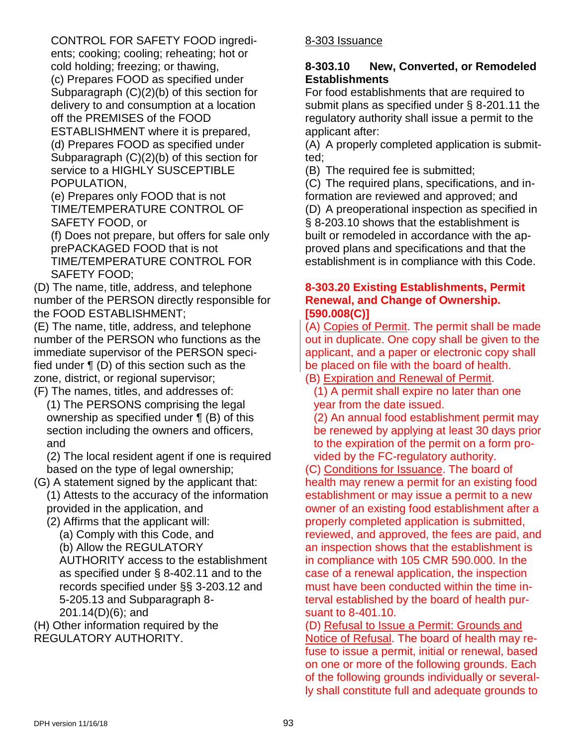CONTROL FOR SAFETY FOOD ingredients; cooking; cooling; reheating; hot or cold holding; freezing; or thawing,

(c) Prepares FOOD as specified under Subparagraph (C)(2)(b) of this section for delivery to and consumption at a location off the PREMISES of the FOOD ESTABLISHMENT where it is prepared,

(d) Prepares FOOD as specified under Subparagraph (C)(2)(b) of this section for service to a HIGHLY SUSCEPTIBLE POPULATION,

(e) Prepares only FOOD that is not TIME/TEMPERATURE CONTROL OF SAFETY FOOD, or

(f) Does not prepare, but offers for sale only prePACKAGED FOOD that is not TIME/TEMPERATURE CONTROL FOR SAFETY FOOD;

(D) The name, title, address, and telephone number of the PERSON directly responsible for the FOOD ESTABLISHMENT;

(E) The name, title, address, and telephone number of the PERSON who functions as the immediate supervisor of the PERSON specified under ¶ (D) of this section such as the zone, district, or regional supervisor;

(F) The names, titles, and addresses of:

(1) The PERSONS comprising the legal ownership as specified under ¶ (B) of this section including the owners and officers, and

(2) The local resident agent if one is required based on the type of legal ownership;

(G) A statement signed by the applicant that:

(1) Attests to the accuracy of the information provided in the application, and

(2) Affirms that the applicant will:

(a) Comply with this Code, and

(b) Allow the REGULATORY AUTHORITY access to the establishment as specified under § 8-402.11 and to the records specified under §§ 3-203.12 and 5-205.13 and Subparagraph 8-201.14(D)(6); and

(H) Other information required by the REGULATORY AUTHORITY.

8-303 Issuance

**8-303.10 New, Converted, or Remodeled Establishments**

For food establishments that are required to submit plans as specified under § 8-201.11 the regulatory authority shall issue a permit to the applicant after:

(A) A properly completed application is submitted;

(B) The required fee is submitted;

(C) The required plans, specifications, and information are reviewed and approved; and

(D) A preoperational inspection as specified in § 8-203.10 shows that the establishment is built or remodeled in accordance with the approved plans and specifications and that the establishment is in compliance with this Code.

**8-303.20 Existing Establishments, Permit Renewal, and Change of Ownership. [590.008(C)]**

(A) Copies of Permit. The permit shall be made out in duplicate. One copy shall be given to the applicant, and a paper or electronic copy shall be placed on file with the board of health.

(B) Expiration and Renewal of Permit.

(1) A permit shall expire no later than one year from the date issued.

(2) An annual food establishment permit may be renewed by applying at least 30 days prior to the expiration of the permit on a form provided by the FC-regulatory authority.

(C) Conditions for Issuance. The board of health may renew a permit for an existing food establishment or may issue a permit to a new owner of an existing food establishment after a properly completed application is submitted, reviewed, and approved, the fees are paid, and an inspection shows that the establishment is in compliance with 105 CMR 590.000. In the case of a renewal application, the inspection must have been conducted within the time interval established by the board of health pursuant to 8-401.10.

(D) Refusal to Issue a Permit: Grounds and Notice of Refusal. The board of health may refuse to issue a permit, initial or renewal, based on one or more of the following grounds. Each of the following grounds individually or severally shall constitute full and adequate grounds to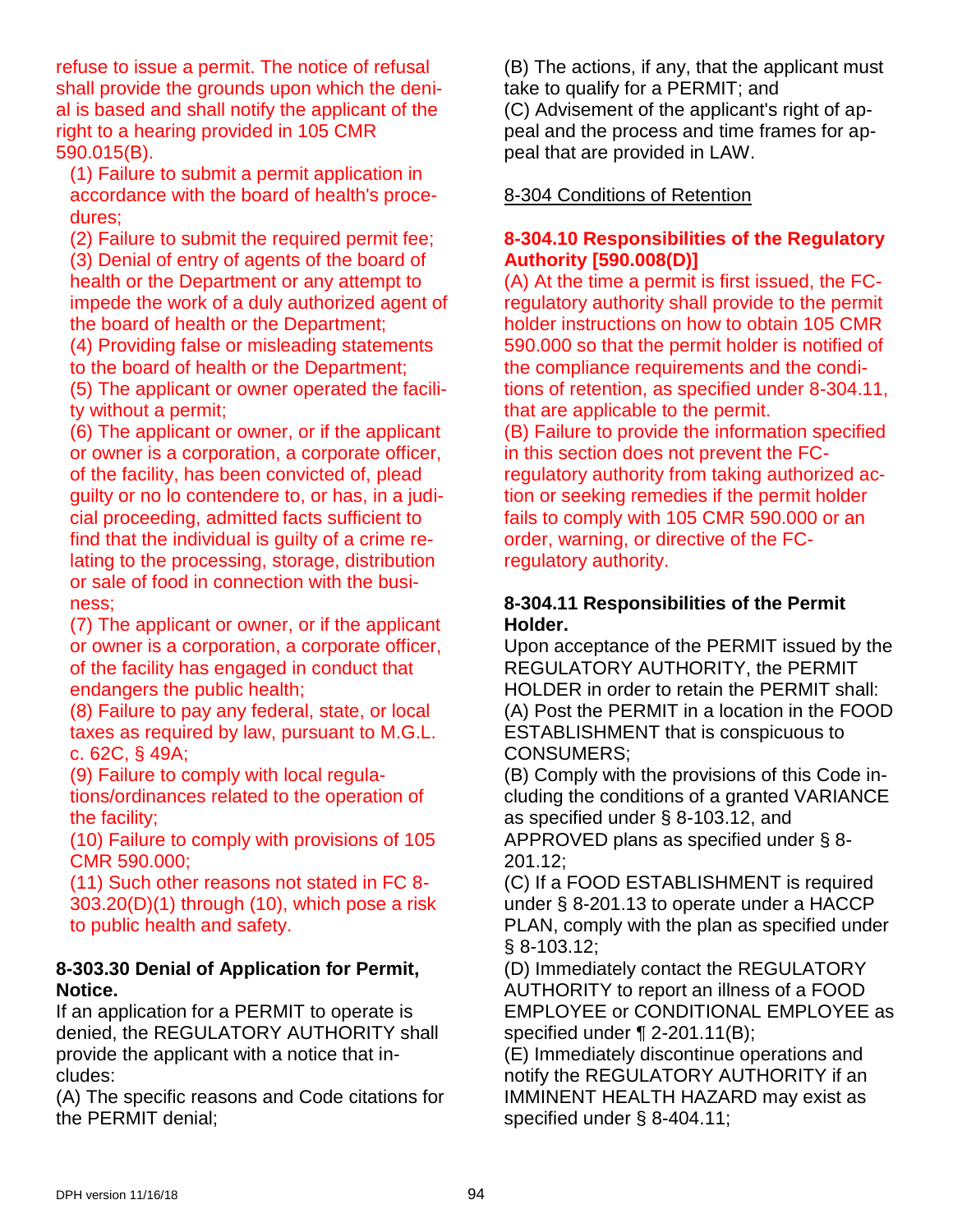refuse to issue a permit. The notice of refusal shall provide the grounds upon which the denial is based and shall notify the applicant of the right to a hearing provided in 105 CMR 590.015(B).

(1) Failure to submit a permit application in accordance with the board of health's procedures;
(2) Failure to submit the required permit fee;
(3) Denial of entry of agents of the board of health or the Department or any attempt to impede the work of a duly authorized agent of the board of health or the Department;
(4) Providing false or misleading statements to the board of health or the Department;
(5) The applicant or owner operated the facility without a permit;
(6) The applicant or owner, or if the applicant or owner is a corporation, a corporate officer, of the facility, has been convicted of, plead guilty or no lo contendere to, or has, in a judicial proceeding, admitted facts sufficient to find that the individual is guilty of a crime relating to the processing, storage, distribution or sale of food in connection with the business;
(7) The applicant or owner, or if the applicant or owner is a corporation, a corporate officer, of the facility has engaged in conduct that endangers the public health;
(8) Failure to pay any federal, state, or local taxes as required by law, pursuant to M.G.L. c. 62C, § 49A;
(9) Failure to comply with local regulations/ordinances related to the operation of the facility;
(10) Failure to comply with provisions of 105 CMR 590.000;
(11) Such other reasons not stated in FC 8-303.20(D)(1) through (10), which pose a risk to public health and safety.

**8-303.30 Denial of Application for Permit, Notice.**
If an application for a PERMIT to operate is denied, the REGULATORY AUTHORITY shall provide the applicant with a notice that includes:
(A) The specific reasons and Code citations for the PERMIT denial;
(B) The actions, if any, that the applicant must take to qualify for a PERMIT; and
(C) Advisement of the applicant's right of appeal and the process and time frames for appeal that are provided in LAW.

8-304 Conditions of Retention

**8-304.10 Responsibilities of the Regulatory Authority [590.008(D)]**
(A) At the time a permit is first issued, the FC-regulatory authority shall provide to the permit holder instructions on how to obtain 105 CMR 590.000 so that the permit holder is notified of the compliance requirements and the conditions of retention, as specified under 8-304.11, that are applicable to the permit.
(B) Failure to provide the information specified in this section does not prevent the FC-regulatory authority from taking authorized action or seeking remedies if the permit holder fails to comply with 105 CMR 590.000 or an order, warning, or directive of the FC-regulatory authority.

**8-304.11 Responsibilities of the Permit Holder.**
Upon acceptance of the PERMIT issued by the REGULATORY AUTHORITY, the PERMIT HOLDER in order to retain the PERMIT shall:
(A) Post the PERMIT in a location in the FOOD ESTABLISHMENT that is conspicuous to CONSUMERS;
(B) Comply with the provisions of this Code including the conditions of a granted VARIANCE as specified under § 8-103.12, and APPROVED plans as specified under § 8-201.12;
(C) If a FOOD ESTABLISHMENT is required under § 8-201.13 to operate under a HACCP PLAN, comply with the plan as specified under § 8-103.12;
(D) Immediately contact the REGULATORY AUTHORITY to report an illness of a FOOD EMPLOYEE or CONDITIONAL EMPLOYEE as specified under ¶ 2-201.11(B);
(E) Immediately discontinue operations and notify the REGULATORY AUTHORITY if an IMMINENT HEALTH HAZARD may exist as specified under § 8-404.11;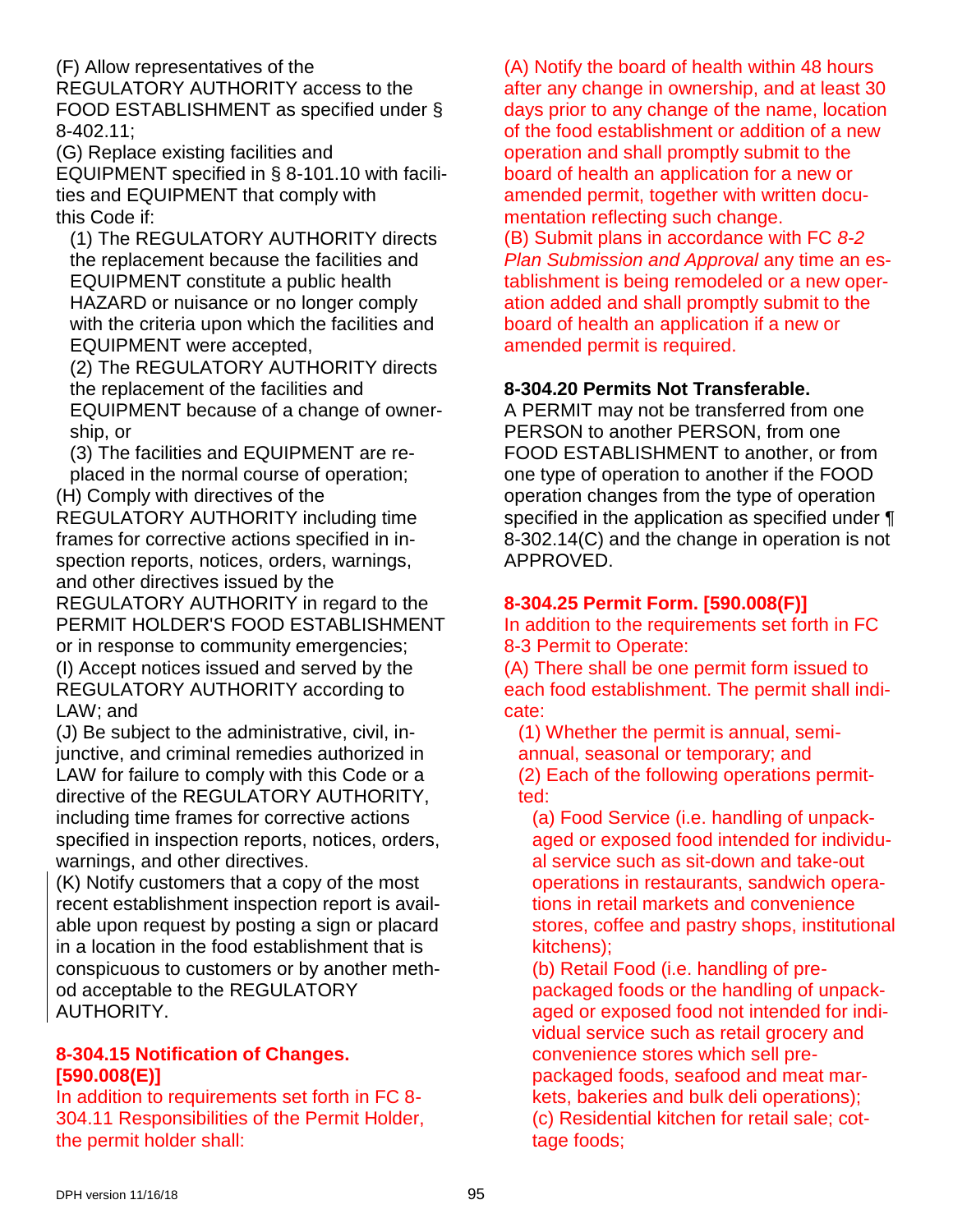(F) Allow representatives of the REGULATORY AUTHORITY access to the FOOD ESTABLISHMENT as specified under § 8-402.11;

(G) Replace existing facilities and EQUIPMENT specified in § 8-101.10 with facilities and EQUIPMENT that comply with this Code if:

(1) The REGULATORY AUTHORITY directs the replacement because the facilities and EQUIPMENT constitute a public health HAZARD or nuisance or no longer comply with the criteria upon which the facilities and EQUIPMENT were accepted,

(2) The REGULATORY AUTHORITY directs the replacement of the facilities and EQUIPMENT because of a change of ownership, or

(3) The facilities and EQUIPMENT are replaced in the normal course of operation;

(H) Comply with directives of the REGULATORY AUTHORITY including time frames for corrective actions specified in inspection reports, notices, orders, warnings, and other directives issued by the REGULATORY AUTHORITY in regard to the PERMIT HOLDER'S FOOD ESTABLISHMENT or in response to community emergencies;

(I) Accept notices issued and served by the REGULATORY AUTHORITY according to LAW; and

(J) Be subject to the administrative, civil, injunctive, and criminal remedies authorized in LAW for failure to comply with this Code or a directive of the REGULATORY AUTHORITY, including time frames for corrective actions specified in inspection reports, notices, orders, warnings, and other directives.

(K) Notify customers that a copy of the most recent establishment inspection report is available upon request by posting a sign or placard in a location in the food establishment that is conspicuous to customers or by another method acceptable to the REGULATORY AUTHORITY.

**8-304.15 Notification of Changes. [590.008(E)]**

In addition to requirements set forth in FC 8-304.11 Responsibilities of the Permit Holder, the permit holder shall:

(A) Notify the board of health within 48 hours after any change in ownership, and at least 30 days prior to any change of the name, location of the food establishment or addition of a new operation and shall promptly submit to the board of health an application for a new or amended permit, together with written documentation reflecting such change.

(B) Submit plans in accordance with FC *8-2 Plan Submission and Approval* any time an establishment is being remodeled or a new operation added and shall promptly submit to the board of health an application if a new or amended permit is required.

**8-304.20 Permits Not Transferable.**

A PERMIT may not be transferred from one PERSON to another PERSON, from one FOOD ESTABLISHMENT to another, or from one type of operation to another if the FOOD operation changes from the type of operation specified in the application as specified under ¶ 8-302.14(C) and the change in operation is not APPROVED.

**8-304.25 Permit Form. [590.008(F)]**

In addition to the requirements set forth in FC 8-3 Permit to Operate:

(A) There shall be one permit form issued to each food establishment. The permit shall indicate:

(1) Whether the permit is annual, semi-annual, seasonal or temporary; and

(2) Each of the following operations permitted:

(a) Food Service (i.e. handling of unpackaged or exposed food intended for individual service such as sit-down and take-out operations in restaurants, sandwich operations in retail markets and convenience stores, coffee and pastry shops, institutional kitchens);

(b) Retail Food (i.e. handling of pre-packaged foods or the handling of unpackaged or exposed food not intended for individual service such as retail grocery and convenience stores which sell pre-packaged foods, seafood and meat markets, bakeries and bulk deli operations);

(c) Residential kitchen for retail sale; cottage foods;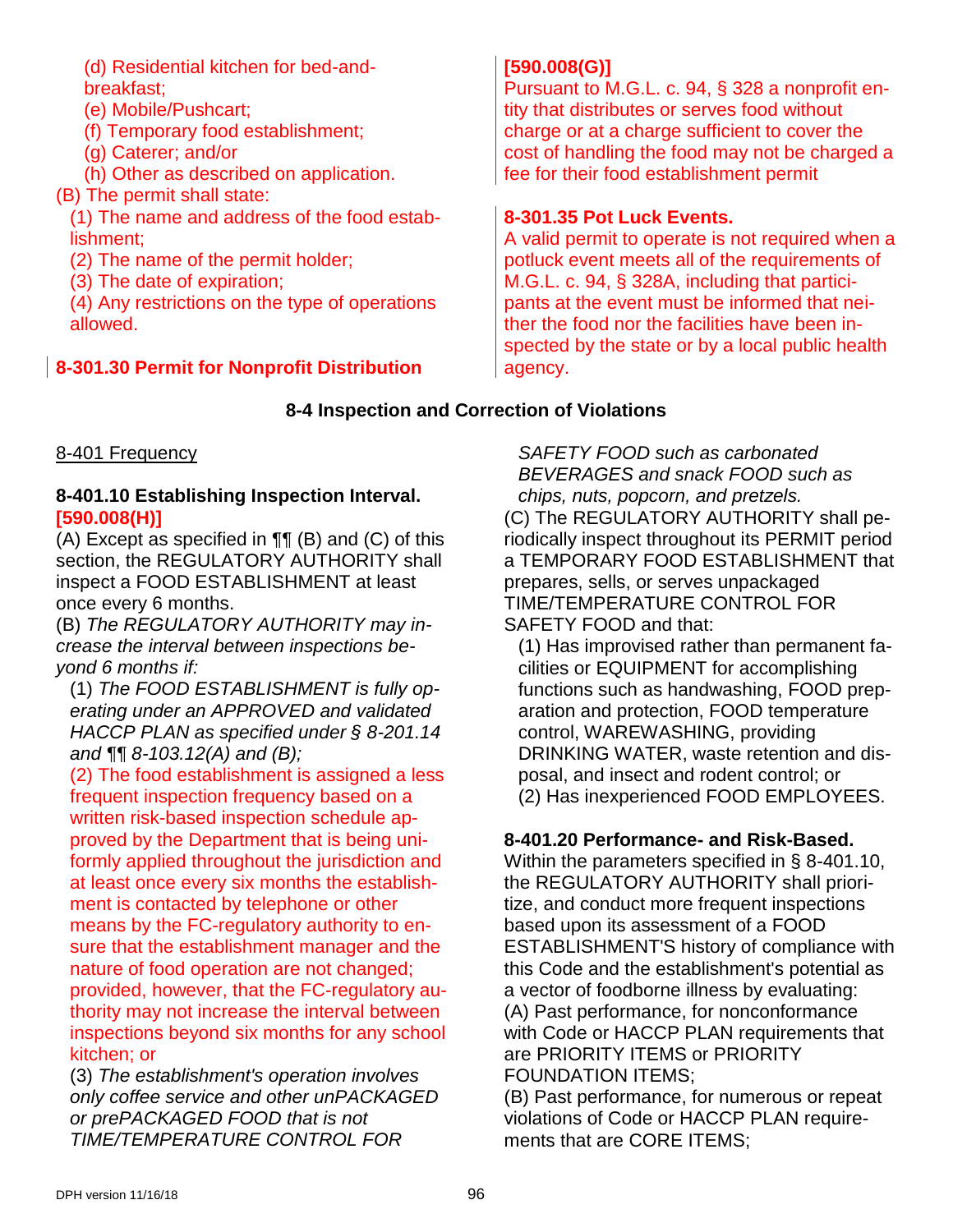(d) Residential kitchen for bed-and-breakfast;
(e) Mobile/Pushcart;
(f) Temporary food establishment;
(g) Caterer; and/or
(h) Other as described on application.

(B) The permit shall state:

(1) The name and address of the food establishment;
(2) The name of the permit holder;
(3) The date of expiration;
(4) Any restrictions on the type of operations allowed.

**8-301.30 Permit for Nonprofit Distribution**

**[590.008(G)]**
Pursuant to M.G.L. c. 94, § 328 a nonprofit entity that distributes or serves food without charge or at a charge sufficient to cover the cost of handling the food may not be charged a fee for their food establishment permit

**8-301.35 Pot Luck Events.**
A valid permit to operate is not required when a potluck event meets all of the requirements of M.G.L. c. 94, § 328A, including that participants at the event must be informed that neither the food nor the facilities have been inspected by the state or by a local public health agency.

## 8-4 Inspection and Correction of Violations

8-401 Frequency

**8-401.10 Establishing Inspection Interval.**
**[590.008(H)]**

(A) Except as specified in ¶¶ (B) and (C) of this section, the REGULATORY AUTHORITY shall inspect a FOOD ESTABLISHMENT at least once every 6 months.

(B) *The REGULATORY AUTHORITY may increase the interval between inspections beyond 6 months if:*

(1) *The FOOD ESTABLISHMENT is fully operating under an APPROVED and validated HACCP PLAN as specified under § 8-201.14 and ¶¶ 8-103.12(A) and (B);*

(2) The food establishment is assigned a less frequent inspection frequency based on a written risk-based inspection schedule approved by the Department that is being uniformly applied throughout the jurisdiction and at least once every six months the establishment is contacted by telephone or other means by the FC-regulatory authority to ensure that the establishment manager and the nature of food operation are not changed; provided, however, that the FC-regulatory authority may not increase the interval between inspections beyond six months for any school kitchen; or

(3) *The establishment's operation involves only coffee service and other unPACKAGED or prePACKAGED FOOD that is not TIME/TEMPERATURE CONTROL FOR SAFETY FOOD such as carbonated BEVERAGES and snack FOOD such as chips, nuts, popcorn, and pretzels.*

(C) The REGULATORY AUTHORITY shall periodically inspect throughout its PERMIT period a TEMPORARY FOOD ESTABLISHMENT that prepares, sells, or serves unpackaged TIME/TEMPERATURE CONTROL FOR SAFETY FOOD and that:

(1) Has improvised rather than permanent facilities or EQUIPMENT for accomplishing functions such as handwashing, FOOD preparation and protection, FOOD temperature control, WAREWASHING, providing DRINKING WATER, waste retention and disposal, and insect and rodent control; or

(2) Has inexperienced FOOD EMPLOYEES.

**8-401.20 Performance- and Risk-Based.**
Within the parameters specified in § 8-401.10, the REGULATORY AUTHORITY shall prioritize, and conduct more frequent inspections based upon its assessment of a FOOD ESTABLISHMENT'S history of compliance with this Code and the establishment's potential as a vector of foodborne illness by evaluating:

(A) Past performance, for nonconformance with Code or HACCP PLAN requirements that are PRIORITY ITEMS or PRIORITY FOUNDATION ITEMS;

(B) Past performance, for numerous or repeat violations of Code or HACCP PLAN requirements that are CORE ITEMS;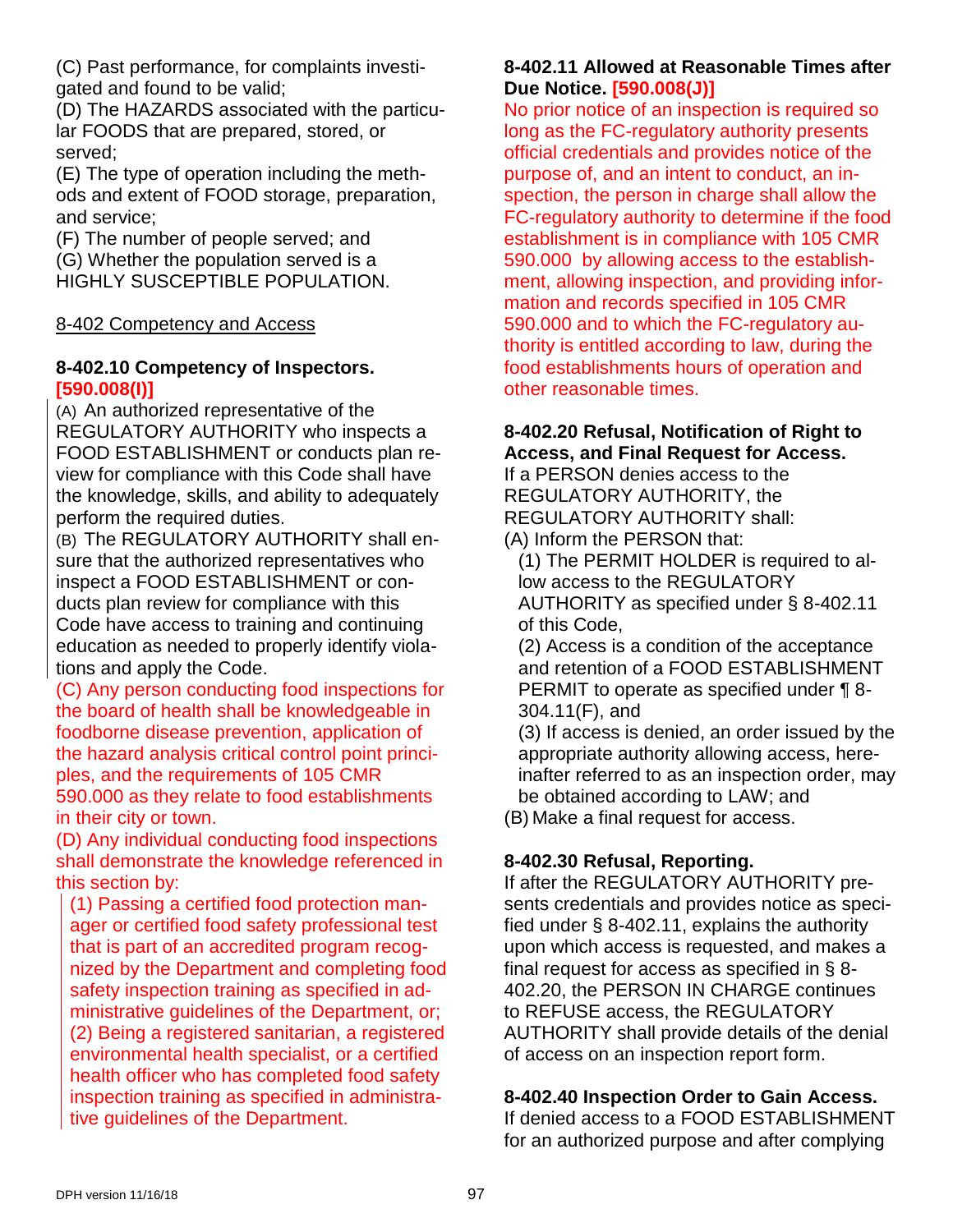(C) Past performance, for complaints investigated and found to be valid;
(D) The HAZARDS associated with the particular FOODS that are prepared, stored, or served;
(E) The type of operation including the methods and extent of FOOD storage, preparation, and service;
(F) The number of people served; and
(G) Whether the population served is a HIGHLY SUSCEPTIBLE POPULATION.

## 8-402 Competency and Access

### 8-402.10 Competency of Inspectors. [590.008(I)]

(A) An authorized representative of the REGULATORY AUTHORITY who inspects a FOOD ESTABLISHMENT or conducts plan review for compliance with this Code shall have the knowledge, skills, and ability to adequately perform the required duties.
(B) The REGULATORY AUTHORITY shall ensure that the authorized representatives who inspect a FOOD ESTABLISHMENT or conducts plan review for compliance with this Code have access to training and continuing education as needed to properly identify violations and apply the Code.
(C) Any person conducting food inspections for the board of health shall be knowledgeable in foodborne disease prevention, application of the hazard analysis critical control point principles, and the requirements of 105 CMR 590.000 as they relate to food establishments in their city or town.
(D) Any individual conducting food inspections shall demonstrate the knowledge referenced in this section by:
(1) Passing a certified food protection manager or certified food safety professional test that is part of an accredited program recognized by the Department and completing food safety inspection training as specified in administrative guidelines of the Department, or;
(2) Being a registered sanitarian, a registered environmental health specialist, or a certified health officer who has completed food safety inspection training as specified in administrative guidelines of the Department.

### 8-402.11 Allowed at Reasonable Times after Due Notice. [590.008(J)]

No prior notice of an inspection is required so long as the FC-regulatory authority presents official credentials and provides notice of the purpose of, and an intent to conduct, an inspection, the person in charge shall allow the FC-regulatory authority to determine if the food establishment is in compliance with 105 CMR 590.000 by allowing access to the establishment, allowing inspection, and providing information and records specified in 105 CMR 590.000 and to which the FC-regulatory authority is entitled according to law, during the food establishments hours of operation and other reasonable times.

### 8-402.20 Refusal, Notification of Right to Access, and Final Request for Access.

If a PERSON denies access to the REGULATORY AUTHORITY, the REGULATORY AUTHORITY shall:
(A) Inform the PERSON that:
(1) The PERMIT HOLDER is required to allow access to the REGULATORY AUTHORITY as specified under § 8-402.11 of this Code,
(2) Access is a condition of the acceptance and retention of a FOOD ESTABLISHMENT PERMIT to operate as specified under ¶ 8-304.11(F), and
(3) If access is denied, an order issued by the appropriate authority allowing access, hereinafter referred to as an inspection order, may be obtained according to LAW; and
(B) Make a final request for access.

### 8-402.30 Refusal, Reporting.

If after the REGULATORY AUTHORITY presents credentials and provides notice as specified under § 8-402.11, explains the authority upon which access is requested, and makes a final request for access as specified in § 8-402.20, the PERSON IN CHARGE continues to REFUSE access, the REGULATORY AUTHORITY shall provide details of the denial of access on an inspection report form.

### 8-402.40 Inspection Order to Gain Access.

If denied access to a FOOD ESTABLISHMENT for an authorized purpose and after complying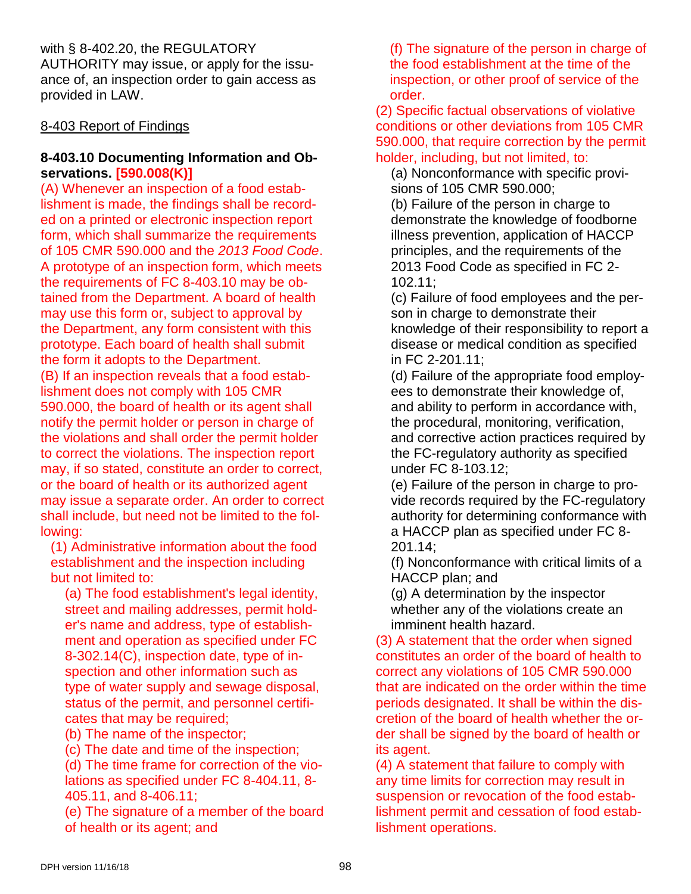with § 8-402.20, the REGULATORY AUTHORITY may issue, or apply for the issuance of, an inspection order to gain access as provided in LAW.

## 8-403 Report of Findings

### 8-403.10 Documenting Information and Observations. [590.008(K)]

(A) Whenever an inspection of a food establishment is made, the findings shall be recorded on a printed or electronic inspection report form, which shall summarize the requirements of 105 CMR 590.000 and the *2013 Food Code*. A prototype of an inspection form, which meets the requirements of FC 8-403.10 may be obtained from the Department. A board of health may use this form or, subject to approval by the Department, any form consistent with this prototype. Each board of health shall submit the form it adopts to the Department.

(B) If an inspection reveals that a food establishment does not comply with 105 CMR 590.000, the board of health or its agent shall notify the permit holder or person in charge of the violations and shall order the permit holder to correct the violations. The inspection report may, if so stated, constitute an order to correct, or the board of health or its authorized agent may issue a separate order. An order to correct shall include, but need not be limited to the following:

(1) Administrative information about the food establishment and the inspection including but not limited to:

(a) The food establishment's legal identity, street and mailing addresses, permit holder's name and address, type of establishment and operation as specified under FC 8-302.14(C), inspection date, type of inspection and other information such as type of water supply and sewage disposal, status of the permit, and personnel certificates that may be required;

(b) The name of the inspector;

(c) The date and time of the inspection;

(d) The time frame for correction of the violations as specified under FC 8-404.11, 8-405.11, and 8-406.11;

(e) The signature of a member of the board of health or its agent; and

(f) The signature of the person in charge of the food establishment at the time of the inspection, or other proof of service of the order.

(2) Specific factual observations of violative conditions or other deviations from 105 CMR 590.000, that require correction by the permit holder, including, but not limited, to:

(a) Nonconformance with specific provisions of 105 CMR 590.000;

(b) Failure of the person in charge to demonstrate the knowledge of foodborne illness prevention, application of HACCP principles, and the requirements of the 2013 Food Code as specified in FC 2-102.11;

(c) Failure of food employees and the person in charge to demonstrate their knowledge of their responsibility to report a disease or medical condition as specified in FC 2-201.11;

(d) Failure of the appropriate food employees to demonstrate their knowledge of, and ability to perform in accordance with, the procedural, monitoring, verification, and corrective action practices required by the FC-regulatory authority as specified under FC 8-103.12;

(e) Failure of the person in charge to provide records required by the FC-regulatory authority for determining conformance with a HACCP plan as specified under FC 8-201.14;

(f) Nonconformance with critical limits of a HACCP plan; and

(g) A determination by the inspector whether any of the violations create an imminent health hazard.

(3) A statement that the order when signed constitutes an order of the board of health to correct any violations of 105 CMR 590.000 that are indicated on the order within the time periods designated. It shall be within the discretion of the board of health whether the order shall be signed by the board of health or its agent.

(4) A statement that failure to comply with any time limits for correction may result in suspension or revocation of the food establishment permit and cessation of food establishment operations.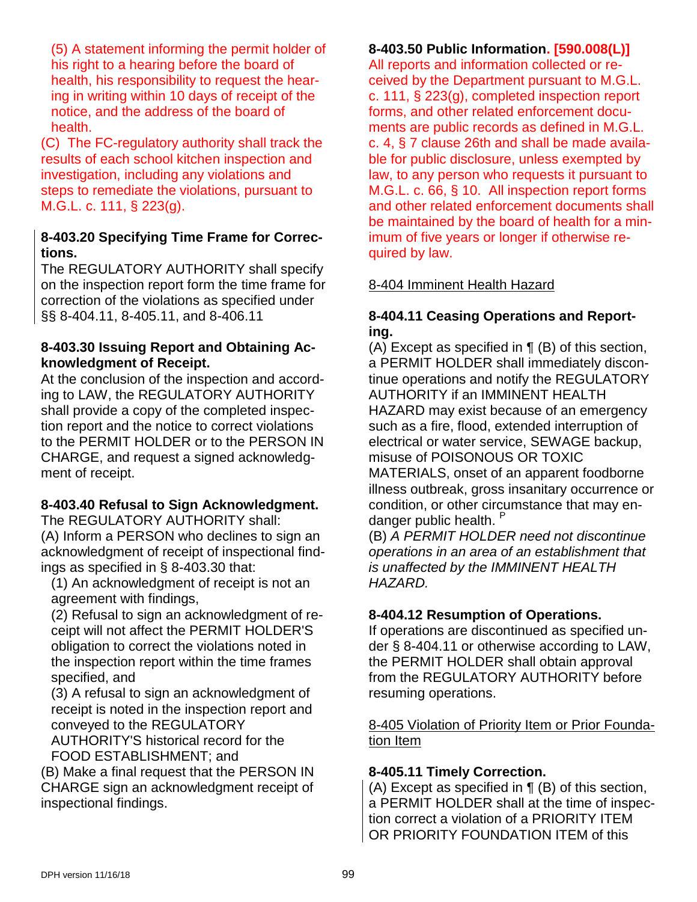(5) A statement informing the permit holder of his right to a hearing before the board of health, his responsibility to request the hearing in writing within 10 days of receipt of the notice, and the address of the board of health.

(C) The FC-regulatory authority shall track the results of each school kitchen inspection and investigation, including any violations and steps to remediate the violations, pursuant to M.G.L. c. 111, § 223(g).

**8-403.20 Specifying Time Frame for Corrections.**
The REGULATORY AUTHORITY shall specify on the inspection report form the time frame for correction of the violations as specified under §§ 8-404.11, 8-405.11, and 8-406.11

**8-403.30 Issuing Report and Obtaining Acknowledgment of Receipt.**
At the conclusion of the inspection and according to LAW, the REGULATORY AUTHORITY shall provide a copy of the completed inspection report and the notice to correct violations to the PERMIT HOLDER or to the PERSON IN CHARGE, and request a signed acknowledgment of receipt.

**8-403.40 Refusal to Sign Acknowledgment.**
The REGULATORY AUTHORITY shall:
(A) Inform a PERSON who declines to sign an acknowledgment of receipt of inspectional findings as specified in § 8-403.30 that:
(1) An acknowledgment of receipt is not an agreement with findings,
(2) Refusal to sign an acknowledgment of receipt will not affect the PERMIT HOLDER'S obligation to correct the violations noted in the inspection report within the time frames specified, and
(3) A refusal to sign an acknowledgment of receipt is noted in the inspection report and conveyed to the REGULATORY AUTHORITY'S historical record for the FOOD ESTABLISHMENT; and
(B) Make a final request that the PERSON IN CHARGE sign an acknowledgment receipt of inspectional findings.

**8-403.50 Public Information. [590.008(L)]**
All reports and information collected or received by the Department pursuant to M.G.L. c. 111, § 223(g), completed inspection report forms, and other related enforcement documents are public records as defined in M.G.L. c. 4, § 7 clause 26th and shall be made available for public disclosure, unless exempted by law, to any person who requests it pursuant to M.G.L. c. 66, § 10. All inspection report forms and other related enforcement documents shall be maintained by the board of health for a minimum of five years or longer if otherwise required by law.

8-404 Imminent Health Hazard

**8-404.11 Ceasing Operations and Reporting.**
(A) Except as specified in ¶ (B) of this section, a PERMIT HOLDER shall immediately discontinue operations and notify the REGULATORY AUTHORITY if an IMMINENT HEALTH HAZARD may exist because of an emergency such as a fire, flood, extended interruption of electrical or water service, SEWAGE backup, misuse of POISONOUS OR TOXIC MATERIALS, onset of an apparent foodborne illness outbreak, gross insanitary occurrence or condition, or other circumstance that may endanger public health. P

(B) *A PERMIT HOLDER need not discontinue operations in an area of an establishment that is unaffected by the IMMINENT HEALTH HAZARD.*

**8-404.12 Resumption of Operations.**
If operations are discontinued as specified under § 8-404.11 or otherwise according to LAW, the PERMIT HOLDER shall obtain approval from the REGULATORY AUTHORITY before resuming operations.

8-405 Violation of Priority Item or Prior Foundation Item

**8-405.11 Timely Correction.**
(A) Except as specified in ¶ (B) of this section, a PERMIT HOLDER shall at the time of inspection correct a violation of a PRIORITY ITEM OR PRIORITY FOUNDATION ITEM of this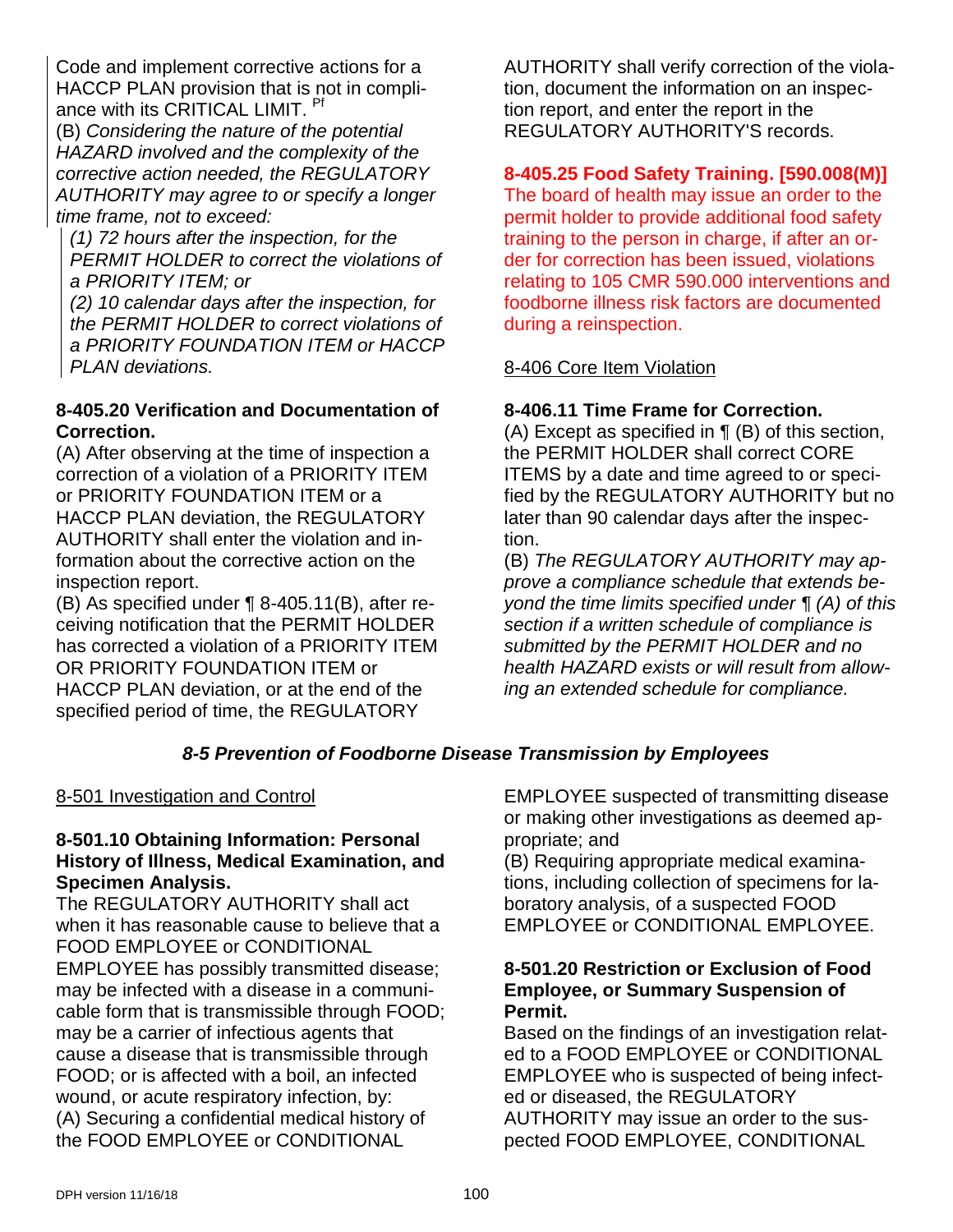Code and implement corrective actions for a HACCP PLAN provision that is not in compliance with its CRITICAL LIMIT. [Pf]

(B) *Considering the nature of the potential HAZARD involved and the complexity of the corrective action needed, the REGULATORY AUTHORITY may agree to or specify a longer time frame, not to exceed:*

*(1) 72 hours after the inspection, for the PERMIT HOLDER to correct the violations of a PRIORITY ITEM; or*

*(2) 10 calendar days after the inspection, for the PERMIT HOLDER to correct violations of a PRIORITY FOUNDATION ITEM or HACCP PLAN deviations.*

**8-405.20 Verification and Documentation of Correction.**

(A) After observing at the time of inspection a correction of a violation of a PRIORITY ITEM or PRIORITY FOUNDATION ITEM or a HACCP PLAN deviation, the REGULATORY AUTHORITY shall enter the violation and information about the corrective action on the inspection report.

(B) As specified under ¶ 8-405.11(B), after receiving notification that the PERMIT HOLDER has corrected a violation of a PRIORITY ITEM OR PRIORITY FOUNDATION ITEM or HACCP PLAN deviation, or at the end of the specified period of time, the REGULATORY AUTHORITY shall verify correction of the violation, document the information on an inspection report, and enter the report in the REGULATORY AUTHORITY'S records.

**8-405.25 Food Safety Training. [590.008(M)]**

The board of health may issue an order to the permit holder to provide additional food safety training to the person in charge, if after an order for correction has been issued, violations relating to 105 CMR 590.000 interventions and foodborne illness risk factors are documented during a reinspection.

8-406 Core Item Violation

**8-406.11 Time Frame for Correction.**

(A) Except as specified in ¶ (B) of this section, the PERMIT HOLDER shall correct CORE ITEMS by a date and time agreed to or specified by the REGULATORY AUTHORITY but no later than 90 calendar days after the inspection.

(B) *The REGULATORY AUTHORITY may approve a compliance schedule that extends beyond the time limits specified under ¶ (A) of this section if a written schedule of compliance is submitted by the PERMIT HOLDER and no health HAZARD exists or will result from allowing an extended schedule for compliance.*

### *8-5 Prevention of Foodborne Disease Transmission by Employees*

8-501 Investigation and Control

**8-501.10 Obtaining Information: Personal History of Illness, Medical Examination, and Specimen Analysis.**

The REGULATORY AUTHORITY shall act when it has reasonable cause to believe that a FOOD EMPLOYEE or CONDITIONAL EMPLOYEE has possibly transmitted disease; may be infected with a disease in a communicable form that is transmissible through FOOD; may be a carrier of infectious agents that cause a disease that is transmissible through FOOD; or is affected with a boil, an infected wound, or acute respiratory infection, by:

(A) Securing a confidential medical history of the FOOD EMPLOYEE or CONDITIONAL EMPLOYEE suspected of transmitting disease or making other investigations as deemed appropriate; and

(B) Requiring appropriate medical examinations, including collection of specimens for laboratory analysis, of a suspected FOOD EMPLOYEE or CONDITIONAL EMPLOYEE.

**8-501.20 Restriction or Exclusion of Food Employee, or Summary Suspension of Permit.**

Based on the findings of an investigation related to a FOOD EMPLOYEE or CONDITIONAL EMPLOYEE who is suspected of being infected or diseased, the REGULATORY AUTHORITY may issue an order to the suspected FOOD EMPLOYEE, CONDITIONAL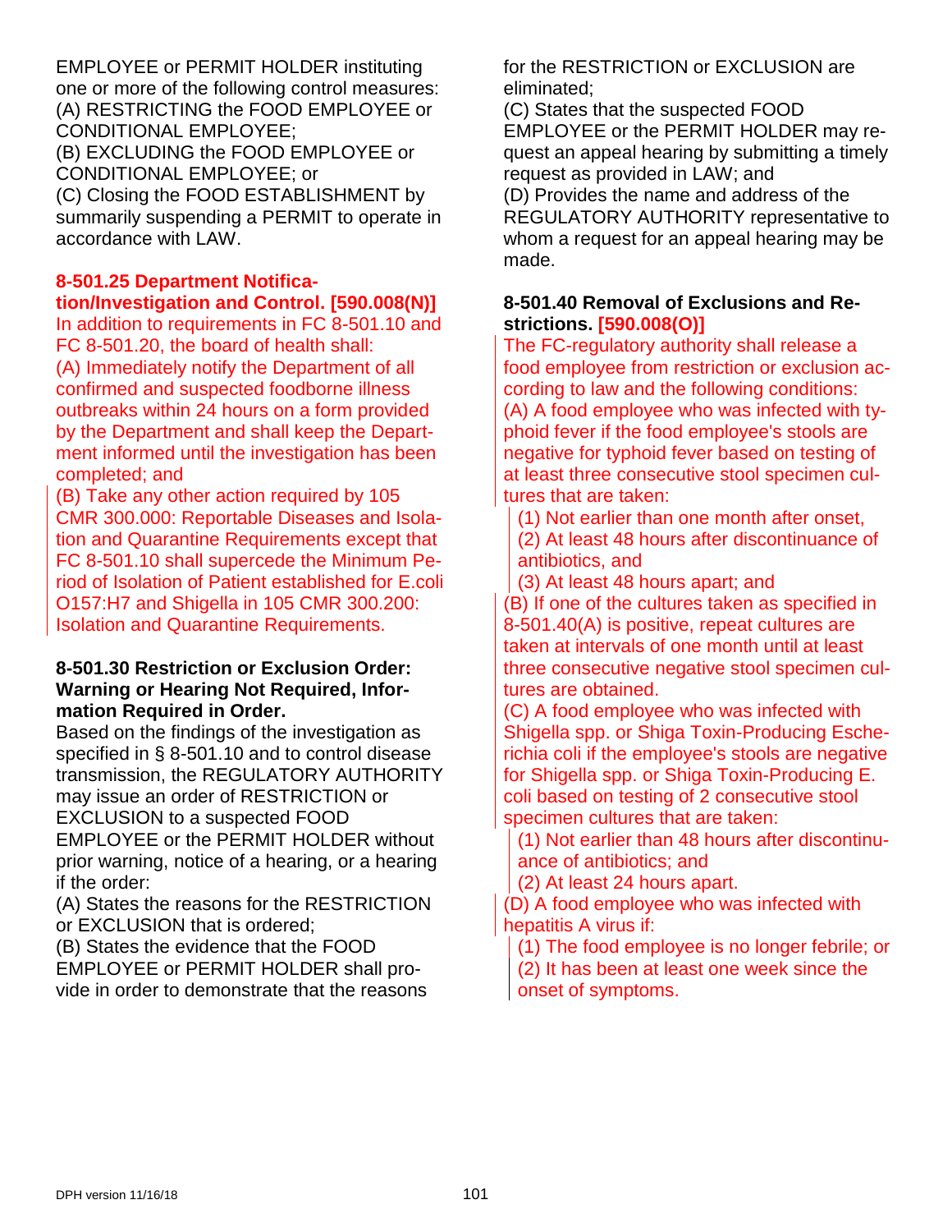EMPLOYEE or PERMIT HOLDER instituting one or more of the following control measures:
(A) RESTRICTING the FOOD EMPLOYEE or CONDITIONAL EMPLOYEE;
(B) EXCLUDING the FOOD EMPLOYEE or CONDITIONAL EMPLOYEE; or
(C) Closing the FOOD ESTABLISHMENT by summarily suspending a PERMIT to operate in accordance with LAW.

### 8-501.25 Department Notification/Investigation and Control. [590.008(N)]

In addition to requirements in FC 8-501.10 and FC 8-501.20, the board of health shall:
(A) Immediately notify the Department of all confirmed and suspected foodborne illness outbreaks within 24 hours on a form provided by the Department and shall keep the Department informed until the investigation has been completed; and
(B) Take any other action required by 105 CMR 300.000: Reportable Diseases and Isolation and Quarantine Requirements except that FC 8-501.10 shall supercede the Minimum Period of Isolation of Patient established for E.coli O157:H7 and Shigella in 105 CMR 300.200: Isolation and Quarantine Requirements.

### 8-501.30 Restriction or Exclusion Order: Warning or Hearing Not Required, Information Required in Order.

Based on the findings of the investigation as specified in § 8-501.10 and to control disease transmission, the REGULATORY AUTHORITY may issue an order of RESTRICTION or EXCLUSION to a suspected FOOD EMPLOYEE or the PERMIT HOLDER without prior warning, notice of a hearing, or a hearing if the order:
(A) States the reasons for the RESTRICTION or EXCLUSION that is ordered;
(B) States the evidence that the FOOD EMPLOYEE or PERMIT HOLDER shall provide in order to demonstrate that the reasons for the RESTRICTION or EXCLUSION are eliminated;
(C) States that the suspected FOOD EMPLOYEE or the PERMIT HOLDER may request an appeal hearing by submitting a timely request as provided in LAW; and
(D) Provides the name and address of the REGULATORY AUTHORITY representative to whom a request for an appeal hearing may be made.

### 8-501.40 Removal of Exclusions and Restrictions. [590.008(O)]

The FC-regulatory authority shall release a food employee from restriction or exclusion according to law and the following conditions:
(A) A food employee who was infected with typhoid fever if the food employee's stools are negative for typhoid fever based on testing of at least three consecutive stool specimen cultures that are taken:
(1) Not earlier than one month after onset,
(2) At least 48 hours after discontinuance of antibiotics, and
(3) At least 48 hours apart; and
(B) If one of the cultures taken as specified in 8-501.40(A) is positive, repeat cultures are taken at intervals of one month until at least three consecutive negative stool specimen cultures are obtained.
(C) A food employee who was infected with Shigella spp. or Shiga Toxin-Producing Escherichia coli if the employee's stools are negative for Shigella spp. or Shiga Toxin-Producing E. coli based on testing of 2 consecutive stool specimen cultures that are taken:
(1) Not earlier than 48 hours after discontinuance of antibiotics; and
(2) At least 24 hours apart.
(D) A food employee who was infected with hepatitis A virus if:
(1) The food employee is no longer febrile; or
(2) It has been at least one week since the onset of symptoms.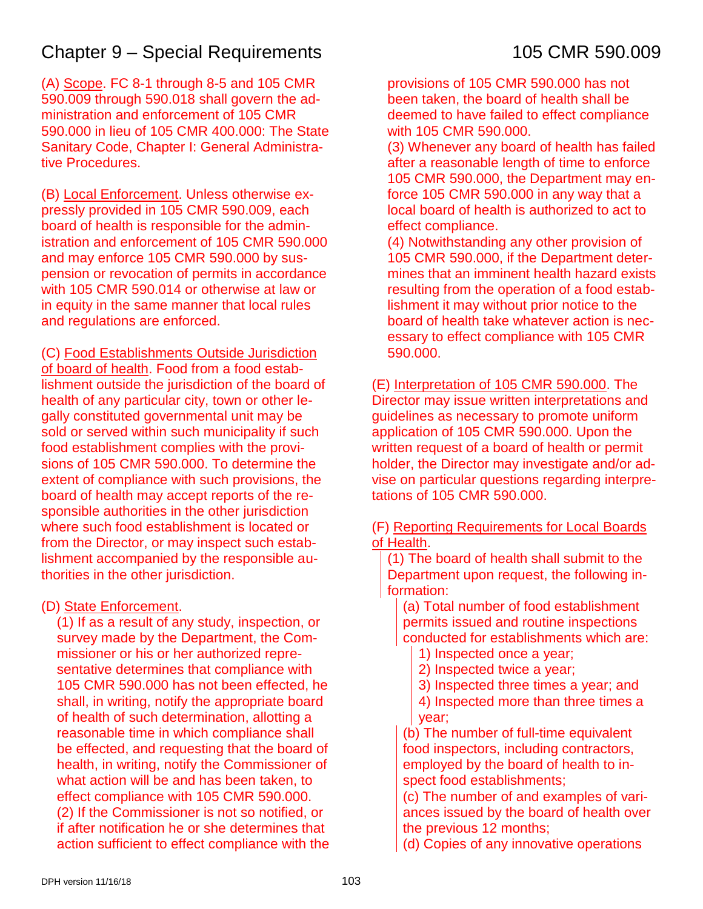(A) Scope. FC 8-1 through 8-5 and 105 CMR 590.009 through 590.018 shall govern the administration and enforcement of 105 CMR 590.000 in lieu of 105 CMR 400.000: The State Sanitary Code, Chapter I: General Administrative Procedures.

(B) Local Enforcement. Unless otherwise expressly provided in 105 CMR 590.009, each board of health is responsible for the administration and enforcement of 105 CMR 590.000 and may enforce 105 CMR 590.000 by suspension or revocation of permits in accordance with 105 CMR 590.014 or otherwise at law or in equity in the same manner that local rules and regulations are enforced.

(C) Food Establishments Outside Jurisdiction of board of health. Food from a food establishment outside the jurisdiction of the board of health of any particular city, town or other legally constituted governmental unit may be sold or served within such municipality if such food establishment complies with the provisions of 105 CMR 590.000. To determine the extent of compliance with such provisions, the board of health may accept reports of the responsible authorities in the other jurisdiction where such food establishment is located or from the Director, or may inspect such establishment accompanied by the responsible authorities in the other jurisdiction.

(D) State Enforcement.

(1) If as a result of any study, inspection, or survey made by the Department, the Commissioner or his or her authorized representative determines that compliance with 105 CMR 590.000 has not been effected, he shall, in writing, notify the appropriate board of health of such determination, allotting a reasonable time in which compliance shall be effected, and requesting that the board of health, in writing, notify the Commissioner of what action will be and has been taken, to effect compliance with 105 CMR 590.000.

(2) If the Commissioner is not so notified, or if after notification he or she determines that action sufficient to effect compliance with the provisions of 105 CMR 590.000 has not been taken, the board of health shall be deemed to have failed to effect compliance with 105 CMR 590.000.

(3) Whenever any board of health has failed after a reasonable length of time to enforce 105 CMR 590.000, the Department may enforce 105 CMR 590.000 in any way that a local board of health is authorized to act to effect compliance.

(4) Notwithstanding any other provision of 105 CMR 590.000, if the Department determines that an imminent health hazard exists resulting from the operation of a food establishment it may without prior notice to the board of health take whatever action is necessary to effect compliance with 105 CMR 590.000.

(E) Interpretation of 105 CMR 590.000. The Director may issue written interpretations and guidelines as necessary to promote uniform application of 105 CMR 590.000. Upon the written request of a board of health or permit holder, the Director may investigate and/or advise on particular questions regarding interpretations of 105 CMR 590.000.

(F) Reporting Requirements for Local Boards of Health.

(1) The board of health shall submit to the Department upon request, the following information:

(a) Total number of food establishment permits issued and routine inspections conducted for establishments which are:

1) Inspected once a year;
2) Inspected twice a year;
3) Inspected three times a year; and
4) Inspected more than three times a year;

(b) The number of full-time equivalent food inspectors, including contractors, employed by the board of health to inspect food establishments;

(c) The number of and examples of variances issued by the board of health over the previous 12 months;

(d) Copies of any innovative operations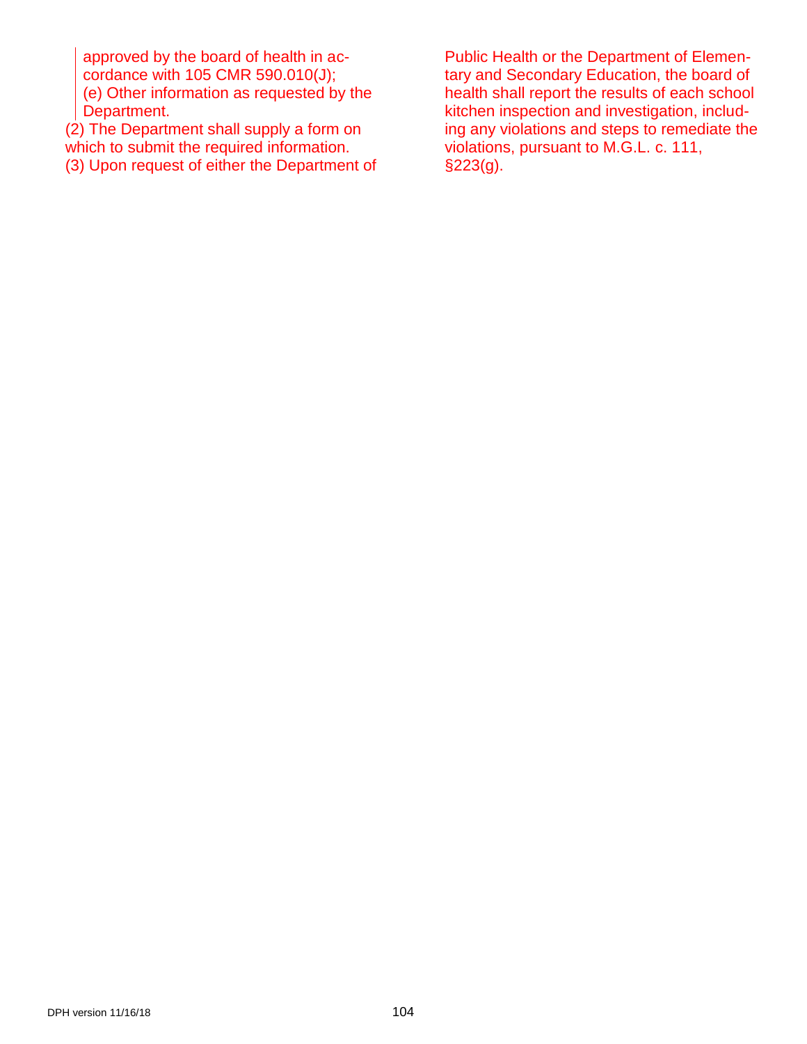approved by the board of health in accordance with 105 CMR 590.010(J);

(e) Other information as requested by the Department.

(2) The Department shall supply a form on which to submit the required information.

(3) Upon request of either the Department of Public Health or the Department of Elementary and Secondary Education, the board of health shall report the results of each school kitchen inspection and investigation, including any violations and steps to remediate the violations, pursuant to M.G.L. c. 111, §223(g).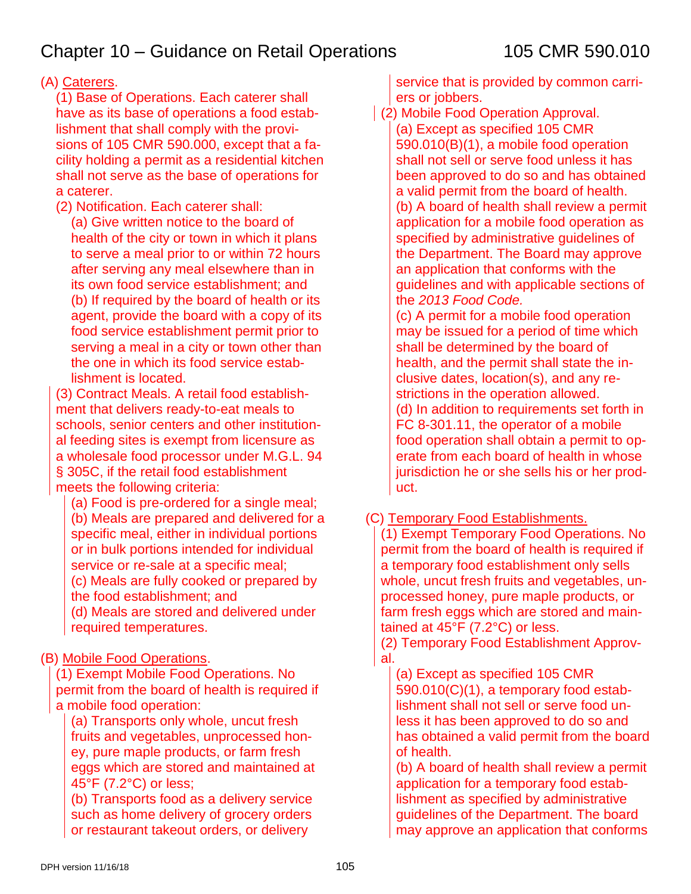(A) Caterers.

(1) Base of Operations. Each caterer shall have as its base of operations a food establishment that shall comply with the provisions of 105 CMR 590.000, except that a facility holding a permit as a residential kitchen shall not serve as the base of operations for a caterer.

(2) Notification. Each caterer shall:

(a) Give written notice to the board of health of the city or town in which it plans to serve a meal prior to or within 72 hours after serving any meal elsewhere than in its own food service establishment; and

(b) If required by the board of health or its agent, provide the board with a copy of its food service establishment permit prior to serving a meal in a city or town other than the one in which its food service establishment is located.

(3) Contract Meals. A retail food establishment that delivers ready-to-eat meals to schools, senior centers and other institutional feeding sites is exempt from licensure as a wholesale food processor under M.G.L. 94 § 305C, if the retail food establishment meets the following criteria:

(a) Food is pre-ordered for a single meal;

(b) Meals are prepared and delivered for a specific meal, either in individual portions or in bulk portions intended for individual service or re-sale at a specific meal;

(c) Meals are fully cooked or prepared by the food establishment; and

(d) Meals are stored and delivered under required temperatures.

(B) Mobile Food Operations.

(1) Exempt Mobile Food Operations. No permit from the board of health is required if a mobile food operation:

(a) Transports only whole, uncut fresh fruits and vegetables, unprocessed honey, pure maple products, or farm fresh eggs which are stored and maintained at 45°F (7.2°C) or less;

(b) Transports food as a delivery service such as home delivery of grocery orders or restaurant takeout orders, or delivery service that is provided by common carriers or jobbers.

(2) Mobile Food Operation Approval.

(a) Except as specified 105 CMR 590.010(B)(1), a mobile food operation shall not sell or serve food unless it has been approved to do so and has obtained a valid permit from the board of health.

(b) A board of health shall review a permit application for a mobile food operation as specified by administrative guidelines of the Department. The Board may approve an application that conforms with the guidelines and with applicable sections of the *2013 Food Code*.

(c) A permit for a mobile food operation may be issued for a period of time which shall be determined by the board of health, and the permit shall state the inclusive dates, location(s), and any restrictions in the operation allowed.

(d) In addition to requirements set forth in FC 8-301.11, the operator of a mobile food operation shall obtain a permit to operate from each board of health in whose jurisdiction he or she sells his or her product.

(C) Temporary Food Establishments.

(1) Exempt Temporary Food Operations. No permit from the board of health is required if a temporary food establishment only sells whole, uncut fresh fruits and vegetables, unprocessed honey, pure maple products, or farm fresh eggs which are stored and maintained at 45°F (7.2°C) or less.

(2) Temporary Food Establishment Approval.

(a) Except as specified 105 CMR 590.010(C)(1), a temporary food establishment shall not sell or serve food unless it has been approved to do so and has obtained a valid permit from the board of health.

(b) A board of health shall review a permit application for a temporary food establishment as specified by administrative guidelines of the Department. The board may approve an application that conforms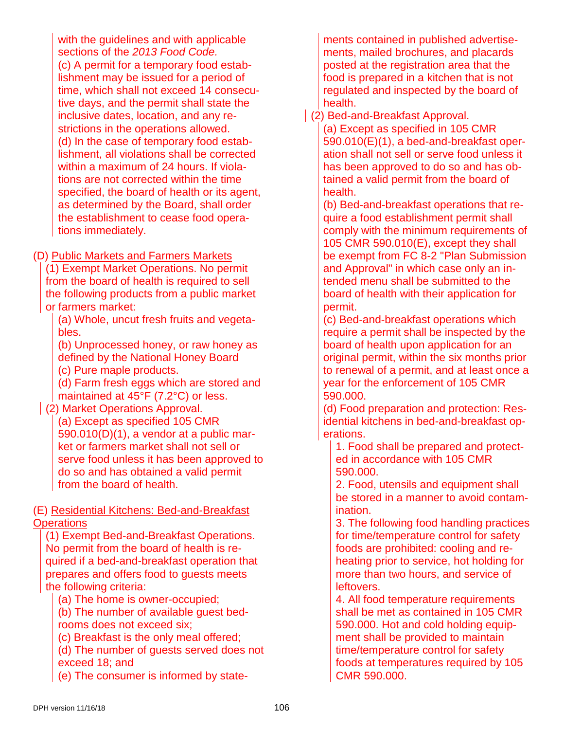with the guidelines and with applicable sections of the *2013 Food Code*.

(c) A permit for a temporary food establishment may be issued for a period of time, which shall not exceed 14 consecutive days, and the permit shall state the inclusive dates, location, and any restrictions in the operations allowed.

(d) In the case of temporary food establishment, all violations shall be corrected within a maximum of 24 hours. If violations are not corrected within the time specified, the board of health or its agent, as determined by the Board, shall order the establishment to cease food operations immediately.

(D) Public Markets and Farmers Markets

(1) Exempt Market Operations. No permit from the board of health is required to sell the following products from a public market or farmers market:

(a) Whole, uncut fresh fruits and vegetables.

(b) Unprocessed honey, or raw honey as defined by the National Honey Board

(c) Pure maple products.

(d) Farm fresh eggs which are stored and maintained at 45°F (7.2°C) or less.

(2) Market Operations Approval.

(a) Except as specified 105 CMR 590.010(D)(1), a vendor at a public market or farmers market shall not sell or serve food unless it has been approved to do so and has obtained a valid permit from the board of health.

(E) Residential Kitchens: Bed-and-Breakfast Operations

(1) Exempt Bed-and-Breakfast Operations. No permit from the board of health is required if a bed-and-breakfast operation that prepares and offers food to guests meets the following criteria:

(a) The home is owner-occupied;

(b) The number of available guest bedrooms does not exceed six;

(c) Breakfast is the only meal offered;

(d) The number of guests served does not exceed 18; and

(e) The consumer is informed by statements contained in published advertisements, mailed brochures, and placards posted at the registration area that the food is prepared in a kitchen that is not regulated and inspected by the board of health.

(2) Bed-and-Breakfast Approval.

(a) Except as specified in 105 CMR 590.010(E)(1), a bed-and-breakfast operation shall not sell or serve food unless it has been approved to do so and has obtained a valid permit from the board of health.

(b) Bed-and-breakfast operations that require a food establishment permit shall comply with the minimum requirements of 105 CMR 590.010(E), except they shall be exempt from FC 8-2 "Plan Submission and Approval" in which case only an intended menu shall be submitted to the board of health with their application for permit.

(c) Bed-and-breakfast operations which require a permit shall be inspected by the board of health upon application for an original permit, within the six months prior to renewal of a permit, and at least once a year for the enforcement of 105 CMR 590.000.

(d) Food preparation and protection: Residential kitchens in bed-and-breakfast operations.

1. Food shall be prepared and protected in accordance with 105 CMR 590.000.

2. Food, utensils and equipment shall be stored in a manner to avoid contamination.

3. The following food handling practices for time/temperature control for safety foods are prohibited: cooling and reheating prior to service, hot holding for more than two hours, and service of leftovers.

4. All food temperature requirements shall be met as contained in 105 CMR 590.000. Hot and cold holding equipment shall be provided to maintain time/temperature control for safety foods at temperatures required by 105 CMR 590.000.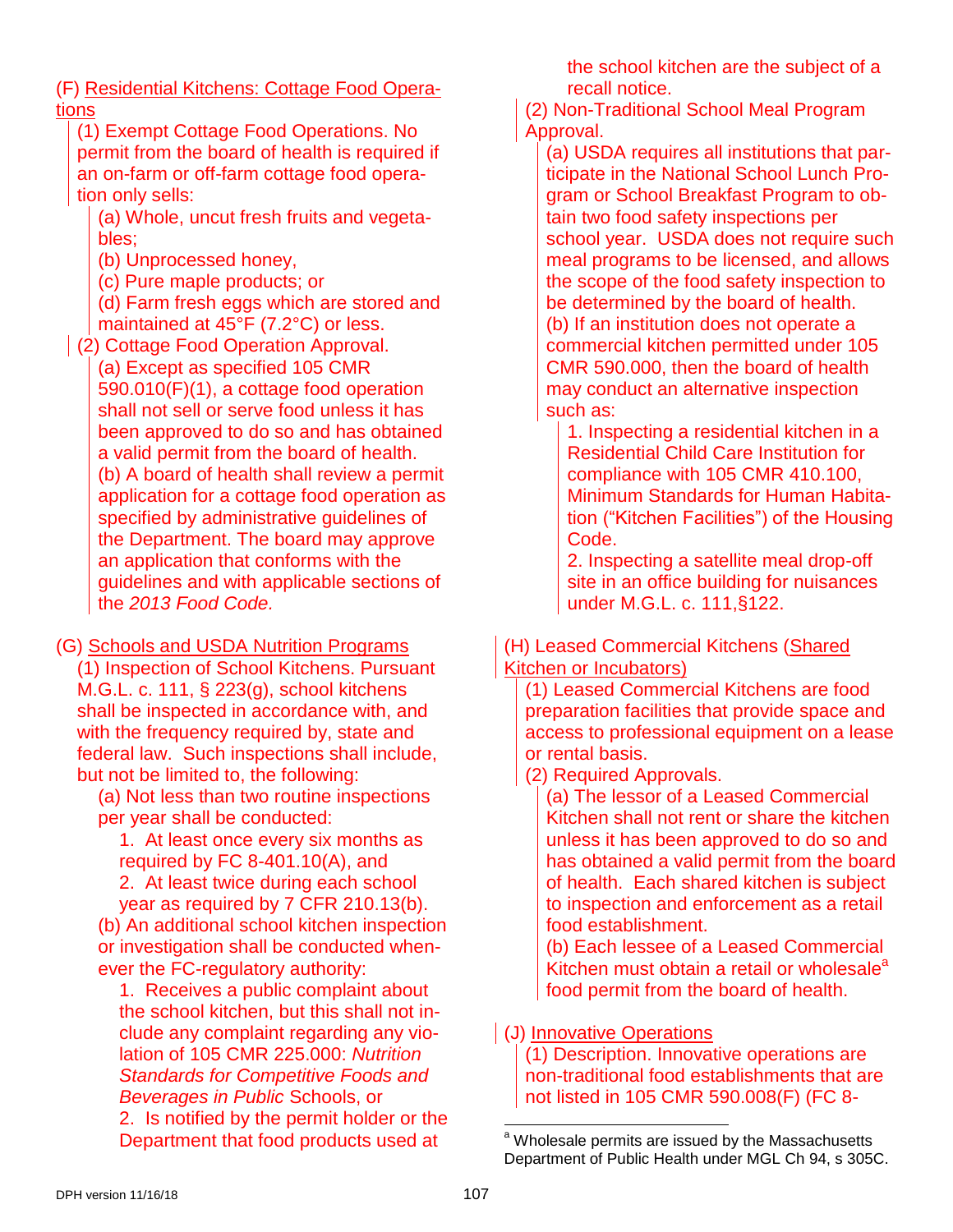(F) Residential Kitchens: Cottage Food Operations

(1) Exempt Cottage Food Operations. No permit from the board of health is required if an on-farm or off-farm cottage food operation only sells:

(a) Whole, uncut fresh fruits and vegetables;

(b) Unprocessed honey,

(c) Pure maple products; or

(d) Farm fresh eggs which are stored and maintained at 45°F (7.2°C) or less.

(2) Cottage Food Operation Approval.

(a) Except as specified 105 CMR 590.010(F)(1), a cottage food operation shall not sell or serve food unless it has been approved to do so and has obtained a valid permit from the board of health.

(b) A board of health shall review a permit application for a cottage food operation as specified by administrative guidelines of the Department. The board may approve an application that conforms with the guidelines and with applicable sections of the *2013 Food Code.*

(G) Schools and USDA Nutrition Programs

(1) Inspection of School Kitchens. Pursuant M.G.L. c. 111, § 223(g), school kitchens shall be inspected in accordance with, and with the frequency required by, state and federal law. Such inspections shall include, but not be limited to, the following:

(a) Not less than two routine inspections per year shall be conducted:

1. At least once every six months as required by FC 8-401.10(A), and

2. At least twice during each school year as required by 7 CFR 210.13(b).

(b) An additional school kitchen inspection or investigation shall be conducted whenever the FC-regulatory authority:

1. Receives a public complaint about the school kitchen, but this shall not include any complaint regarding any violation of 105 CMR 225.000: *Nutrition Standards for Competitive Foods and Beverages in Public* Schools, or

2. Is notified by the permit holder or the Department that food products used at the school kitchen are the subject of a recall notice.

(2) Non-Traditional School Meal Program Approval.

(a) USDA requires all institutions that participate in the National School Lunch Program or School Breakfast Program to obtain two food safety inspections per school year. USDA does not require such meal programs to be licensed, and allows the scope of the food safety inspection to be determined by the board of health.

(b) If an institution does not operate a commercial kitchen permitted under 105 CMR 590.000, then the board of health may conduct an alternative inspection such as:

1. Inspecting a residential kitchen in a Residential Child Care Institution for compliance with 105 CMR 410.100, Minimum Standards for Human Habitation ("Kitchen Facilities") of the Housing Code.

2. Inspecting a satellite meal drop-off site in an office building for nuisances under M.G.L. c. 111,§122.

(H) Leased Commercial Kitchens (Shared Kitchen or Incubators)

(1) Leased Commercial Kitchens are food preparation facilities that provide space and access to professional equipment on a lease or rental basis.

(2) Required Approvals.

(a) The lessor of a Leased Commercial Kitchen shall not rent or share the kitchen unless it has been approved to do so and has obtained a valid permit from the board of health. Each shared kitchen is subject to inspection and enforcement as a retail food establishment.

(b) Each lessee of a Leased Commercial Kitchen must obtain a retail or wholesale[a] food permit from the board of health.

(J) Innovative Operations

(1) Description. Innovative operations are non-traditional food establishments that are not listed in 105 CMR 590.008(F) (FC 8-

[a] Wholesale permits are issued by the Massachusetts Department of Public Health under MGL Ch 94, s 305C.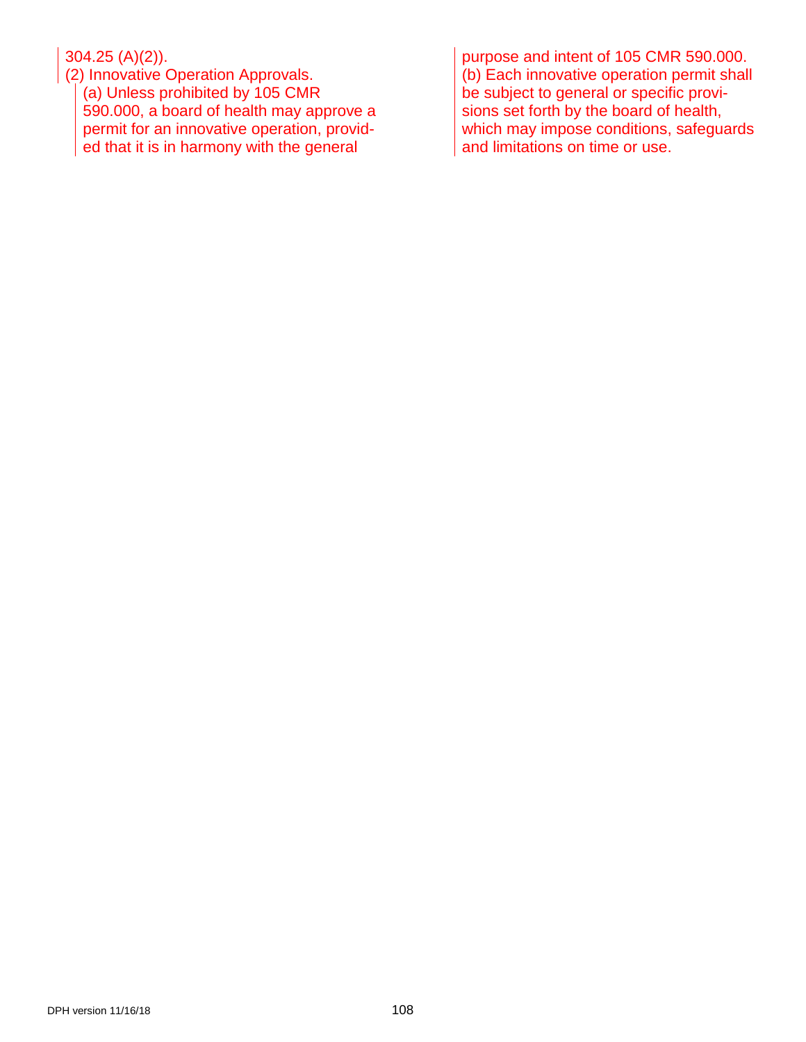304.25 (A)(2)).

(2) Innovative Operation Approvals.

(a) Unless prohibited by 105 CMR 590.000, a board of health may approve a permit for an innovative operation, provided that it is in harmony with the general purpose and intent of 105 CMR 590.000.

(b) Each innovative operation permit shall be subject to general or specific provisions set forth by the board of health, which may impose conditions, safeguards and limitations on time or use.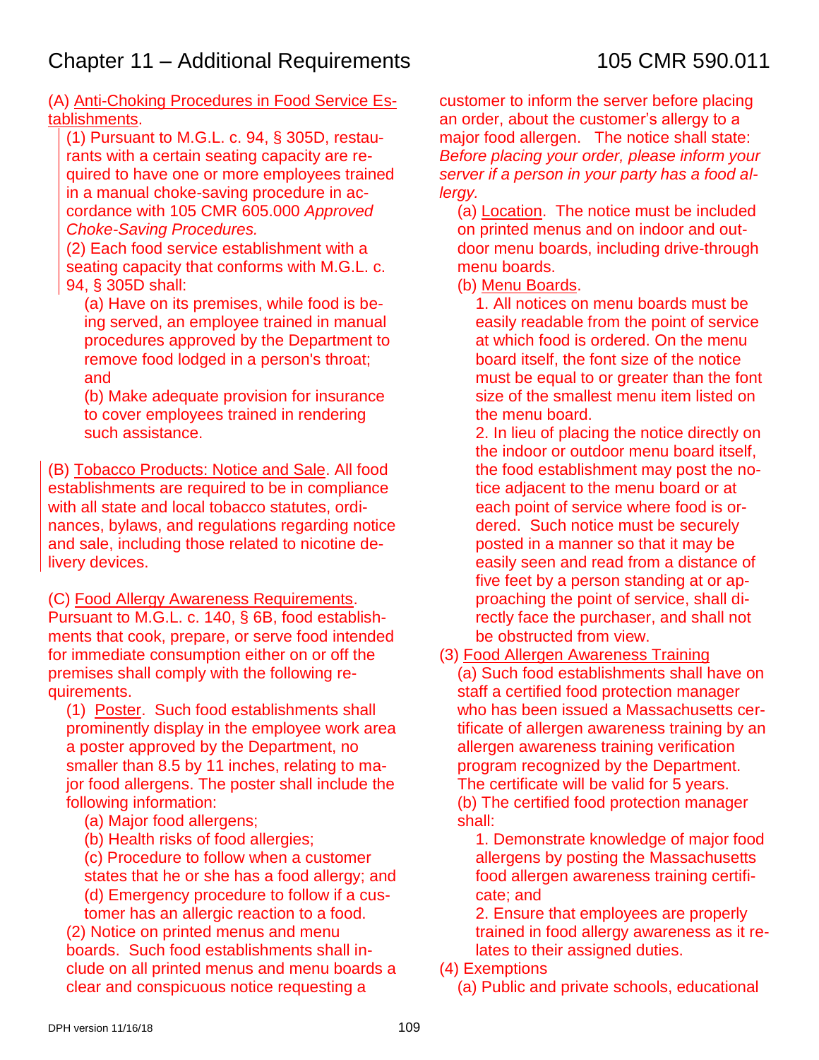# Chapter 11 – Additional Requirements

## 105 CMR 590.011

(A) Anti-Choking Procedures in Food Service Establishments.

(1) Pursuant to M.G.L. c. 94, § 305D, restaurants with a certain seating capacity are required to have one or more employees trained in a manual choke-saving procedure in accordance with 105 CMR 605.000 *Approved Choke-Saving Procedures.*

(2) Each food service establishment with a seating capacity that conforms with M.G.L. c. 94, § 305D shall:

(a) Have on its premises, while food is being served, an employee trained in manual procedures approved by the Department to remove food lodged in a person's throat; and

(b) Make adequate provision for insurance to cover employees trained in rendering such assistance.

(B) Tobacco Products: Notice and Sale. All food establishments are required to be in compliance with all state and local tobacco statutes, ordinances, bylaws, and regulations regarding notice and sale, including those related to nicotine delivery devices.

(C) Food Allergy Awareness Requirements. Pursuant to M.G.L. c. 140, § 6B, food establishments that cook, prepare, or serve food intended for immediate consumption either on or off the premises shall comply with the following requirements.

(1) Poster. Such food establishments shall prominently display in the employee work area a poster approved by the Department, no smaller than 8.5 by 11 inches, relating to major food allergens. The poster shall include the following information:

(a) Major food allergens;

(b) Health risks of food allergies;

(c) Procedure to follow when a customer states that he or she has a food allergy; and

(d) Emergency procedure to follow if a customer has an allergic reaction to a food.

(2) Notice on printed menus and menu boards. Such food establishments shall include on all printed menus and menu boards a clear and conspicuous notice requesting a customer to inform the server before placing an order, about the customer's allergy to a major food allergen. The notice shall state: *Before placing your order, please inform your server if a person in your party has a food allergy.*

(a) Location. The notice must be included on printed menus and on indoor and outdoor menu boards, including drive-through menu boards.

(b) Menu Boards.

1. All notices on menu boards must be easily readable from the point of service at which food is ordered. On the menu board itself, the font size of the notice must be equal to or greater than the font size of the smallest menu item listed on the menu board.

2. In lieu of placing the notice directly on the indoor or outdoor menu board itself, the food establishment may post the notice adjacent to the menu board or at each point of service where food is ordered. Such notice must be securely posted in a manner so that it may be easily seen and read from a distance of five feet by a person standing at or approaching the point of service, shall directly face the purchaser, and shall not be obstructed from view.

(3) Food Allergen Awareness Training

(a) Such food establishments shall have on staff a certified food protection manager who has been issued a Massachusetts certificate of allergen awareness training by an allergen awareness training verification program recognized by the Department. The certificate will be valid for 5 years.

(b) The certified food protection manager shall:

1. Demonstrate knowledge of major food allergens by posting the Massachusetts food allergen awareness training certificate; and

2. Ensure that employees are properly trained in food allergy awareness as it relates to their assigned duties.

(4) Exemptions

(a) Public and private schools, educational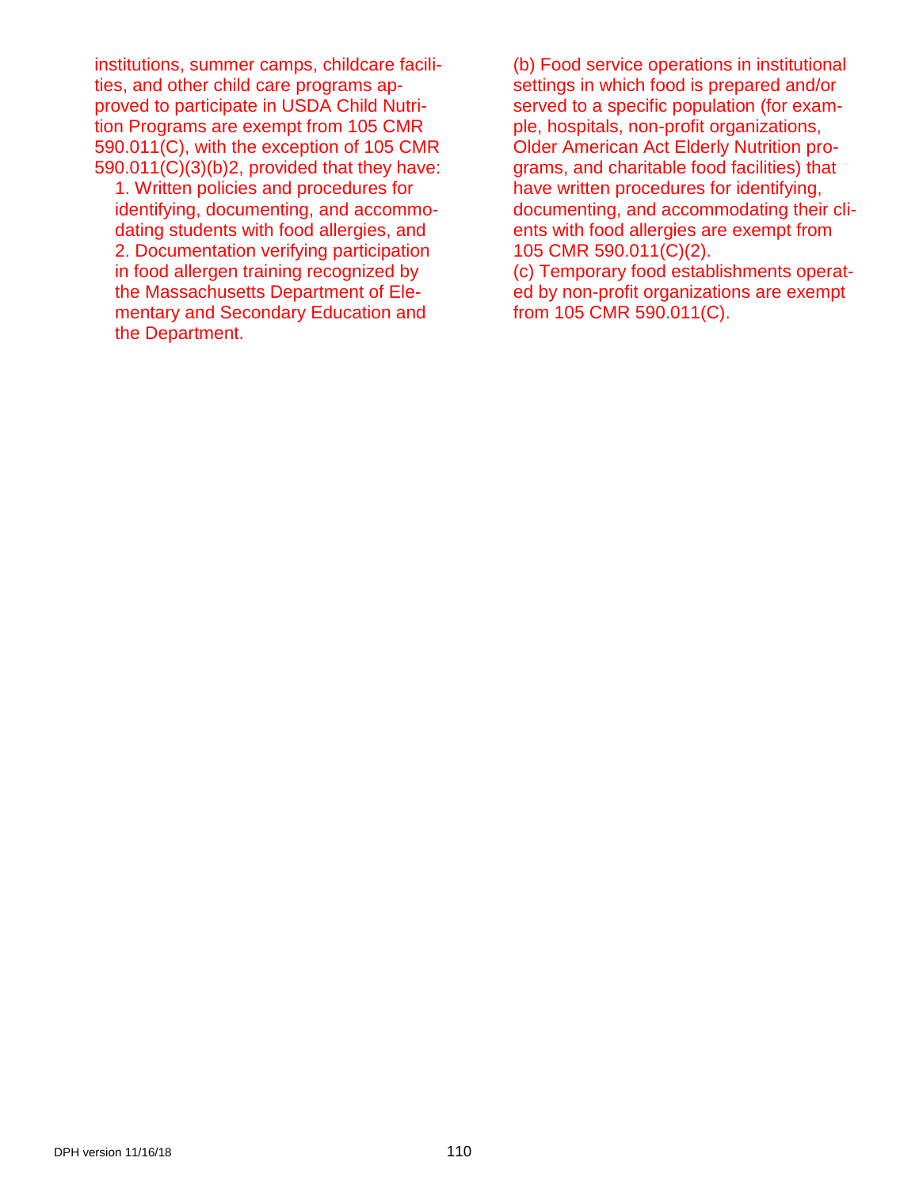institutions, summer camps, childcare facilities, and other child care programs approved to participate in USDA Child Nutrition Programs are exempt from 105 CMR 590.011(C), with the exception of 105 CMR 590.011(C)(3)(b)2, provided that they have:

1. Written policies and procedures for identifying, documenting, and accommodating students with food allergies, and
2. Documentation verifying participation in food allergen training recognized by the Massachusetts Department of Elementary and Secondary Education and the Department.

(b) Food service operations in institutional settings in which food is prepared and/or served to a specific population (for example, hospitals, non-profit organizations, Older American Act Elderly Nutrition programs, and charitable food facilities) that have written procedures for identifying, documenting, and accommodating their clients with food allergies are exempt from 105 CMR 590.011(C)(2).

(c) Temporary food establishments operated by non-profit organizations are exempt from 105 CMR 590.011(C).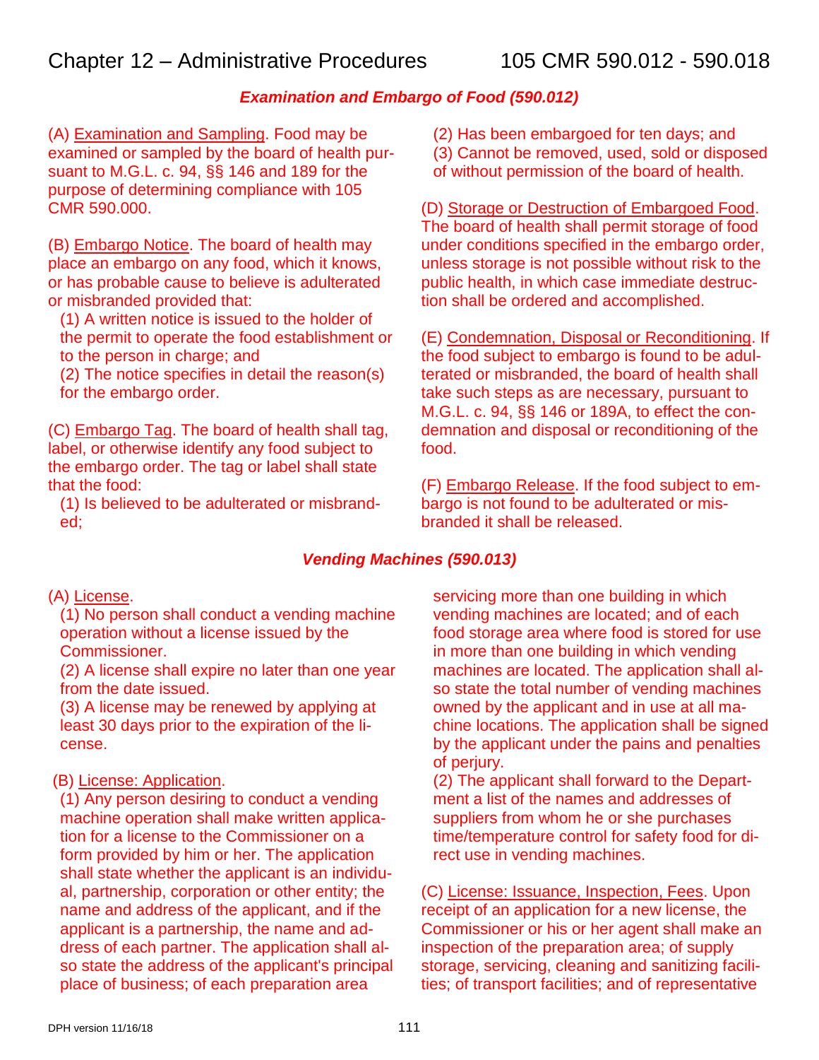# Chapter 12 – Administrative Procedures 105 CMR 590.012 - 590.018

### *Examination and Embargo of Food (590.012)*

(A) Examination and Sampling. Food may be examined or sampled by the board of health pursuant to M.G.L. c. 94, §§ 146 and 189 for the purpose of determining compliance with 105 CMR 590.000.

(B) Embargo Notice. The board of health may place an embargo on any food, which it knows, or has probable cause to believe is adulterated or misbranded provided that:

(1) A written notice is issued to the holder of the permit to operate the food establishment or to the person in charge; and

(2) The notice specifies in detail the reason(s) for the embargo order.

(C) Embargo Tag. The board of health shall tag, label, or otherwise identify any food subject to the embargo order. The tag or label shall state that the food:

(1) Is believed to be adulterated or misbranded;

(2) Has been embargoed for ten days; and

(3) Cannot be removed, used, sold or disposed of without permission of the board of health.

(D) Storage or Destruction of Embargoed Food. The board of health shall permit storage of food under conditions specified in the embargo order, unless storage is not possible without risk to the public health, in which case immediate destruction shall be ordered and accomplished.

(E) Condemnation, Disposal or Reconditioning. If the food subject to embargo is found to be adulterated or misbranded, the board of health shall take such steps as are necessary, pursuant to M.G.L. c. 94, §§ 146 or 189A, to effect the condemnation and disposal or reconditioning of the food.

(F) Embargo Release. If the food subject to embargo is not found to be adulterated or misbranded it shall be released.

### *Vending Machines (590.013)*

(A) License.

(1) No person shall conduct a vending machine operation without a license issued by the Commissioner.

(2) A license shall expire no later than one year from the date issued.

(3) A license may be renewed by applying at least 30 days prior to the expiration of the license.

(B) License: Application.

(1) Any person desiring to conduct a vending machine operation shall make written application for a license to the Commissioner on a form provided by him or her. The application shall state whether the applicant is an individual, partnership, corporation or other entity; the name and address of the applicant, and if the applicant is a partnership, the name and address of each partner. The application shall also state the address of the applicant's principal place of business; of each preparation area servicing more than one building in which vending machines are located; and of each food storage area where food is stored for use in more than one building in which vending machines are located. The application shall also state the total number of vending machines owned by the applicant and in use at all machine locations. The application shall be signed by the applicant under the pains and penalties of perjury.

(2) The applicant shall forward to the Department a list of the names and addresses of suppliers from whom he or she purchases time/temperature control for safety food for direct use in vending machines.

(C) License: Issuance, Inspection, Fees. Upon receipt of an application for a new license, the Commissioner or his or her agent shall make an inspection of the preparation area; of supply storage, servicing, cleaning and sanitizing facilities; of transport facilities; and of representative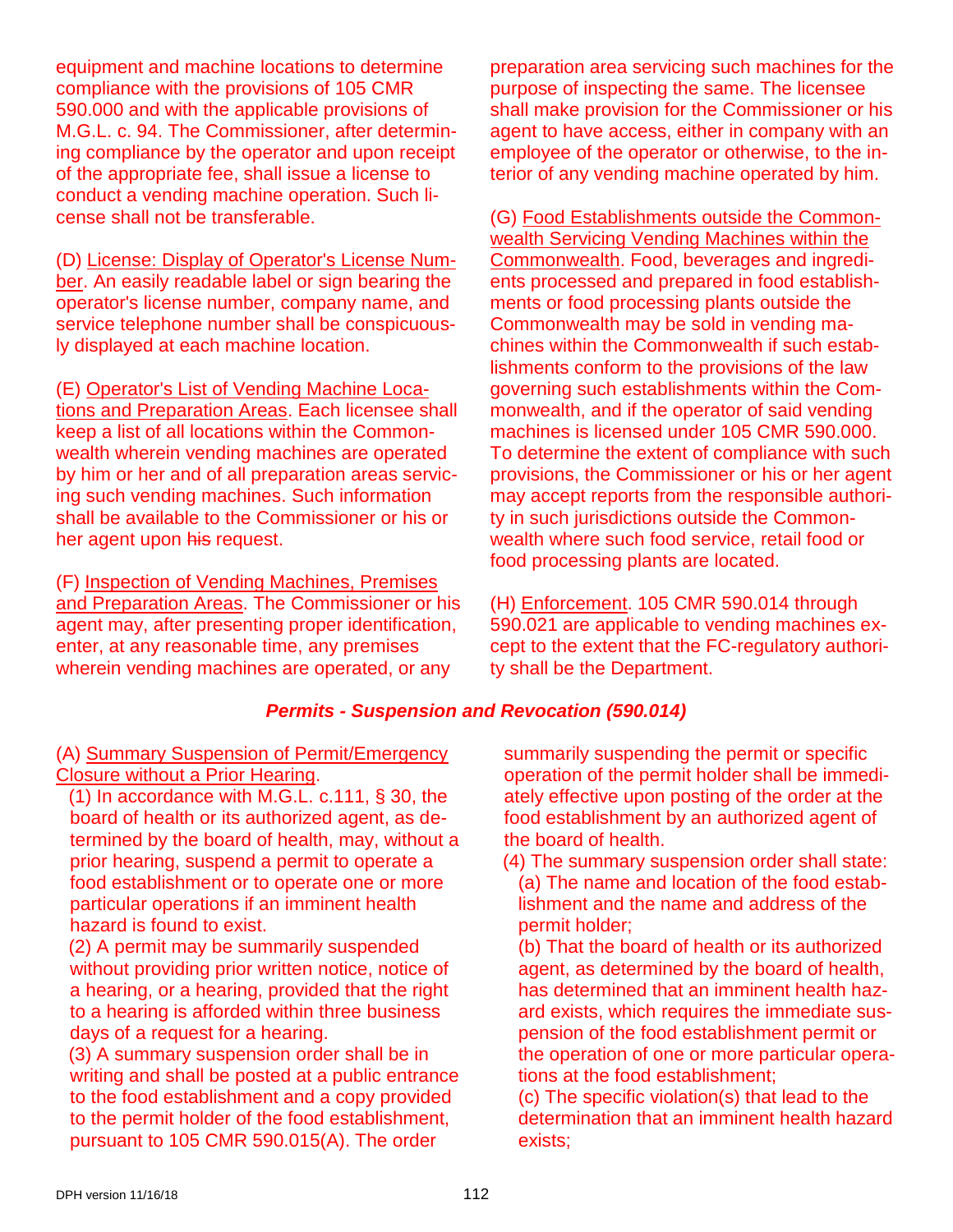equipment and machine locations to determine compliance with the provisions of 105 CMR 590.000 and with the applicable provisions of M.G.L. c. 94. The Commissioner, after determining compliance by the operator and upon receipt of the appropriate fee, shall issue a license to conduct a vending machine operation. Such license shall not be transferable.

(D) License: Display of Operator's License Number. An easily readable label or sign bearing the operator's license number, company name, and service telephone number shall be conspicuously displayed at each machine location.

(E) Operator's List of Vending Machine Locations and Preparation Areas. Each licensee shall keep a list of all locations within the Commonwealth wherein vending machines are operated by him or her and of all preparation areas servicing such vending machines. Such information shall be available to the Commissioner or his or her agent upon ~~his~~ request.

(F) Inspection of Vending Machines, Premises and Preparation Areas. The Commissioner or his agent may, after presenting proper identification, enter, at any reasonable time, any premises wherein vending machines are operated, or any preparation area servicing such machines for the purpose of inspecting the same. The licensee shall make provision for the Commissioner or his agent to have access, either in company with an employee of the operator or otherwise, to the interior of any vending machine operated by him.

(G) Food Establishments outside the Commonwealth Servicing Vending Machines within the Commonwealth. Food, beverages and ingredients processed and prepared in food establishments or food processing plants outside the Commonwealth may be sold in vending machines within the Commonwealth if such establishments conform to the provisions of the law governing such establishments within the Commonwealth, and if the operator of said vending machines is licensed under 105 CMR 590.000. To determine the extent of compliance with such provisions, the Commissioner or his or her agent may accept reports from the responsible authority in such jurisdictions outside the Commonwealth where such food service, retail food or food processing plants are located.

(H) Enforcement. 105 CMR 590.014 through 590.021 are applicable to vending machines except to the extent that the FC-regulatory authority shall be the Department.

### *Permits - Suspension and Revocation (590.014)*

(A) Summary Suspension of Permit/Emergency Closure without a Prior Hearing.

(1) In accordance with M.G.L. c.111, § 30, the board of health or its authorized agent, as determined by the board of health, may, without a prior hearing, suspend a permit to operate a food establishment or to operate one or more particular operations if an imminent health hazard is found to exist.

(2) A permit may be summarily suspended without providing prior written notice, notice of a hearing, or a hearing, provided that the right to a hearing is afforded within three business days of a request for a hearing.

(3) A summary suspension order shall be in writing and shall be posted at a public entrance to the food establishment and a copy provided to the permit holder of the food establishment, pursuant to 105 CMR 590.015(A). The order summarily suspending the permit or specific operation of the permit holder shall be immediately effective upon posting of the order at the food establishment by an authorized agent of the board of health.

(4) The summary suspension order shall state:

(a) The name and location of the food establishment and the name and address of the permit holder;

(b) That the board of health or its authorized agent, as determined by the board of health, has determined that an imminent health hazard exists, which requires the immediate suspension of the food establishment permit or the operation of one or more particular operations at the food establishment;

(c) The specific violation(s) that lead to the determination that an imminent health hazard exists;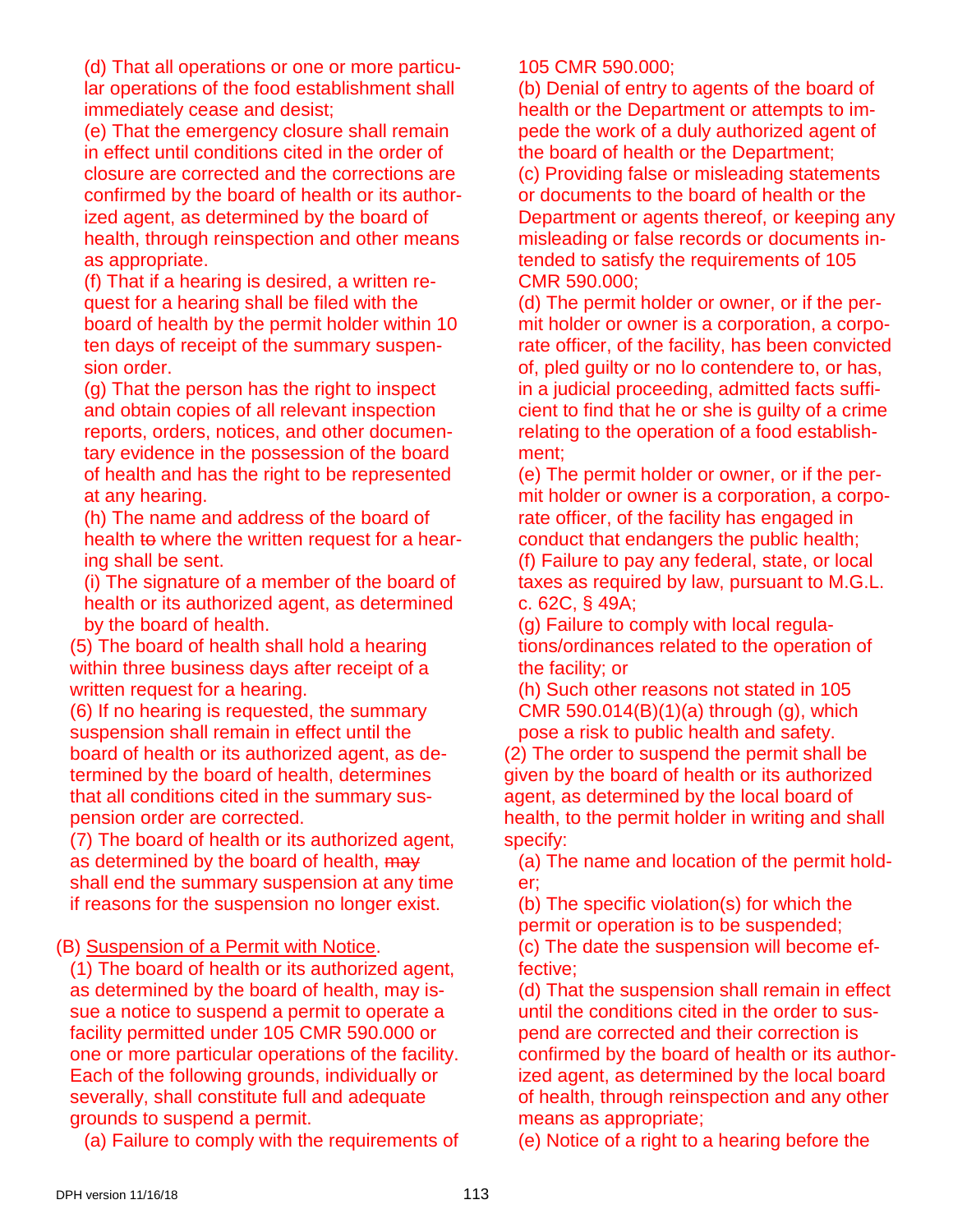(d) That all operations or one or more particular operations of the food establishment shall immediately cease and desist;

(e) That the emergency closure shall remain in effect until conditions cited in the order of closure are corrected and the corrections are confirmed by the board of health or its authorized agent, as determined by the board of health, through reinspection and other means as appropriate.

(f) That if a hearing is desired, a written request for a hearing shall be filed with the board of health by the permit holder within 10 ten days of receipt of the summary suspension order.

(g) That the person has the right to inspect and obtain copies of all relevant inspection reports, orders, notices, and other documentary evidence in the possession of the board of health and has the right to be represented at any hearing.

(h) The name and address of the board of health ~~to~~ where the written request for a hearing shall be sent.

(i) The signature of a member of the board of health or its authorized agent, as determined by the board of health.

(5) The board of health shall hold a hearing within three business days after receipt of a written request for a hearing.

(6) If no hearing is requested, the summary suspension shall remain in effect until the board of health or its authorized agent, as determined by the board of health, determines that all conditions cited in the summary suspension order are corrected.

(7) The board of health or its authorized agent, as determined by the board of health, ~~may~~ shall end the summary suspension at any time if reasons for the suspension no longer exist.

(B) Suspension of a Permit with Notice.

(1) The board of health or its authorized agent, as determined by the board of health, may issue a notice to suspend a permit to operate a facility permitted under 105 CMR 590.000 or one or more particular operations of the facility. Each of the following grounds, individually or severally, shall constitute full and adequate grounds to suspend a permit.

(a) Failure to comply with the requirements of 105 CMR 590.000;

(b) Denial of entry to agents of the board of health or the Department or attempts to impede the work of a duly authorized agent of the board of health or the Department;

(c) Providing false or misleading statements or documents to the board of health or the Department or agents thereof, or keeping any misleading or false records or documents intended to satisfy the requirements of 105 CMR 590.000;

(d) The permit holder or owner, or if the permit holder or owner is a corporation, a corporate officer, of the facility, has been convicted of, pled guilty or no lo contendere to, or has, in a judicial proceeding, admitted facts sufficient to find that he or she is guilty of a crime relating to the operation of a food establishment;

(e) The permit holder or owner, or if the permit holder or owner is a corporation, a corporate officer, of the facility has engaged in conduct that endangers the public health;

(f) Failure to pay any federal, state, or local taxes as required by law, pursuant to M.G.L. c. 62C, § 49A;

(g) Failure to comply with local regulations/ordinances related to the operation of the facility; or

(h) Such other reasons not stated in 105 CMR 590.014(B)(1)(a) through (g), which pose a risk to public health and safety.

(2) The order to suspend the permit shall be given by the board of health or its authorized agent, as determined by the local board of health, to the permit holder in writing and shall specify:

(a) The name and location of the permit holder;

(b) The specific violation(s) for which the permit or operation is to be suspended;

(c) The date the suspension will become effective;

(d) That the suspension shall remain in effect until the conditions cited in the order to suspend are corrected and their correction is confirmed by the board of health or its authorized agent, as determined by the local board of health, through reinspection and any other means as appropriate;

(e) Notice of a right to a hearing before the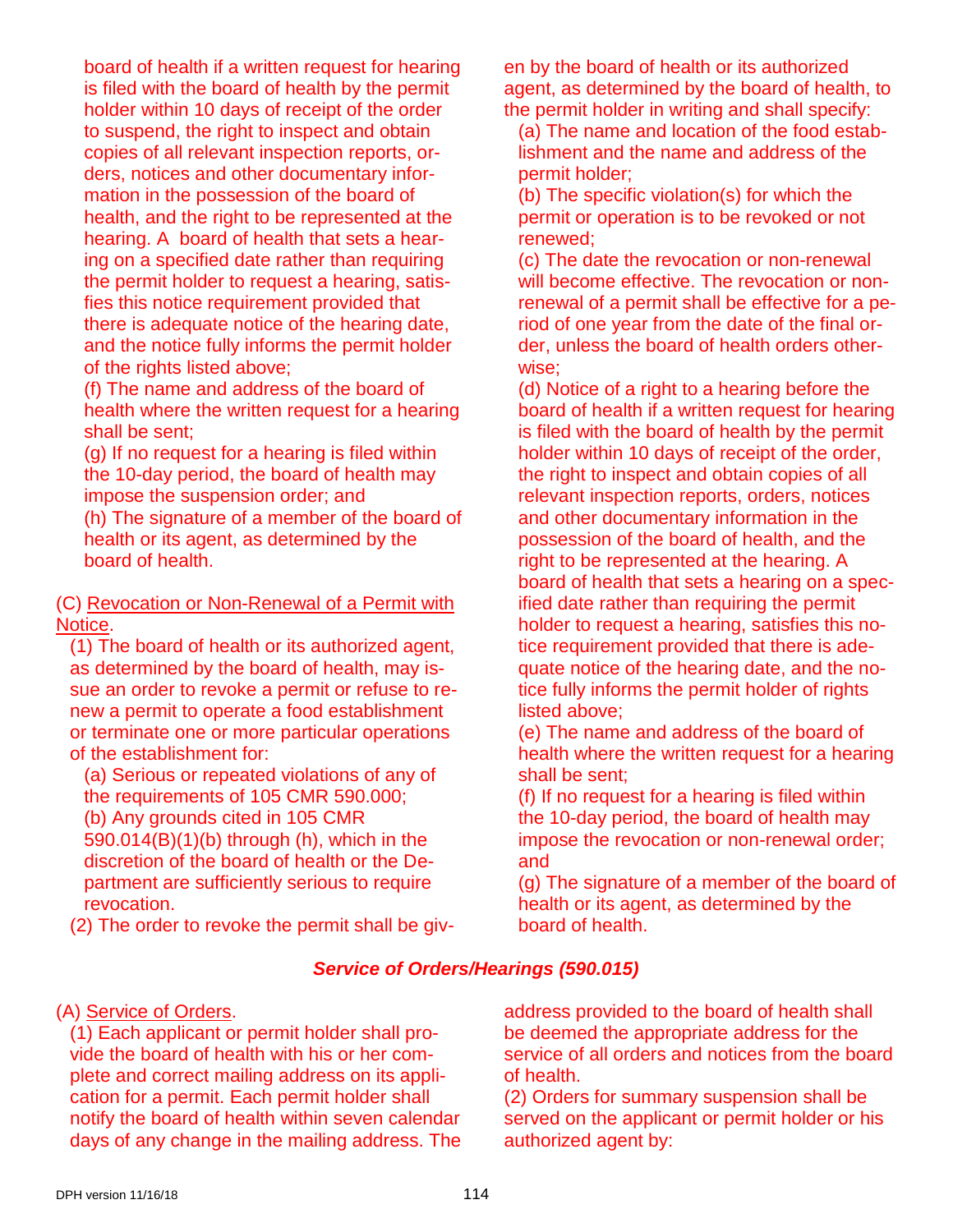board of health if a written request for hearing is filed with the board of health by the permit holder within 10 days of receipt of the order to suspend, the right to inspect and obtain copies of all relevant inspection reports, orders, notices and other documentary information in the possession of the board of health, and the right to be represented at the hearing. A board of health that sets a hearing on a specified date rather than requiring the permit holder to request a hearing, satisfies this notice requirement provided that there is adequate notice of the hearing date, and the notice fully informs the permit holder of the rights listed above;

(f) The name and address of the board of health where the written request for a hearing shall be sent;

(g) If no request for a hearing is filed within the 10-day period, the board of health may impose the suspension order; and

(h) The signature of a member of the board of health or its agent, as determined by the board of health.

(C) Revocation or Non-Renewal of a Permit with Notice.

(1) The board of health or its authorized agent, as determined by the board of health, may issue an order to revoke a permit or refuse to renew a permit to operate a food establishment or terminate one or more particular operations of the establishment for:

(a) Serious or repeated violations of any of the requirements of 105 CMR 590.000;

(b) Any grounds cited in 105 CMR 590.014(B)(1)(b) through (h), which in the discretion of the board of health or the Department are sufficiently serious to require revocation.

(2) The order to revoke the permit shall be given by the board of health or its authorized agent, as determined by the board of health, to the permit holder in writing and shall specify:

(a) The name and location of the food establishment and the name and address of the permit holder;

(b) The specific violation(s) for which the permit or operation is to be revoked or not renewed;

(c) The date the revocation or non-renewal will become effective. The revocation or non-renewal of a permit shall be effective for a period of one year from the date of the final order, unless the board of health orders otherwise;

(d) Notice of a right to a hearing before the board of health if a written request for hearing is filed with the board of health by the permit holder within 10 days of receipt of the order, the right to inspect and obtain copies of all relevant inspection reports, orders, notices and other documentary information in the possession of the board of health, and the right to be represented at the hearing. A board of health that sets a hearing on a specified date rather than requiring the permit holder to request a hearing, satisfies this notice requirement provided that there is adequate notice of the hearing date, and the notice fully informs the permit holder of rights listed above;

(e) The name and address of the board of health where the written request for a hearing shall be sent;

(f) If no request for a hearing is filed within the 10-day period, the board of health may impose the revocation or non-renewal order; and

(g) The signature of a member of the board of health or its agent, as determined by the board of health.

## ***Service of Orders/Hearings (590.015)***

(A) Service of Orders.

(1) Each applicant or permit holder shall provide the board of health with his or her complete and correct mailing address on its application for a permit. Each permit holder shall notify the board of health within seven calendar days of any change in the mailing address. The address provided to the board of health shall be deemed the appropriate address for the service of all orders and notices from the board of health.

(2) Orders for summary suspension shall be served on the applicant or permit holder or his authorized agent by: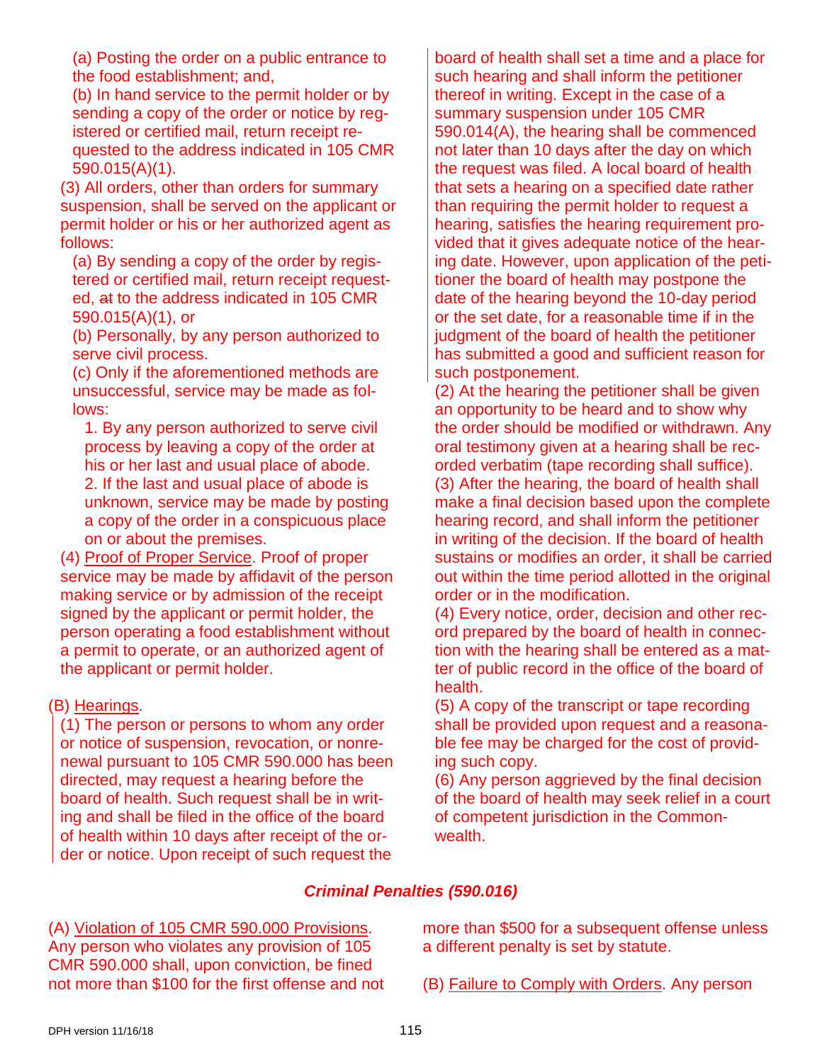(a) Posting the order on a public entrance to the food establishment; and,

(b) In hand service to the permit holder or by sending a copy of the order or notice by registered or certified mail, return receipt requested to the address indicated in 105 CMR 590.015(A)(1).

(3) All orders, other than orders for summary suspension, shall be served on the applicant or permit holder or his or her authorized agent as follows:

(a) By sending a copy of the order by registered or certified mail, return receipt requested, ~~at~~ to the address indicated in 105 CMR 590.015(A)(1), or

(b) Personally, by any person authorized to serve civil process.

(c) Only if the aforementioned methods are unsuccessful, service may be made as follows:

1. By any person authorized to serve civil process by leaving a copy of the order at his or her last and usual place of abode.

2. If the last and usual place of abode is unknown, service may be made by posting a copy of the order in a conspicuous place on or about the premises.

(4) Proof of Proper Service. Proof of proper service may be made by affidavit of the person making service or by admission of the receipt signed by the applicant or permit holder, the person operating a food establishment without a permit to operate, or an authorized agent of the applicant or permit holder.

(B) Hearings.

(1) The person or persons to whom any order or notice of suspension, revocation, or nonrenewal pursuant to 105 CMR 590.000 has been directed, may request a hearing before the board of health. Such request shall be in writing and shall be filed in the office of the board of health within 10 days after receipt of the order or notice. Upon receipt of such request the board of health shall set a time and a place for such hearing and shall inform the petitioner thereof in writing. Except in the case of a summary suspension under 105 CMR 590.014(A), the hearing shall be commenced not later than 10 days after the day on which the request was filed. A local board of health that sets a hearing on a specified date rather than requiring the permit holder to request a hearing, satisfies the hearing requirement provided that it gives adequate notice of the hearing date. However, upon application of the petitioner the board of health may postpone the date of the hearing beyond the 10-day period or the set date, for a reasonable time if in the judgment of the board of health the petitioner has submitted a good and sufficient reason for such postponement.

(2) At the hearing the petitioner shall be given an opportunity to be heard and to show why the order should be modified or withdrawn. Any oral testimony given at a hearing shall be recorded verbatim (tape recording shall suffice).

(3) After the hearing, the board of health shall make a final decision based upon the complete hearing record, and shall inform the petitioner in writing of the decision. If the board of health sustains or modifies an order, it shall be carried out within the time period allotted in the original order or in the modification.

(4) Every notice, order, decision and other record prepared by the board of health in connection with the hearing shall be entered as a matter of public record in the office of the board of health.

(5) A copy of the transcript or tape recording shall be provided upon request and a reasonable fee may be charged for the cost of providing such copy.

(6) Any person aggrieved by the final decision of the board of health may seek relief in a court of competent jurisdiction in the Commonwealth.

## *Criminal Penalties (590.016)*

(A) Violation of 105 CMR 590.000 Provisions. Any person who violates any provision of 105 CMR 590.000 shall, upon conviction, be fined not more than $100 for the first offense and not more than $500 for a subsequent offense unless a different penalty is set by statute.

(B) Failure to Comply with Orders. Any person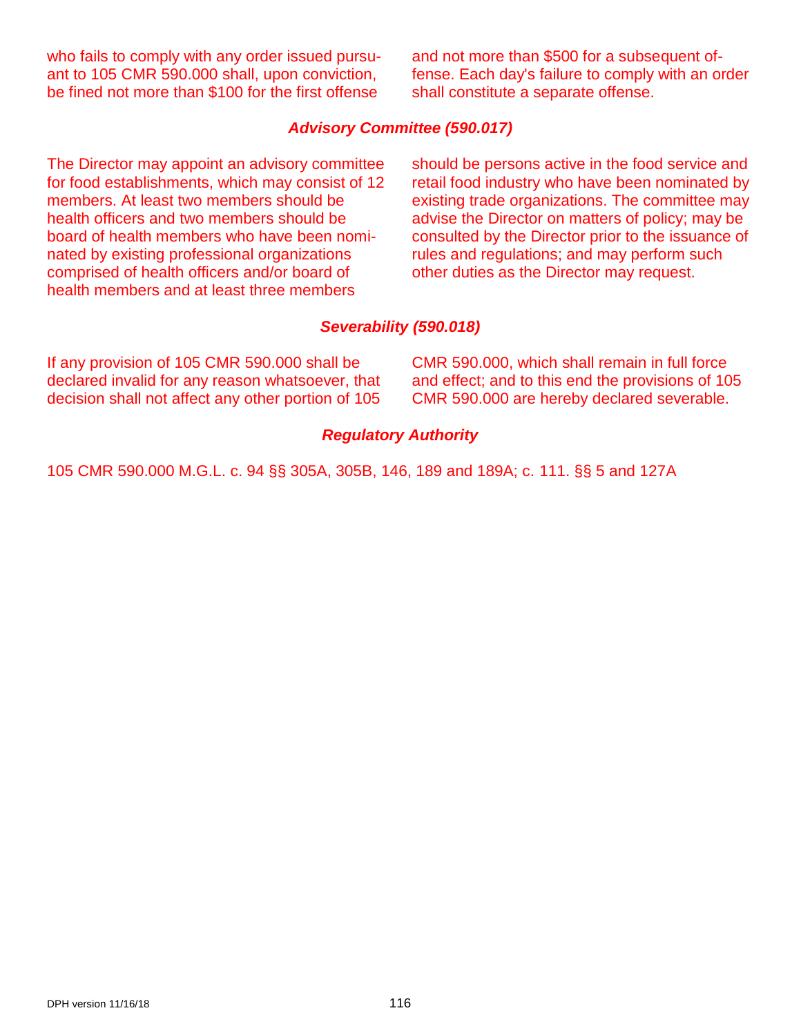who fails to comply with any order issued pursuant to 105 CMR 590.000 shall, upon conviction, be fined not more than $100 for the first offense and not more than $500 for a subsequent offense. Each day's failure to comply with an order shall constitute a separate offense.

### *Advisory Committee (590.017)*

The Director may appoint an advisory committee for food establishments, which may consist of 12 members. At least two members should be health officers and two members should be board of health members who have been nominated by existing professional organizations comprised of health officers and/or board of health members and at least three members should be persons active in the food service and retail food industry who have been nominated by existing trade organizations. The committee may advise the Director on matters of policy; may be consulted by the Director prior to the issuance of rules and regulations; and may perform such other duties as the Director may request.

### *Severability (590.018)*

If any provision of 105 CMR 590.000 shall be declared invalid for any reason whatsoever, that decision shall not affect any other portion of 105 CMR 590.000, which shall remain in full force and effect; and to this end the provisions of 105 CMR 590.000 are hereby declared severable.

### *Regulatory Authority*

105 CMR 590.000 M.G.L. c. 94 §§ 305A, 305B, 146, 189 and 189A; c. 111. §§ 5 and 127A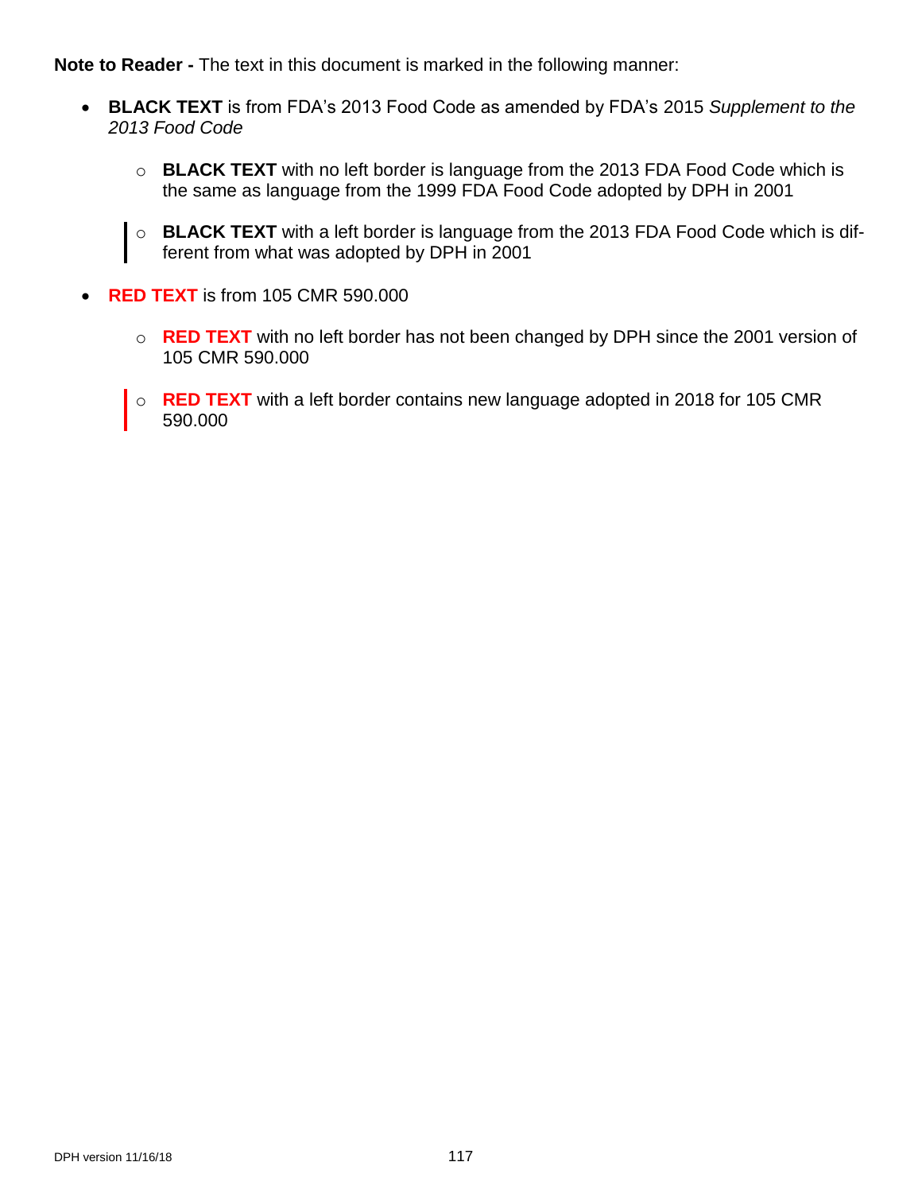**Note to Reader -** The text in this document is marked in the following manner:

- **BLACK TEXT** is from FDA's 2013 Food Code as amended by FDA's 2015 *Supplement to the 2013 Food Code*
  - **BLACK TEXT** with no left border is language from the 2013 FDA Food Code which is the same as language from the 1999 FDA Food Code adopted by DPH in 2001
  - **BLACK TEXT** with a left border is language from the 2013 FDA Food Code which is different from what was adopted by DPH in 2001
- **RED TEXT** is from 105 CMR 590.000
  - **RED TEXT** with no left border has not been changed by DPH since the 2001 version of 105 CMR 590.000
  - **RED TEXT** with a left border contains new language adopted in 2018 for 105 CMR 590.000